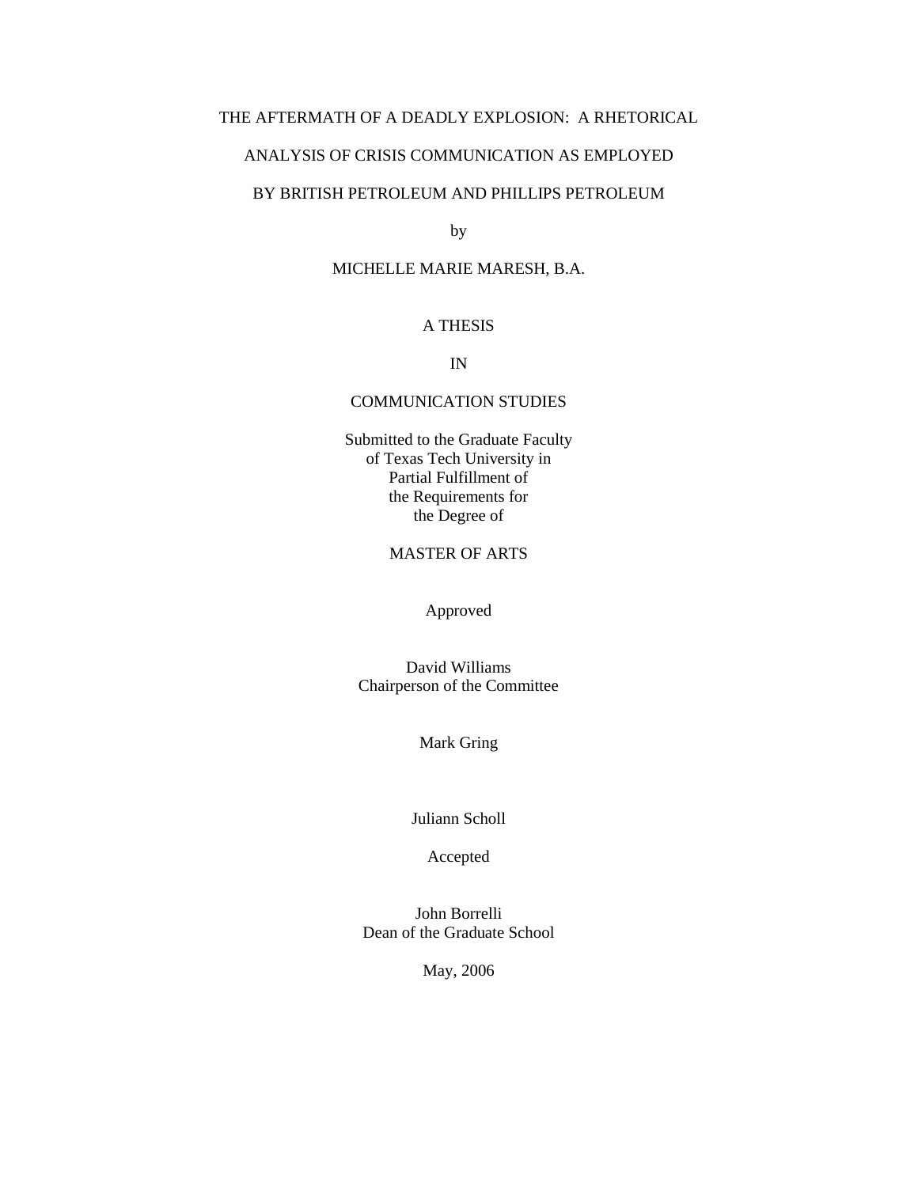# THE AFTERMATH OF A DEADLY EXPLOSION: A RHETORICAL ANALYSIS OF CRISIS COMMUNICATION AS EMPLOYED BY BRITISH PETROLEUM AND PHILLIPS PETROLEUM

by

MICHELLE MARIE MARESH, B.A.

A THESIS

IN

COMMUNICATION STUDIES

Submitted to the Graduate Faculty
of Texas Tech University in
Partial Fulfillment of
the Requirements for
the Degree of

MASTER OF ARTS

Approved

David Williams
Chairperson of the Committee

Mark Gring

Juliann Scholl

Accepted

John Borrelli
Dean of the Graduate School

May, 2006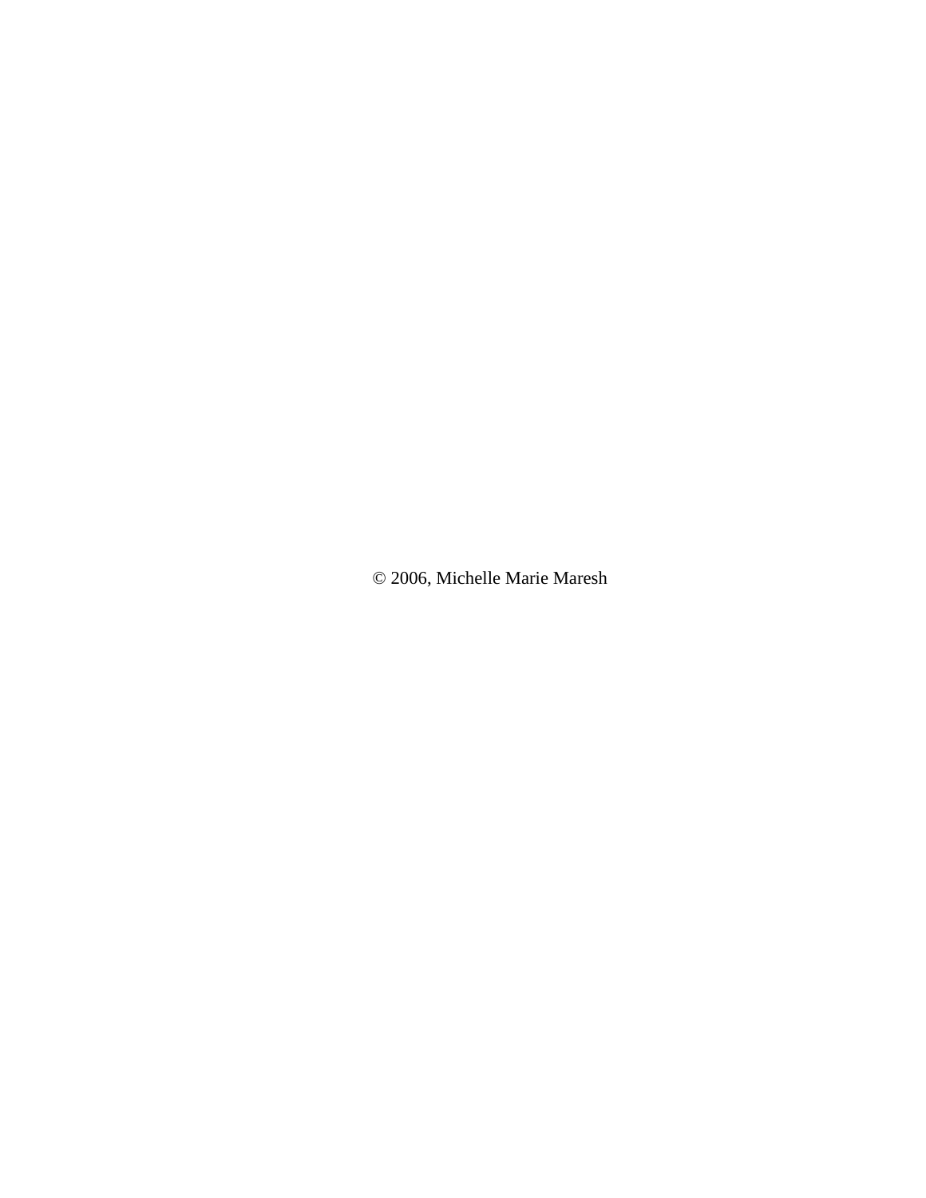© 2006, Michelle Marie Maresh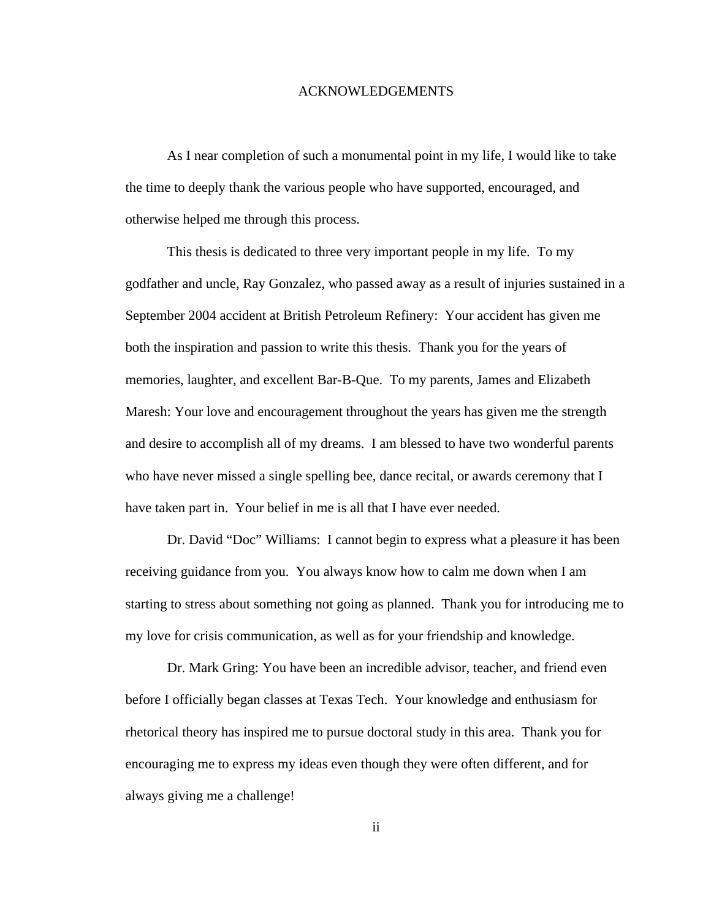# ACKNOWLEDGEMENTS

As I near completion of such a monumental point in my life, I would like to take the time to deeply thank the various people who have supported, encouraged, and otherwise helped me through this process.

This thesis is dedicated to three very important people in my life. To my godfather and uncle, Ray Gonzalez, who passed away as a result of injuries sustained in a September 2004 accident at British Petroleum Refinery: Your accident has given me both the inspiration and passion to write this thesis. Thank you for the years of memories, laughter, and excellent Bar-B-Que. To my parents, James and Elizabeth Maresh: Your love and encouragement throughout the years has given me the strength and desire to accomplish all of my dreams. I am blessed to have two wonderful parents who have never missed a single spelling bee, dance recital, or awards ceremony that I have taken part in. Your belief in me is all that I have ever needed.

Dr. David "Doc" Williams: I cannot begin to express what a pleasure it has been receiving guidance from you. You always know how to calm me down when I am starting to stress about something not going as planned. Thank you for introducing me to my love for crisis communication, as well as for your friendship and knowledge.

Dr. Mark Gring: You have been an incredible advisor, teacher, and friend even before I officially began classes at Texas Tech. Your knowledge and enthusiasm for rhetorical theory has inspired me to pursue doctoral study in this area. Thank you for encouraging me to express my ideas even though they were often different, and for always giving me a challenge!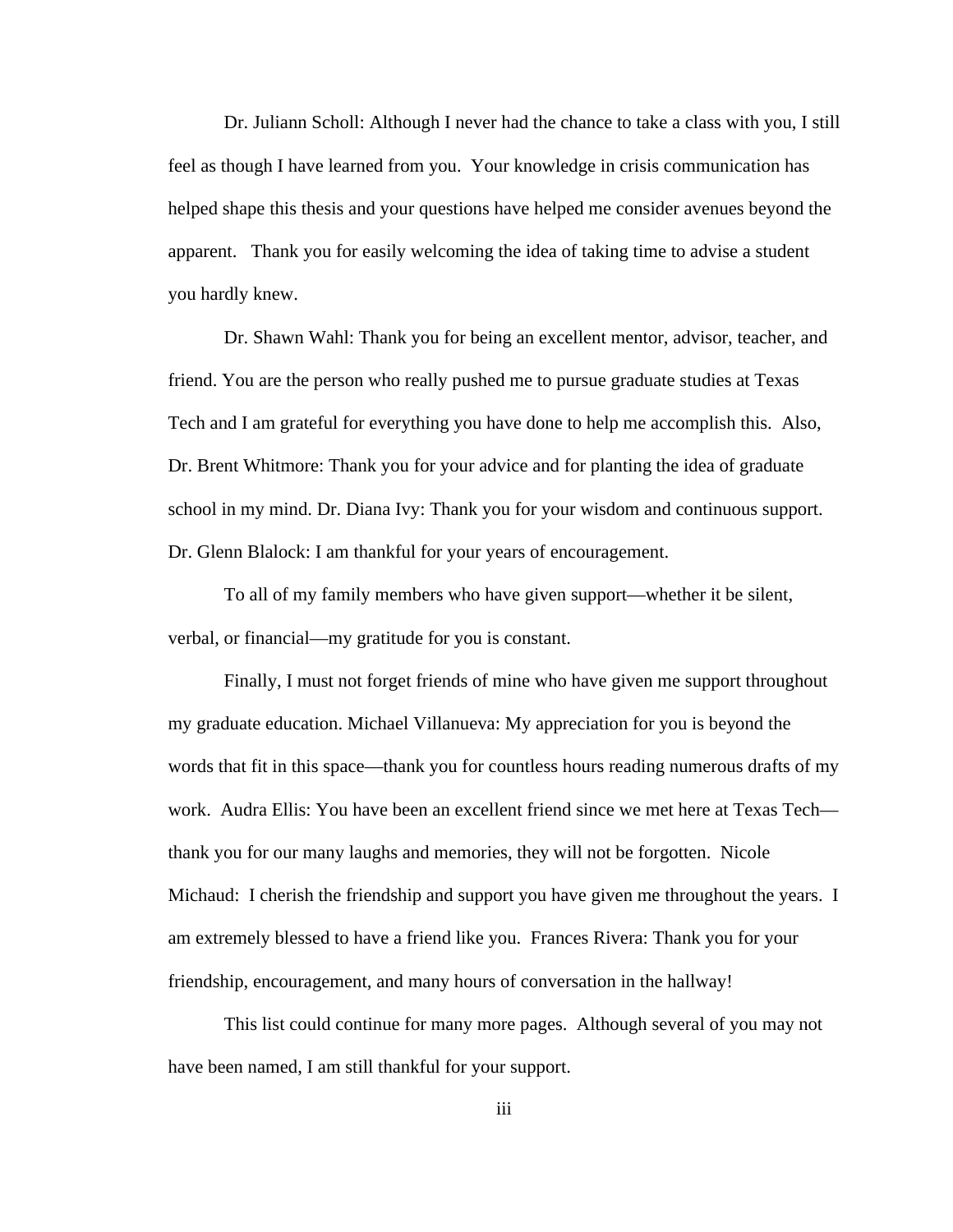Dr. Juliann Scholl: Although I never had the chance to take a class with you, I still feel as though I have learned from you. Your knowledge in crisis communication has helped shape this thesis and your questions have helped me consider avenues beyond the apparent. Thank you for easily welcoming the idea of taking time to advise a student you hardly knew.

Dr. Shawn Wahl: Thank you for being an excellent mentor, advisor, teacher, and friend. You are the person who really pushed me to pursue graduate studies at Texas Tech and I am grateful for everything you have done to help me accomplish this. Also, Dr. Brent Whitmore: Thank you for your advice and for planting the idea of graduate school in my mind. Dr. Diana Ivy: Thank you for your wisdom and continuous support. Dr. Glenn Blalock: I am thankful for your years of encouragement.

To all of my family members who have given support—whether it be silent, verbal, or financial—my gratitude for you is constant.

Finally, I must not forget friends of mine who have given me support throughout my graduate education. Michael Villanueva: My appreciation for you is beyond the words that fit in this space—thank you for countless hours reading numerous drafts of my work. Audra Ellis: You have been an excellent friend since we met here at Texas Tech—thank you for our many laughs and memories, they will not be forgotten. Nicole Michaud: I cherish the friendship and support you have given me throughout the years. I am extremely blessed to have a friend like you. Frances Rivera: Thank you for your friendship, encouragement, and many hours of conversation in the hallway!

This list could continue for many more pages. Although several of you may not have been named, I am still thankful for your support.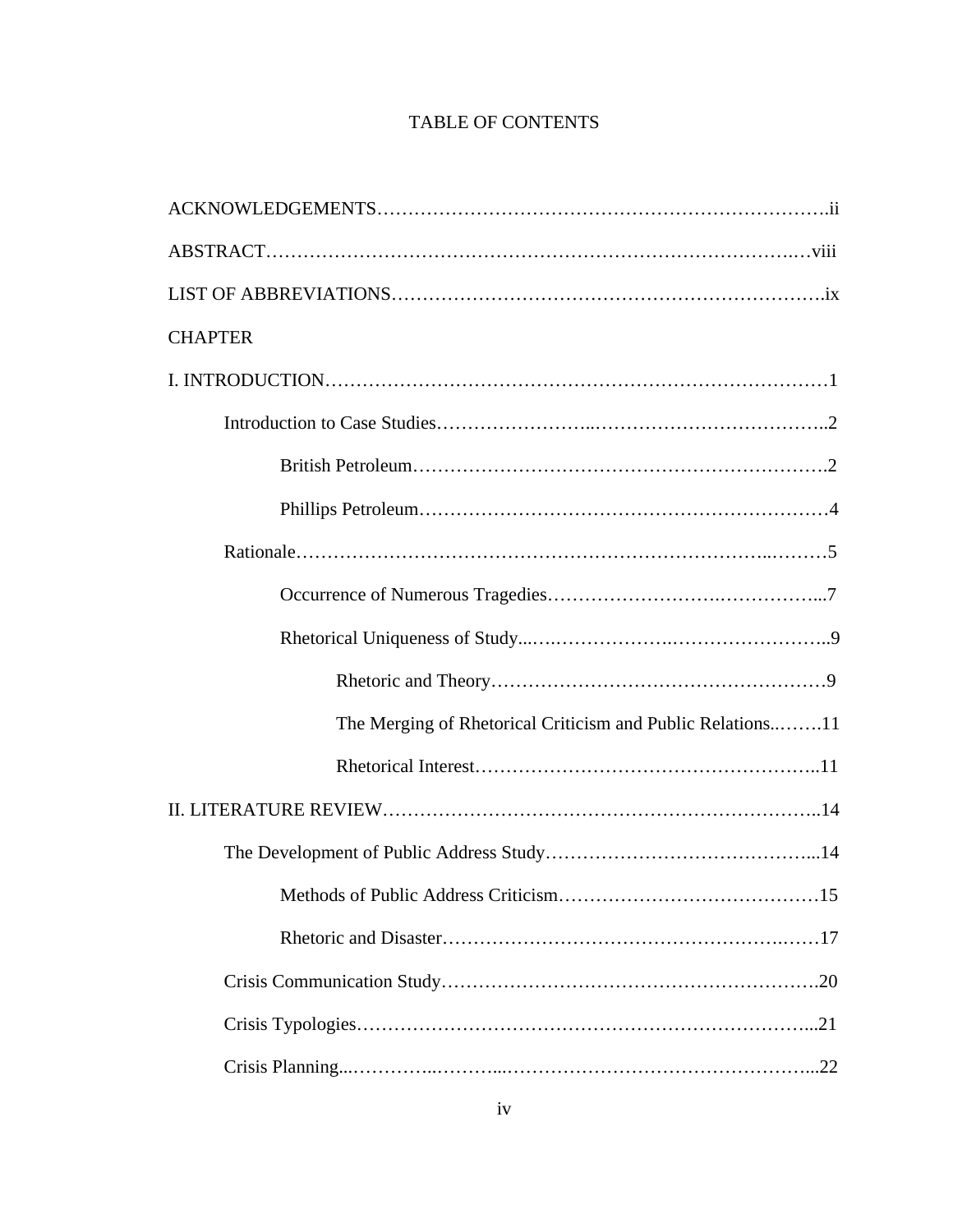# TABLE OF CONTENTS

ACKNOWLEDGEMENTS……………………………………………………………….ii

ABSTRACT……………………………………………………………………….…viii

LIST OF ABBREVIATIONS………………………………………………………….ix

CHAPTER

I. INTRODUCTION……………………………………………………………………1

- Introduction to Case Studies……………………..………………………………..2
  - British Petroleum……………………………………………………………2
  - Phillips Petroleum…………………………………………………………4
- Rationale……………………………………………………………………..………5
  - Occurrence of Numerous Tragedies……………………….……………...7
  - Rhetorical Uniqueness of Study...….……………….……………………..9
    - Rhetoric and Theory……………………….……………………………9
    - The Merging of Rhetorical Criticism and Public Relations..…….11
    - Rhetorical Interest……………………………………………………..11

II. LITERATURE REVIEW…………………………………………………………..14

- The Development of Public Address Study……………………………………...14
  - Methods of Public Address Criticism……………………………………15
  - Rhetoric and Disaster…………………………………………….……17
- Crisis Communication Study…………………………………………………….20
- Crisis Typologies………………………………………………………………...21
- Crisis Planning...…………..………...…………………………………………...22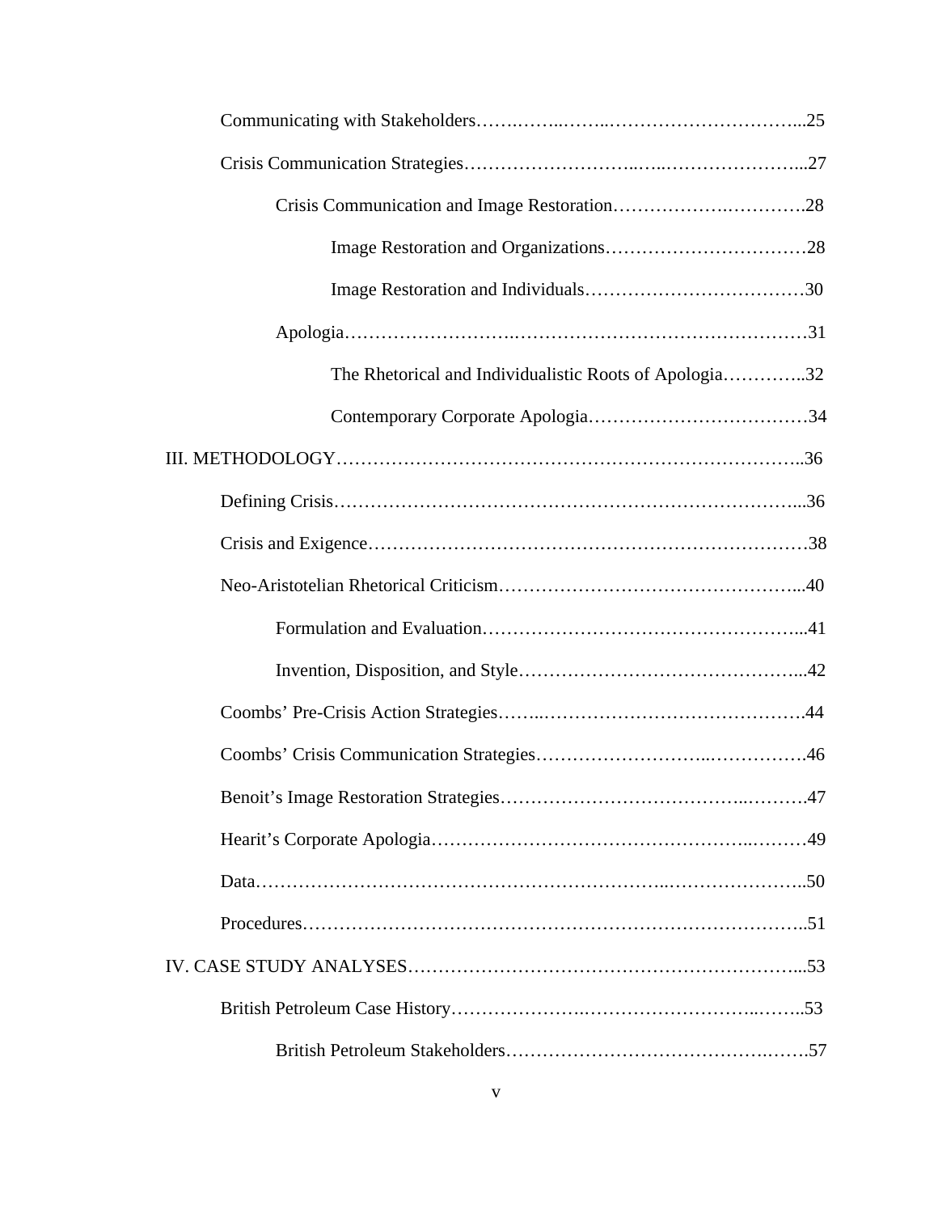Communicating with Stakeholders……………………………………………...25

Crisis Communication Strategies……………………………………………...27

Crisis Communication and Image Restoration…………………………….28

Image Restoration and Organizations……………………………28

Image Restoration and Individuals………………………………30

Apologia…………………………………………………………………31

The Rhetorical and Individualistic Roots of Apologia………...32

Contemporary Corporate Apologia………………………………34

III. METHODOLOGY………………………………………………………………...36

Defining Crisis……………………………………………………………...36

Crisis and Exigence………………………………………………………38

Neo-Aristotelian Rhetorical Criticism………………………………………...40

Formulation and Evaluation……………………………………………...41

Invention, Disposition, and Style………………………………………...42

Coombs' Pre-Crisis Action Strategies………………………………………….44

Coombs' Crisis Communication Strategies………………………………….46

Benoit's Image Restoration Strategies…………………………………………47

Hearit's Corporate Apologia……………………………………………………49

Data……………………………………………………………………………..50

Procedures……………………………………………………………………..51

IV. CASE STUDY ANALYSES………………………………………………………...53

British Petroleum Case History…………………………………………………..53

British Petroleum Stakeholders………………………………………….57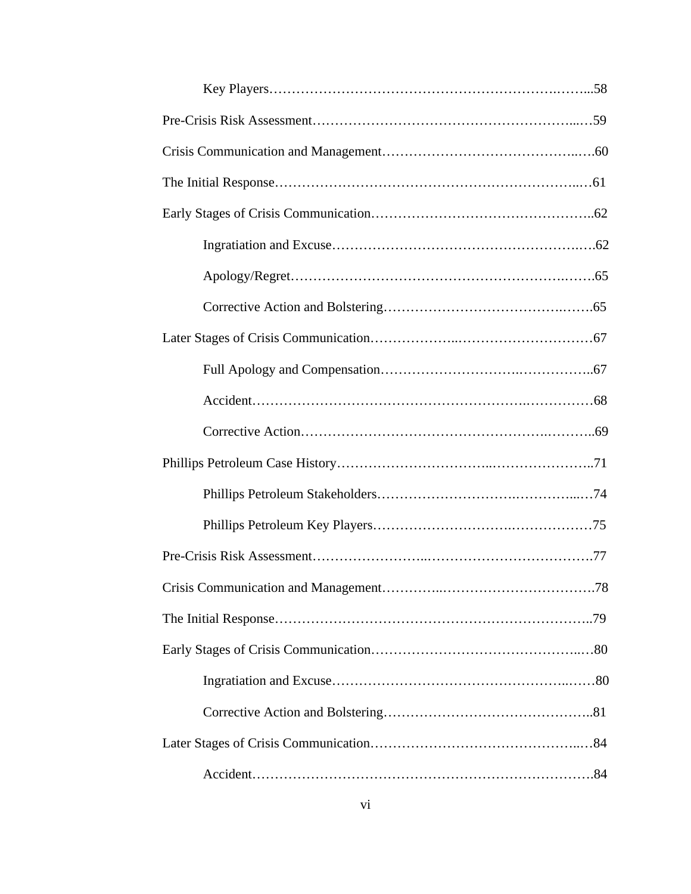Key Players…………………………………………………………….……...58

Pre-Crisis Risk Assessment………………………………………………...…59

Crisis Communication and Management…………………………………..….60

The Initial Response……………………………………………………...…61

Early Stages of Crisis Communication…………………………………………..62

Ingratiation and Excuse……………………………………………….….62

Apology/Regret……………………………………………………….…….65

Corrective Action and Bolstering…………………………………….…….65

Later Stages of Crisis Communication………………..…………………………67

Full Apology and Compensation…………………………..……………..67

Accident…………………………………………………..……………68

Corrective Action……………………………………………..………..69

Phillips Petroleum Case History……………………………..…………………..71

Phillips Petroleum Stakeholders………………………….…………...…74

Phillips Petroleum Key Players……………………….………………75

Pre-Crisis Risk Assessment……………………...…………………….……….77

Crisis Communication and Management…………..……………………………78

The Initial Response…………………………………………………………..79

Early Stages of Crisis Communication……………………………………...…80

Ingratiation and Excuse……………………………………………...……80

Corrective Action and Bolstering……………………………………..81

Later Stages of Crisis Communication……………………………………...…84

Accident……………………………………………………………….84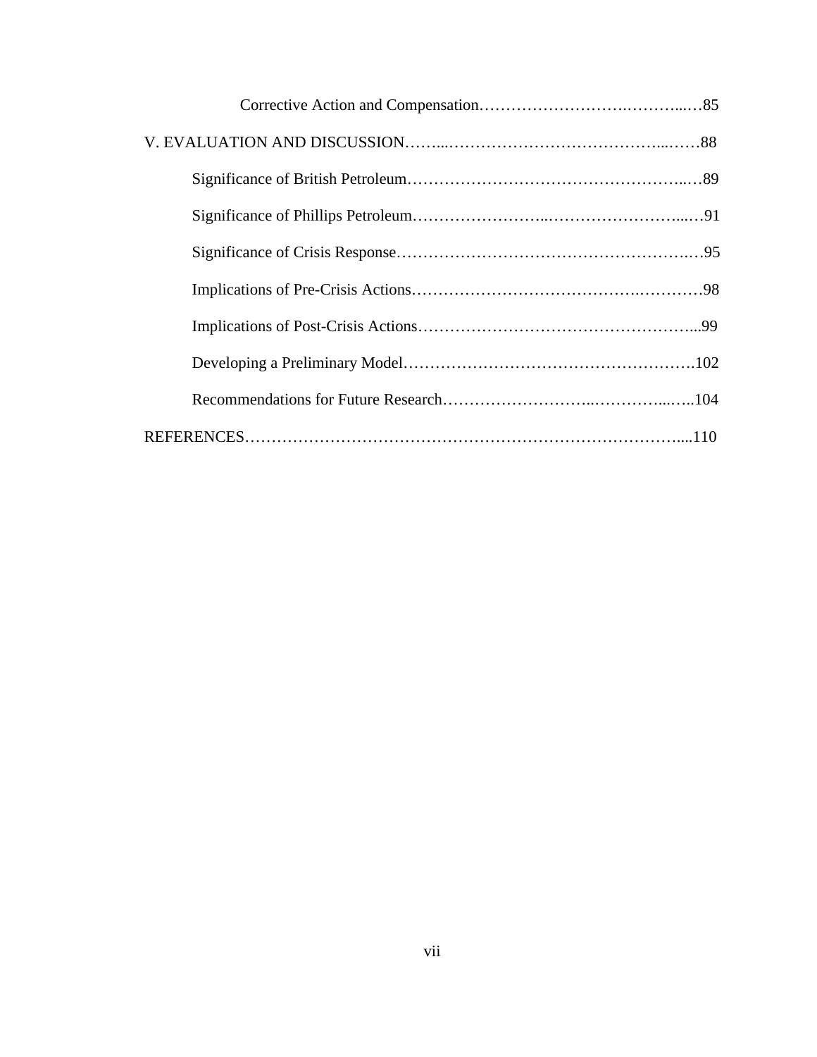Corrective Action and Compensation……………………….………...…85

V. EVALUATION AND DISCUSSION……...……………………………………...……88

Significance of British Petroleum……………………………………………..…89

Significance of Phillips Petroleum……………………..……………………...…91

Significance of Crisis Response……………………………………………….…95

Implications of Pre-Crisis Actions…………………………………….…………98

Implications of Post-Crisis Actions……………………………………………...99

Developing a Preliminary Model……………………………………………….102

Recommendations for Future Research………………………..…………...…..104

REFERENCES………………………………………………………………………....110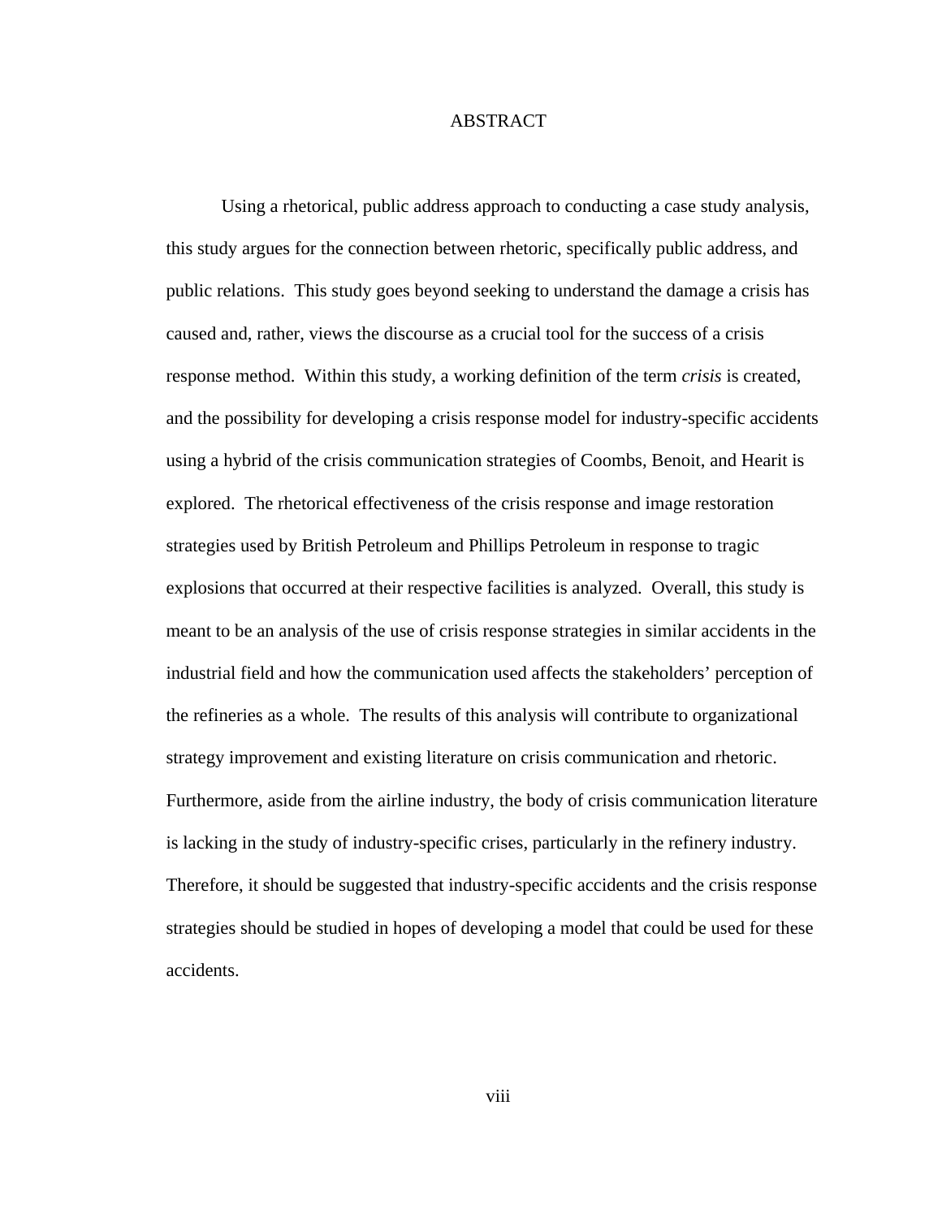# ABSTRACT

Using a rhetorical, public address approach to conducting a case study analysis, this study argues for the connection between rhetoric, specifically public address, and public relations. This study goes beyond seeking to understand the damage a crisis has caused and, rather, views the discourse as a crucial tool for the success of a crisis response method. Within this study, a working definition of the term *crisis* is created, and the possibility for developing a crisis response model for industry-specific accidents using a hybrid of the crisis communication strategies of Coombs, Benoit, and Hearit is explored. The rhetorical effectiveness of the crisis response and image restoration strategies used by British Petroleum and Phillips Petroleum in response to tragic explosions that occurred at their respective facilities is analyzed. Overall, this study is meant to be an analysis of the use of crisis response strategies in similar accidents in the industrial field and how the communication used affects the stakeholders' perception of the refineries as a whole. The results of this analysis will contribute to organizational strategy improvement and existing literature on crisis communication and rhetoric. Furthermore, aside from the airline industry, the body of crisis communication literature is lacking in the study of industry-specific crises, particularly in the refinery industry. Therefore, it should be suggested that industry-specific accidents and the crisis response strategies should be studied in hopes of developing a model that could be used for these accidents.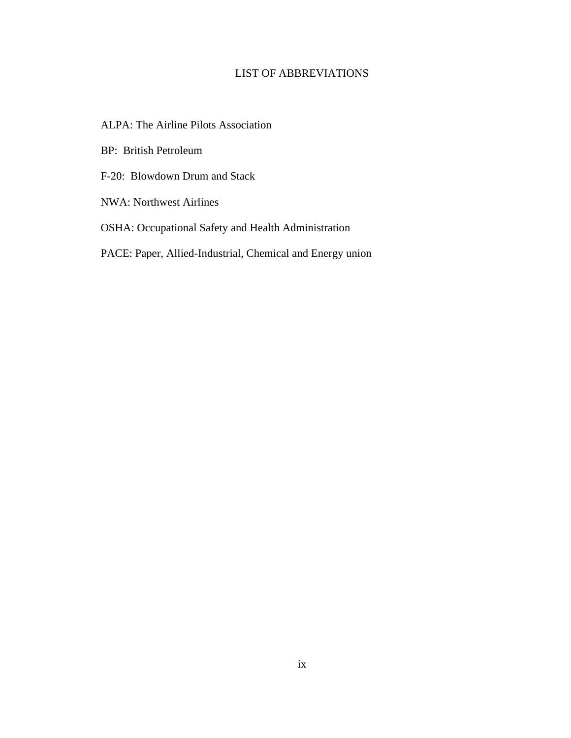# LIST OF ABBREVIATIONS

ALPA: The Airline Pilots Association

BP: British Petroleum

F-20: Blowdown Drum and Stack

NWA: Northwest Airlines

OSHA: Occupational Safety and Health Administration

PACE: Paper, Allied-Industrial, Chemical and Energy union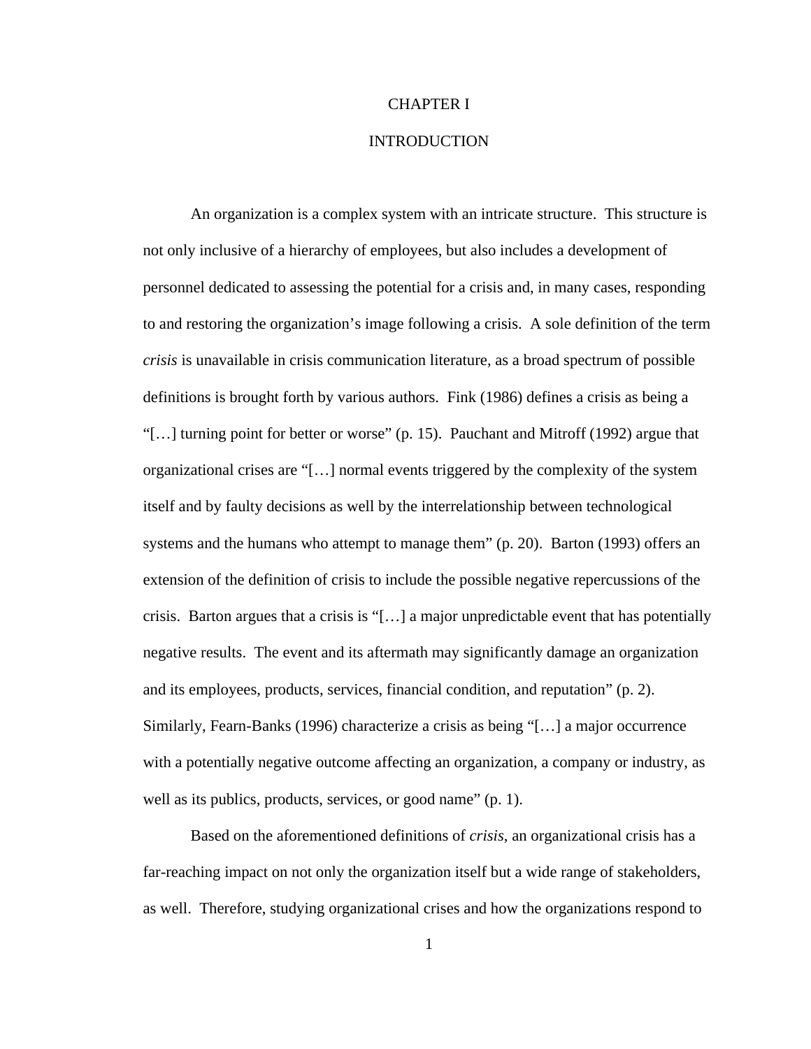# CHAPTER I

# INTRODUCTION

An organization is a complex system with an intricate structure. This structure is not only inclusive of a hierarchy of employees, but also includes a development of personnel dedicated to assessing the potential for a crisis and, in many cases, responding to and restoring the organization's image following a crisis. A sole definition of the term *crisis* is unavailable in crisis communication literature, as a broad spectrum of possible definitions is brought forth by various authors. Fink (1986) defines a crisis as being a "[…] turning point for better or worse" (p. 15). Pauchant and Mitroff (1992) argue that organizational crises are "[…] normal events triggered by the complexity of the system itself and by faulty decisions as well by the interrelationship between technological systems and the humans who attempt to manage them" (p. 20). Barton (1993) offers an extension of the definition of crisis to include the possible negative repercussions of the crisis. Barton argues that a crisis is "[…] a major unpredictable event that has potentially negative results. The event and its aftermath may significantly damage an organization and its employees, products, services, financial condition, and reputation" (p. 2). Similarly, Fearn-Banks (1996) characterize a crisis as being "[…] a major occurrence with a potentially negative outcome affecting an organization, a company or industry, as well as its publics, products, services, or good name" (p. 1).

Based on the aforementioned definitions of *crisis*, an organizational crisis has a far-reaching impact on not only the organization itself but a wide range of stakeholders, as well. Therefore, studying organizational crises and how the organizations respond to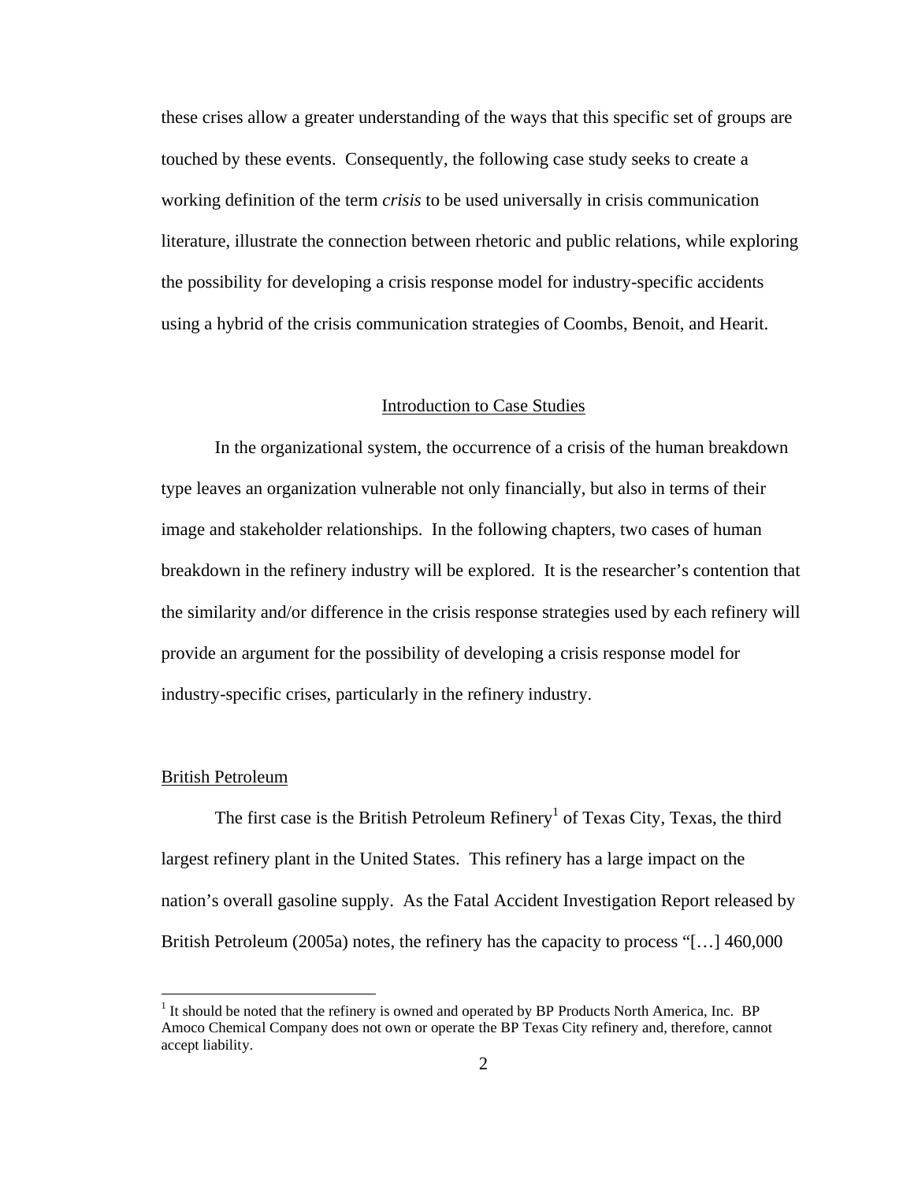these crises allow a greater understanding of the ways that this specific set of groups are touched by these events. Consequently, the following case study seeks to create a working definition of the term *crisis* to be used universally in crisis communication literature, illustrate the connection between rhetoric and public relations, while exploring the possibility for developing a crisis response model for industry-specific accidents using a hybrid of the crisis communication strategies of Coombs, Benoit, and Hearit.

## Introduction to Case Studies

In the organizational system, the occurrence of a crisis of the human breakdown type leaves an organization vulnerable not only financially, but also in terms of their image and stakeholder relationships. In the following chapters, two cases of human breakdown in the refinery industry will be explored. It is the researcher's contention that the similarity and/or difference in the crisis response strategies used by each refinery will provide an argument for the possibility of developing a crisis response model for industry-specific crises, particularly in the refinery industry.

### British Petroleum

The first case is the British Petroleum Refinery[1] of Texas City, Texas, the third largest refinery plant in the United States. This refinery has a large impact on the nation's overall gasoline supply. As the Fatal Accident Investigation Report released by British Petroleum (2005a) notes, the refinery has the capacity to process "[…] 460,000

[1] It should be noted that the refinery is owned and operated by BP Products North America, Inc. BP Amoco Chemical Company does not own or operate the BP Texas City refinery and, therefore, cannot accept liability.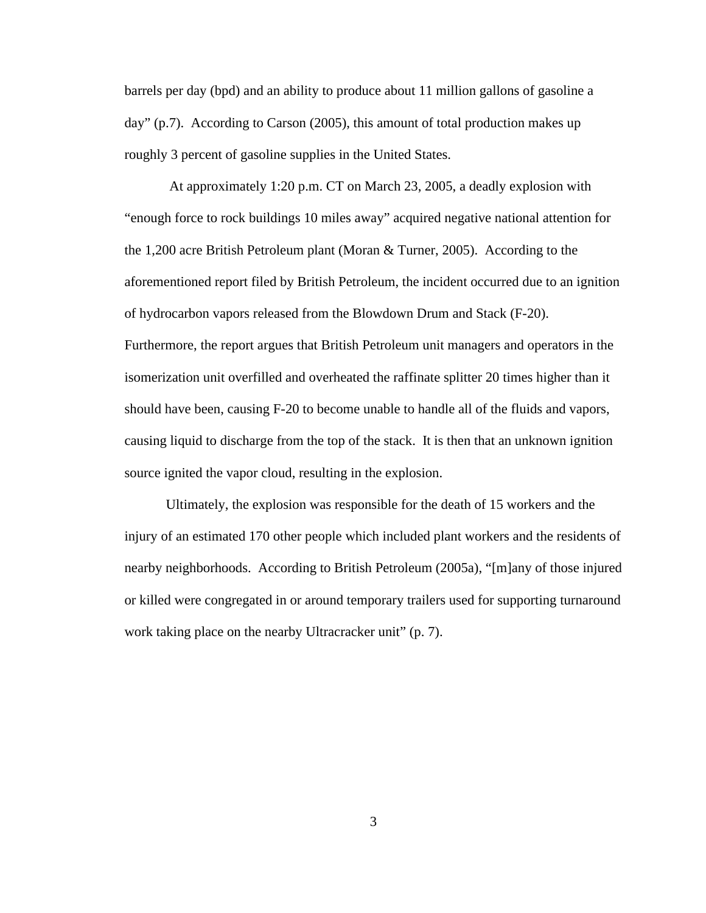barrels per day (bpd) and an ability to produce about 11 million gallons of gasoline a day" (p.7). According to Carson (2005), this amount of total production makes up roughly 3 percent of gasoline supplies in the United States.

At approximately 1:20 p.m. CT on March 23, 2005, a deadly explosion with "enough force to rock buildings 10 miles away" acquired negative national attention for the 1,200 acre British Petroleum plant (Moran & Turner, 2005). According to the aforementioned report filed by British Petroleum, the incident occurred due to an ignition of hydrocarbon vapors released from the Blowdown Drum and Stack (F-20). Furthermore, the report argues that British Petroleum unit managers and operators in the isomerization unit overfilled and overheated the raffinate splitter 20 times higher than it should have been, causing F-20 to become unable to handle all of the fluids and vapors, causing liquid to discharge from the top of the stack. It is then that an unknown ignition source ignited the vapor cloud, resulting in the explosion.

Ultimately, the explosion was responsible for the death of 15 workers and the injury of an estimated 170 other people which included plant workers and the residents of nearby neighborhoods. According to British Petroleum (2005a), "[m]any of those injured or killed were congregated in or around temporary trailers used for supporting turnaround work taking place on the nearby Ultracracker unit" (p. 7).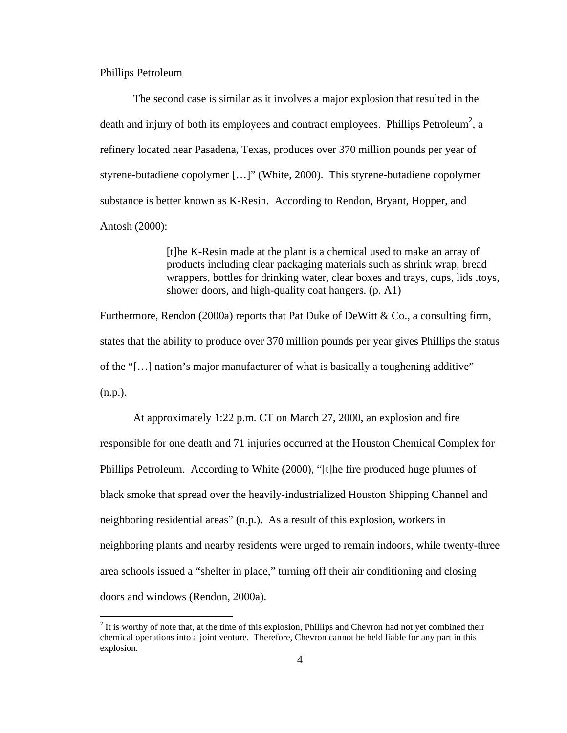Phillips Petroleum

The second case is similar as it involves a major explosion that resulted in the death and injury of both its employees and contract employees. Phillips Petroleum[2], a refinery located near Pasadena, Texas, produces over 370 million pounds per year of styrene-butadiene copolymer […]" (White, 2000). This styrene-butadiene copolymer substance is better known as K-Resin. According to Rendon, Bryant, Hopper, and Antosh (2000):

> [t]he K-Resin made at the plant is a chemical used to make an array of products including clear packaging materials such as shrink wrap, bread wrappers, bottles for drinking water, clear boxes and trays, cups, lids ,toys, shower doors, and high-quality coat hangers. (p. A1)

Furthermore, Rendon (2000a) reports that Pat Duke of DeWitt & Co., a consulting firm, states that the ability to produce over 370 million pounds per year gives Phillips the status of the "[…] nation's major manufacturer of what is basically a toughening additive" (n.p.).

At approximately 1:22 p.m. CT on March 27, 2000, an explosion and fire responsible for one death and 71 injuries occurred at the Houston Chemical Complex for Phillips Petroleum. According to White (2000), "[t]he fire produced huge plumes of black smoke that spread over the heavily-industrialized Houston Shipping Channel and neighboring residential areas" (n.p.). As a result of this explosion, workers in neighboring plants and nearby residents were urged to remain indoors, while twenty-three area schools issued a "shelter in place," turning off their air conditioning and closing doors and windows (Rendon, 2000a).

[2] It is worthy of note that, at the time of this explosion, Phillips and Chevron had not yet combined their chemical operations into a joint venture. Therefore, Chevron cannot be held liable for any part in this explosion.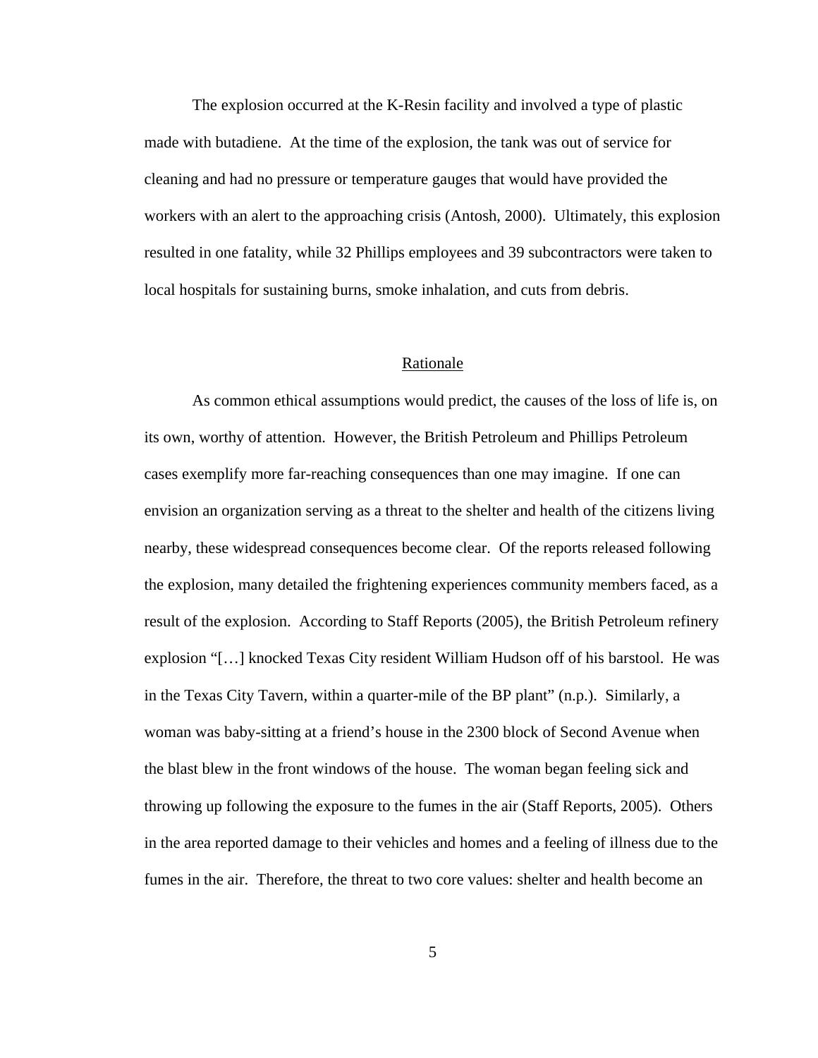The explosion occurred at the K-Resin facility and involved a type of plastic made with butadiene. At the time of the explosion, the tank was out of service for cleaning and had no pressure or temperature gauges that would have provided the workers with an alert to the approaching crisis (Antosh, 2000). Ultimately, this explosion resulted in one fatality, while 32 Phillips employees and 39 subcontractors were taken to local hospitals for sustaining burns, smoke inhalation, and cuts from debris.

## Rationale

As common ethical assumptions would predict, the causes of the loss of life is, on its own, worthy of attention. However, the British Petroleum and Phillips Petroleum cases exemplify more far-reaching consequences than one may imagine. If one can envision an organization serving as a threat to the shelter and health of the citizens living nearby, these widespread consequences become clear. Of the reports released following the explosion, many detailed the frightening experiences community members faced, as a result of the explosion. According to Staff Reports (2005), the British Petroleum refinery explosion "[…] knocked Texas City resident William Hudson off of his barstool. He was in the Texas City Tavern, within a quarter-mile of the BP plant" (n.p.). Similarly, a woman was baby-sitting at a friend's house in the 2300 block of Second Avenue when the blast blew in the front windows of the house. The woman began feeling sick and throwing up following the exposure to the fumes in the air (Staff Reports, 2005). Others in the area reported damage to their vehicles and homes and a feeling of illness due to the fumes in the air. Therefore, the threat to two core values: shelter and health become an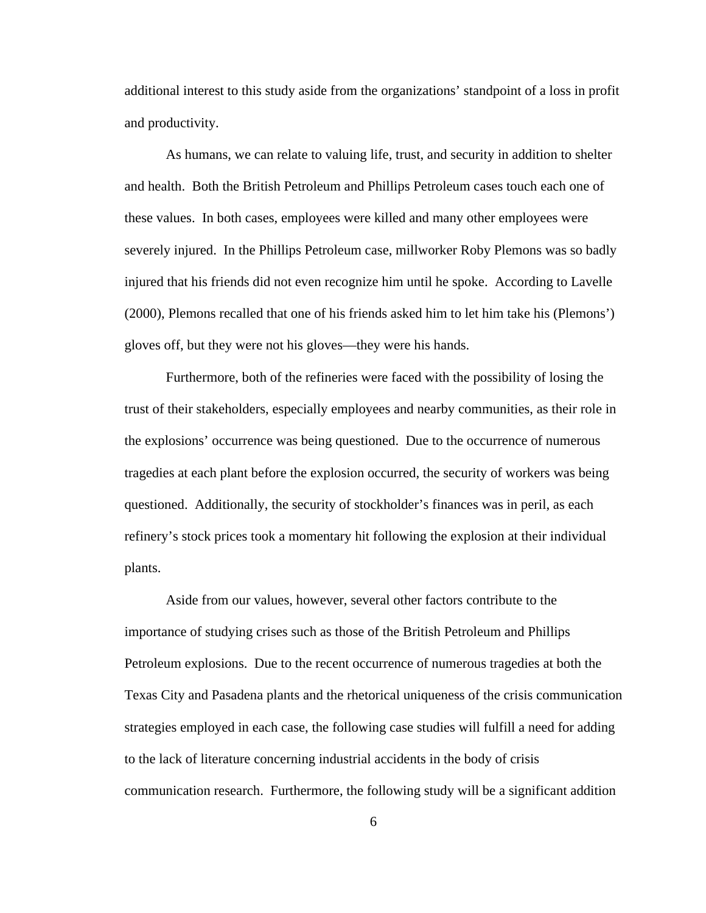additional interest to this study aside from the organizations' standpoint of a loss in profit and productivity.

As humans, we can relate to valuing life, trust, and security in addition to shelter and health. Both the British Petroleum and Phillips Petroleum cases touch each one of these values. In both cases, employees were killed and many other employees were severely injured. In the Phillips Petroleum case, millworker Roby Plemons was so badly injured that his friends did not even recognize him until he spoke. According to Lavelle (2000), Plemons recalled that one of his friends asked him to let him take his (Plemons') gloves off, but they were not his gloves—they were his hands.

Furthermore, both of the refineries were faced with the possibility of losing the trust of their stakeholders, especially employees and nearby communities, as their role in the explosions' occurrence was being questioned. Due to the occurrence of numerous tragedies at each plant before the explosion occurred, the security of workers was being questioned. Additionally, the security of stockholder's finances was in peril, as each refinery's stock prices took a momentary hit following the explosion at their individual plants.

Aside from our values, however, several other factors contribute to the importance of studying crises such as those of the British Petroleum and Phillips Petroleum explosions. Due to the recent occurrence of numerous tragedies at both the Texas City and Pasadena plants and the rhetorical uniqueness of the crisis communication strategies employed in each case, the following case studies will fulfill a need for adding to the lack of literature concerning industrial accidents in the body of crisis communication research. Furthermore, the following study will be a significant addition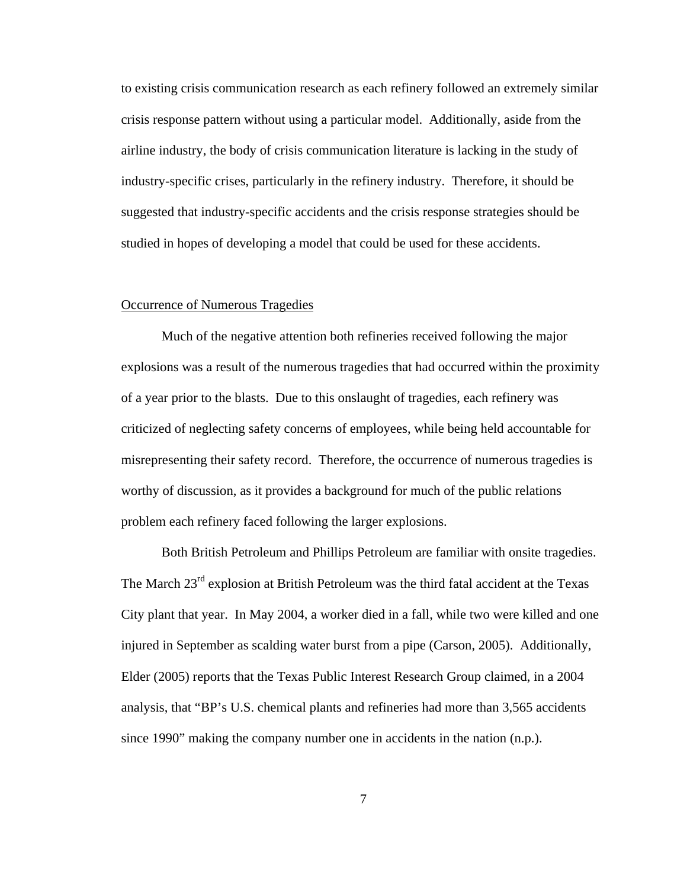to existing crisis communication research as each refinery followed an extremely similar crisis response pattern without using a particular model. Additionally, aside from the airline industry, the body of crisis communication literature is lacking in the study of industry-specific crises, particularly in the refinery industry. Therefore, it should be suggested that industry-specific accidents and the crisis response strategies should be studied in hopes of developing a model that could be used for these accidents.

## Occurrence of Numerous Tragedies

Much of the negative attention both refineries received following the major explosions was a result of the numerous tragedies that had occurred within the proximity of a year prior to the blasts. Due to this onslaught of tragedies, each refinery was criticized of neglecting safety concerns of employees, while being held accountable for misrepresenting their safety record. Therefore, the occurrence of numerous tragedies is worthy of discussion, as it provides a background for much of the public relations problem each refinery faced following the larger explosions.

Both British Petroleum and Phillips Petroleum are familiar with onsite tragedies. The March 23rd explosion at British Petroleum was the third fatal accident at the Texas City plant that year. In May 2004, a worker died in a fall, while two were killed and one injured in September as scalding water burst from a pipe (Carson, 2005). Additionally, Elder (2005) reports that the Texas Public Interest Research Group claimed, in a 2004 analysis, that "BP's U.S. chemical plants and refineries had more than 3,565 accidents since 1990" making the company number one in accidents in the nation (n.p.).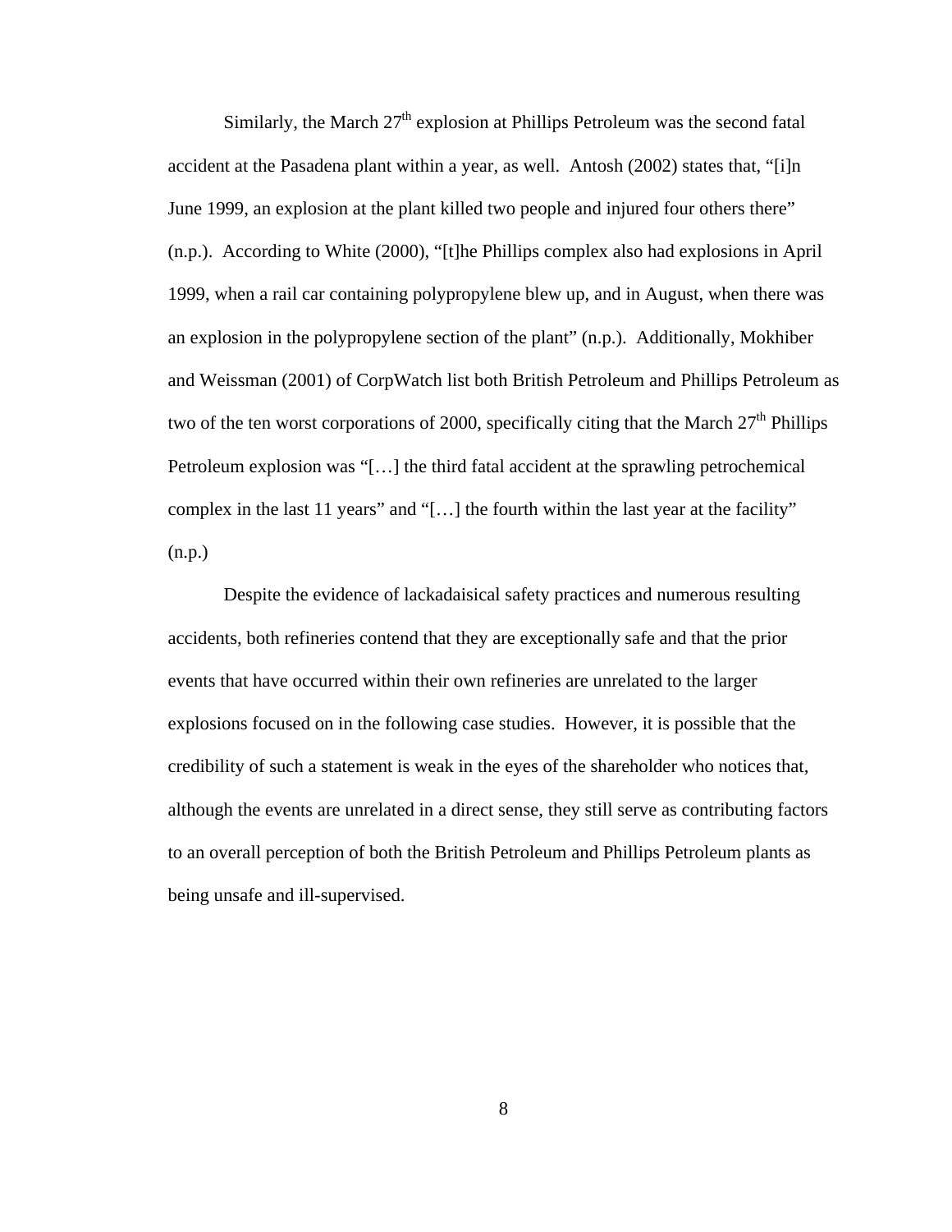Similarly, the March 27th explosion at Phillips Petroleum was the second fatal accident at the Pasadena plant within a year, as well. Antosh (2002) states that, "[i]n June 1999, an explosion at the plant killed two people and injured four others there" (n.p.). According to White (2000), "[t]he Phillips complex also had explosions in April 1999, when a rail car containing polypropylene blew up, and in August, when there was an explosion in the polypropylene section of the plant" (n.p.). Additionally, Mokhiber and Weissman (2001) of CorpWatch list both British Petroleum and Phillips Petroleum as two of the ten worst corporations of 2000, specifically citing that the March 27th Phillips Petroleum explosion was "[…] the third fatal accident at the sprawling petrochemical complex in the last 11 years" and "[…] the fourth within the last year at the facility" (n.p.)

Despite the evidence of lackadaisical safety practices and numerous resulting accidents, both refineries contend that they are exceptionally safe and that the prior events that have occurred within their own refineries are unrelated to the larger explosions focused on in the following case studies. However, it is possible that the credibility of such a statement is weak in the eyes of the shareholder who notices that, although the events are unrelated in a direct sense, they still serve as contributing factors to an overall perception of both the British Petroleum and Phillips Petroleum plants as being unsafe and ill-supervised.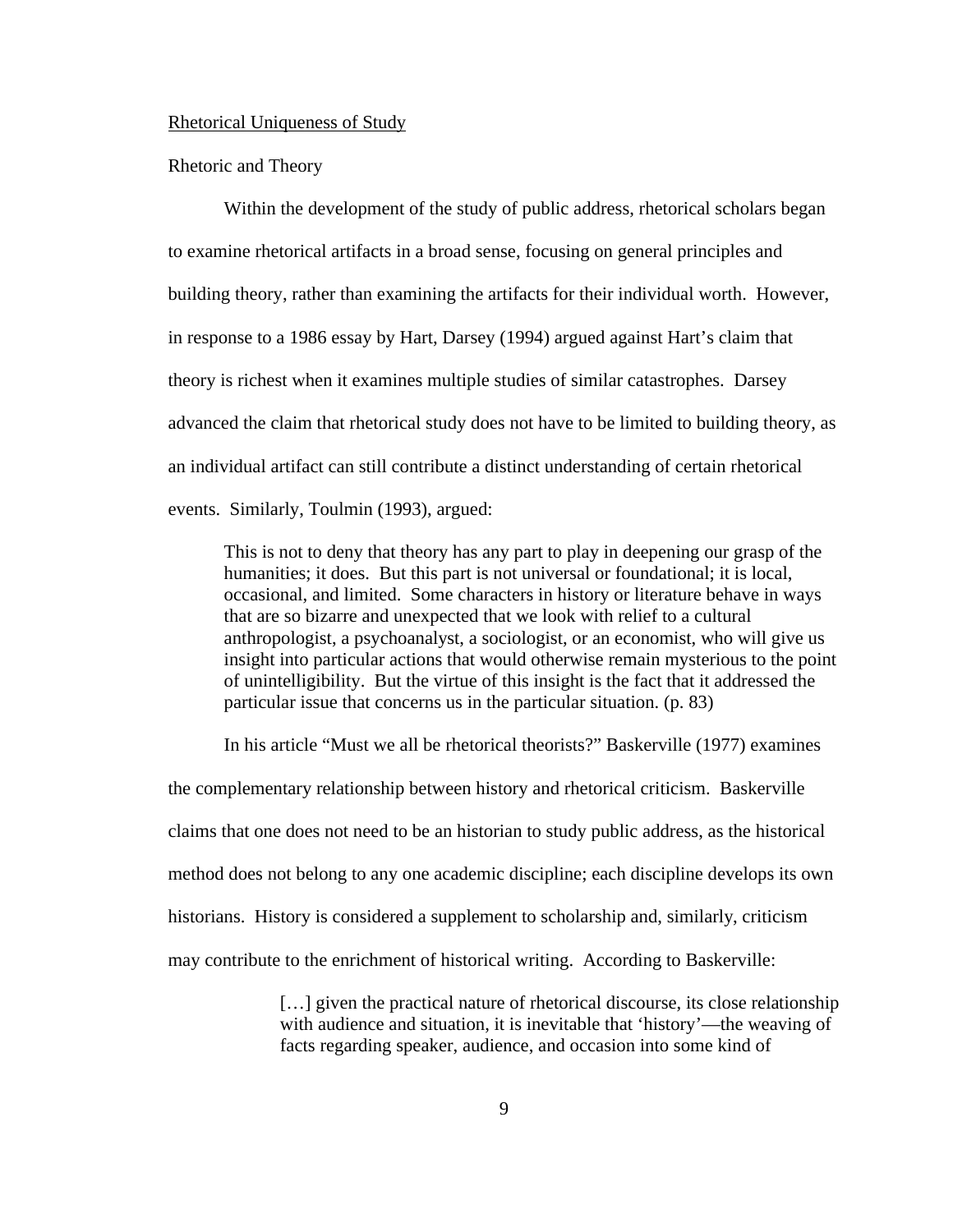Rhetorical Uniqueness of Study

Rhetoric and Theory

Within the development of the study of public address, rhetorical scholars began to examine rhetorical artifacts in a broad sense, focusing on general principles and building theory, rather than examining the artifacts for their individual worth. However, in response to a 1986 essay by Hart, Darsey (1994) argued against Hart's claim that theory is richest when it examines multiple studies of similar catastrophes. Darsey advanced the claim that rhetorical study does not have to be limited to building theory, as an individual artifact can still contribute a distinct understanding of certain rhetorical events. Similarly, Toulmin (1993), argued:

> This is not to deny that theory has any part to play in deepening our grasp of the humanities; it does. But this part is not universal or foundational; it is local, occasional, and limited. Some characters in history or literature behave in ways that are so bizarre and unexpected that we look with relief to a cultural anthropologist, a psychoanalyst, a sociologist, or an economist, who will give us insight into particular actions that would otherwise remain mysterious to the point of unintelligibility. But the virtue of this insight is the fact that it addressed the particular issue that concerns us in the particular situation. (p. 83)

In his article "Must we all be rhetorical theorists?" Baskerville (1977) examines the complementary relationship between history and rhetorical criticism. Baskerville claims that one does not need to be an historian to study public address, as the historical method does not belong to any one academic discipline; each discipline develops its own historians. History is considered a supplement to scholarship and, similarly, criticism may contribute to the enrichment of historical writing. According to Baskerville:

> […] given the practical nature of rhetorical discourse, its close relationship with audience and situation, it is inevitable that 'history'—the weaving of facts regarding speaker, audience, and occasion into some kind of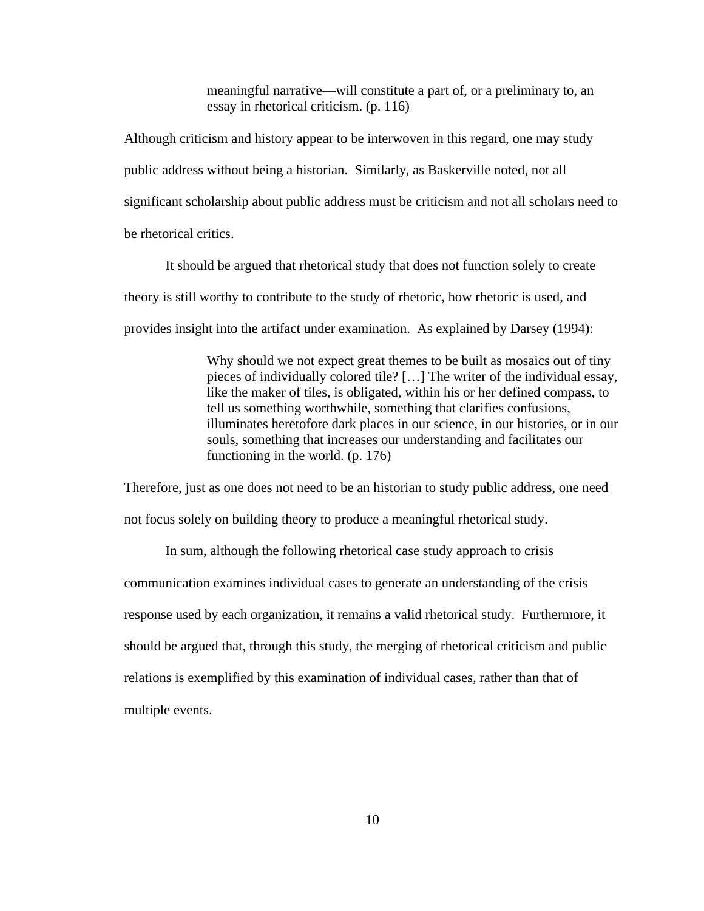> meaningful narrative—will constitute a part of, or a preliminary to, an essay in rhetorical criticism. (p. 116)

Although criticism and history appear to be interwoven in this regard, one may study public address without being a historian. Similarly, as Baskerville noted, not all significant scholarship about public address must be criticism and not all scholars need to be rhetorical critics.

It should be argued that rhetorical study that does not function solely to create theory is still worthy to contribute to the study of rhetoric, how rhetoric is used, and provides insight into the artifact under examination. As explained by Darsey (1994):

> Why should we not expect great themes to be built as mosaics out of tiny pieces of individually colored tile? […] The writer of the individual essay, like the maker of tiles, is obligated, within his or her defined compass, to tell us something worthwhile, something that clarifies confusions, illuminates heretofore dark places in our science, in our histories, or in our souls, something that increases our understanding and facilitates our functioning in the world. (p. 176)

Therefore, just as one does not need to be an historian to study public address, one need not focus solely on building theory to produce a meaningful rhetorical study.

In sum, although the following rhetorical case study approach to crisis communication examines individual cases to generate an understanding of the crisis response used by each organization, it remains a valid rhetorical study. Furthermore, it should be argued that, through this study, the merging of rhetorical criticism and public relations is exemplified by this examination of individual cases, rather than that of multiple events.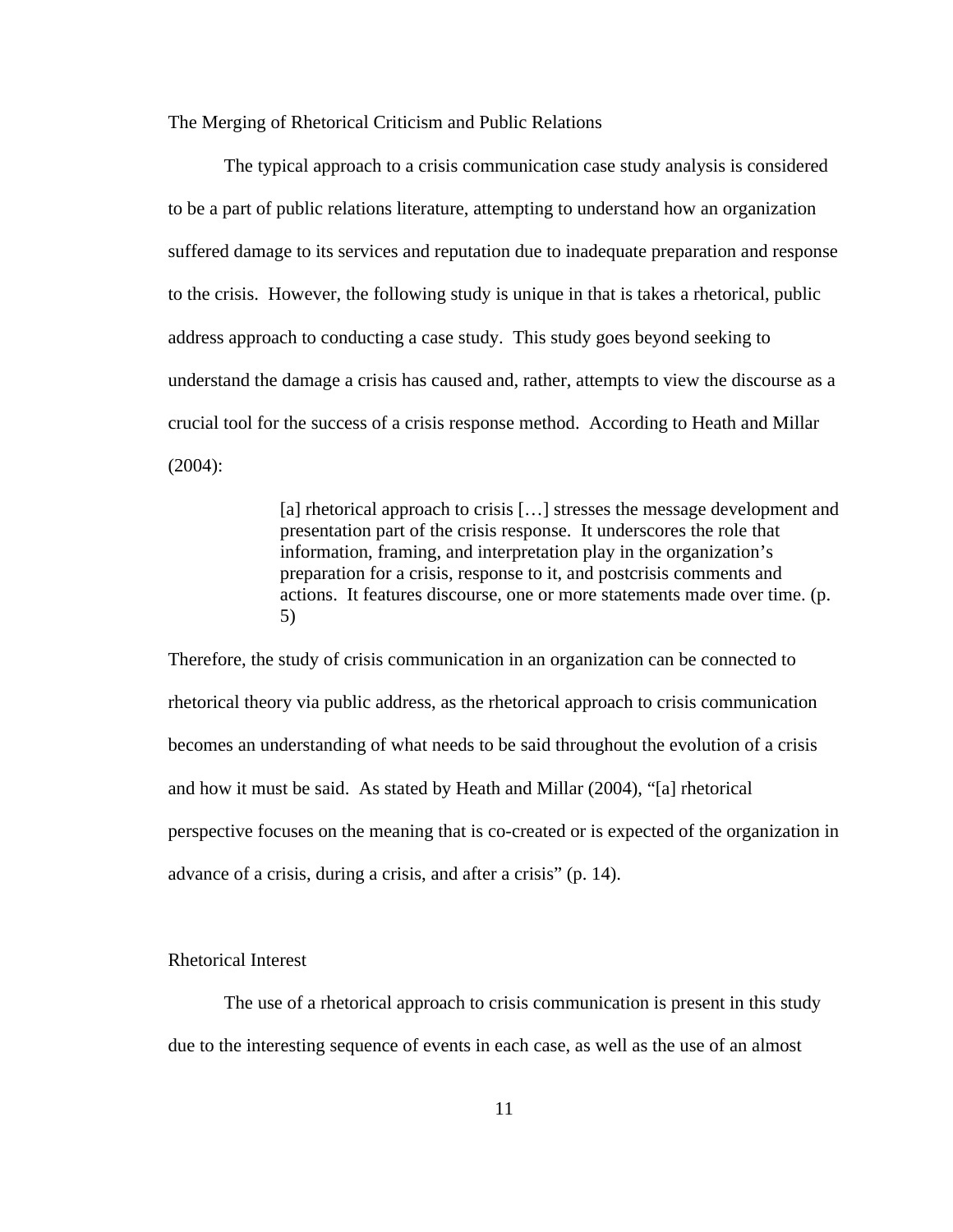## The Merging of Rhetorical Criticism and Public Relations

The typical approach to a crisis communication case study analysis is considered to be a part of public relations literature, attempting to understand how an organization suffered damage to its services and reputation due to inadequate preparation and response to the crisis. However, the following study is unique in that is takes a rhetorical, public address approach to conducting a case study. This study goes beyond seeking to understand the damage a crisis has caused and, rather, attempts to view the discourse as a crucial tool for the success of a crisis response method. According to Heath and Millar (2004):

> [a] rhetorical approach to crisis […] stresses the message development and presentation part of the crisis response. It underscores the role that information, framing, and interpretation play in the organization's preparation for a crisis, response to it, and postcrisis comments and actions. It features discourse, one or more statements made over time. (p. 5)

Therefore, the study of crisis communication in an organization can be connected to rhetorical theory via public address, as the rhetorical approach to crisis communication becomes an understanding of what needs to be said throughout the evolution of a crisis and how it must be said. As stated by Heath and Millar (2004), "[a] rhetorical perspective focuses on the meaning that is co-created or is expected of the organization in advance of a crisis, during a crisis, and after a crisis" (p. 14).

## Rhetorical Interest

The use of a rhetorical approach to crisis communication is present in this study due to the interesting sequence of events in each case, as well as the use of an almost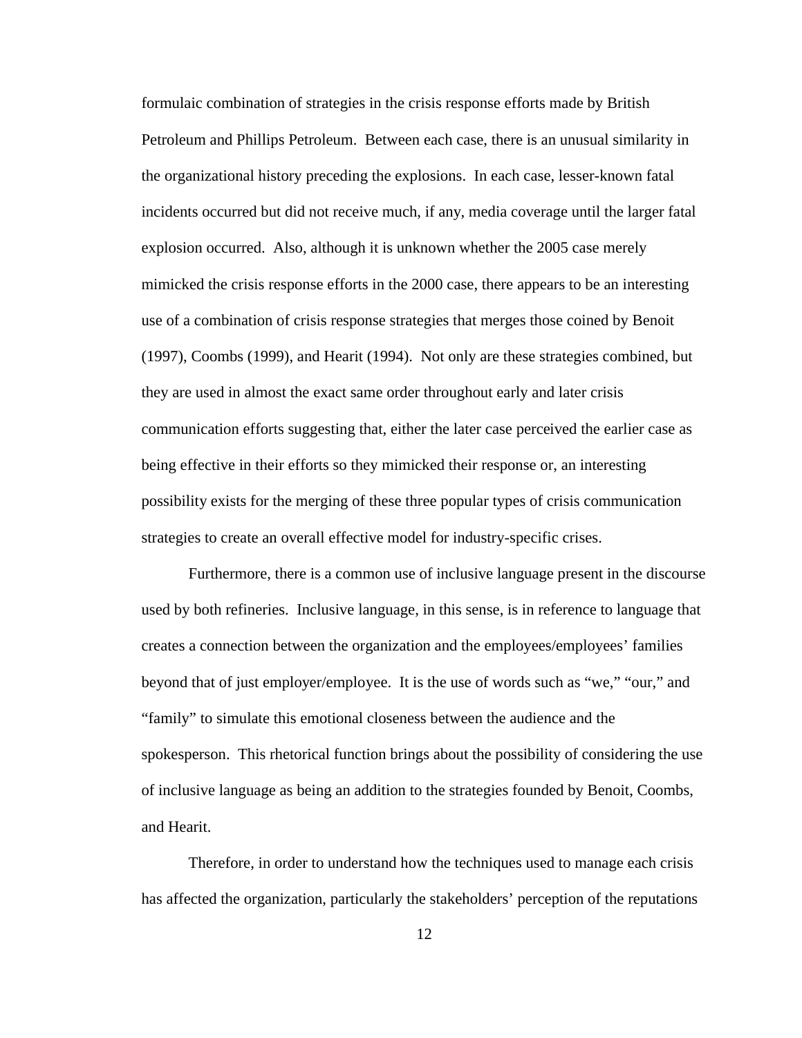formulaic combination of strategies in the crisis response efforts made by British Petroleum and Phillips Petroleum. Between each case, there is an unusual similarity in the organizational history preceding the explosions. In each case, lesser-known fatal incidents occurred but did not receive much, if any, media coverage until the larger fatal explosion occurred. Also, although it is unknown whether the 2005 case merely mimicked the crisis response efforts in the 2000 case, there appears to be an interesting use of a combination of crisis response strategies that merges those coined by Benoit (1997), Coombs (1999), and Hearit (1994). Not only are these strategies combined, but they are used in almost the exact same order throughout early and later crisis communication efforts suggesting that, either the later case perceived the earlier case as being effective in their efforts so they mimicked their response or, an interesting possibility exists for the merging of these three popular types of crisis communication strategies to create an overall effective model for industry-specific crises.

Furthermore, there is a common use of inclusive language present in the discourse used by both refineries. Inclusive language, in this sense, is in reference to language that creates a connection between the organization and the employees/employees' families beyond that of just employer/employee. It is the use of words such as "we," "our," and "family" to simulate this emotional closeness between the audience and the spokesperson. This rhetorical function brings about the possibility of considering the use of inclusive language as being an addition to the strategies founded by Benoit, Coombs, and Hearit.

Therefore, in order to understand how the techniques used to manage each crisis has affected the organization, particularly the stakeholders' perception of the reputations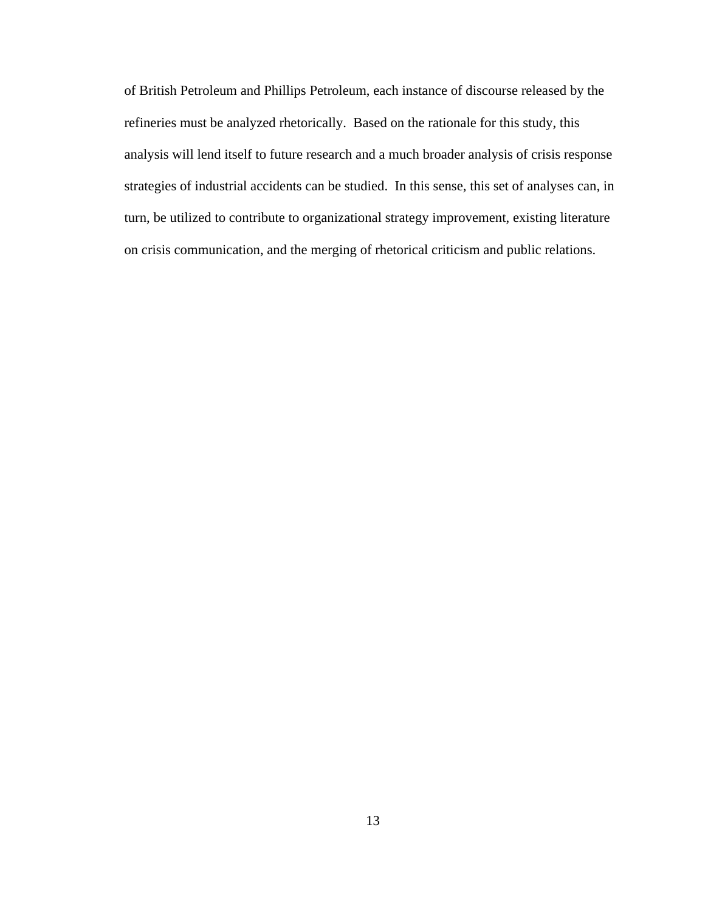of British Petroleum and Phillips Petroleum, each instance of discourse released by the refineries must be analyzed rhetorically. Based on the rationale for this study, this analysis will lend itself to future research and a much broader analysis of crisis response strategies of industrial accidents can be studied. In this sense, this set of analyses can, in turn, be utilized to contribute to organizational strategy improvement, existing literature on crisis communication, and the merging of rhetorical criticism and public relations.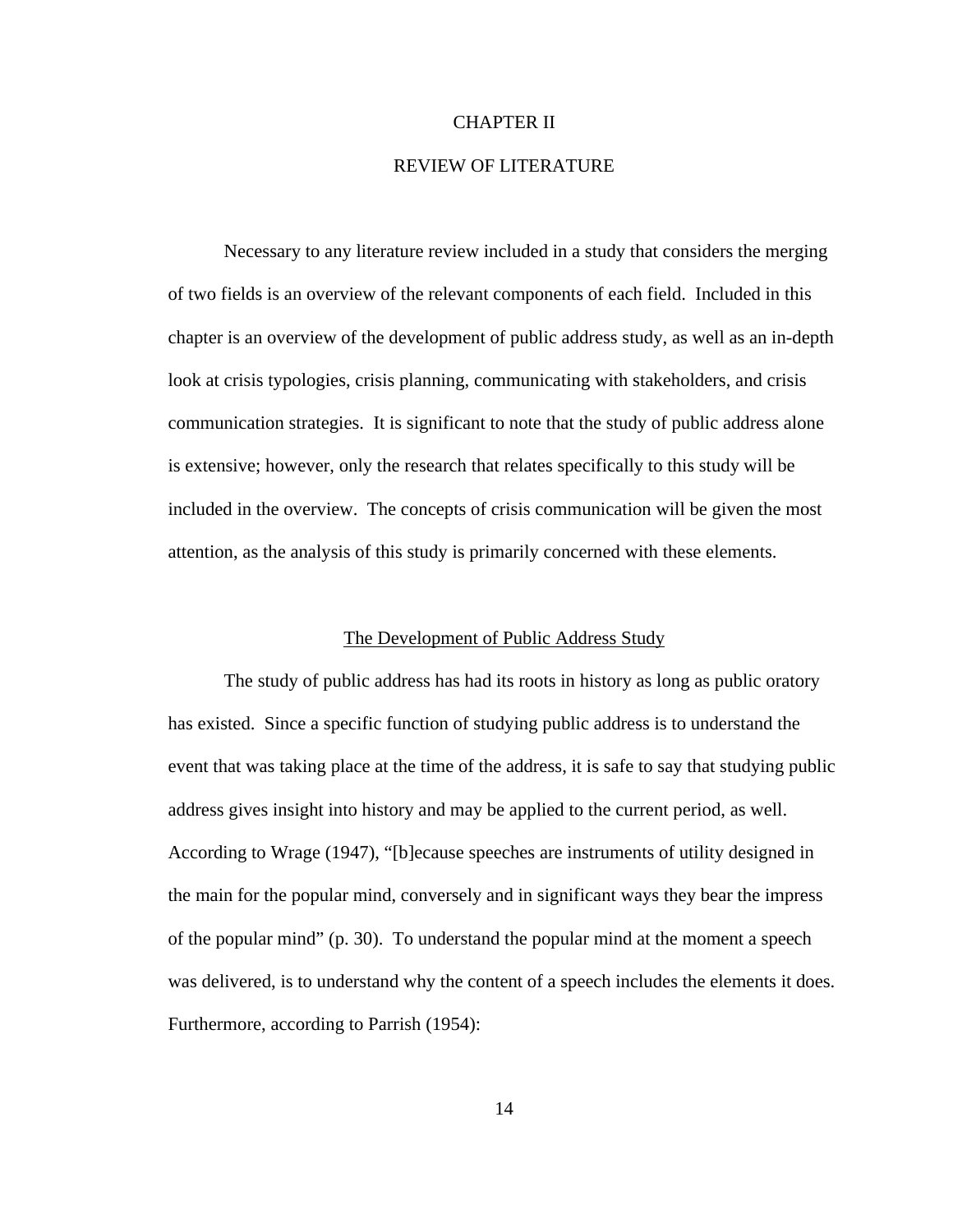# CHAPTER II

# REVIEW OF LITERATURE

Necessary to any literature review included in a study that considers the merging of two fields is an overview of the relevant components of each field. Included in this chapter is an overview of the development of public address study, as well as an in-depth look at crisis typologies, crisis planning, communicating with stakeholders, and crisis communication strategies. It is significant to note that the study of public address alone is extensive; however, only the research that relates specifically to this study will be included in the overview. The concepts of crisis communication will be given the most attention, as the analysis of this study is primarily concerned with these elements.

## The Development of Public Address Study

The study of public address has had its roots in history as long as public oratory has existed. Since a specific function of studying public address is to understand the event that was taking place at the time of the address, it is safe to say that studying public address gives insight into history and may be applied to the current period, as well. According to Wrage (1947), "[b]ecause speeches are instruments of utility designed in the main for the popular mind, conversely and in significant ways they bear the impress of the popular mind" (p. 30). To understand the popular mind at the moment a speech was delivered, is to understand why the content of a speech includes the elements it does. Furthermore, according to Parrish (1954):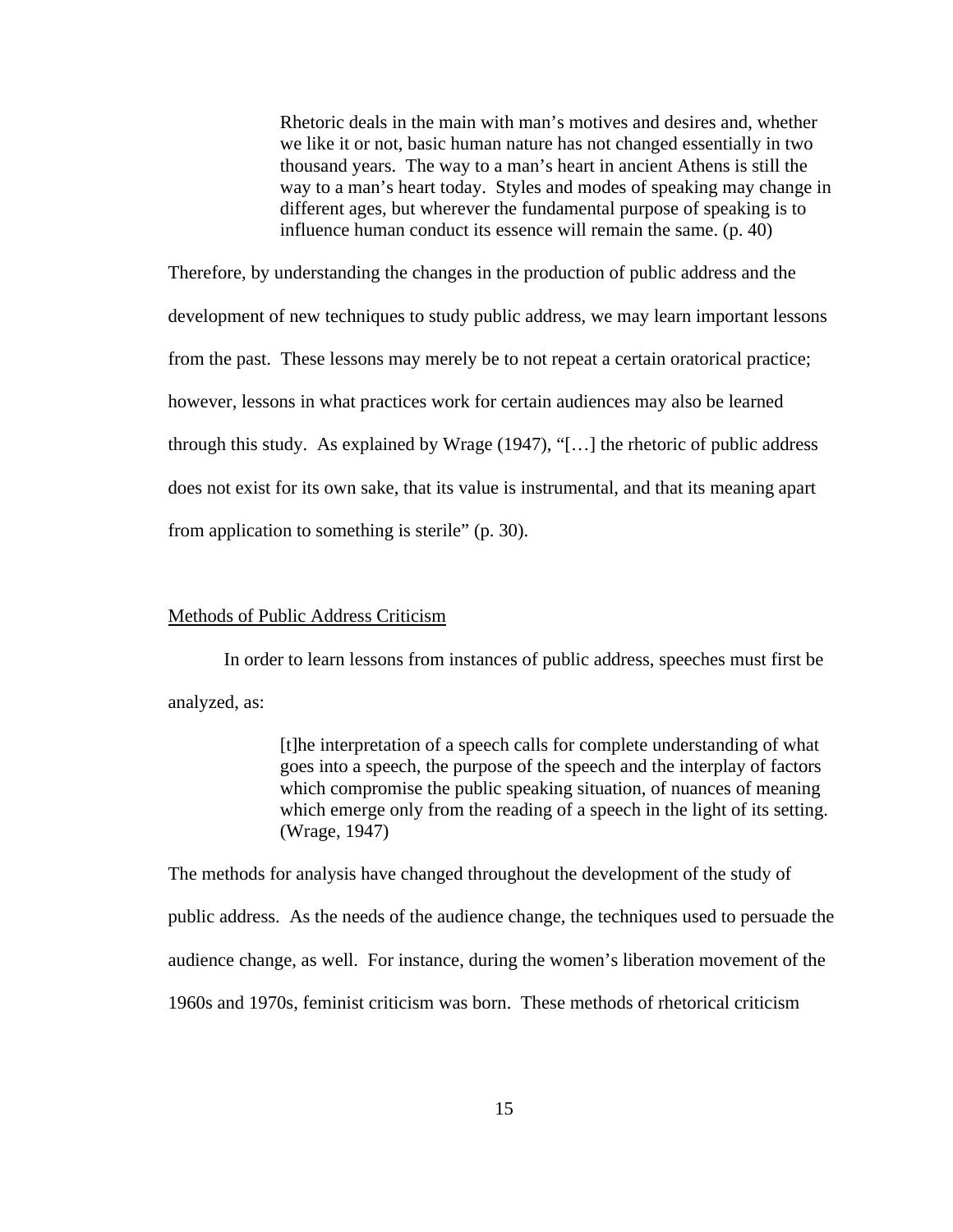> Rhetoric deals in the main with man's motives and desires and, whether we like it or not, basic human nature has not changed essentially in two thousand years. The way to a man's heart in ancient Athens is still the way to a man's heart today. Styles and modes of speaking may change in different ages, but wherever the fundamental purpose of speaking is to influence human conduct its essence will remain the same. (p. 40)

Therefore, by understanding the changes in the production of public address and the development of new techniques to study public address, we may learn important lessons from the past. These lessons may merely be to not repeat a certain oratorical practice; however, lessons in what practices work for certain audiences may also be learned through this study. As explained by Wrage (1947), "[…] the rhetoric of public address does not exist for its own sake, that its value is instrumental, and that its meaning apart from application to something is sterile" (p. 30).

## Methods of Public Address Criticism

In order to learn lessons from instances of public address, speeches must first be analyzed, as:

> [t]he interpretation of a speech calls for complete understanding of what goes into a speech, the purpose of the speech and the interplay of factors which compromise the public speaking situation, of nuances of meaning which emerge only from the reading of a speech in the light of its setting. (Wrage, 1947)

The methods for analysis have changed throughout the development of the study of public address. As the needs of the audience change, the techniques used to persuade the audience change, as well. For instance, during the women's liberation movement of the 1960s and 1970s, feminist criticism was born. These methods of rhetorical criticism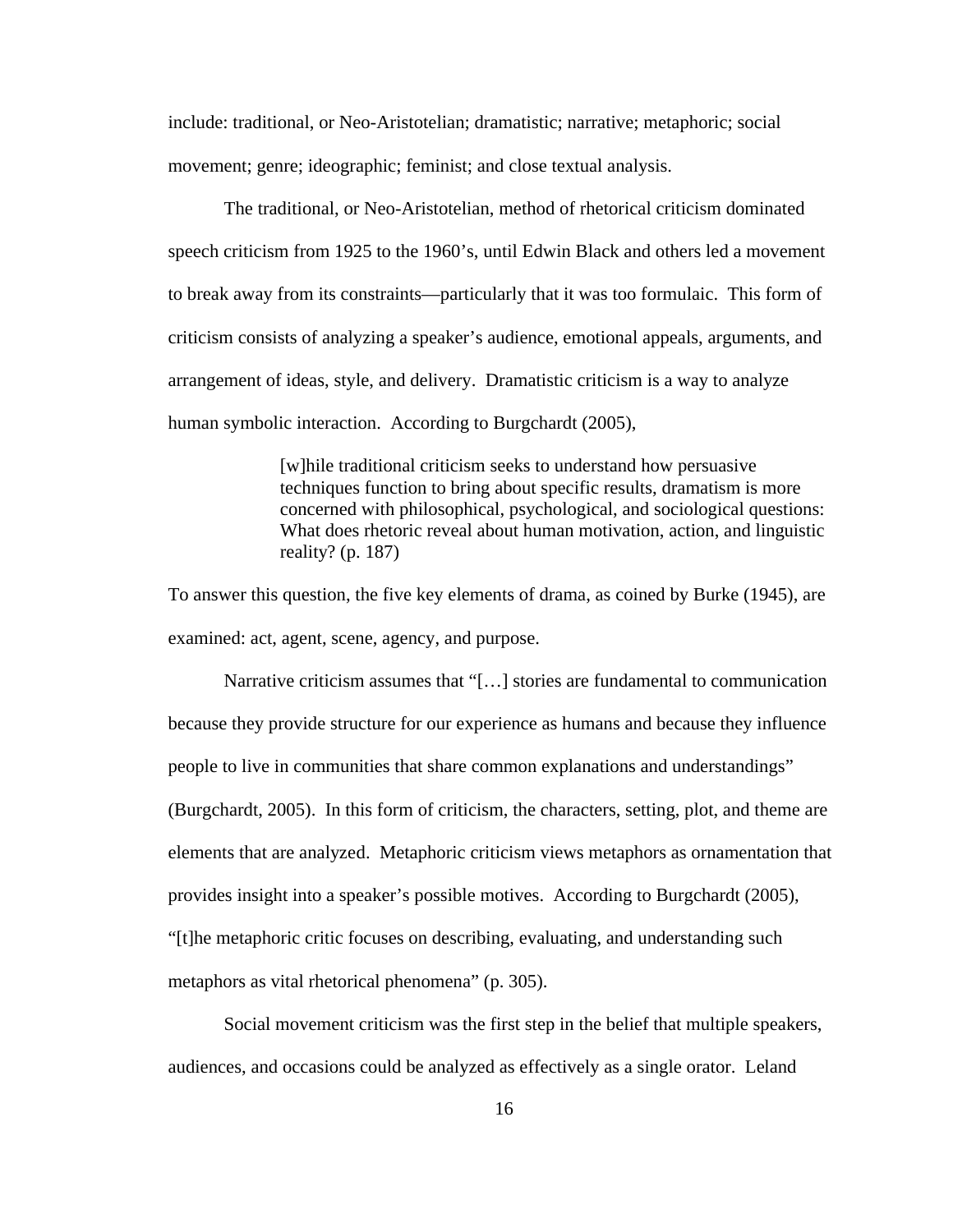include: traditional, or Neo-Aristotelian; dramatistic; narrative; metaphoric; social movement; genre; ideographic; feminist; and close textual analysis.

The traditional, or Neo-Aristotelian, method of rhetorical criticism dominated speech criticism from 1925 to the 1960's, until Edwin Black and others led a movement to break away from its constraints—particularly that it was too formulaic. This form of criticism consists of analyzing a speaker's audience, emotional appeals, arguments, and arrangement of ideas, style, and delivery. Dramatistic criticism is a way to analyze human symbolic interaction. According to Burgchardt (2005),

> [w]hile traditional criticism seeks to understand how persuasive techniques function to bring about specific results, dramatism is more concerned with philosophical, psychological, and sociological questions: What does rhetoric reveal about human motivation, action, and linguistic reality? (p. 187)

To answer this question, the five key elements of drama, as coined by Burke (1945), are examined: act, agent, scene, agency, and purpose.

Narrative criticism assumes that "[…] stories are fundamental to communication because they provide structure for our experience as humans and because they influence people to live in communities that share common explanations and understandings" (Burgchardt, 2005). In this form of criticism, the characters, setting, plot, and theme are elements that are analyzed. Metaphoric criticism views metaphors as ornamentation that provides insight into a speaker's possible motives. According to Burgchardt (2005), "[t]he metaphoric critic focuses on describing, evaluating, and understanding such metaphors as vital rhetorical phenomena" (p. 305).

Social movement criticism was the first step in the belief that multiple speakers, audiences, and occasions could be analyzed as effectively as a single orator. Leland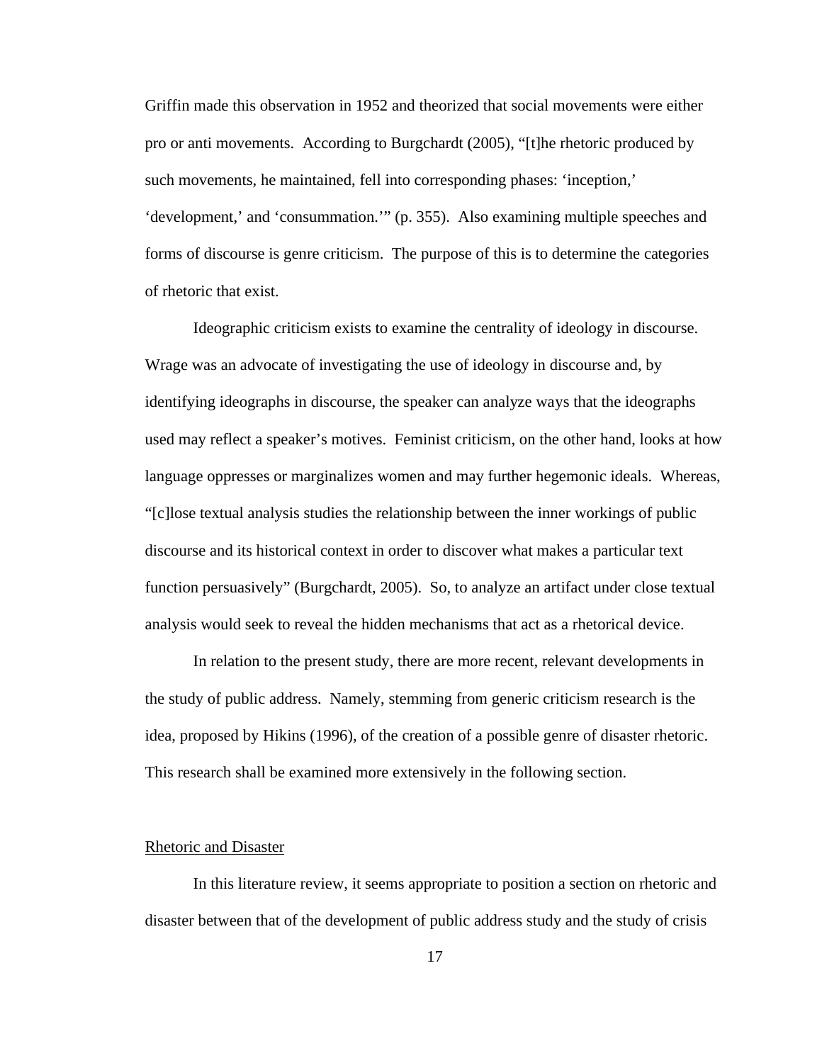Griffin made this observation in 1952 and theorized that social movements were either pro or anti movements. According to Burgchardt (2005), "[t]he rhetoric produced by such movements, he maintained, fell into corresponding phases: 'inception,' 'development,' and 'consummation.'" (p. 355). Also examining multiple speeches and forms of discourse is genre criticism. The purpose of this is to determine the categories of rhetoric that exist.

Ideographic criticism exists to examine the centrality of ideology in discourse. Wrage was an advocate of investigating the use of ideology in discourse and, by identifying ideographs in discourse, the speaker can analyze ways that the ideographs used may reflect a speaker's motives. Feminist criticism, on the other hand, looks at how language oppresses or marginalizes women and may further hegemonic ideals. Whereas, "[c]lose textual analysis studies the relationship between the inner workings of public discourse and its historical context in order to discover what makes a particular text function persuasively" (Burgchardt, 2005). So, to analyze an artifact under close textual analysis would seek to reveal the hidden mechanisms that act as a rhetorical device.

In relation to the present study, there are more recent, relevant developments in the study of public address. Namely, stemming from generic criticism research is the idea, proposed by Hikins (1996), of the creation of a possible genre of disaster rhetoric. This research shall be examined more extensively in the following section.

## Rhetoric and Disaster

In this literature review, it seems appropriate to position a section on rhetoric and disaster between that of the development of public address study and the study of crisis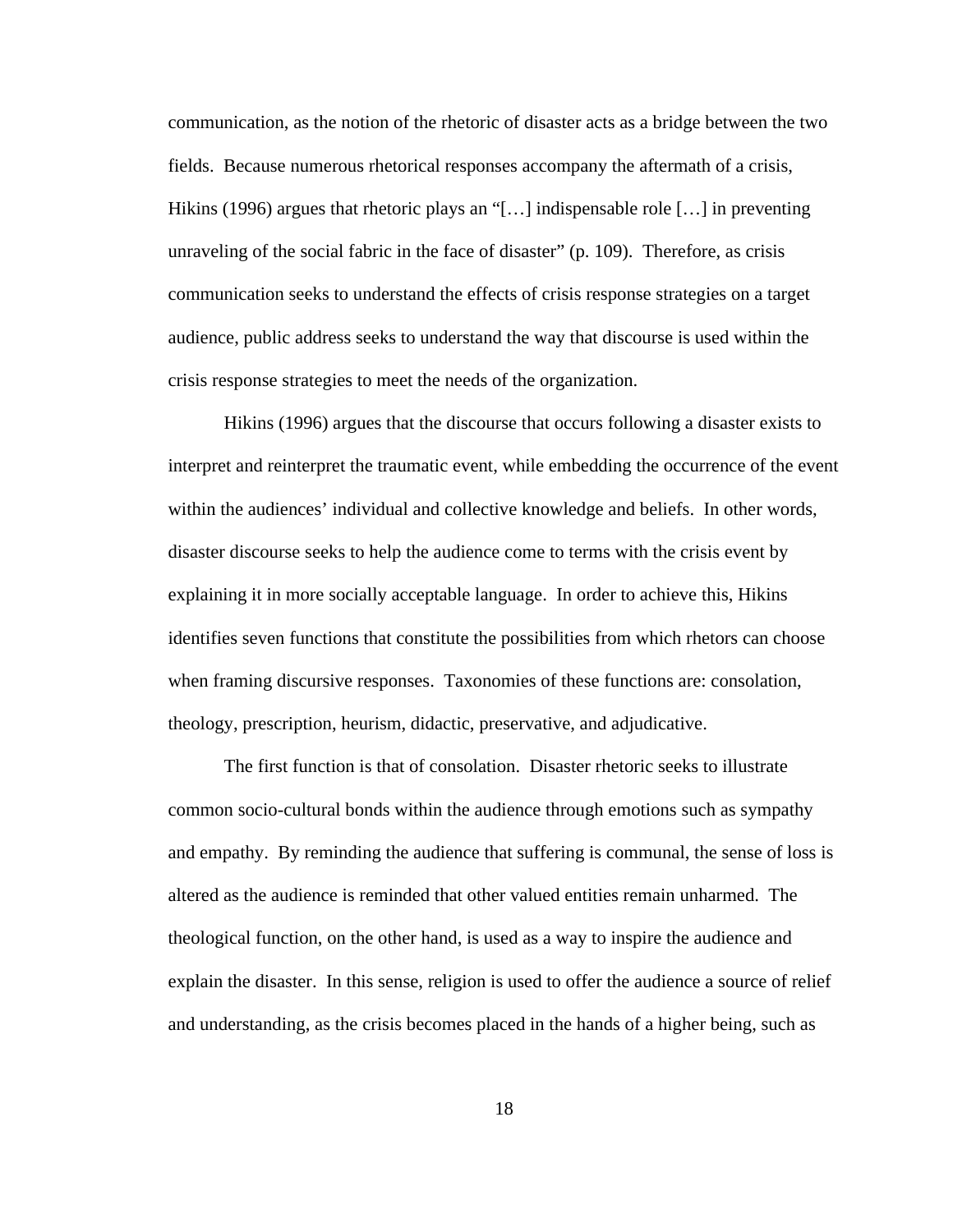communication, as the notion of the rhetoric of disaster acts as a bridge between the two fields. Because numerous rhetorical responses accompany the aftermath of a crisis, Hikins (1996) argues that rhetoric plays an "[…] indispensable role […] in preventing unraveling of the social fabric in the face of disaster" (p. 109). Therefore, as crisis communication seeks to understand the effects of crisis response strategies on a target audience, public address seeks to understand the way that discourse is used within the crisis response strategies to meet the needs of the organization.

Hikins (1996) argues that the discourse that occurs following a disaster exists to interpret and reinterpret the traumatic event, while embedding the occurrence of the event within the audiences' individual and collective knowledge and beliefs. In other words, disaster discourse seeks to help the audience come to terms with the crisis event by explaining it in more socially acceptable language. In order to achieve this, Hikins identifies seven functions that constitute the possibilities from which rhetors can choose when framing discursive responses. Taxonomies of these functions are: consolation, theology, prescription, heurism, didactic, preservative, and adjudicative.

The first function is that of consolation. Disaster rhetoric seeks to illustrate common socio-cultural bonds within the audience through emotions such as sympathy and empathy. By reminding the audience that suffering is communal, the sense of loss is altered as the audience is reminded that other valued entities remain unharmed. The theological function, on the other hand, is used as a way to inspire the audience and explain the disaster. In this sense, religion is used to offer the audience a source of relief and understanding, as the crisis becomes placed in the hands of a higher being, such as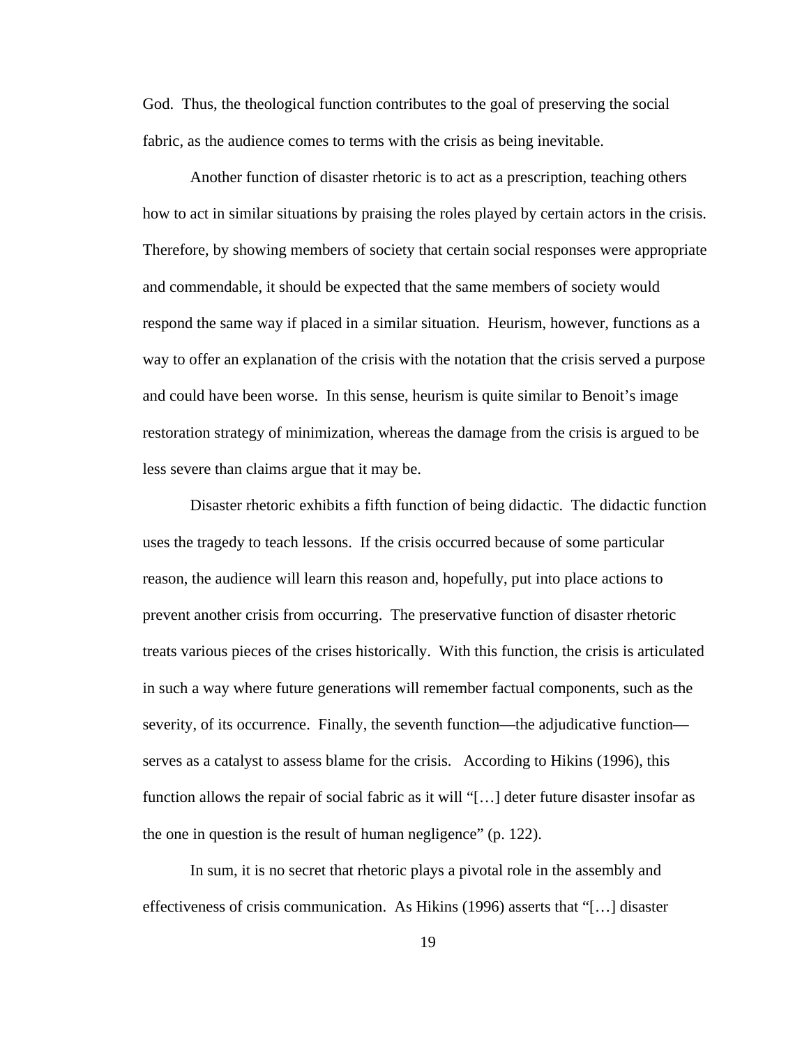God. Thus, the theological function contributes to the goal of preserving the social fabric, as the audience comes to terms with the crisis as being inevitable.

Another function of disaster rhetoric is to act as a prescription, teaching others how to act in similar situations by praising the roles played by certain actors in the crisis. Therefore, by showing members of society that certain social responses were appropriate and commendable, it should be expected that the same members of society would respond the same way if placed in a similar situation. Heurism, however, functions as a way to offer an explanation of the crisis with the notation that the crisis served a purpose and could have been worse. In this sense, heurism is quite similar to Benoit's image restoration strategy of minimization, whereas the damage from the crisis is argued to be less severe than claims argue that it may be.

Disaster rhetoric exhibits a fifth function of being didactic. The didactic function uses the tragedy to teach lessons. If the crisis occurred because of some particular reason, the audience will learn this reason and, hopefully, put into place actions to prevent another crisis from occurring. The preservative function of disaster rhetoric treats various pieces of the crises historically. With this function, the crisis is articulated in such a way where future generations will remember factual components, such as the severity, of its occurrence. Finally, the seventh function—the adjudicative function—serves as a catalyst to assess blame for the crisis. According to Hikins (1996), this function allows the repair of social fabric as it will "[…] deter future disaster insofar as the one in question is the result of human negligence" (p. 122).

In sum, it is no secret that rhetoric plays a pivotal role in the assembly and effectiveness of crisis communication. As Hikins (1996) asserts that "[…] disaster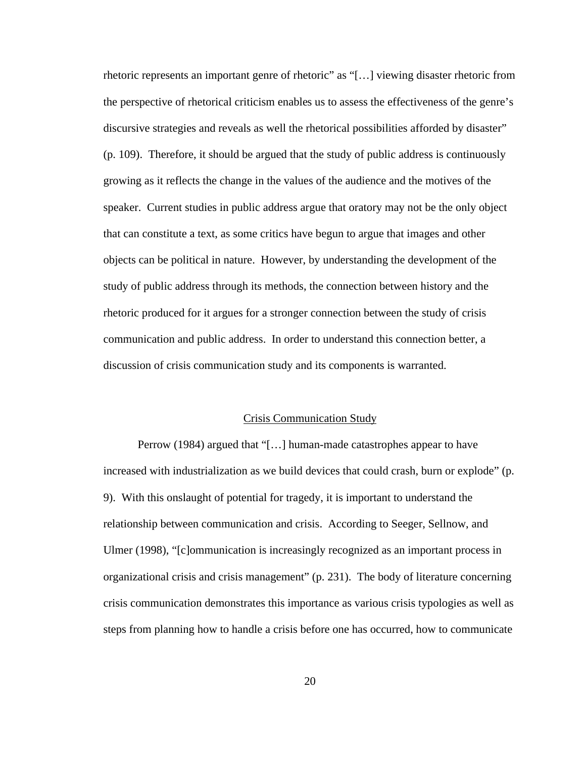rhetoric represents an important genre of rhetoric" as "[…] viewing disaster rhetoric from the perspective of rhetorical criticism enables us to assess the effectiveness of the genre's discursive strategies and reveals as well the rhetorical possibilities afforded by disaster" (p. 109). Therefore, it should be argued that the study of public address is continuously growing as it reflects the change in the values of the audience and the motives of the speaker. Current studies in public address argue that oratory may not be the only object that can constitute a text, as some critics have begun to argue that images and other objects can be political in nature. However, by understanding the development of the study of public address through its methods, the connection between history and the rhetoric produced for it argues for a stronger connection between the study of crisis communication and public address. In order to understand this connection better, a discussion of crisis communication study and its components is warranted.

## Crisis Communication Study

Perrow (1984) argued that "[…] human-made catastrophes appear to have increased with industrialization as we build devices that could crash, burn or explode" (p. 9). With this onslaught of potential for tragedy, it is important to understand the relationship between communication and crisis. According to Seeger, Sellnow, and Ulmer (1998), "[c]ommunication is increasingly recognized as an important process in organizational crisis and crisis management" (p. 231). The body of literature concerning crisis communication demonstrates this importance as various crisis typologies as well as steps from planning how to handle a crisis before one has occurred, how to communicate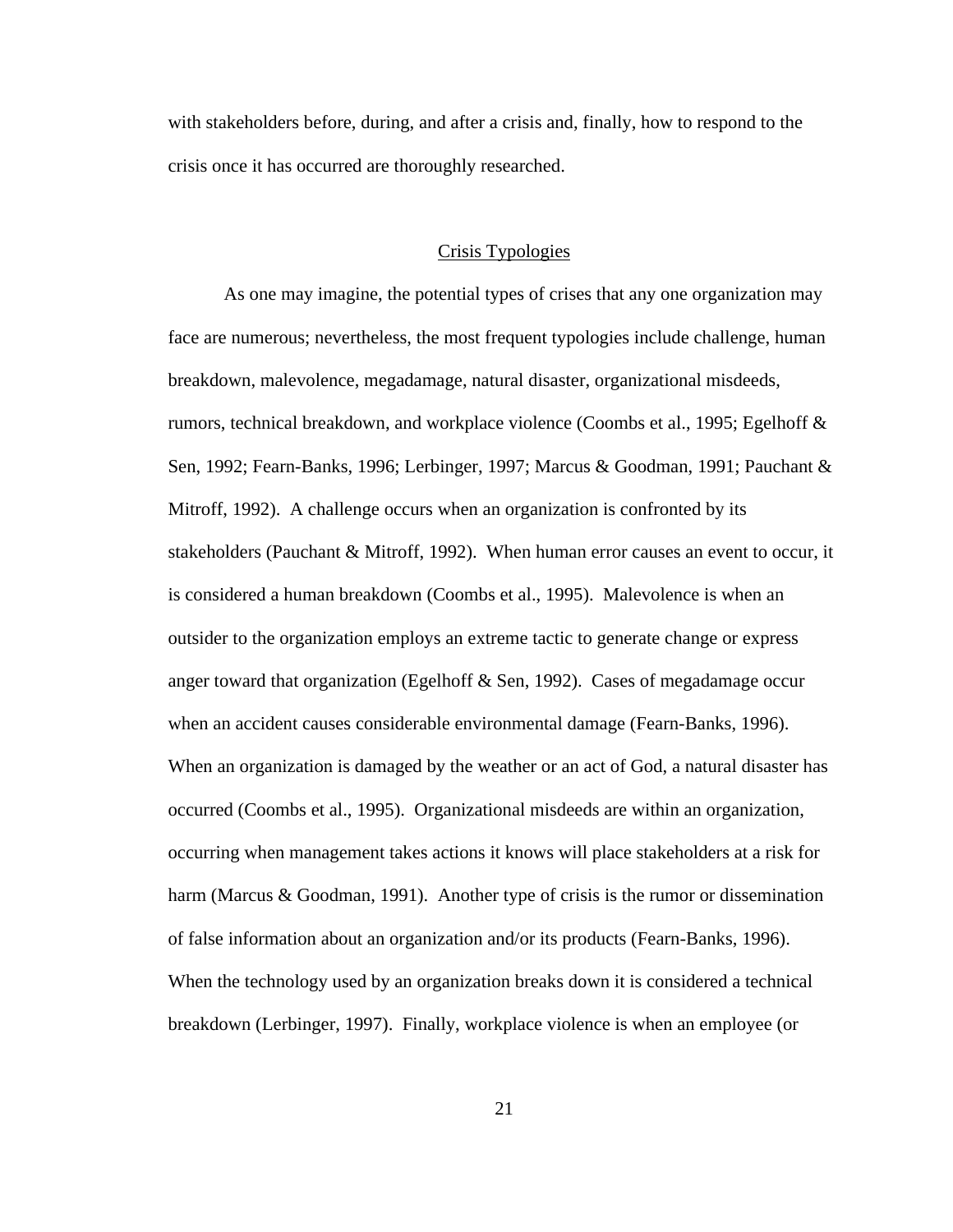with stakeholders before, during, and after a crisis and, finally, how to respond to the crisis once it has occurred are thoroughly researched.

## Crisis Typologies

As one may imagine, the potential types of crises that any one organization may face are numerous; nevertheless, the most frequent typologies include challenge, human breakdown, malevolence, megadamage, natural disaster, organizational misdeeds, rumors, technical breakdown, and workplace violence (Coombs et al., 1995; Egelhoff & Sen, 1992; Fearn-Banks, 1996; Lerbinger, 1997; Marcus & Goodman, 1991; Pauchant & Mitroff, 1992). A challenge occurs when an organization is confronted by its stakeholders (Pauchant & Mitroff, 1992). When human error causes an event to occur, it is considered a human breakdown (Coombs et al., 1995). Malevolence is when an outsider to the organization employs an extreme tactic to generate change or express anger toward that organization (Egelhoff & Sen, 1992). Cases of megadamage occur when an accident causes considerable environmental damage (Fearn-Banks, 1996). When an organization is damaged by the weather or an act of God, a natural disaster has occurred (Coombs et al., 1995). Organizational misdeeds are within an organization, occurring when management takes actions it knows will place stakeholders at a risk for harm (Marcus & Goodman, 1991). Another type of crisis is the rumor or dissemination of false information about an organization and/or its products (Fearn-Banks, 1996). When the technology used by an organization breaks down it is considered a technical breakdown (Lerbinger, 1997). Finally, workplace violence is when an employee (or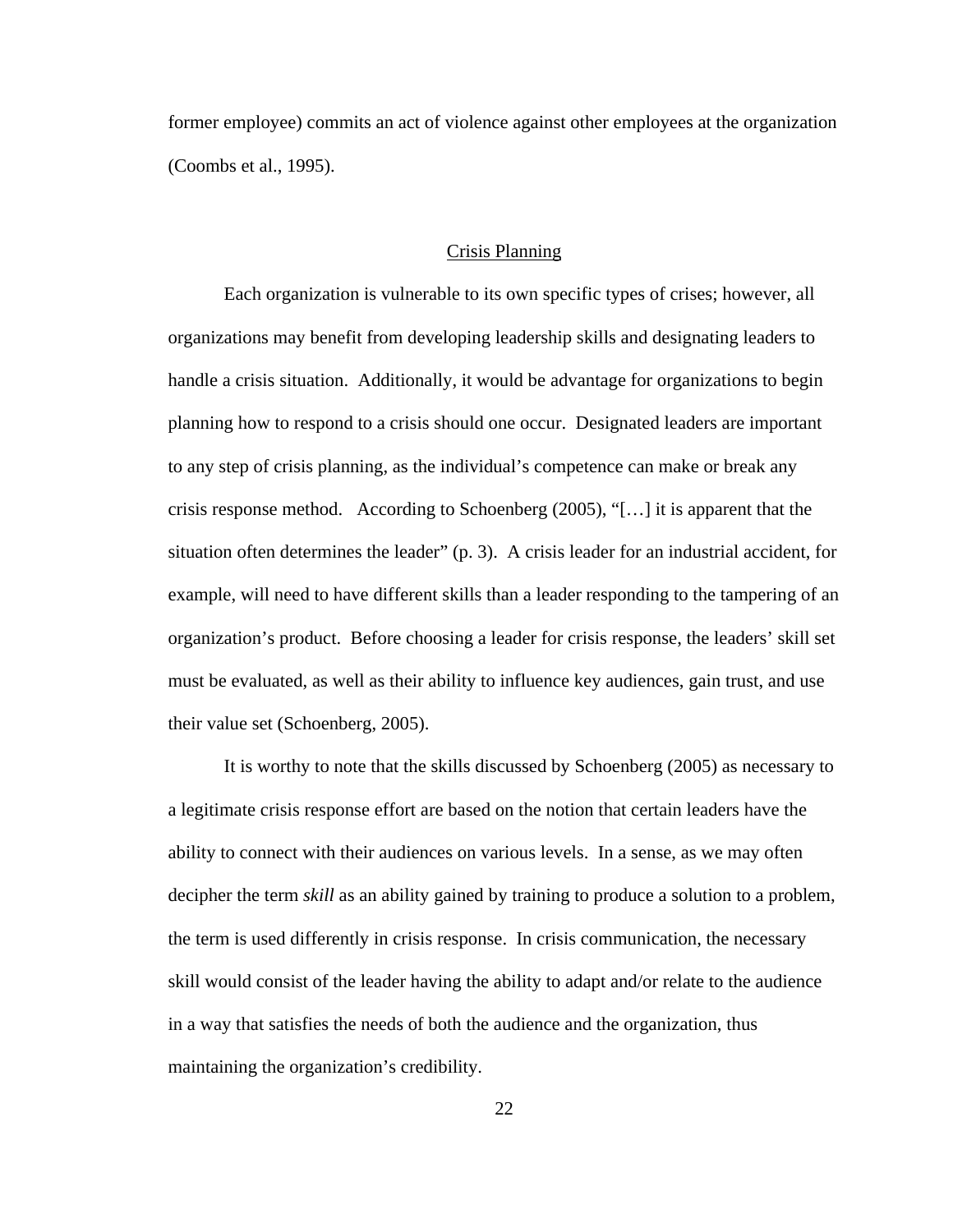former employee) commits an act of violence against other employees at the organization (Coombs et al., 1995).

## Crisis Planning

Each organization is vulnerable to its own specific types of crises; however, all organizations may benefit from developing leadership skills and designating leaders to handle a crisis situation. Additionally, it would be advantage for organizations to begin planning how to respond to a crisis should one occur. Designated leaders are important to any step of crisis planning, as the individual's competence can make or break any crisis response method. According to Schoenberg (2005), "[…] it is apparent that the situation often determines the leader" (p. 3). A crisis leader for an industrial accident, for example, will need to have different skills than a leader responding to the tampering of an organization's product. Before choosing a leader for crisis response, the leaders' skill set must be evaluated, as well as their ability to influence key audiences, gain trust, and use their value set (Schoenberg, 2005).

It is worthy to note that the skills discussed by Schoenberg (2005) as necessary to a legitimate crisis response effort are based on the notion that certain leaders have the ability to connect with their audiences on various levels. In a sense, as we may often decipher the term *skill* as an ability gained by training to produce a solution to a problem, the term is used differently in crisis response. In crisis communication, the necessary skill would consist of the leader having the ability to adapt and/or relate to the audience in a way that satisfies the needs of both the audience and the organization, thus maintaining the organization's credibility.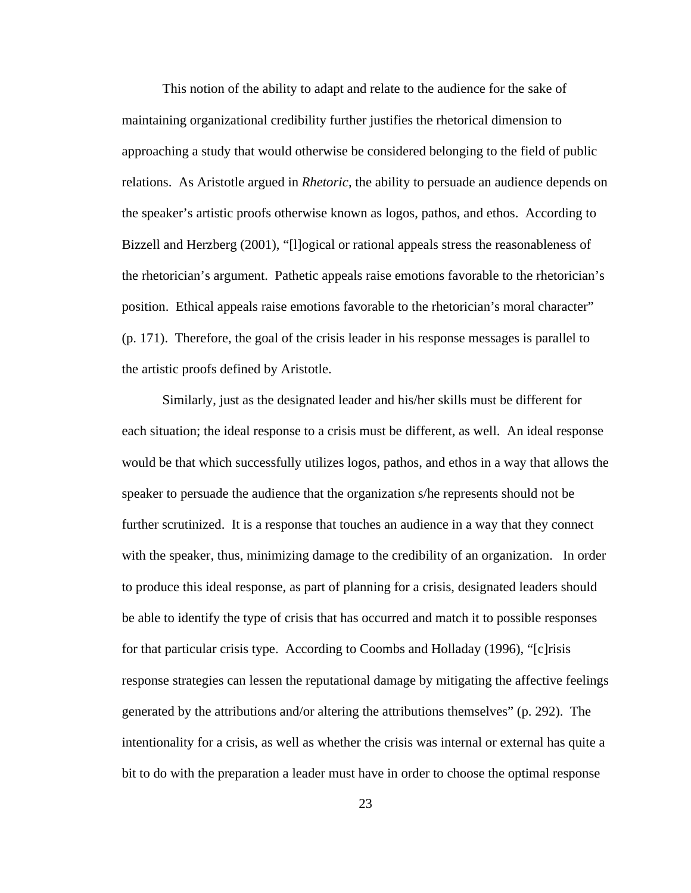This notion of the ability to adapt and relate to the audience for the sake of maintaining organizational credibility further justifies the rhetorical dimension to approaching a study that would otherwise be considered belonging to the field of public relations. As Aristotle argued in *Rhetoric*, the ability to persuade an audience depends on the speaker's artistic proofs otherwise known as logos, pathos, and ethos. According to Bizzell and Herzberg (2001), "[l]ogical or rational appeals stress the reasonableness of the rhetorician's argument. Pathetic appeals raise emotions favorable to the rhetorician's position. Ethical appeals raise emotions favorable to the rhetorician's moral character" (p. 171). Therefore, the goal of the crisis leader in his response messages is parallel to the artistic proofs defined by Aristotle.

Similarly, just as the designated leader and his/her skills must be different for each situation; the ideal response to a crisis must be different, as well. An ideal response would be that which successfully utilizes logos, pathos, and ethos in a way that allows the speaker to persuade the audience that the organization s/he represents should not be further scrutinized. It is a response that touches an audience in a way that they connect with the speaker, thus, minimizing damage to the credibility of an organization. In order to produce this ideal response, as part of planning for a crisis, designated leaders should be able to identify the type of crisis that has occurred and match it to possible responses for that particular crisis type. According to Coombs and Holladay (1996), "[c]risis response strategies can lessen the reputational damage by mitigating the affective feelings generated by the attributions and/or altering the attributions themselves" (p. 292). The intentionality for a crisis, as well as whether the crisis was internal or external has quite a bit to do with the preparation a leader must have in order to choose the optimal response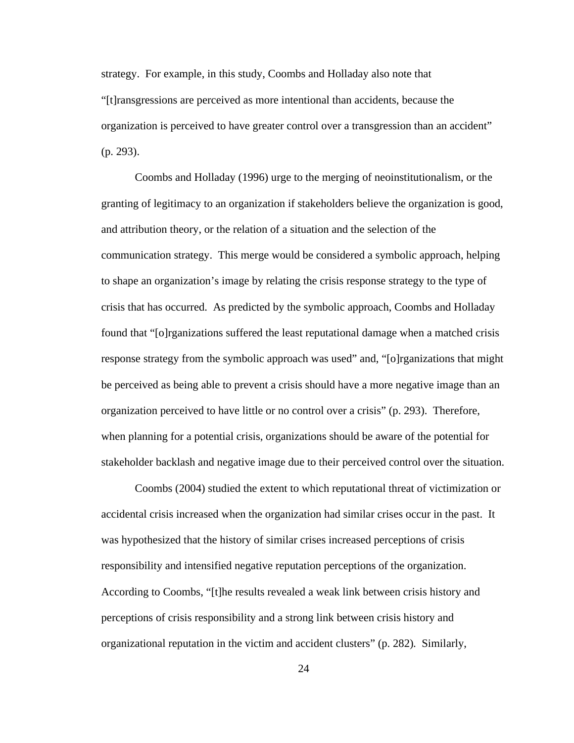strategy. For example, in this study, Coombs and Holladay also note that "[t]ransgressions are perceived as more intentional than accidents, because the organization is perceived to have greater control over a transgression than an accident" (p. 293).

Coombs and Holladay (1996) urge to the merging of neoinstitutionalism, or the granting of legitimacy to an organization if stakeholders believe the organization is good, and attribution theory, or the relation of a situation and the selection of the communication strategy. This merge would be considered a symbolic approach, helping to shape an organization's image by relating the crisis response strategy to the type of crisis that has occurred. As predicted by the symbolic approach, Coombs and Holladay found that "[o]rganizations suffered the least reputational damage when a matched crisis response strategy from the symbolic approach was used" and, "[o]rganizations that might be perceived as being able to prevent a crisis should have a more negative image than an organization perceived to have little or no control over a crisis" (p. 293). Therefore, when planning for a potential crisis, organizations should be aware of the potential for stakeholder backlash and negative image due to their perceived control over the situation.

Coombs (2004) studied the extent to which reputational threat of victimization or accidental crisis increased when the organization had similar crises occur in the past. It was hypothesized that the history of similar crises increased perceptions of crisis responsibility and intensified negative reputation perceptions of the organization. According to Coombs, "[t]he results revealed a weak link between crisis history and perceptions of crisis responsibility and a strong link between crisis history and organizational reputation in the victim and accident clusters" (p. 282). Similarly,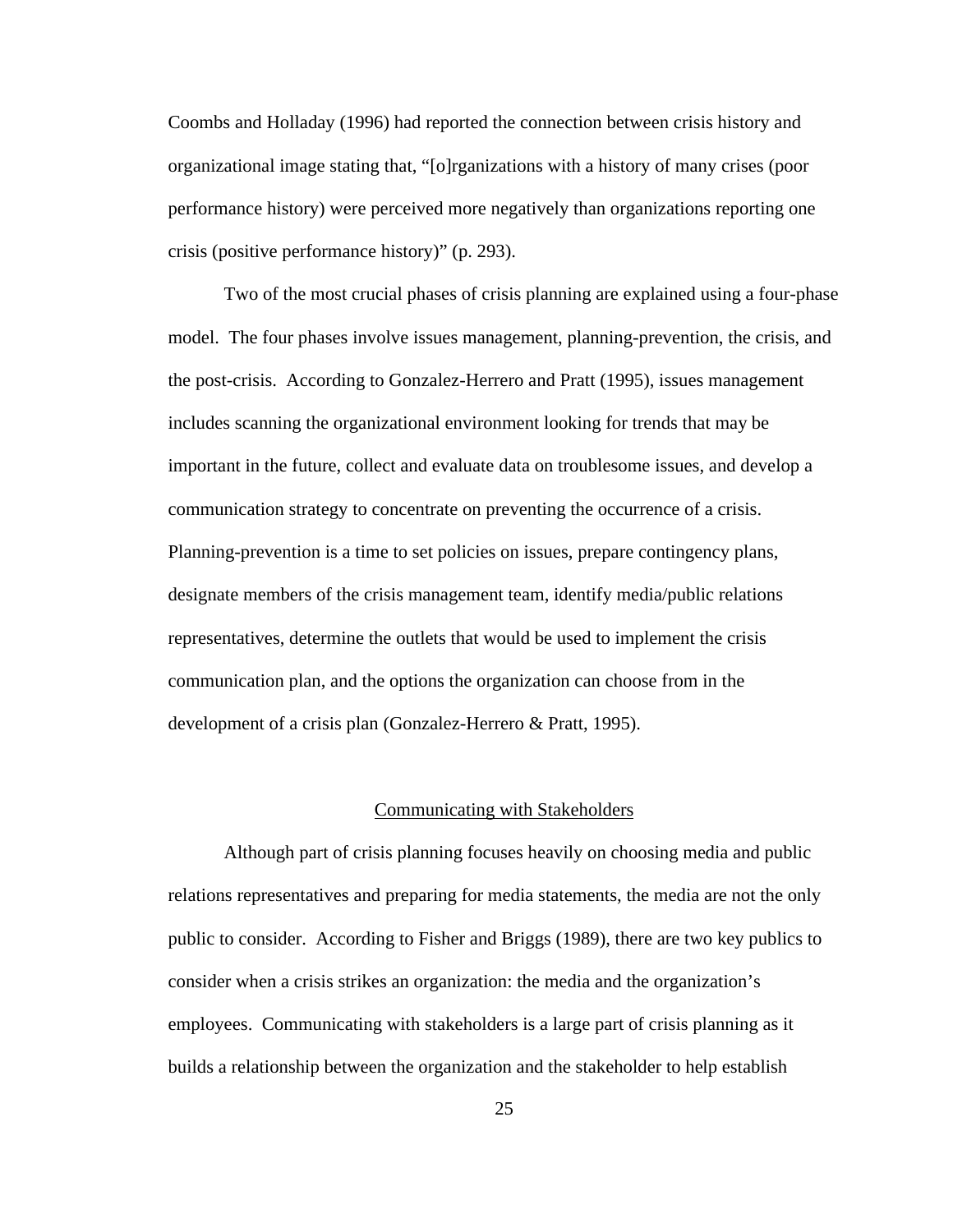Coombs and Holladay (1996) had reported the connection between crisis history and organizational image stating that, "[o]rganizations with a history of many crises (poor performance history) were perceived more negatively than organizations reporting one crisis (positive performance history)" (p. 293).

Two of the most crucial phases of crisis planning are explained using a four-phase model. The four phases involve issues management, planning-prevention, the crisis, and the post-crisis. According to Gonzalez-Herrero and Pratt (1995), issues management includes scanning the organizational environment looking for trends that may be important in the future, collect and evaluate data on troublesome issues, and develop a communication strategy to concentrate on preventing the occurrence of a crisis. Planning-prevention is a time to set policies on issues, prepare contingency plans, designate members of the crisis management team, identify media/public relations representatives, determine the outlets that would be used to implement the crisis communication plan, and the options the organization can choose from in the development of a crisis plan (Gonzalez-Herrero & Pratt, 1995).

## Communicating with Stakeholders

Although part of crisis planning focuses heavily on choosing media and public relations representatives and preparing for media statements, the media are not the only public to consider. According to Fisher and Briggs (1989), there are two key publics to consider when a crisis strikes an organization: the media and the organization's employees. Communicating with stakeholders is a large part of crisis planning as it builds a relationship between the organization and the stakeholder to help establish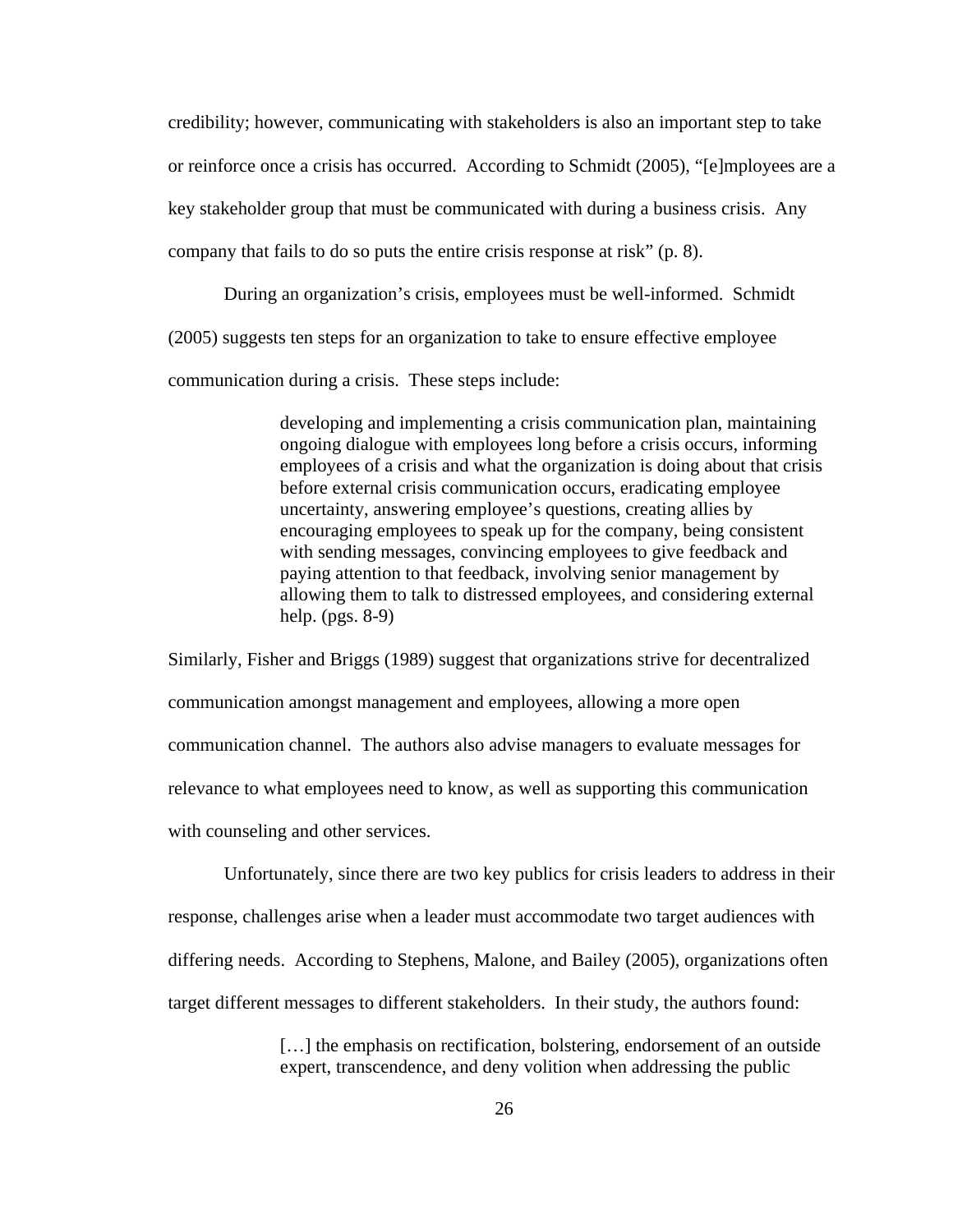credibility; however, communicating with stakeholders is also an important step to take or reinforce once a crisis has occurred. According to Schmidt (2005), "[e]mployees are a key stakeholder group that must be communicated with during a business crisis. Any company that fails to do so puts the entire crisis response at risk" (p. 8).

During an organization's crisis, employees must be well-informed. Schmidt (2005) suggests ten steps for an organization to take to ensure effective employee communication during a crisis. These steps include:

> developing and implementing a crisis communication plan, maintaining ongoing dialogue with employees long before a crisis occurs, informing employees of a crisis and what the organization is doing about that crisis before external crisis communication occurs, eradicating employee uncertainty, answering employee's questions, creating allies by encouraging employees to speak up for the company, being consistent with sending messages, convincing employees to give feedback and paying attention to that feedback, involving senior management by allowing them to talk to distressed employees, and considering external help. (pgs. 8-9)

Similarly, Fisher and Briggs (1989) suggest that organizations strive for decentralized communication amongst management and employees, allowing a more open communication channel. The authors also advise managers to evaluate messages for relevance to what employees need to know, as well as supporting this communication with counseling and other services.

Unfortunately, since there are two key publics for crisis leaders to address in their response, challenges arise when a leader must accommodate two target audiences with differing needs. According to Stephens, Malone, and Bailey (2005), organizations often target different messages to different stakeholders. In their study, the authors found:

> […] the emphasis on rectification, bolstering, endorsement of an outside expert, transcendence, and deny volition when addressing the public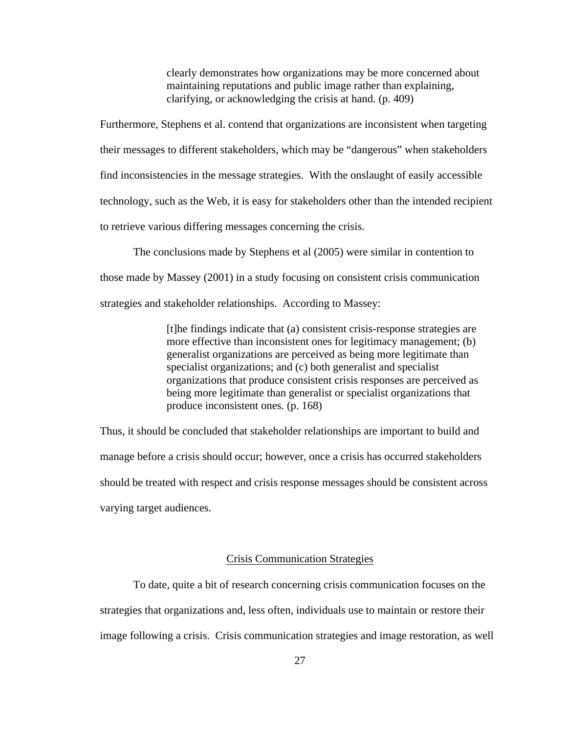> clearly demonstrates how organizations may be more concerned about maintaining reputations and public image rather than explaining, clarifying, or acknowledging the crisis at hand. (p. 409)

Furthermore, Stephens et al. contend that organizations are inconsistent when targeting their messages to different stakeholders, which may be "dangerous" when stakeholders find inconsistencies in the message strategies. With the onslaught of easily accessible technology, such as the Web, it is easy for stakeholders other than the intended recipient to retrieve various differing messages concerning the crisis.

The conclusions made by Stephens et al (2005) were similar in contention to those made by Massey (2001) in a study focusing on consistent crisis communication strategies and stakeholder relationships. According to Massey:

> [t]he findings indicate that (a) consistent crisis-response strategies are more effective than inconsistent ones for legitimacy management; (b) generalist organizations are perceived as being more legitimate than specialist organizations; and (c) both generalist and specialist organizations that produce consistent crisis responses are perceived as being more legitimate than generalist or specialist organizations that produce inconsistent ones. (p. 168)

Thus, it should be concluded that stakeholder relationships are important to build and manage before a crisis should occur; however, once a crisis has occurred stakeholders should be treated with respect and crisis response messages should be consistent across varying target audiences.

## Crisis Communication Strategies

To date, quite a bit of research concerning crisis communication focuses on the strategies that organizations and, less often, individuals use to maintain or restore their image following a crisis. Crisis communication strategies and image restoration, as well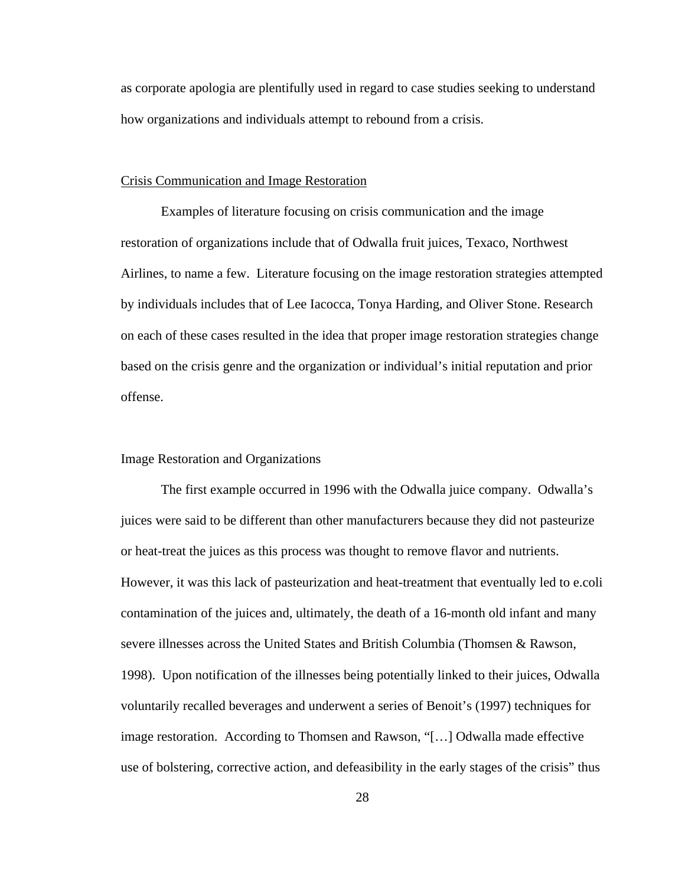as corporate apologia are plentifully used in regard to case studies seeking to understand how organizations and individuals attempt to rebound from a crisis.

## <u>Crisis Communication and Image Restoration</u>

Examples of literature focusing on crisis communication and the image restoration of organizations include that of Odwalla fruit juices, Texaco, Northwest Airlines, to name a few. Literature focusing on the image restoration strategies attempted by individuals includes that of Lee Iacocca, Tonya Harding, and Oliver Stone. Research on each of these cases resulted in the idea that proper image restoration strategies change based on the crisis genre and the organization or individual's initial reputation and prior offense.

### Image Restoration and Organizations

The first example occurred in 1996 with the Odwalla juice company. Odwalla's juices were said to be different than other manufacturers because they did not pasteurize or heat-treat the juices as this process was thought to remove flavor and nutrients. However, it was this lack of pasteurization and heat-treatment that eventually led to e.coli contamination of the juices and, ultimately, the death of a 16-month old infant and many severe illnesses across the United States and British Columbia (Thomsen & Rawson, 1998). Upon notification of the illnesses being potentially linked to their juices, Odwalla voluntarily recalled beverages and underwent a series of Benoit's (1997) techniques for image restoration. According to Thomsen and Rawson, "[…] Odwalla made effective use of bolstering, corrective action, and defeasibility in the early stages of the crisis" thus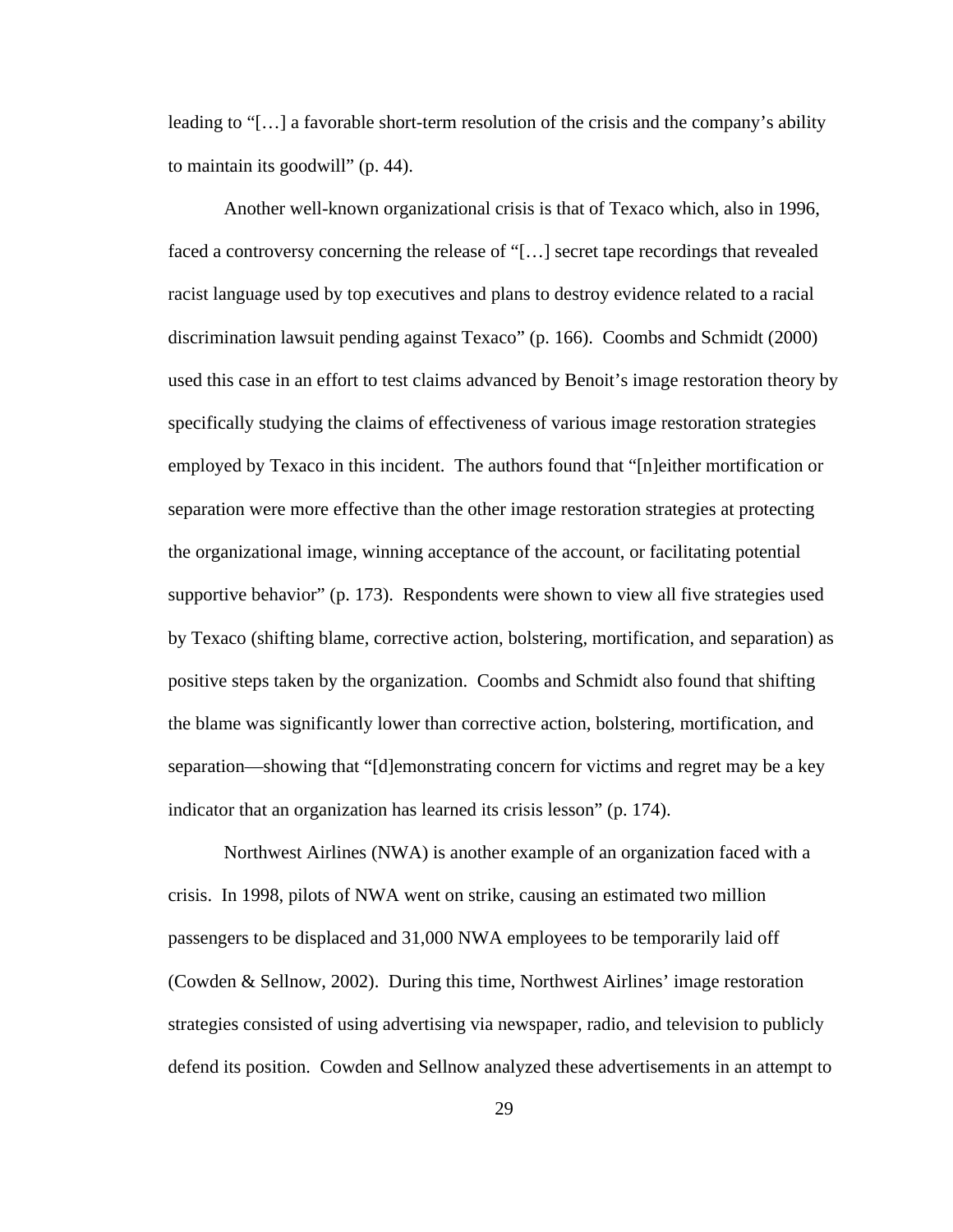leading to "[…] a favorable short-term resolution of the crisis and the company's ability to maintain its goodwill" (p. 44).

Another well-known organizational crisis is that of Texaco which, also in 1996, faced a controversy concerning the release of "[…] secret tape recordings that revealed racist language used by top executives and plans to destroy evidence related to a racial discrimination lawsuit pending against Texaco" (p. 166). Coombs and Schmidt (2000) used this case in an effort to test claims advanced by Benoit's image restoration theory by specifically studying the claims of effectiveness of various image restoration strategies employed by Texaco in this incident. The authors found that "[n]either mortification or separation were more effective than the other image restoration strategies at protecting the organizational image, winning acceptance of the account, or facilitating potential supportive behavior" (p. 173). Respondents were shown to view all five strategies used by Texaco (shifting blame, corrective action, bolstering, mortification, and separation) as positive steps taken by the organization. Coombs and Schmidt also found that shifting the blame was significantly lower than corrective action, bolstering, mortification, and separation—showing that "[d]emonstrating concern for victims and regret may be a key indicator that an organization has learned its crisis lesson" (p. 174).

Northwest Airlines (NWA) is another example of an organization faced with a crisis. In 1998, pilots of NWA went on strike, causing an estimated two million passengers to be displaced and 31,000 NWA employees to be temporarily laid off (Cowden & Sellnow, 2002). During this time, Northwest Airlines' image restoration strategies consisted of using advertising via newspaper, radio, and television to publicly defend its position. Cowden and Sellnow analyzed these advertisements in an attempt to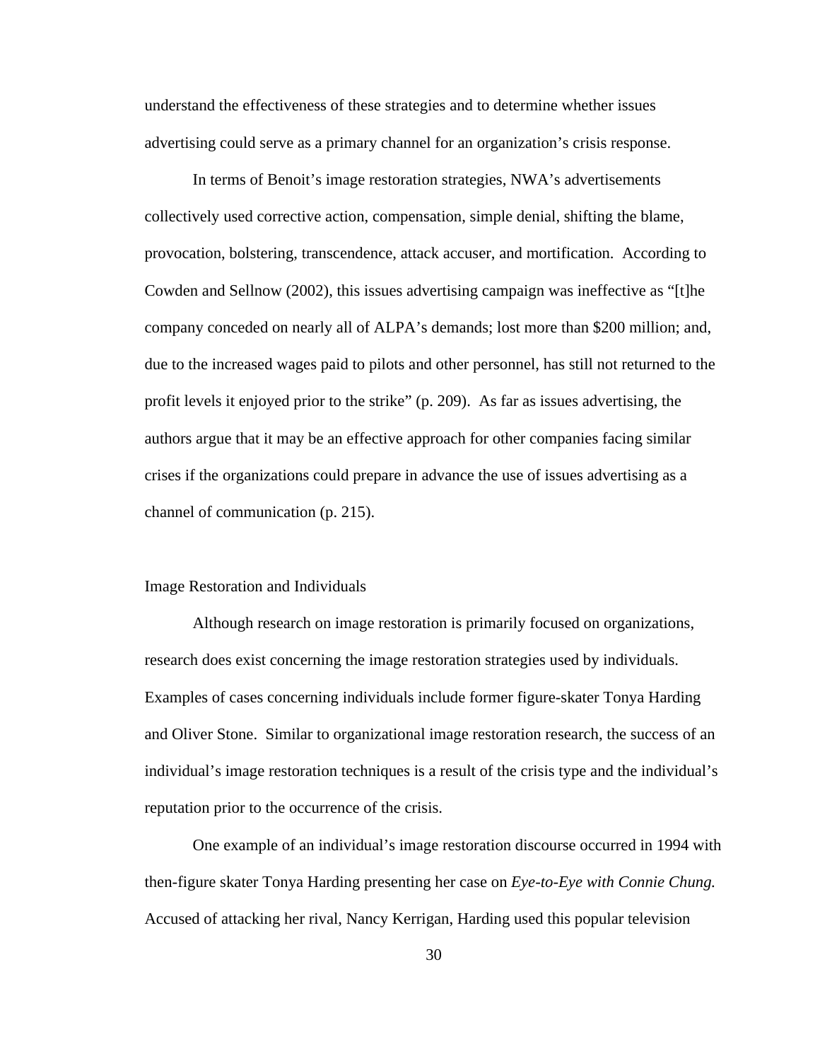understand the effectiveness of these strategies and to determine whether issues advertising could serve as a primary channel for an organization's crisis response.

In terms of Benoit's image restoration strategies, NWA's advertisements collectively used corrective action, compensation, simple denial, shifting the blame, provocation, bolstering, transcendence, attack accuser, and mortification. According to Cowden and Sellnow (2002), this issues advertising campaign was ineffective as "[t]he company conceded on nearly all of ALPA's demands; lost more than $200 million; and, due to the increased wages paid to pilots and other personnel, has still not returned to the profit levels it enjoyed prior to the strike" (p. 209). As far as issues advertising, the authors argue that it may be an effective approach for other companies facing similar crises if the organizations could prepare in advance the use of issues advertising as a channel of communication (p. 215).

## Image Restoration and Individuals

Although research on image restoration is primarily focused on organizations, research does exist concerning the image restoration strategies used by individuals. Examples of cases concerning individuals include former figure-skater Tonya Harding and Oliver Stone. Similar to organizational image restoration research, the success of an individual's image restoration techniques is a result of the crisis type and the individual's reputation prior to the occurrence of the crisis.

One example of an individual's image restoration discourse occurred in 1994 with then-figure skater Tonya Harding presenting her case on *Eye-to-Eye with Connie Chung.* Accused of attacking her rival, Nancy Kerrigan, Harding used this popular television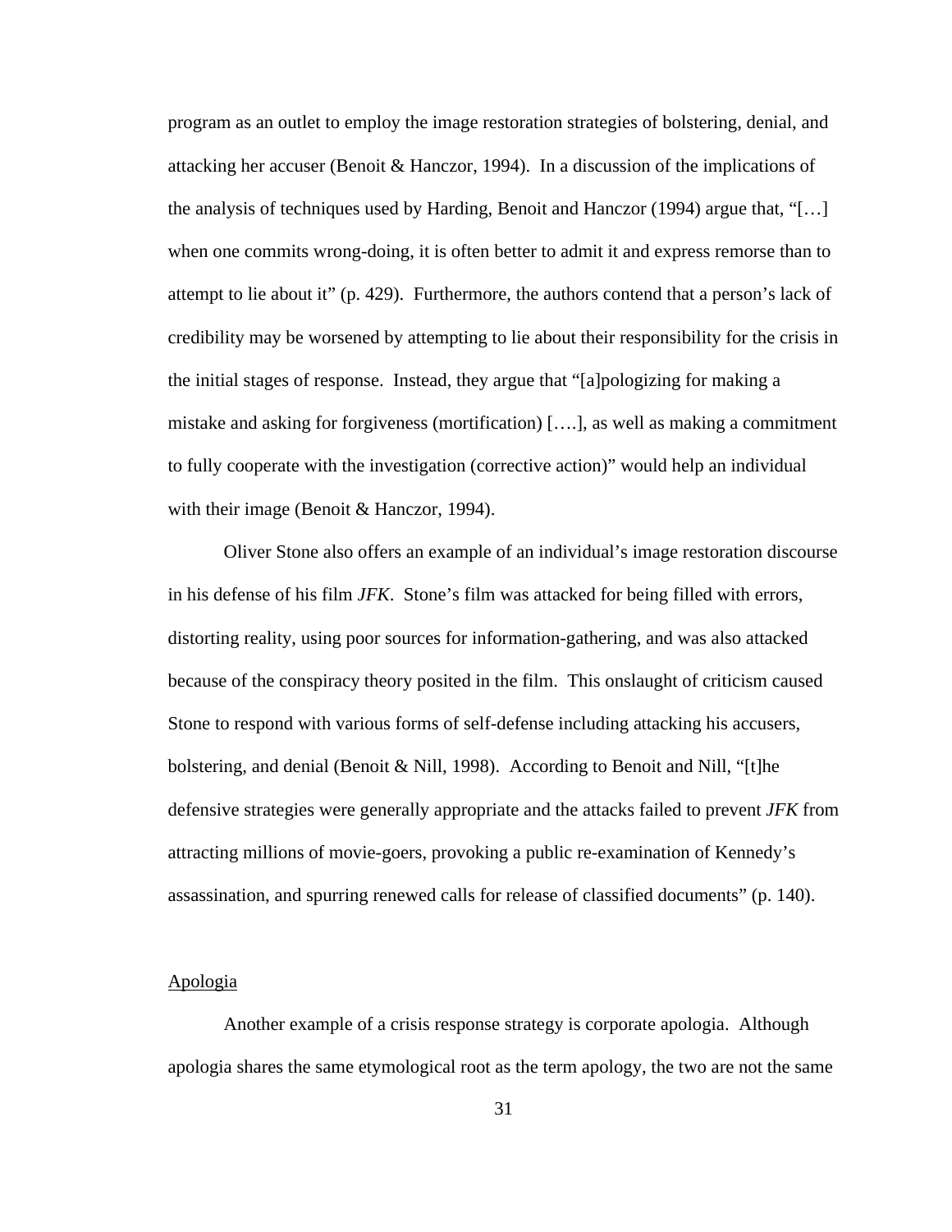program as an outlet to employ the image restoration strategies of bolstering, denial, and attacking her accuser (Benoit & Hanczor, 1994). In a discussion of the implications of the analysis of techniques used by Harding, Benoit and Hanczor (1994) argue that, "[…] when one commits wrong-doing, it is often better to admit it and express remorse than to attempt to lie about it" (p. 429). Furthermore, the authors contend that a person's lack of credibility may be worsened by attempting to lie about their responsibility for the crisis in the initial stages of response. Instead, they argue that "[a]pologizing for making a mistake and asking for forgiveness (mortification) [….], as well as making a commitment to fully cooperate with the investigation (corrective action)" would help an individual with their image (Benoit & Hanczor, 1994).

Oliver Stone also offers an example of an individual's image restoration discourse in his defense of his film *JFK*. Stone's film was attacked for being filled with errors, distorting reality, using poor sources for information-gathering, and was also attacked because of the conspiracy theory posited in the film. This onslaught of criticism caused Stone to respond with various forms of self-defense including attacking his accusers, bolstering, and denial (Benoit & Nill, 1998). According to Benoit and Nill, "[t]he defensive strategies were generally appropriate and the attacks failed to prevent *JFK* from attracting millions of movie-goers, provoking a public re-examination of Kennedy's assassination, and spurring renewed calls for release of classified documents" (p. 140).

### Apologia

Another example of a crisis response strategy is corporate apologia. Although apologia shares the same etymological root as the term apology, the two are not the same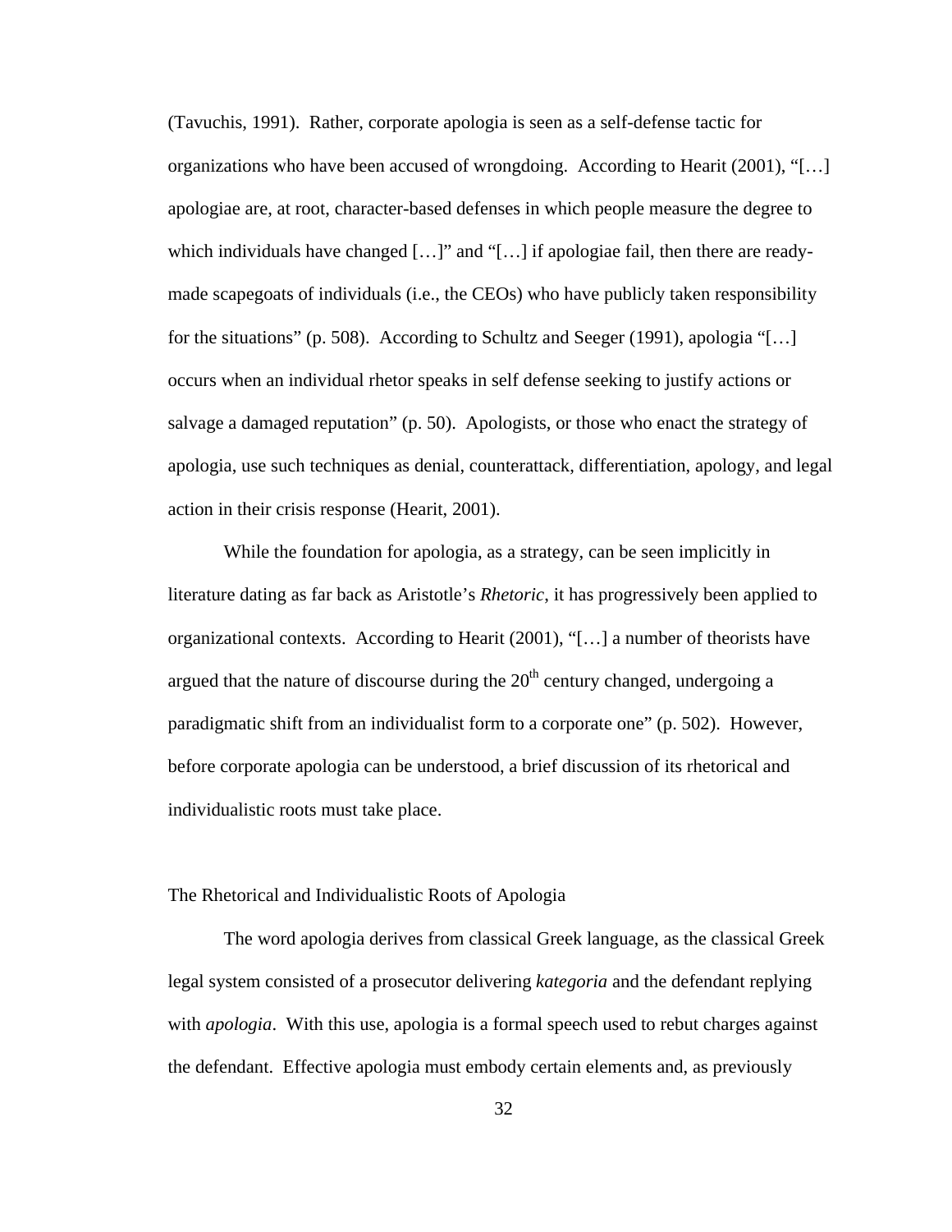(Tavuchis, 1991). Rather, corporate apologia is seen as a self-defense tactic for organizations who have been accused of wrongdoing. According to Hearit (2001), "[…] apologiae are, at root, character-based defenses in which people measure the degree to which individuals have changed […]" and "[…] if apologiae fail, then there are ready-made scapegoats of individuals (i.e., the CEOs) who have publicly taken responsibility for the situations" (p. 508). According to Schultz and Seeger (1991), apologia "[…] occurs when an individual rhetor speaks in self defense seeking to justify actions or salvage a damaged reputation" (p. 50). Apologists, or those who enact the strategy of apologia, use such techniques as denial, counterattack, differentiation, apology, and legal action in their crisis response (Hearit, 2001).

While the foundation for apologia, as a strategy, can be seen implicitly in literature dating as far back as Aristotle's *Rhetoric*, it has progressively been applied to organizational contexts. According to Hearit (2001), "[…] a number of theorists have argued that the nature of discourse during the 20th century changed, undergoing a paradigmatic shift from an individualist form to a corporate one" (p. 502). However, before corporate apologia can be understood, a brief discussion of its rhetorical and individualistic roots must take place.

## The Rhetorical and Individualistic Roots of Apologia

The word apologia derives from classical Greek language, as the classical Greek legal system consisted of a prosecutor delivering *kategoria* and the defendant replying with *apologia*. With this use, apologia is a formal speech used to rebut charges against the defendant. Effective apologia must embody certain elements and, as previously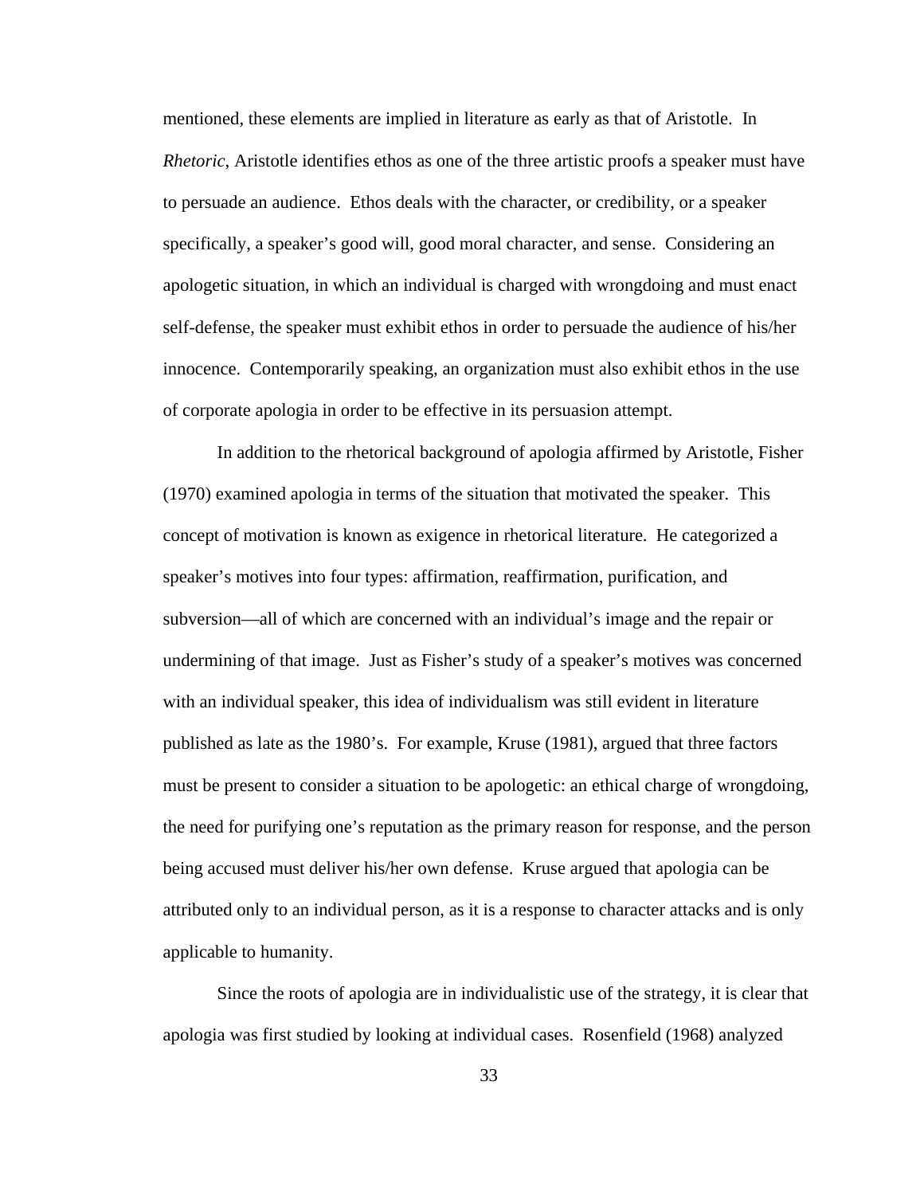mentioned, these elements are implied in literature as early as that of Aristotle. In *Rhetoric*, Aristotle identifies ethos as one of the three artistic proofs a speaker must have to persuade an audience. Ethos deals with the character, or credibility, or a speaker specifically, a speaker's good will, good moral character, and sense. Considering an apologetic situation, in which an individual is charged with wrongdoing and must enact self-defense, the speaker must exhibit ethos in order to persuade the audience of his/her innocence. Contemporarily speaking, an organization must also exhibit ethos in the use of corporate apologia in order to be effective in its persuasion attempt.

In addition to the rhetorical background of apologia affirmed by Aristotle, Fisher (1970) examined apologia in terms of the situation that motivated the speaker. This concept of motivation is known as exigence in rhetorical literature. He categorized a speaker's motives into four types: affirmation, reaffirmation, purification, and subversion—all of which are concerned with an individual's image and the repair or undermining of that image. Just as Fisher's study of a speaker's motives was concerned with an individual speaker, this idea of individualism was still evident in literature published as late as the 1980's. For example, Kruse (1981), argued that three factors must be present to consider a situation to be apologetic: an ethical charge of wrongdoing, the need for purifying one's reputation as the primary reason for response, and the person being accused must deliver his/her own defense. Kruse argued that apologia can be attributed only to an individual person, as it is a response to character attacks and is only applicable to humanity.

Since the roots of apologia are in individualistic use of the strategy, it is clear that apologia was first studied by looking at individual cases. Rosenfield (1968) analyzed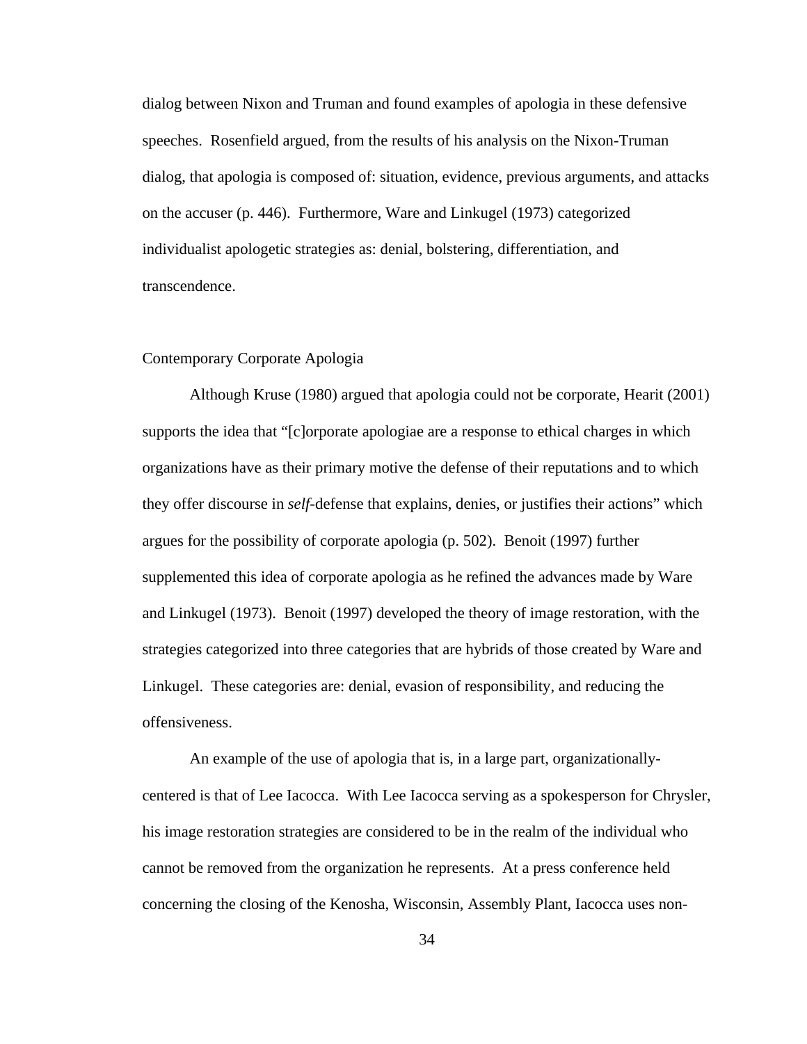dialog between Nixon and Truman and found examples of apologia in these defensive speeches. Rosenfield argued, from the results of his analysis on the Nixon-Truman dialog, that apologia is composed of: situation, evidence, previous arguments, and attacks on the accuser (p. 446). Furthermore, Ware and Linkugel (1973) categorized individualist apologetic strategies as: denial, bolstering, differentiation, and transcendence.

## Contemporary Corporate Apologia

Although Kruse (1980) argued that apologia could not be corporate, Hearit (2001) supports the idea that "[c]orporate apologiae are a response to ethical charges in which organizations have as their primary motive the defense of their reputations and to which they offer discourse in *self*-defense that explains, denies, or justifies their actions" which argues for the possibility of corporate apologia (p. 502). Benoit (1997) further supplemented this idea of corporate apologia as he refined the advances made by Ware and Linkugel (1973). Benoit (1997) developed the theory of image restoration, with the strategies categorized into three categories that are hybrids of those created by Ware and Linkugel. These categories are: denial, evasion of responsibility, and reducing the offensiveness.

An example of the use of apologia that is, in a large part, organizationally-centered is that of Lee Iacocca. With Lee Iacocca serving as a spokesperson for Chrysler, his image restoration strategies are considered to be in the realm of the individual who cannot be removed from the organization he represents. At a press conference held concerning the closing of the Kenosha, Wisconsin, Assembly Plant, Iacocca uses non-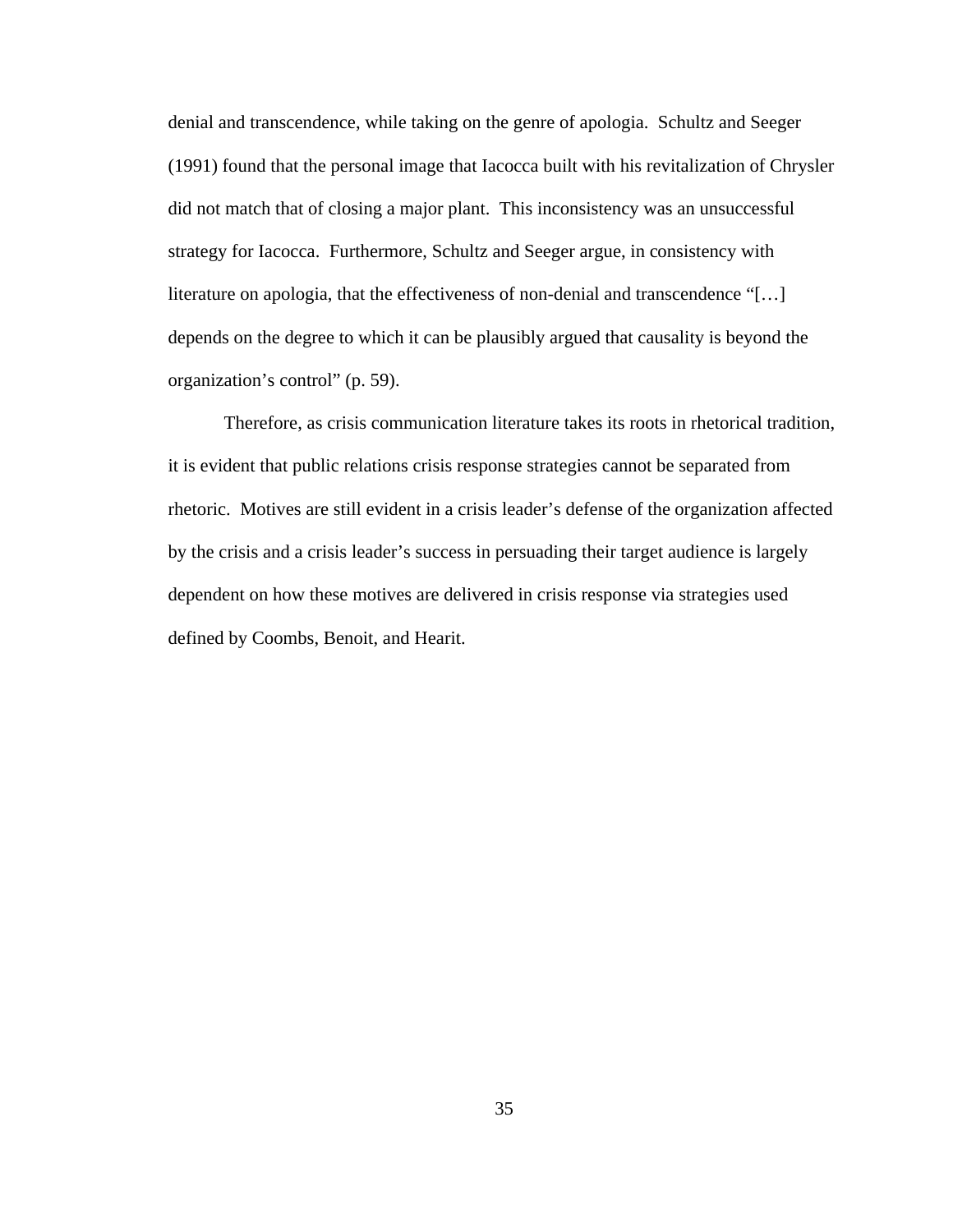denial and transcendence, while taking on the genre of apologia. Schultz and Seeger (1991) found that the personal image that Iacocca built with his revitalization of Chrysler did not match that of closing a major plant. This inconsistency was an unsuccessful strategy for Iacocca. Furthermore, Schultz and Seeger argue, in consistency with literature on apologia, that the effectiveness of non-denial and transcendence "[…] depends on the degree to which it can be plausibly argued that causality is beyond the organization's control" (p. 59).

Therefore, as crisis communication literature takes its roots in rhetorical tradition, it is evident that public relations crisis response strategies cannot be separated from rhetoric. Motives are still evident in a crisis leader's defense of the organization affected by the crisis and a crisis leader's success in persuading their target audience is largely dependent on how these motives are delivered in crisis response via strategies used defined by Coombs, Benoit, and Hearit.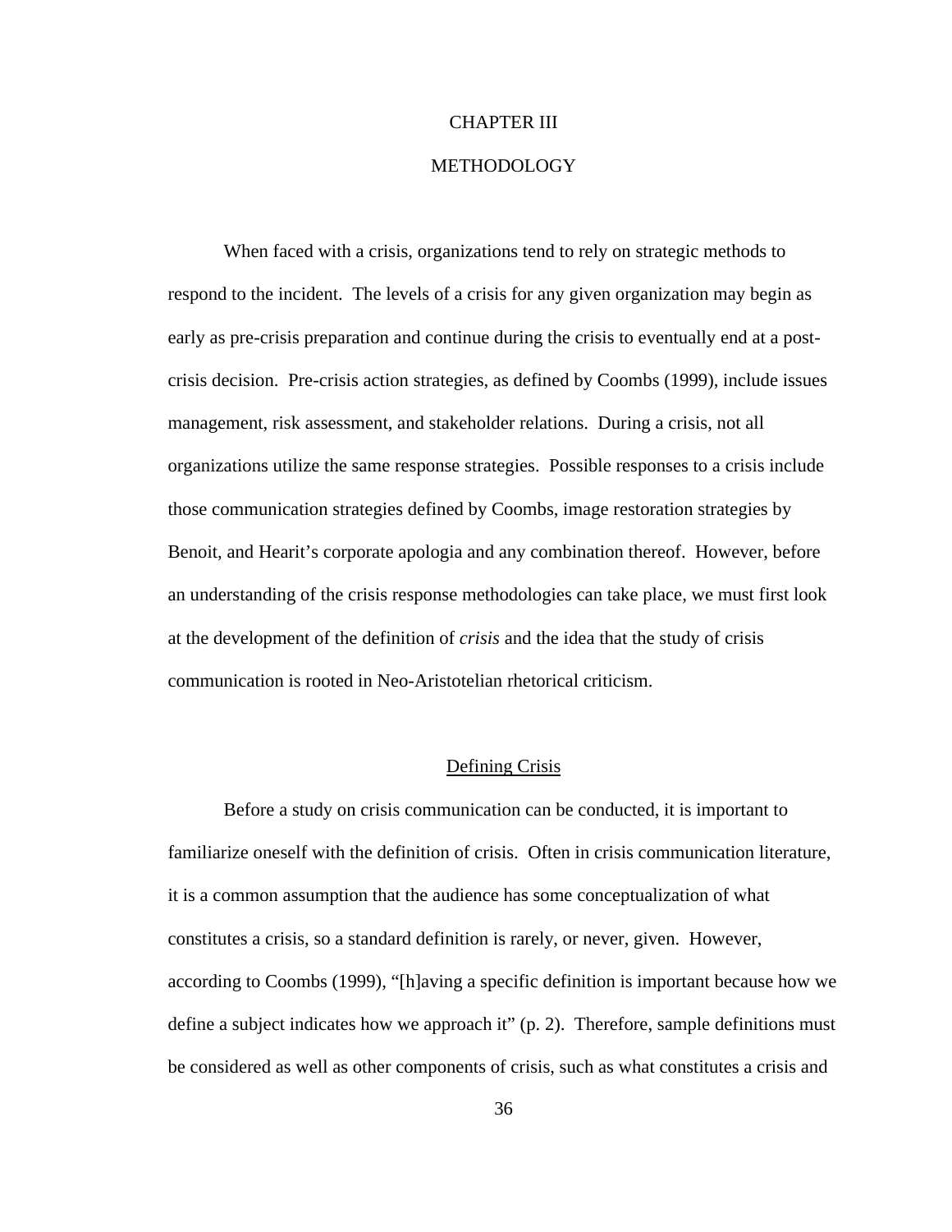# CHAPTER III

# METHODOLOGY

When faced with a crisis, organizations tend to rely on strategic methods to respond to the incident. The levels of a crisis for any given organization may begin as early as pre-crisis preparation and continue during the crisis to eventually end at a post-crisis decision. Pre-crisis action strategies, as defined by Coombs (1999), include issues management, risk assessment, and stakeholder relations. During a crisis, not all organizations utilize the same response strategies. Possible responses to a crisis include those communication strategies defined by Coombs, image restoration strategies by Benoit, and Hearit's corporate apologia and any combination thereof. However, before an understanding of the crisis response methodologies can take place, we must first look at the development of the definition of *crisis* and the idea that the study of crisis communication is rooted in Neo-Aristotelian rhetorical criticism.

## Defining Crisis

Before a study on crisis communication can be conducted, it is important to familiarize oneself with the definition of crisis. Often in crisis communication literature, it is a common assumption that the audience has some conceptualization of what constitutes a crisis, so a standard definition is rarely, or never, given. However, according to Coombs (1999), "[h]aving a specific definition is important because how we define a subject indicates how we approach it" (p. 2). Therefore, sample definitions must be considered as well as other components of crisis, such as what constitutes a crisis and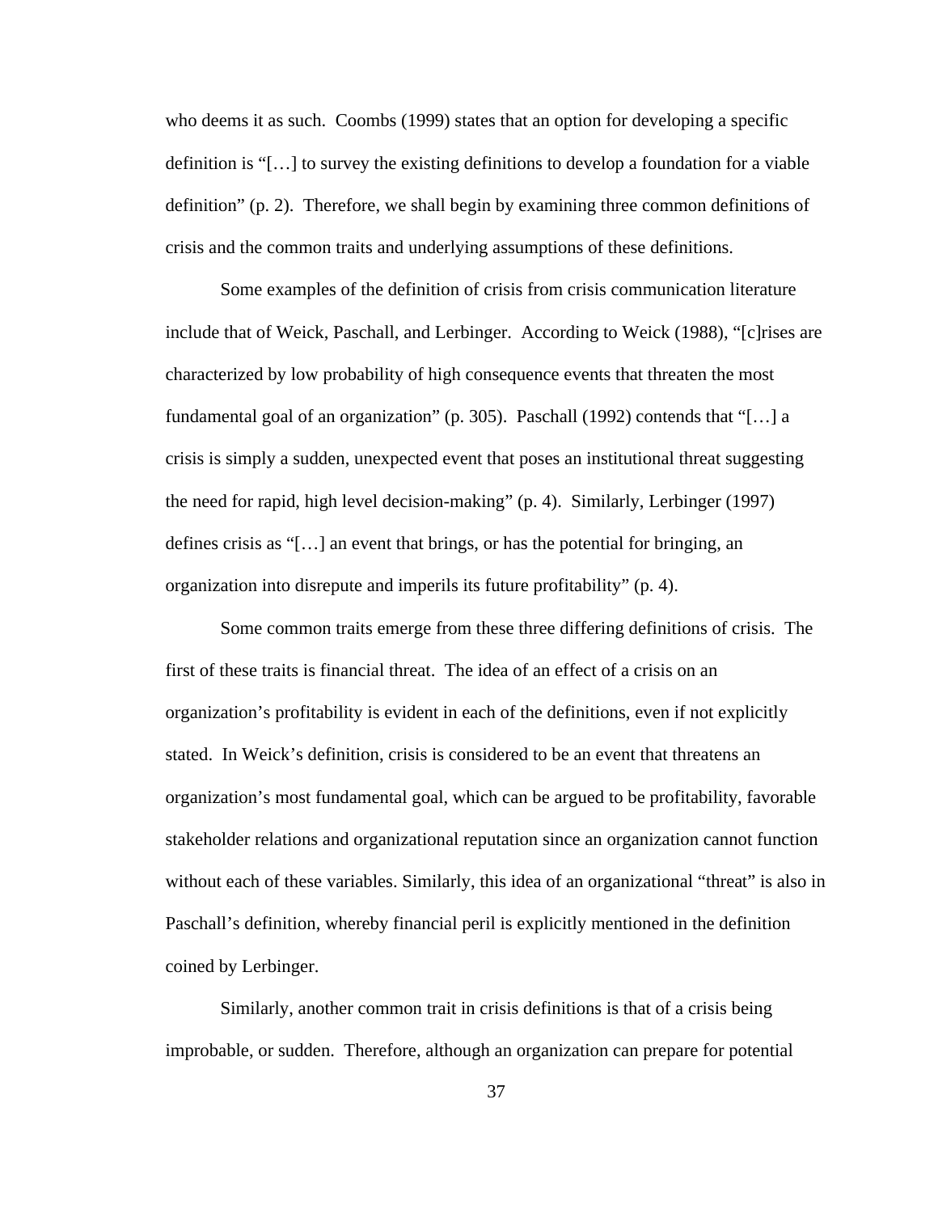who deems it as such. Coombs (1999) states that an option for developing a specific definition is "[…] to survey the existing definitions to develop a foundation for a viable definition" (p. 2). Therefore, we shall begin by examining three common definitions of crisis and the common traits and underlying assumptions of these definitions.

Some examples of the definition of crisis from crisis communication literature include that of Weick, Paschall, and Lerbinger. According to Weick (1988), "[c]rises are characterized by low probability of high consequence events that threaten the most fundamental goal of an organization" (p. 305). Paschall (1992) contends that "[…] a crisis is simply a sudden, unexpected event that poses an institutional threat suggesting the need for rapid, high level decision-making" (p. 4). Similarly, Lerbinger (1997) defines crisis as "[…] an event that brings, or has the potential for bringing, an organization into disrepute and imperils its future profitability" (p. 4).

Some common traits emerge from these three differing definitions of crisis. The first of these traits is financial threat. The idea of an effect of a crisis on an organization's profitability is evident in each of the definitions, even if not explicitly stated. In Weick's definition, crisis is considered to be an event that threatens an organization's most fundamental goal, which can be argued to be profitability, favorable stakeholder relations and organizational reputation since an organization cannot function without each of these variables. Similarly, this idea of an organizational "threat" is also in Paschall's definition, whereby financial peril is explicitly mentioned in the definition coined by Lerbinger.

Similarly, another common trait in crisis definitions is that of a crisis being improbable, or sudden. Therefore, although an organization can prepare for potential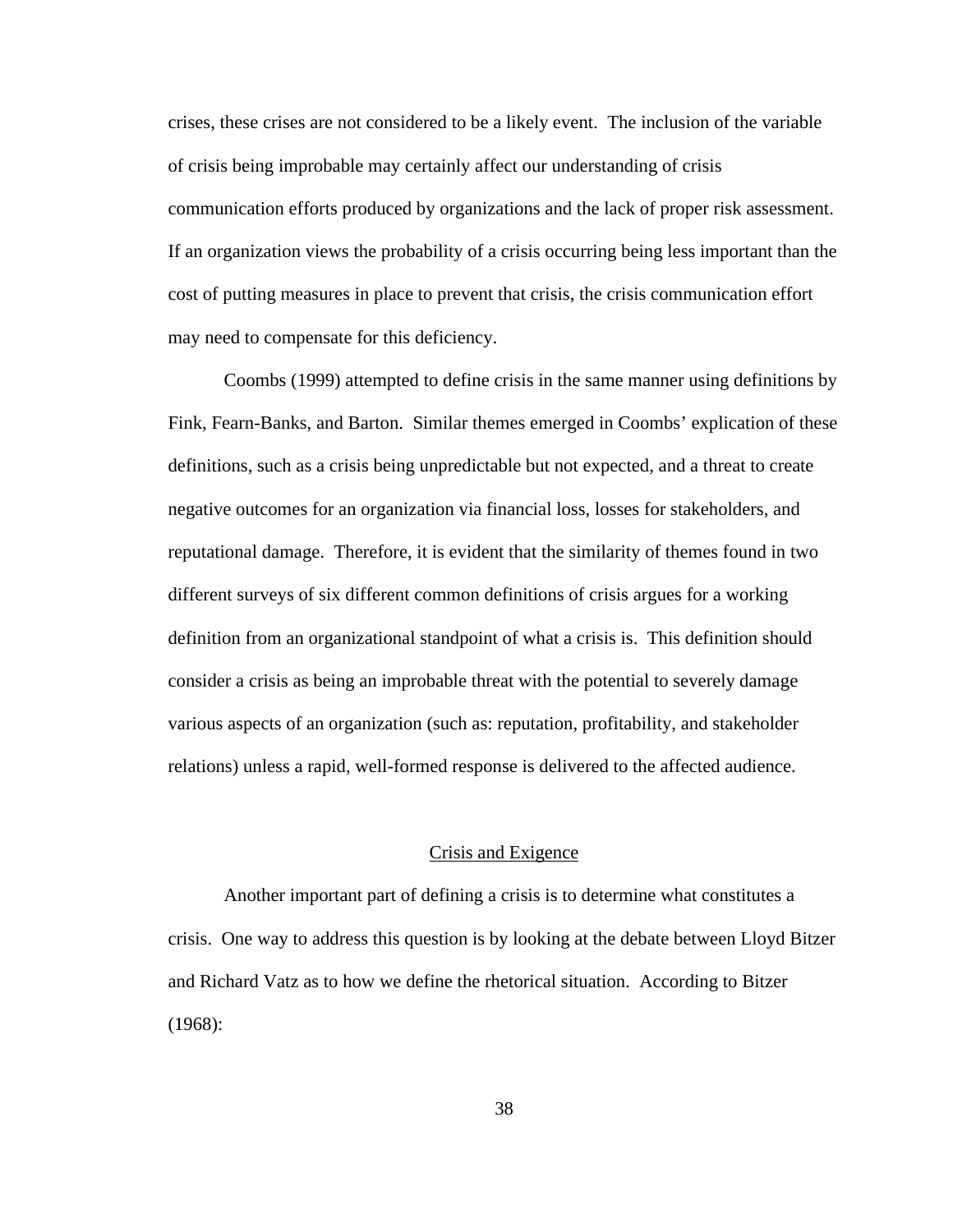crises, these crises are not considered to be a likely event. The inclusion of the variable of crisis being improbable may certainly affect our understanding of crisis communication efforts produced by organizations and the lack of proper risk assessment. If an organization views the probability of a crisis occurring being less important than the cost of putting measures in place to prevent that crisis, the crisis communication effort may need to compensate for this deficiency.

Coombs (1999) attempted to define crisis in the same manner using definitions by Fink, Fearn-Banks, and Barton. Similar themes emerged in Coombs' explication of these definitions, such as a crisis being unpredictable but not expected, and a threat to create negative outcomes for an organization via financial loss, losses for stakeholders, and reputational damage. Therefore, it is evident that the similarity of themes found in two different surveys of six different common definitions of crisis argues for a working definition from an organizational standpoint of what a crisis is. This definition should consider a crisis as being an improbable threat with the potential to severely damage various aspects of an organization (such as: reputation, profitability, and stakeholder relations) unless a rapid, well-formed response is delivered to the affected audience.

## Crisis and Exigence

Another important part of defining a crisis is to determine what constitutes a crisis. One way to address this question is by looking at the debate between Lloyd Bitzer and Richard Vatz as to how we define the rhetorical situation. According to Bitzer (1968):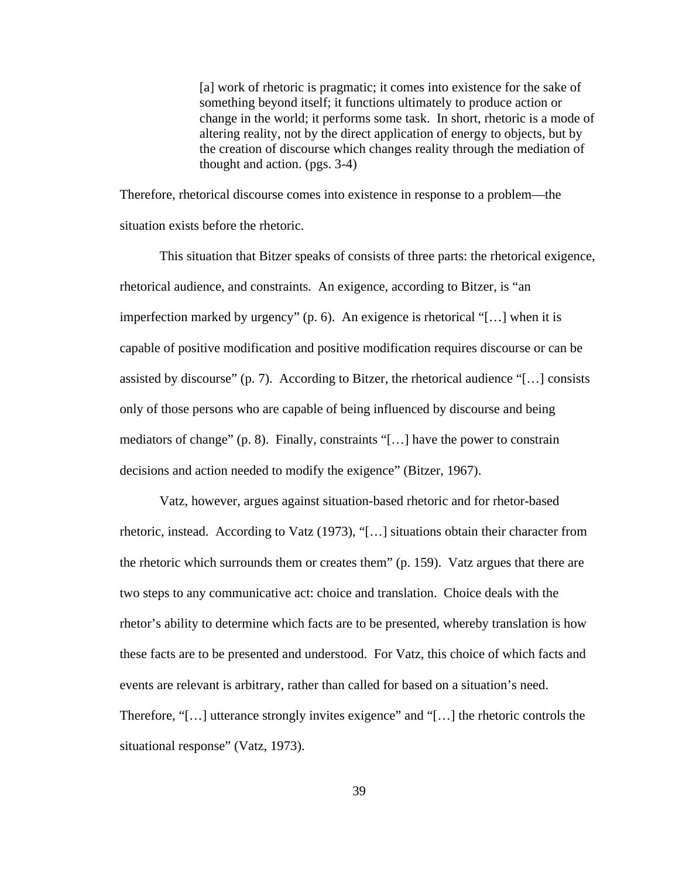> [a] work of rhetoric is pragmatic; it comes into existence for the sake of something beyond itself; it functions ultimately to produce action or change in the world; it performs some task. In short, rhetoric is a mode of altering reality, not by the direct application of energy to objects, but by the creation of discourse which changes reality through the mediation of thought and action. (pgs. 3-4)

Therefore, rhetorical discourse comes into existence in response to a problem—the situation exists before the rhetoric.

This situation that Bitzer speaks of consists of three parts: the rhetorical exigence, rhetorical audience, and constraints. An exigence, according to Bitzer, is "an imperfection marked by urgency" (p. 6). An exigence is rhetorical "[…] when it is capable of positive modification and positive modification requires discourse or can be assisted by discourse" (p. 7). According to Bitzer, the rhetorical audience "[…] consists only of those persons who are capable of being influenced by discourse and being mediators of change" (p. 8). Finally, constraints "[…] have the power to constrain decisions and action needed to modify the exigence" (Bitzer, 1967).

Vatz, however, argues against situation-based rhetoric and for rhetor-based rhetoric, instead. According to Vatz (1973), "[…] situations obtain their character from the rhetoric which surrounds them or creates them" (p. 159). Vatz argues that there are two steps to any communicative act: choice and translation. Choice deals with the rhetor's ability to determine which facts are to be presented, whereby translation is how these facts are to be presented and understood. For Vatz, this choice of which facts and events are relevant is arbitrary, rather than called for based on a situation's need. Therefore, "[…] utterance strongly invites exigence" and "[…] the rhetoric controls the situational response" (Vatz, 1973).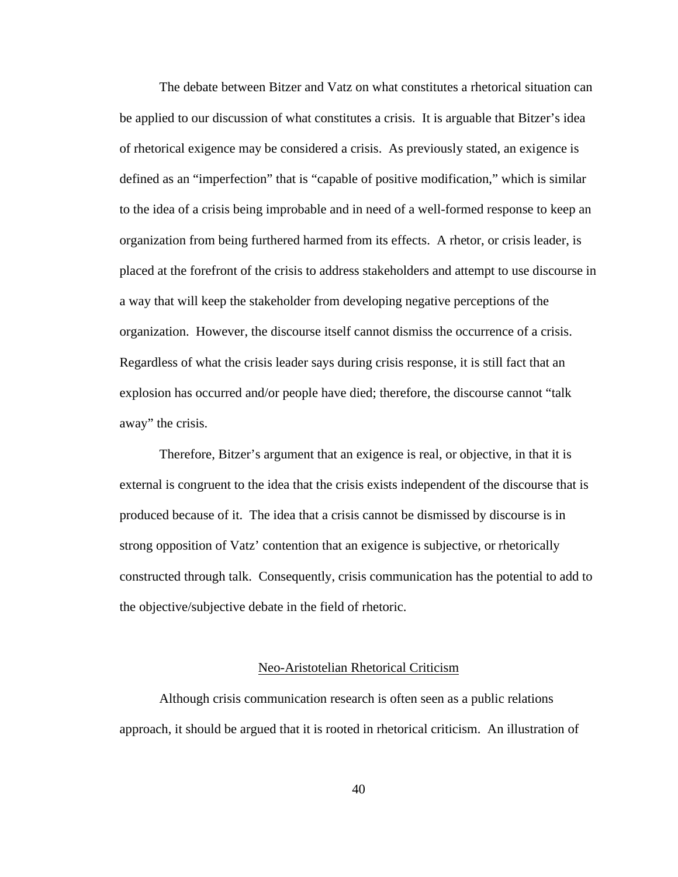The debate between Bitzer and Vatz on what constitutes a rhetorical situation can be applied to our discussion of what constitutes a crisis. It is arguable that Bitzer's idea of rhetorical exigence may be considered a crisis. As previously stated, an exigence is defined as an "imperfection" that is "capable of positive modification," which is similar to the idea of a crisis being improbable and in need of a well-formed response to keep an organization from being furthered harmed from its effects. A rhetor, or crisis leader, is placed at the forefront of the crisis to address stakeholders and attempt to use discourse in a way that will keep the stakeholder from developing negative perceptions of the organization. However, the discourse itself cannot dismiss the occurrence of a crisis. Regardless of what the crisis leader says during crisis response, it is still fact that an explosion has occurred and/or people have died; therefore, the discourse cannot "talk away" the crisis.

Therefore, Bitzer's argument that an exigence is real, or objective, in that it is external is congruent to the idea that the crisis exists independent of the discourse that is produced because of it. The idea that a crisis cannot be dismissed by discourse is in strong opposition of Vatz' contention that an exigence is subjective, or rhetorically constructed through talk. Consequently, crisis communication has the potential to add to the objective/subjective debate in the field of rhetoric.

## Neo-Aristotelian Rhetorical Criticism

Although crisis communication research is often seen as a public relations approach, it should be argued that it is rooted in rhetorical criticism. An illustration of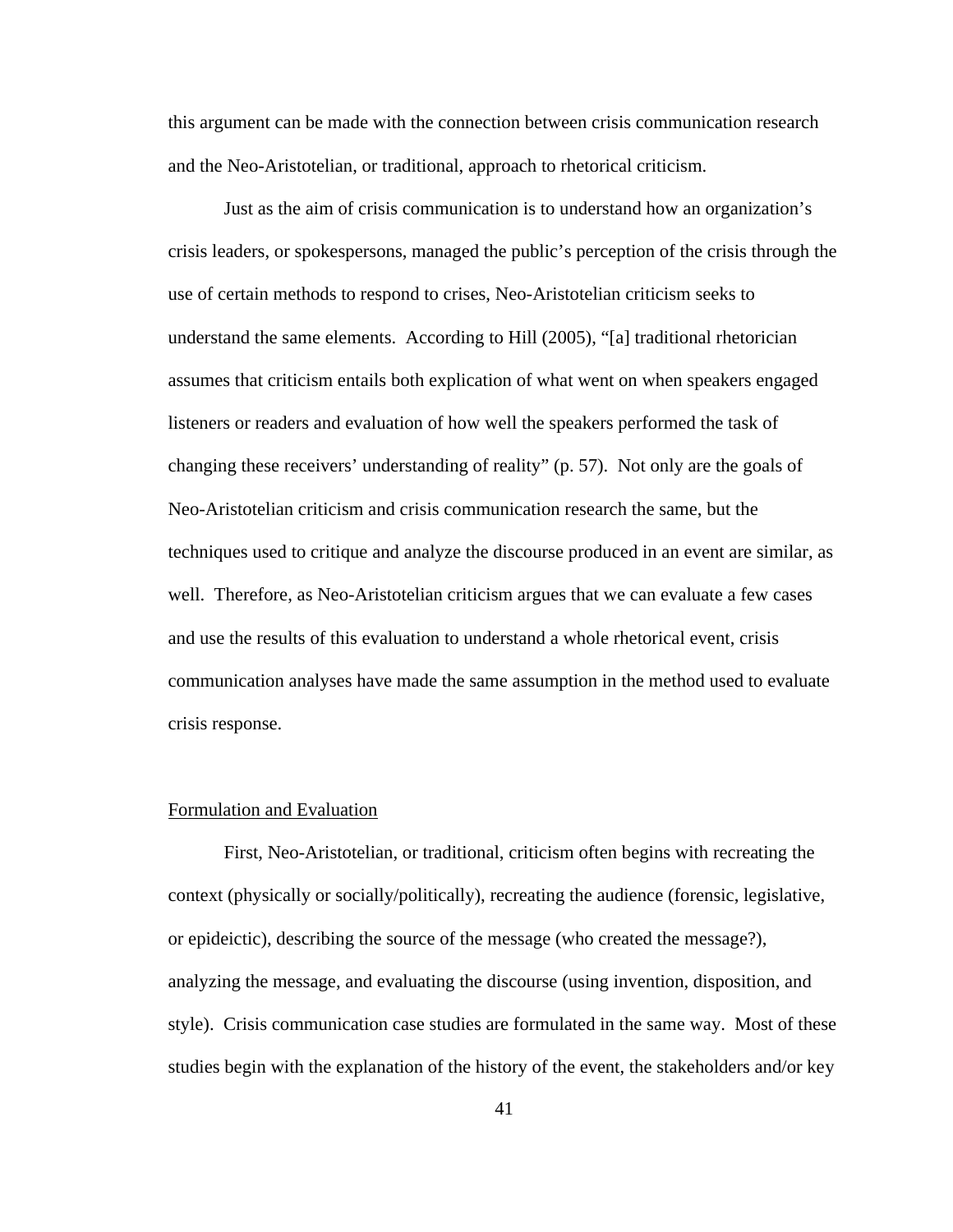this argument can be made with the connection between crisis communication research and the Neo-Aristotelian, or traditional, approach to rhetorical criticism.

Just as the aim of crisis communication is to understand how an organization's crisis leaders, or spokespersons, managed the public's perception of the crisis through the use of certain methods to respond to crises, Neo-Aristotelian criticism seeks to understand the same elements. According to Hill (2005), "[a] traditional rhetorician assumes that criticism entails both explication of what went on when speakers engaged listeners or readers and evaluation of how well the speakers performed the task of changing these receivers' understanding of reality" (p. 57). Not only are the goals of Neo-Aristotelian criticism and crisis communication research the same, but the techniques used to critique and analyze the discourse produced in an event are similar, as well. Therefore, as Neo-Aristotelian criticism argues that we can evaluate a few cases and use the results of this evaluation to understand a whole rhetorical event, crisis communication analyses have made the same assumption in the method used to evaluate crisis response.

## Formulation and Evaluation

First, Neo-Aristotelian, or traditional, criticism often begins with recreating the context (physically or socially/politically), recreating the audience (forensic, legislative, or epideictic), describing the source of the message (who created the message?), analyzing the message, and evaluating the discourse (using invention, disposition, and style). Crisis communication case studies are formulated in the same way. Most of these studies begin with the explanation of the history of the event, the stakeholders and/or key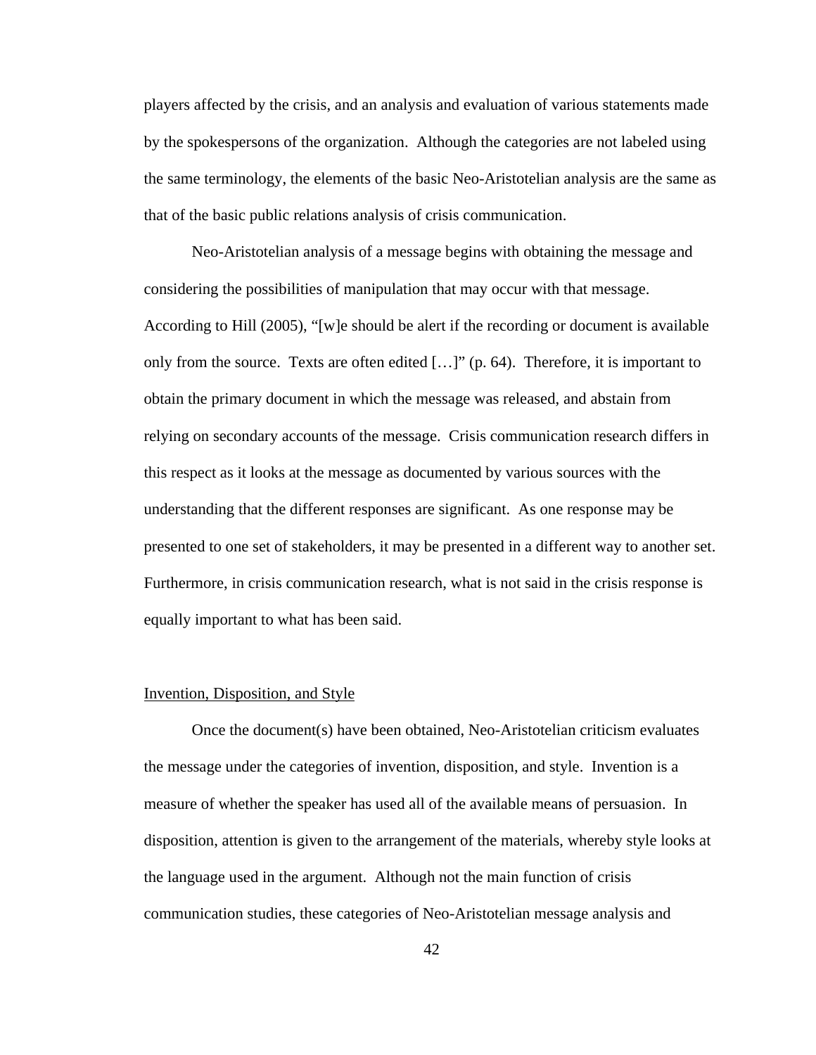players affected by the crisis, and an analysis and evaluation of various statements made by the spokespersons of the organization. Although the categories are not labeled using the same terminology, the elements of the basic Neo-Aristotelian analysis are the same as that of the basic public relations analysis of crisis communication.

Neo-Aristotelian analysis of a message begins with obtaining the message and considering the possibilities of manipulation that may occur with that message. According to Hill (2005), "[w]e should be alert if the recording or document is available only from the source. Texts are often edited […]" (p. 64). Therefore, it is important to obtain the primary document in which the message was released, and abstain from relying on secondary accounts of the message. Crisis communication research differs in this respect as it looks at the message as documented by various sources with the understanding that the different responses are significant. As one response may be presented to one set of stakeholders, it may be presented in a different way to another set. Furthermore, in crisis communication research, what is not said in the crisis response is equally important to what has been said.

## Invention, Disposition, and Style

Once the document(s) have been obtained, Neo-Aristotelian criticism evaluates the message under the categories of invention, disposition, and style. Invention is a measure of whether the speaker has used all of the available means of persuasion. In disposition, attention is given to the arrangement of the materials, whereby style looks at the language used in the argument. Although not the main function of crisis communication studies, these categories of Neo-Aristotelian message analysis and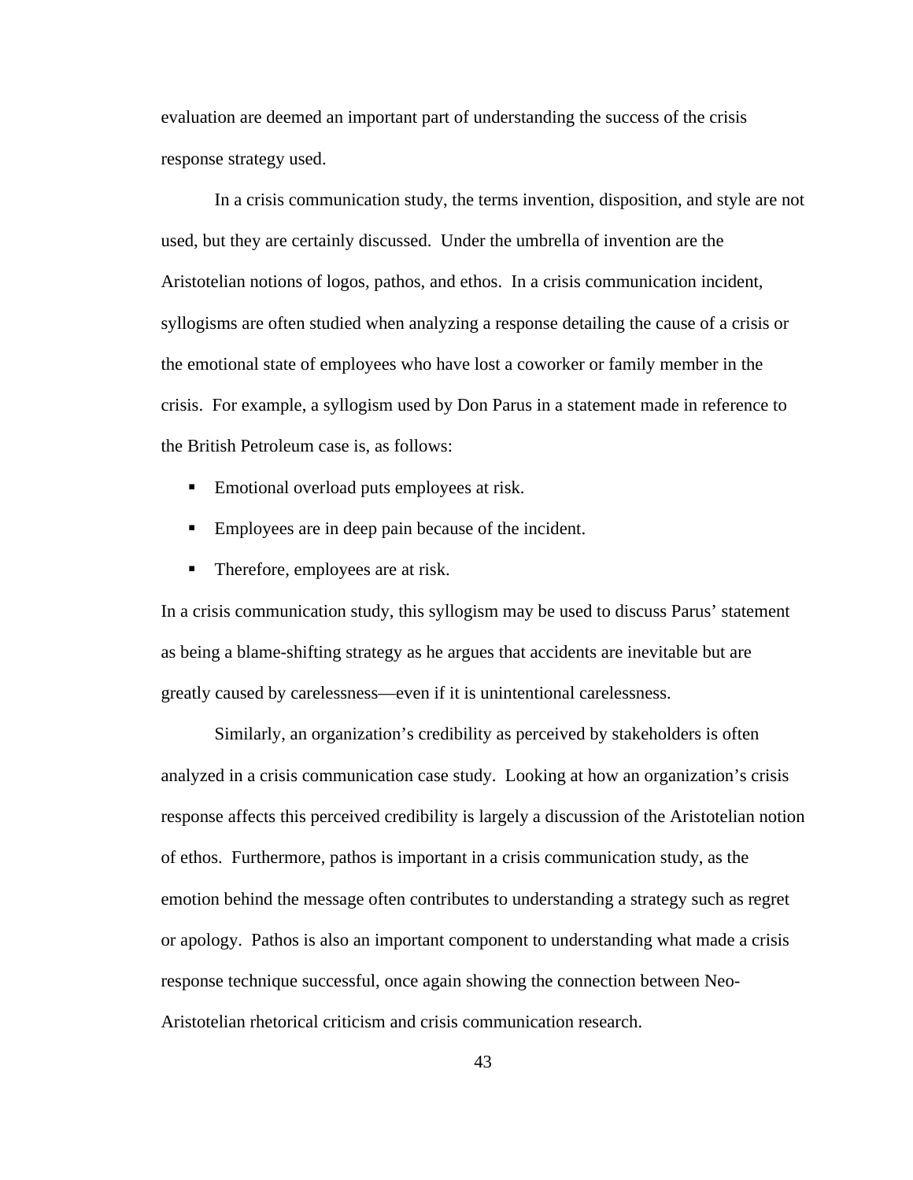evaluation are deemed an important part of understanding the success of the crisis response strategy used.

In a crisis communication study, the terms invention, disposition, and style are not used, but they are certainly discussed. Under the umbrella of invention are the Aristotelian notions of logos, pathos, and ethos. In a crisis communication incident, syllogisms are often studied when analyzing a response detailing the cause of a crisis or the emotional state of employees who have lost a coworker or family member in the crisis. For example, a syllogism used by Don Parus in a statement made in reference to the British Petroleum case is, as follows:

- Emotional overload puts employees at risk.
- Employees are in deep pain because of the incident.
- Therefore, employees are at risk.

In a crisis communication study, this syllogism may be used to discuss Parus' statement as being a blame-shifting strategy as he argues that accidents are inevitable but are greatly caused by carelessness—even if it is unintentional carelessness.

Similarly, an organization's credibility as perceived by stakeholders is often analyzed in a crisis communication case study. Looking at how an organization's crisis response affects this perceived credibility is largely a discussion of the Aristotelian notion of ethos. Furthermore, pathos is important in a crisis communication study, as the emotion behind the message often contributes to understanding a strategy such as regret or apology. Pathos is also an important component to understanding what made a crisis response technique successful, once again showing the connection between Neo-Aristotelian rhetorical criticism and crisis communication research.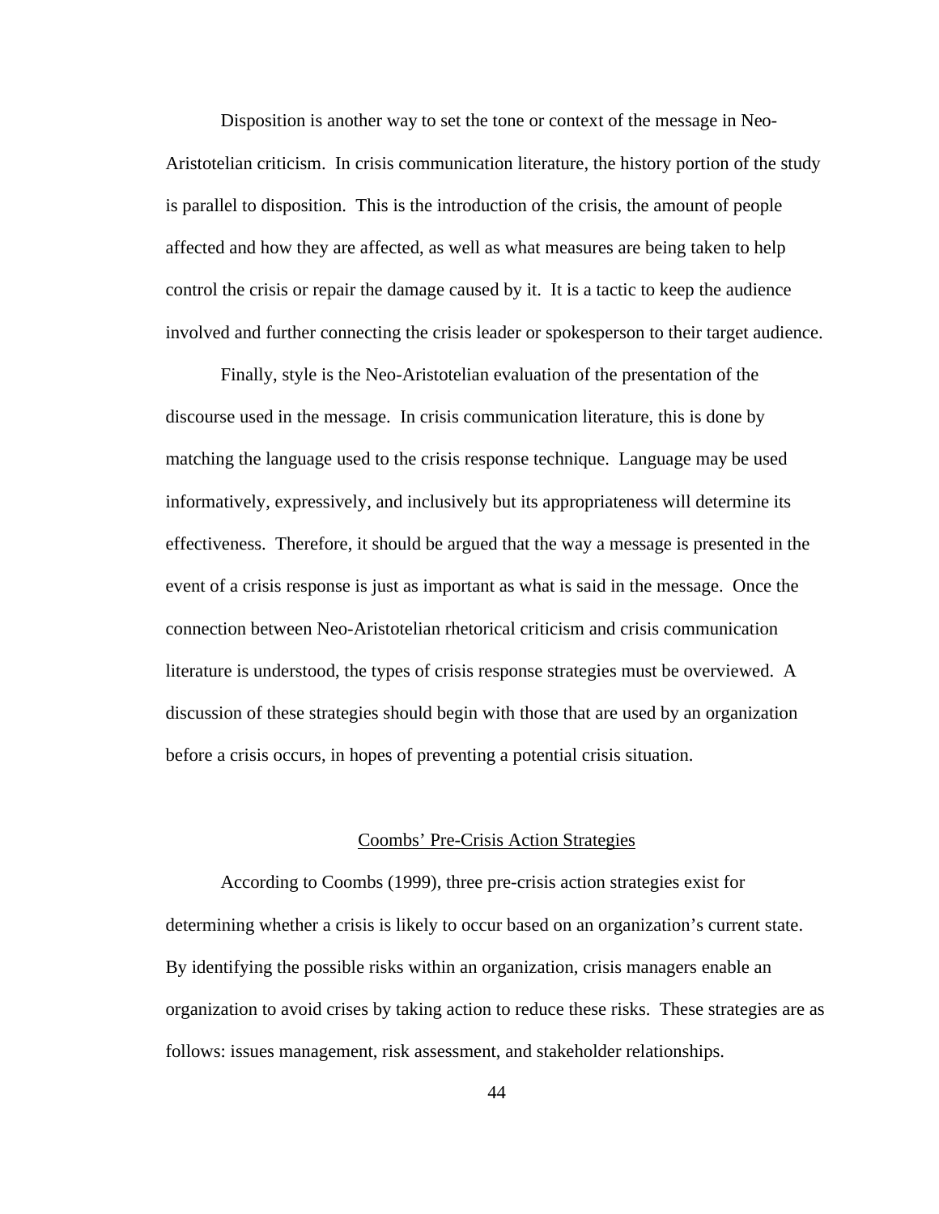Disposition is another way to set the tone or context of the message in Neo-Aristotelian criticism. In crisis communication literature, the history portion of the study is parallel to disposition. This is the introduction of the crisis, the amount of people affected and how they are affected, as well as what measures are being taken to help control the crisis or repair the damage caused by it. It is a tactic to keep the audience involved and further connecting the crisis leader or spokesperson to their target audience.

Finally, style is the Neo-Aristotelian evaluation of the presentation of the discourse used in the message. In crisis communication literature, this is done by matching the language used to the crisis response technique. Language may be used informatively, expressively, and inclusively but its appropriateness will determine its effectiveness. Therefore, it should be argued that the way a message is presented in the event of a crisis response is just as important as what is said in the message. Once the connection between Neo-Aristotelian rhetorical criticism and crisis communication literature is understood, the types of crisis response strategies must be overviewed. A discussion of these strategies should begin with those that are used by an organization before a crisis occurs, in hopes of preventing a potential crisis situation.

## Coombs' Pre-Crisis Action Strategies

According to Coombs (1999), three pre-crisis action strategies exist for determining whether a crisis is likely to occur based on an organization's current state. By identifying the possible risks within an organization, crisis managers enable an organization to avoid crises by taking action to reduce these risks. These strategies are as follows: issues management, risk assessment, and stakeholder relationships.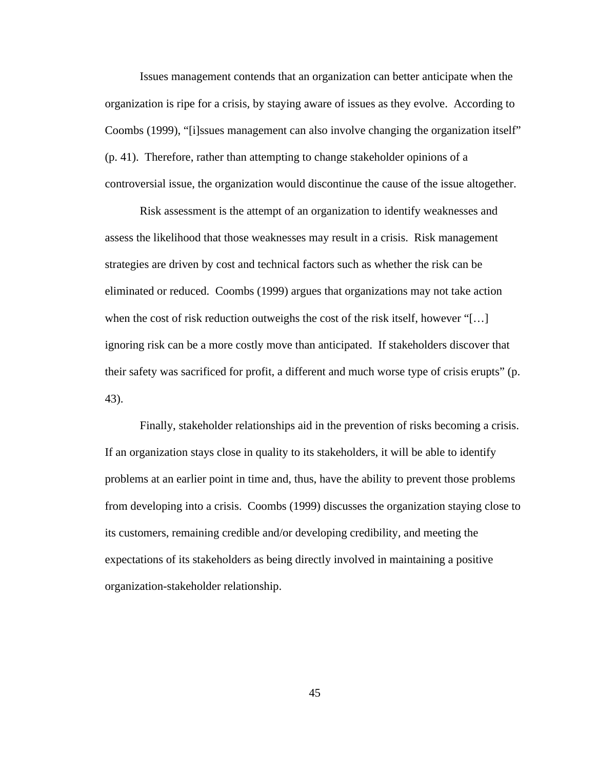Issues management contends that an organization can better anticipate when the organization is ripe for a crisis, by staying aware of issues as they evolve.  According to Coombs (1999), "[i]ssues management can also involve changing the organization itself" (p. 41).  Therefore, rather than attempting to change stakeholder opinions of a controversial issue, the organization would discontinue the cause of the issue altogether.

Risk assessment is the attempt of an organization to identify weaknesses and assess the likelihood that those weaknesses may result in a crisis.  Risk management strategies are driven by cost and technical factors such as whether the risk can be eliminated or reduced.  Coombs (1999) argues that organizations may not take action when the cost of risk reduction outweighs the cost of the risk itself, however "[…] ignoring risk can be a more costly move than anticipated.  If stakeholders discover that their safety was sacrificed for profit, a different and much worse type of crisis erupts" (p. 43).

Finally, stakeholder relationships aid in the prevention of risks becoming a crisis. If an organization stays close in quality to its stakeholders, it will be able to identify problems at an earlier point in time and, thus, have the ability to prevent those problems from developing into a crisis.  Coombs (1999) discusses the organization staying close to its customers, remaining credible and/or developing credibility, and meeting the expectations of its stakeholders as being directly involved in maintaining a positive organization-stakeholder relationship.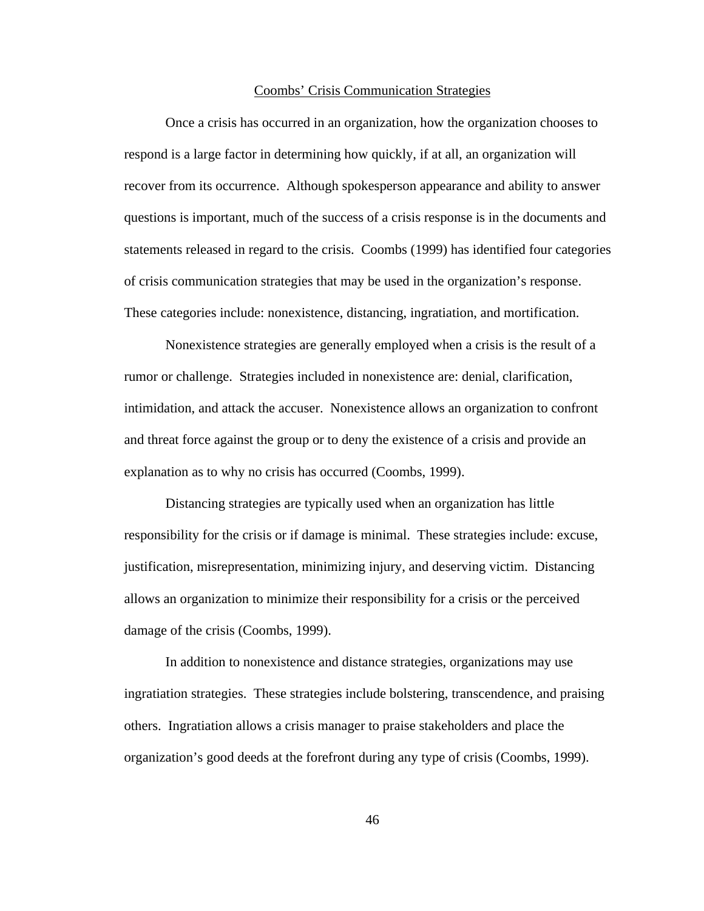## Coombs' Crisis Communication Strategies

Once a crisis has occurred in an organization, how the organization chooses to respond is a large factor in determining how quickly, if at all, an organization will recover from its occurrence. Although spokesperson appearance and ability to answer questions is important, much of the success of a crisis response is in the documents and statements released in regard to the crisis. Coombs (1999) has identified four categories of crisis communication strategies that may be used in the organization's response. These categories include: nonexistence, distancing, ingratiation, and mortification.

Nonexistence strategies are generally employed when a crisis is the result of a rumor or challenge. Strategies included in nonexistence are: denial, clarification, intimidation, and attack the accuser. Nonexistence allows an organization to confront and threat force against the group or to deny the existence of a crisis and provide an explanation as to why no crisis has occurred (Coombs, 1999).

Distancing strategies are typically used when an organization has little responsibility for the crisis or if damage is minimal. These strategies include: excuse, justification, misrepresentation, minimizing injury, and deserving victim. Distancing allows an organization to minimize their responsibility for a crisis or the perceived damage of the crisis (Coombs, 1999).

In addition to nonexistence and distance strategies, organizations may use ingratiation strategies. These strategies include bolstering, transcendence, and praising others. Ingratiation allows a crisis manager to praise stakeholders and place the organization's good deeds at the forefront during any type of crisis (Coombs, 1999).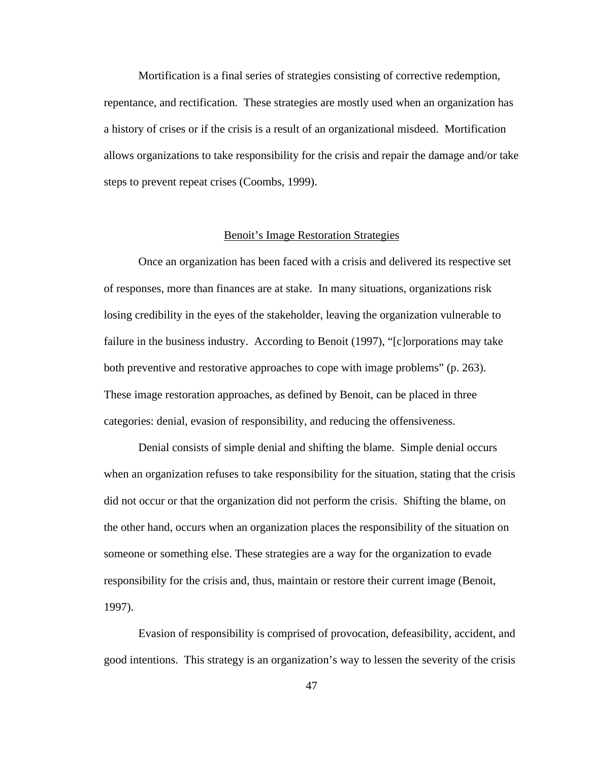Mortification is a final series of strategies consisting of corrective redemption, repentance, and rectification. These strategies are mostly used when an organization has a history of crises or if the crisis is a result of an organizational misdeed. Mortification allows organizations to take responsibility for the crisis and repair the damage and/or take steps to prevent repeat crises (Coombs, 1999).

## Benoit's Image Restoration Strategies

Once an organization has been faced with a crisis and delivered its respective set of responses, more than finances are at stake. In many situations, organizations risk losing credibility in the eyes of the stakeholder, leaving the organization vulnerable to failure in the business industry. According to Benoit (1997), "[c]orporations may take both preventive and restorative approaches to cope with image problems" (p. 263). These image restoration approaches, as defined by Benoit, can be placed in three categories: denial, evasion of responsibility, and reducing the offensiveness.

Denial consists of simple denial and shifting the blame. Simple denial occurs when an organization refuses to take responsibility for the situation, stating that the crisis did not occur or that the organization did not perform the crisis. Shifting the blame, on the other hand, occurs when an organization places the responsibility of the situation on someone or something else. These strategies are a way for the organization to evade responsibility for the crisis and, thus, maintain or restore their current image (Benoit, 1997).

Evasion of responsibility is comprised of provocation, defeasibility, accident, and good intentions. This strategy is an organization's way to lessen the severity of the crisis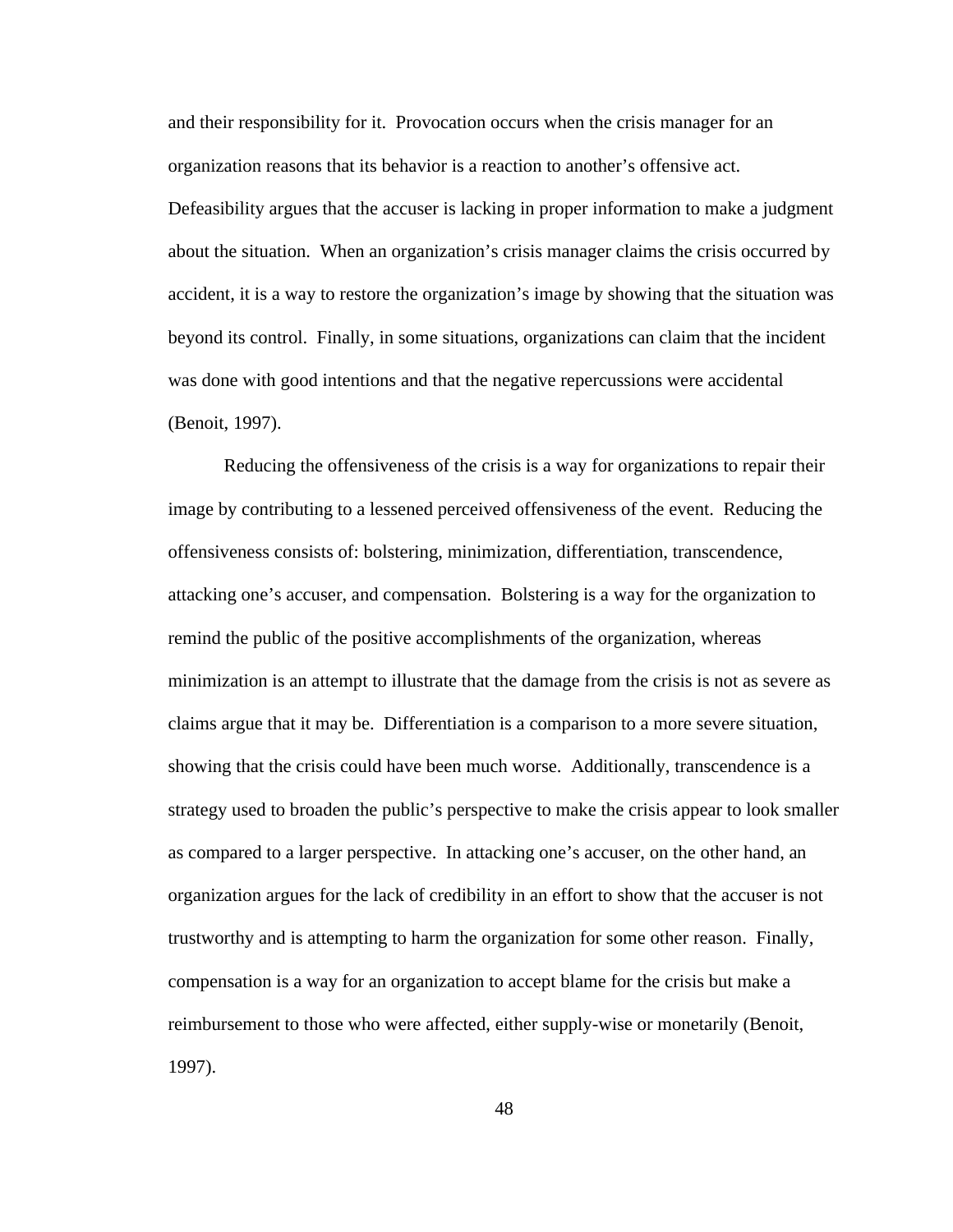and their responsibility for it. Provocation occurs when the crisis manager for an organization reasons that its behavior is a reaction to another's offensive act. Defeasibility argues that the accuser is lacking in proper information to make a judgment about the situation. When an organization's crisis manager claims the crisis occurred by accident, it is a way to restore the organization's image by showing that the situation was beyond its control. Finally, in some situations, organizations can claim that the incident was done with good intentions and that the negative repercussions were accidental (Benoit, 1997).

Reducing the offensiveness of the crisis is a way for organizations to repair their image by contributing to a lessened perceived offensiveness of the event. Reducing the offensiveness consists of: bolstering, minimization, differentiation, transcendence, attacking one's accuser, and compensation. Bolstering is a way for the organization to remind the public of the positive accomplishments of the organization, whereas minimization is an attempt to illustrate that the damage from the crisis is not as severe as claims argue that it may be. Differentiation is a comparison to a more severe situation, showing that the crisis could have been much worse. Additionally, transcendence is a strategy used to broaden the public's perspective to make the crisis appear to look smaller as compared to a larger perspective. In attacking one's accuser, on the other hand, an organization argues for the lack of credibility in an effort to show that the accuser is not trustworthy and is attempting to harm the organization for some other reason. Finally, compensation is a way for an organization to accept blame for the crisis but make a reimbursement to those who were affected, either supply-wise or monetarily (Benoit, 1997).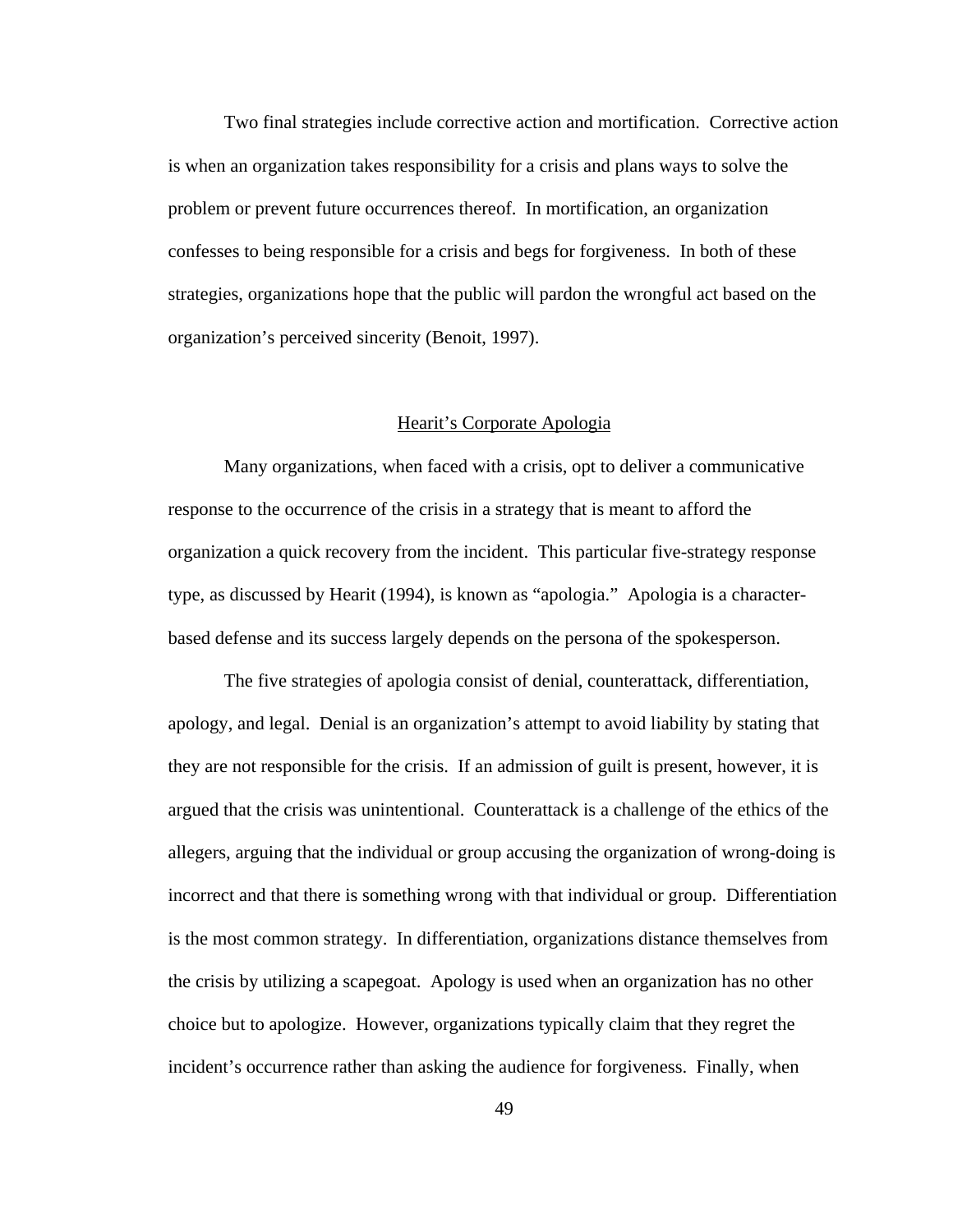Two final strategies include corrective action and mortification. Corrective action is when an organization takes responsibility for a crisis and plans ways to solve the problem or prevent future occurrences thereof. In mortification, an organization confesses to being responsible for a crisis and begs for forgiveness. In both of these strategies, organizations hope that the public will pardon the wrongful act based on the organization's perceived sincerity (Benoit, 1997).

## Hearit's Corporate Apologia

Many organizations, when faced with a crisis, opt to deliver a communicative response to the occurrence of the crisis in a strategy that is meant to afford the organization a quick recovery from the incident. This particular five-strategy response type, as discussed by Hearit (1994), is known as "apologia." Apologia is a character-based defense and its success largely depends on the persona of the spokesperson.

The five strategies of apologia consist of denial, counterattack, differentiation, apology, and legal. Denial is an organization's attempt to avoid liability by stating that they are not responsible for the crisis. If an admission of guilt is present, however, it is argued that the crisis was unintentional. Counterattack is a challenge of the ethics of the allegers, arguing that the individual or group accusing the organization of wrong-doing is incorrect and that there is something wrong with that individual or group. Differentiation is the most common strategy. In differentiation, organizations distance themselves from the crisis by utilizing a scapegoat. Apology is used when an organization has no other choice but to apologize. However, organizations typically claim that they regret the incident's occurrence rather than asking the audience for forgiveness. Finally, when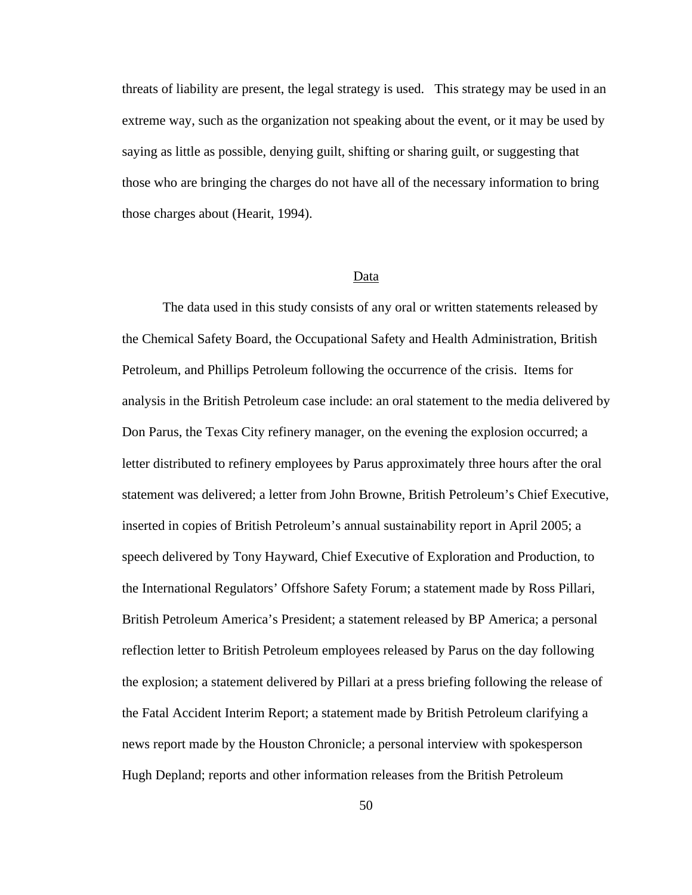threats of liability are present, the legal strategy is used. This strategy may be used in an extreme way, such as the organization not speaking about the event, or it may be used by saying as little as possible, denying guilt, shifting or sharing guilt, or suggesting that those who are bringing the charges do not have all of the necessary information to bring those charges about (Hearit, 1994).

## Data

The data used in this study consists of any oral or written statements released by the Chemical Safety Board, the Occupational Safety and Health Administration, British Petroleum, and Phillips Petroleum following the occurrence of the crisis. Items for analysis in the British Petroleum case include: an oral statement to the media delivered by Don Parus, the Texas City refinery manager, on the evening the explosion occurred; a letter distributed to refinery employees by Parus approximately three hours after the oral statement was delivered; a letter from John Browne, British Petroleum's Chief Executive, inserted in copies of British Petroleum's annual sustainability report in April 2005; a speech delivered by Tony Hayward, Chief Executive of Exploration and Production, to the International Regulators' Offshore Safety Forum; a statement made by Ross Pillari, British Petroleum America's President; a statement released by BP America; a personal reflection letter to British Petroleum employees released by Parus on the day following the explosion; a statement delivered by Pillari at a press briefing following the release of the Fatal Accident Interim Report; a statement made by British Petroleum clarifying a news report made by the Houston Chronicle; a personal interview with spokesperson Hugh Depland; reports and other information releases from the British Petroleum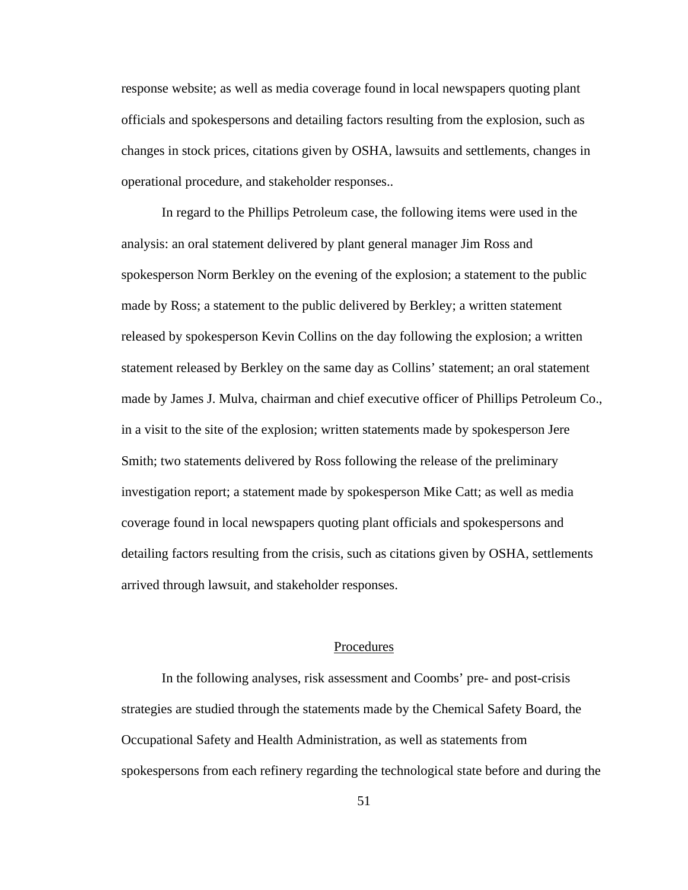response website; as well as media coverage found in local newspapers quoting plant officials and spokespersons and detailing factors resulting from the explosion, such as changes in stock prices, citations given by OSHA, lawsuits and settlements, changes in operational procedure, and stakeholder responses..

In regard to the Phillips Petroleum case, the following items were used in the analysis: an oral statement delivered by plant general manager Jim Ross and spokesperson Norm Berkley on the evening of the explosion; a statement to the public made by Ross; a statement to the public delivered by Berkley; a written statement released by spokesperson Kevin Collins on the day following the explosion; a written statement released by Berkley on the same day as Collins' statement; an oral statement made by James J. Mulva, chairman and chief executive officer of Phillips Petroleum Co., in a visit to the site of the explosion; written statements made by spokesperson Jere Smith; two statements delivered by Ross following the release of the preliminary investigation report; a statement made by spokesperson Mike Catt; as well as media coverage found in local newspapers quoting plant officials and spokespersons and detailing factors resulting from the crisis, such as citations given by OSHA, settlements arrived through lawsuit, and stakeholder responses.

## Procedures

In the following analyses, risk assessment and Coombs' pre- and post-crisis strategies are studied through the statements made by the Chemical Safety Board, the Occupational Safety and Health Administration, as well as statements from spokespersons from each refinery regarding the technological state before and during the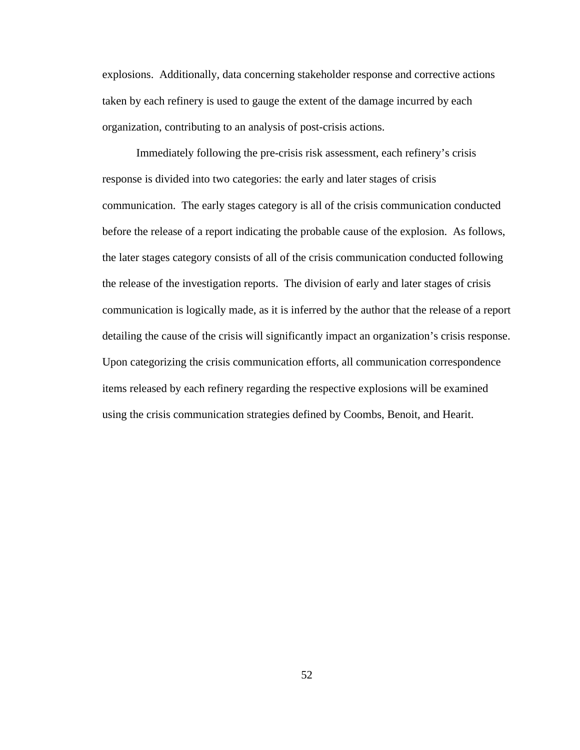explosions. Additionally, data concerning stakeholder response and corrective actions taken by each refinery is used to gauge the extent of the damage incurred by each organization, contributing to an analysis of post-crisis actions.

Immediately following the pre-crisis risk assessment, each refinery's crisis response is divided into two categories: the early and later stages of crisis communication. The early stages category is all of the crisis communication conducted before the release of a report indicating the probable cause of the explosion. As follows, the later stages category consists of all of the crisis communication conducted following the release of the investigation reports. The division of early and later stages of crisis communication is logically made, as it is inferred by the author that the release of a report detailing the cause of the crisis will significantly impact an organization's crisis response. Upon categorizing the crisis communication efforts, all communication correspondence items released by each refinery regarding the respective explosions will be examined using the crisis communication strategies defined by Coombs, Benoit, and Hearit.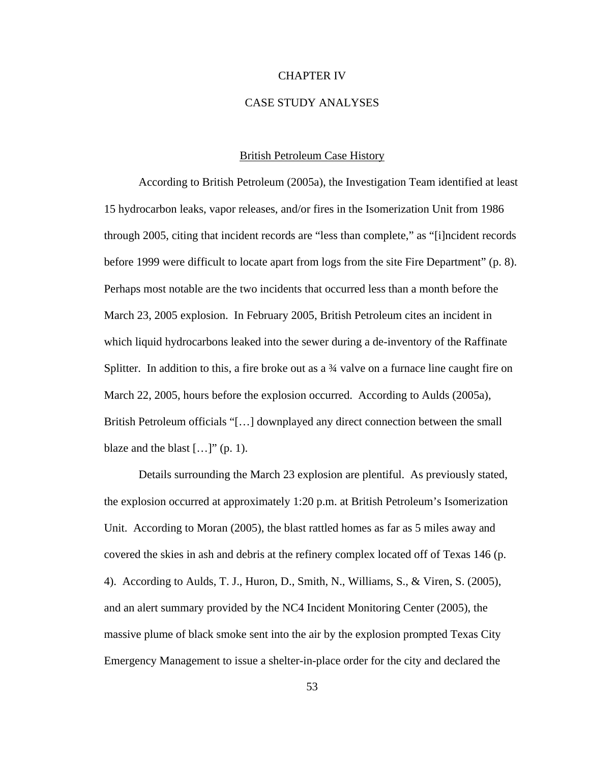# CHAPTER IV

# CASE STUDY ANALYSES

## British Petroleum Case History

According to British Petroleum (2005a), the Investigation Team identified at least 15 hydrocarbon leaks, vapor releases, and/or fires in the Isomerization Unit from 1986 through 2005, citing that incident records are "less than complete," as "[i]ncident records before 1999 were difficult to locate apart from logs from the site Fire Department" (p. 8). Perhaps most notable are the two incidents that occurred less than a month before the March 23, 2005 explosion. In February 2005, British Petroleum cites an incident in which liquid hydrocarbons leaked into the sewer during a de-inventory of the Raffinate Splitter. In addition to this, a fire broke out as a ¾ valve on a furnace line caught fire on March 22, 2005, hours before the explosion occurred. According to Aulds (2005a), British Petroleum officials "[…] downplayed any direct connection between the small blaze and the blast […]" (p. 1).

Details surrounding the March 23 explosion are plentiful. As previously stated, the explosion occurred at approximately 1:20 p.m. at British Petroleum's Isomerization Unit. According to Moran (2005), the blast rattled homes as far as 5 miles away and covered the skies in ash and debris at the refinery complex located off of Texas 146 (p. 4). According to Aulds, T. J., Huron, D., Smith, N., Williams, S., & Viren, S. (2005), and an alert summary provided by the NC4 Incident Monitoring Center (2005), the massive plume of black smoke sent into the air by the explosion prompted Texas City Emergency Management to issue a shelter-in-place order for the city and declared the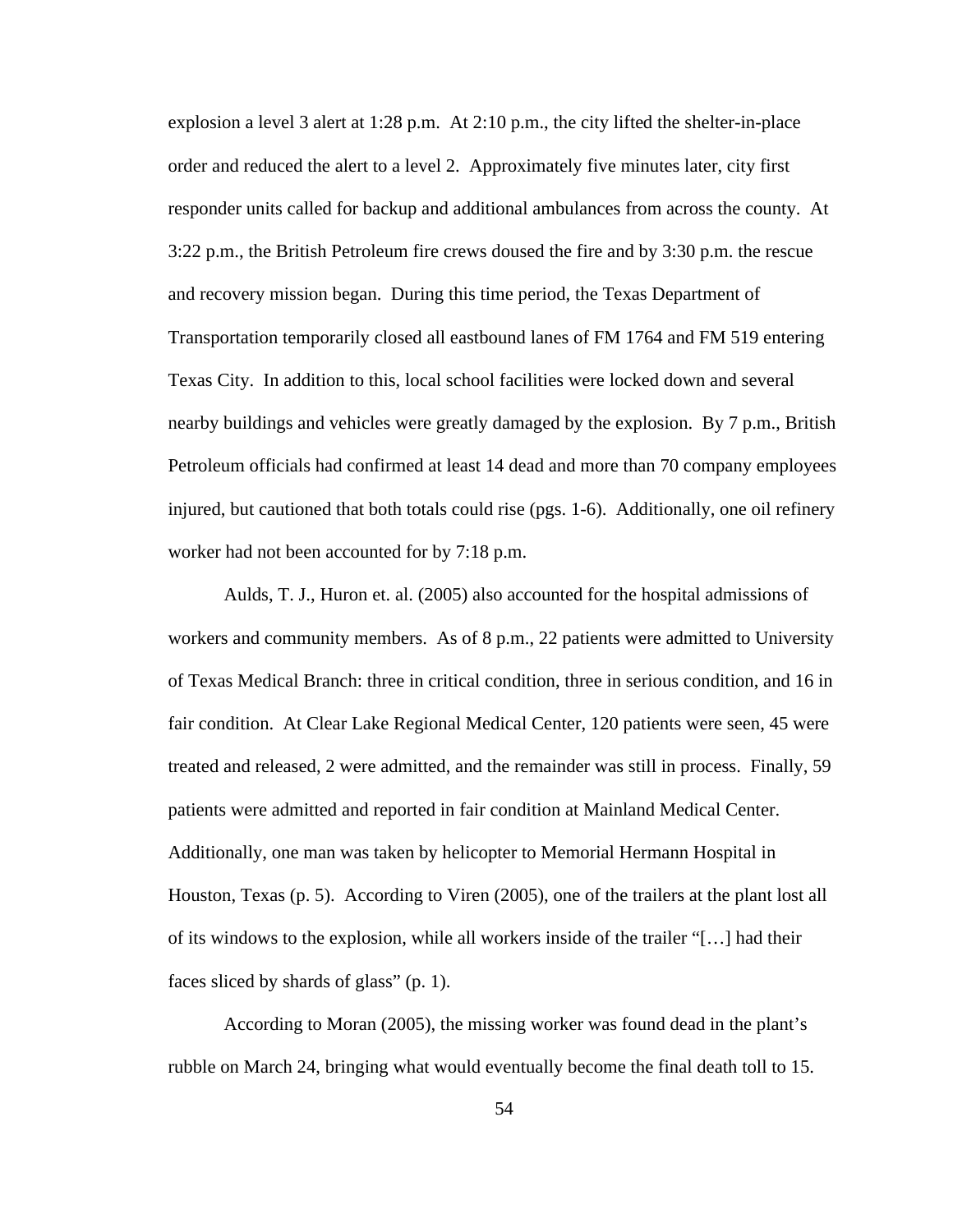explosion a level 3 alert at 1:28 p.m. At 2:10 p.m., the city lifted the shelter-in-place order and reduced the alert to a level 2. Approximately five minutes later, city first responder units called for backup and additional ambulances from across the county. At 3:22 p.m., the British Petroleum fire crews doused the fire and by 3:30 p.m. the rescue and recovery mission began. During this time period, the Texas Department of Transportation temporarily closed all eastbound lanes of FM 1764 and FM 519 entering Texas City. In addition to this, local school facilities were locked down and several nearby buildings and vehicles were greatly damaged by the explosion. By 7 p.m., British Petroleum officials had confirmed at least 14 dead and more than 70 company employees injured, but cautioned that both totals could rise (pgs. 1-6). Additionally, one oil refinery worker had not been accounted for by 7:18 p.m.

Aulds, T. J., Huron et. al. (2005) also accounted for the hospital admissions of workers and community members. As of 8 p.m., 22 patients were admitted to University of Texas Medical Branch: three in critical condition, three in serious condition, and 16 in fair condition. At Clear Lake Regional Medical Center, 120 patients were seen, 45 were treated and released, 2 were admitted, and the remainder was still in process. Finally, 59 patients were admitted and reported in fair condition at Mainland Medical Center. Additionally, one man was taken by helicopter to Memorial Hermann Hospital in Houston, Texas (p. 5). According to Viren (2005), one of the trailers at the plant lost all of its windows to the explosion, while all workers inside of the trailer "[…] had their faces sliced by shards of glass" (p. 1).

According to Moran (2005), the missing worker was found dead in the plant's rubble on March 24, bringing what would eventually become the final death toll to 15.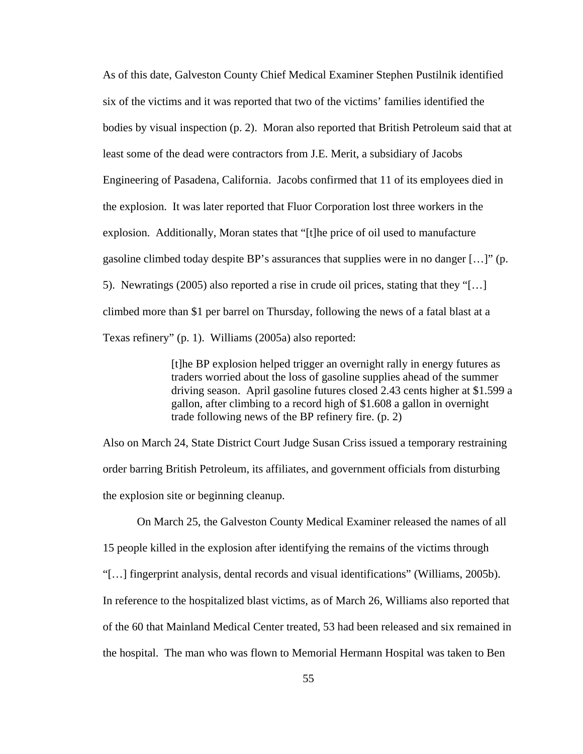As of this date, Galveston County Chief Medical Examiner Stephen Pustilnik identified six of the victims and it was reported that two of the victims' families identified the bodies by visual inspection (p. 2). Moran also reported that British Petroleum said that at least some of the dead were contractors from J.E. Merit, a subsidiary of Jacobs Engineering of Pasadena, California. Jacobs confirmed that 11 of its employees died in the explosion. It was later reported that Fluor Corporation lost three workers in the explosion. Additionally, Moran states that "[t]he price of oil used to manufacture gasoline climbed today despite BP's assurances that supplies were in no danger […]" (p. 5). Newratings (2005) also reported a rise in crude oil prices, stating that they "[…] climbed more than $1 per barrel on Thursday, following the news of a fatal blast at a Texas refinery" (p. 1). Williams (2005a) also reported:

> [t]he BP explosion helped trigger an overnight rally in energy futures as traders worried about the loss of gasoline supplies ahead of the summer driving season. April gasoline futures closed 2.43 cents higher at $1.599 a gallon, after climbing to a record high of $1.608 a gallon in overnight trade following news of the BP refinery fire. (p. 2)

Also on March 24, State District Court Judge Susan Criss issued a temporary restraining order barring British Petroleum, its affiliates, and government officials from disturbing the explosion site or beginning cleanup.

On March 25, the Galveston County Medical Examiner released the names of all 15 people killed in the explosion after identifying the remains of the victims through "[…] fingerprint analysis, dental records and visual identifications" (Williams, 2005b). In reference to the hospitalized blast victims, as of March 26, Williams also reported that of the 60 that Mainland Medical Center treated, 53 had been released and six remained in the hospital. The man who was flown to Memorial Hermann Hospital was taken to Ben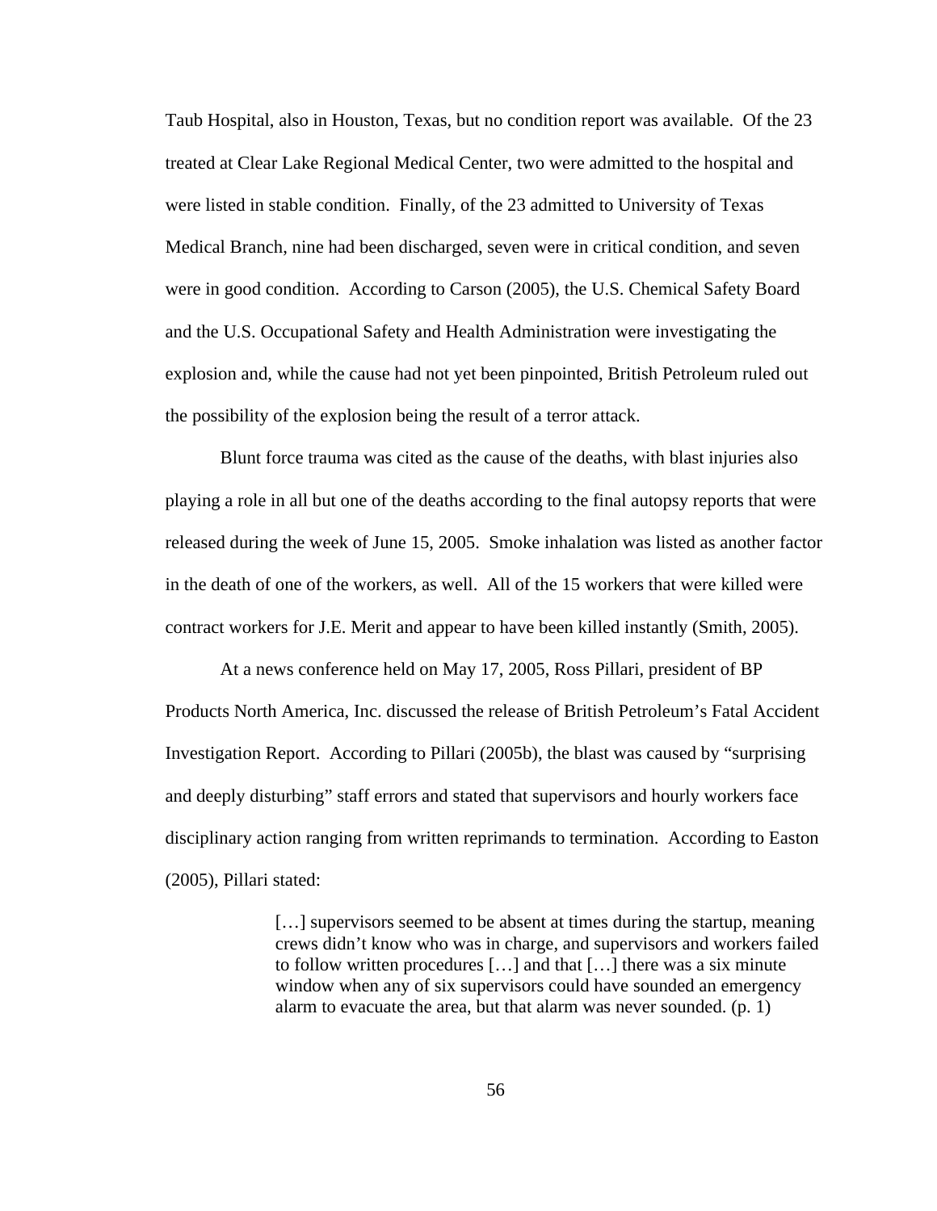Taub Hospital, also in Houston, Texas, but no condition report was available. Of the 23 treated at Clear Lake Regional Medical Center, two were admitted to the hospital and were listed in stable condition. Finally, of the 23 admitted to University of Texas Medical Branch, nine had been discharged, seven were in critical condition, and seven were in good condition. According to Carson (2005), the U.S. Chemical Safety Board and the U.S. Occupational Safety and Health Administration were investigating the explosion and, while the cause had not yet been pinpointed, British Petroleum ruled out the possibility of the explosion being the result of a terror attack.

Blunt force trauma was cited as the cause of the deaths, with blast injuries also playing a role in all but one of the deaths according to the final autopsy reports that were released during the week of June 15, 2005. Smoke inhalation was listed as another factor in the death of one of the workers, as well. All of the 15 workers that were killed were contract workers for J.E. Merit and appear to have been killed instantly (Smith, 2005).

At a news conference held on May 17, 2005, Ross Pillari, president of BP Products North America, Inc. discussed the release of British Petroleum's Fatal Accident Investigation Report. According to Pillari (2005b), the blast was caused by "surprising and deeply disturbing" staff errors and stated that supervisors and hourly workers face disciplinary action ranging from written reprimands to termination. According to Easton (2005), Pillari stated:

> […] supervisors seemed to be absent at times during the startup, meaning crews didn't know who was in charge, and supervisors and workers failed to follow written procedures […] and that […] there was a six minute window when any of six supervisors could have sounded an emergency alarm to evacuate the area, but that alarm was never sounded. (p. 1)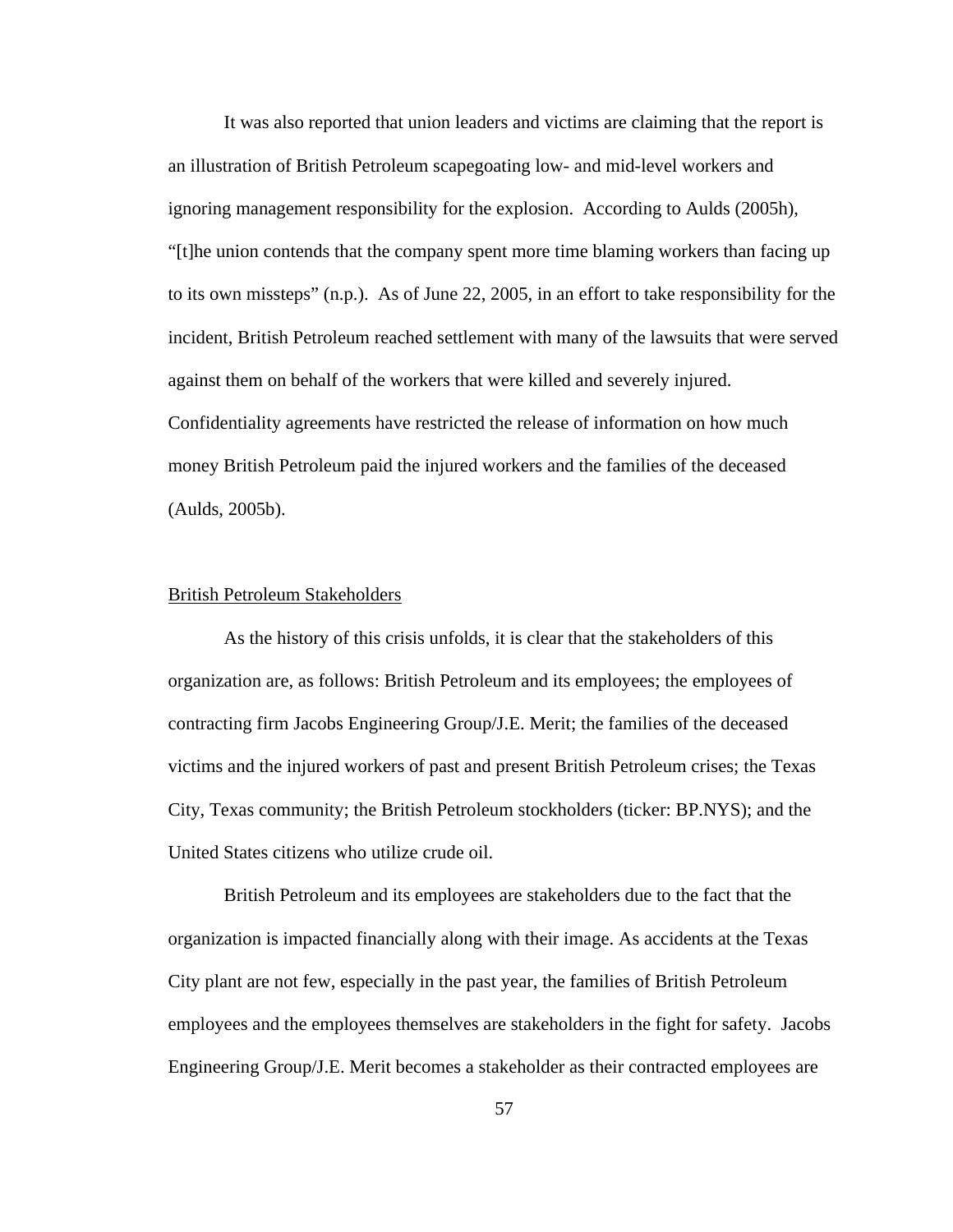It was also reported that union leaders and victims are claiming that the report is an illustration of British Petroleum scapegoating low- and mid-level workers and ignoring management responsibility for the explosion. According to Aulds (2005h), "[t]he union contends that the company spent more time blaming workers than facing up to its own missteps" (n.p.). As of June 22, 2005, in an effort to take responsibility for the incident, British Petroleum reached settlement with many of the lawsuits that were served against them on behalf of the workers that were killed and severely injured. Confidentiality agreements have restricted the release of information on how much money British Petroleum paid the injured workers and the families of the deceased (Aulds, 2005b).

## British Petroleum Stakeholders

As the history of this crisis unfolds, it is clear that the stakeholders of this organization are, as follows: British Petroleum and its employees; the employees of contracting firm Jacobs Engineering Group/J.E. Merit; the families of the deceased victims and the injured workers of past and present British Petroleum crises; the Texas City, Texas community; the British Petroleum stockholders (ticker: BP.NYS); and the United States citizens who utilize crude oil.

British Petroleum and its employees are stakeholders due to the fact that the organization is impacted financially along with their image. As accidents at the Texas City plant are not few, especially in the past year, the families of British Petroleum employees and the employees themselves are stakeholders in the fight for safety. Jacobs Engineering Group/J.E. Merit becomes a stakeholder as their contracted employees are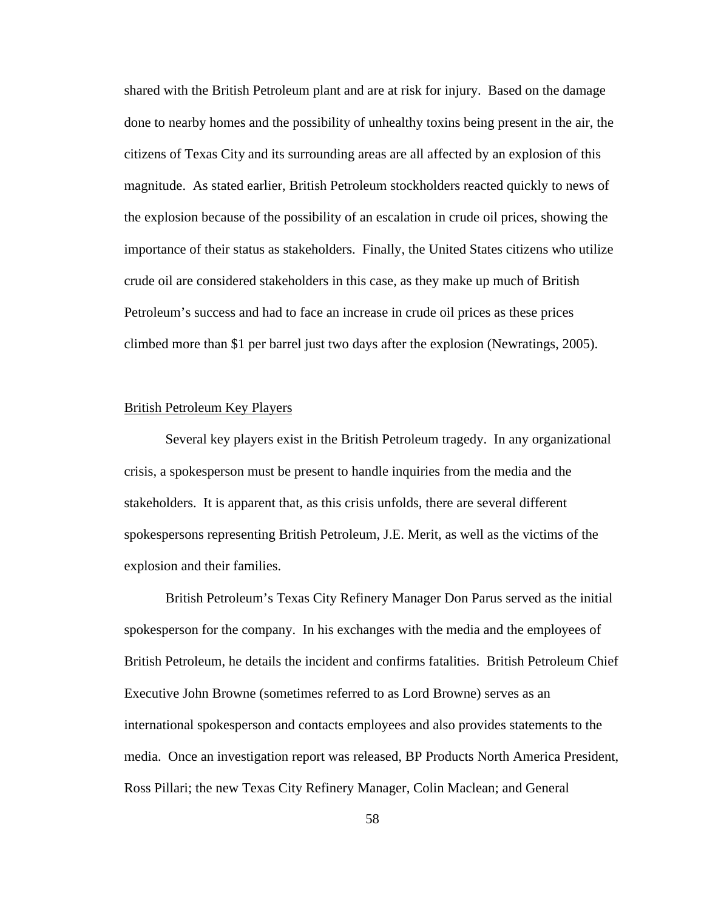shared with the British Petroleum plant and are at risk for injury. Based on the damage done to nearby homes and the possibility of unhealthy toxins being present in the air, the citizens of Texas City and its surrounding areas are all affected by an explosion of this magnitude. As stated earlier, British Petroleum stockholders reacted quickly to news of the explosion because of the possibility of an escalation in crude oil prices, showing the importance of their status as stakeholders. Finally, the United States citizens who utilize crude oil are considered stakeholders in this case, as they make up much of British Petroleum's success and had to face an increase in crude oil prices as these prices climbed more than $1 per barrel just two days after the explosion (Newratings, 2005).

<u>British Petroleum Key Players</u>

Several key players exist in the British Petroleum tragedy. In any organizational crisis, a spokesperson must be present to handle inquiries from the media and the stakeholders. It is apparent that, as this crisis unfolds, there are several different spokespersons representing British Petroleum, J.E. Merit, as well as the victims of the explosion and their families.

British Petroleum's Texas City Refinery Manager Don Parus served as the initial spokesperson for the company. In his exchanges with the media and the employees of British Petroleum, he details the incident and confirms fatalities. British Petroleum Chief Executive John Browne (sometimes referred to as Lord Browne) serves as an international spokesperson and contacts employees and also provides statements to the media. Once an investigation report was released, BP Products North America President, Ross Pillari; the new Texas City Refinery Manager, Colin Maclean; and General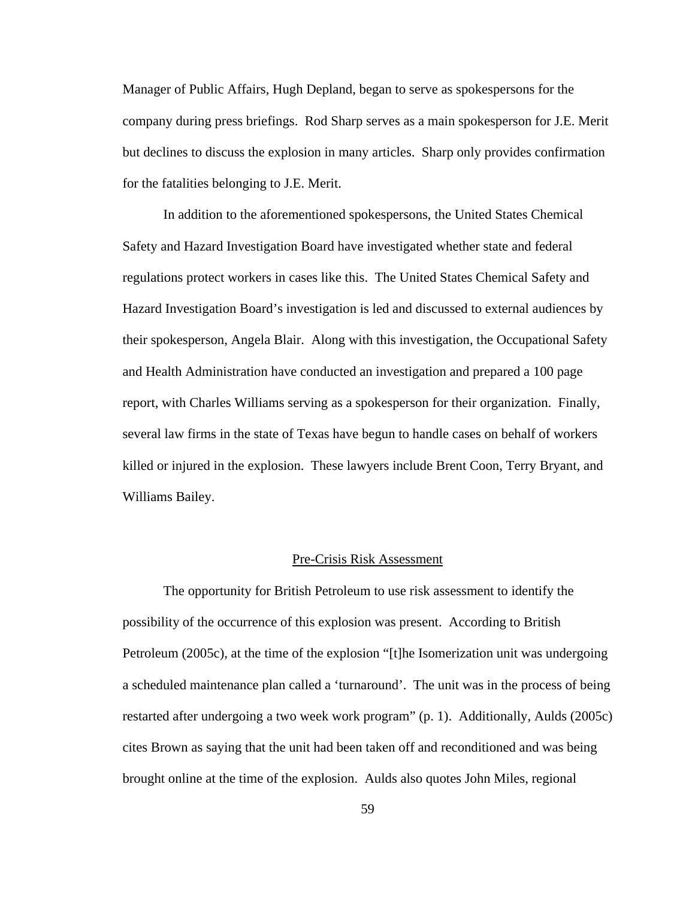Manager of Public Affairs, Hugh Depland, began to serve as spokespersons for the company during press briefings. Rod Sharp serves as a main spokesperson for J.E. Merit but declines to discuss the explosion in many articles. Sharp only provides confirmation for the fatalities belonging to J.E. Merit.

In addition to the aforementioned spokespersons, the United States Chemical Safety and Hazard Investigation Board have investigated whether state and federal regulations protect workers in cases like this. The United States Chemical Safety and Hazard Investigation Board's investigation is led and discussed to external audiences by their spokesperson, Angela Blair. Along with this investigation, the Occupational Safety and Health Administration have conducted an investigation and prepared a 100 page report, with Charles Williams serving as a spokesperson for their organization. Finally, several law firms in the state of Texas have begun to handle cases on behalf of workers killed or injured in the explosion. These lawyers include Brent Coon, Terry Bryant, and Williams Bailey.

## Pre-Crisis Risk Assessment

The opportunity for British Petroleum to use risk assessment to identify the possibility of the occurrence of this explosion was present. According to British Petroleum (2005c), at the time of the explosion "[t]he Isomerization unit was undergoing a scheduled maintenance plan called a 'turnaround'. The unit was in the process of being restarted after undergoing a two week work program" (p. 1). Additionally, Aulds (2005c) cites Brown as saying that the unit had been taken off and reconditioned and was being brought online at the time of the explosion. Aulds also quotes John Miles, regional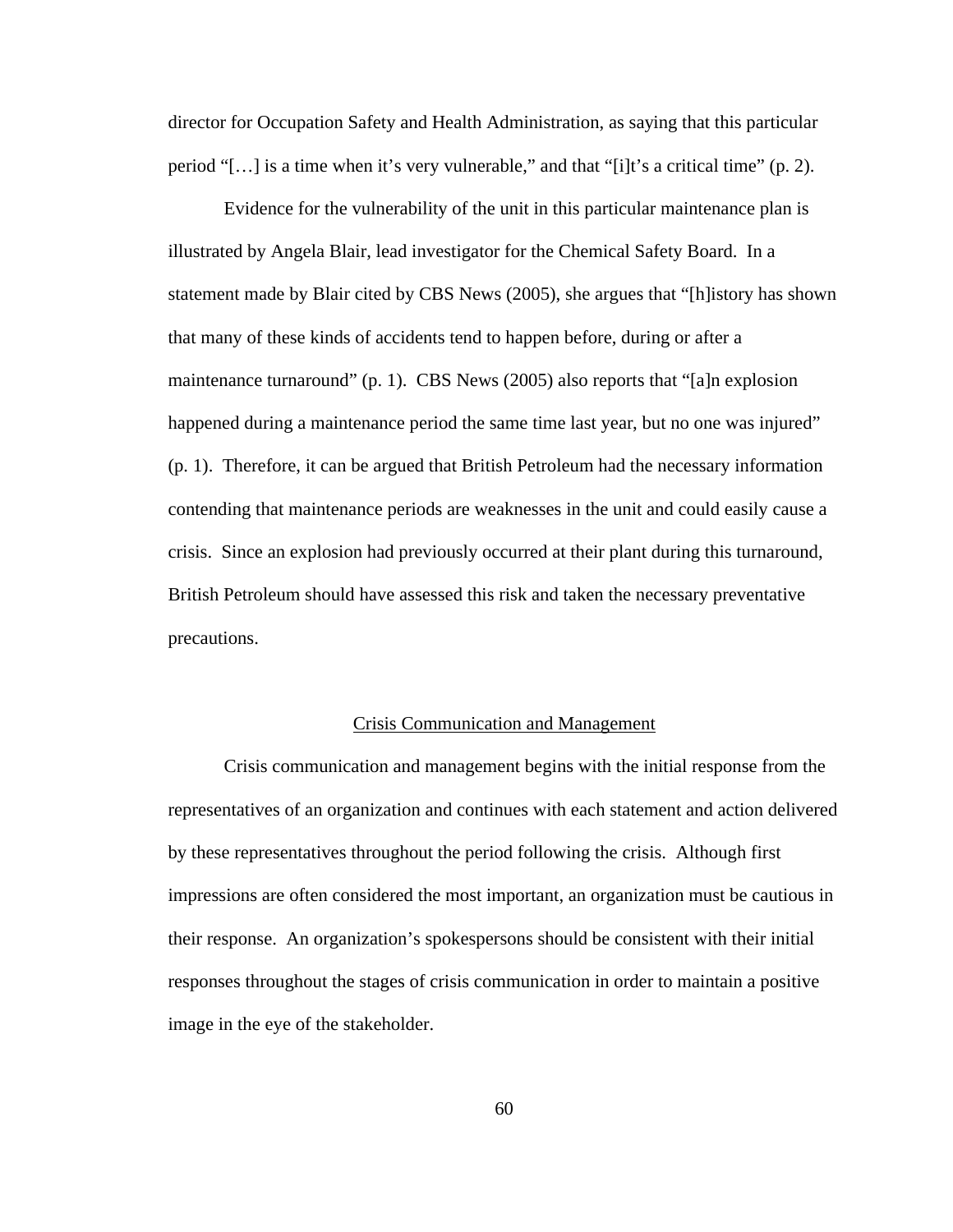director for Occupation Safety and Health Administration, as saying that this particular period "[…] is a time when it's very vulnerable," and that "[i]t's a critical time" (p. 2).

Evidence for the vulnerability of the unit in this particular maintenance plan is illustrated by Angela Blair, lead investigator for the Chemical Safety Board. In a statement made by Blair cited by CBS News (2005), she argues that "[h]istory has shown that many of these kinds of accidents tend to happen before, during or after a maintenance turnaround" (p. 1). CBS News (2005) also reports that "[a]n explosion happened during a maintenance period the same time last year, but no one was injured" (p. 1). Therefore, it can be argued that British Petroleum had the necessary information contending that maintenance periods are weaknesses in the unit and could easily cause a crisis. Since an explosion had previously occurred at their plant during this turnaround, British Petroleum should have assessed this risk and taken the necessary preventative precautions.

## Crisis Communication and Management

Crisis communication and management begins with the initial response from the representatives of an organization and continues with each statement and action delivered by these representatives throughout the period following the crisis. Although first impressions are often considered the most important, an organization must be cautious in their response. An organization's spokespersons should be consistent with their initial responses throughout the stages of crisis communication in order to maintain a positive image in the eye of the stakeholder.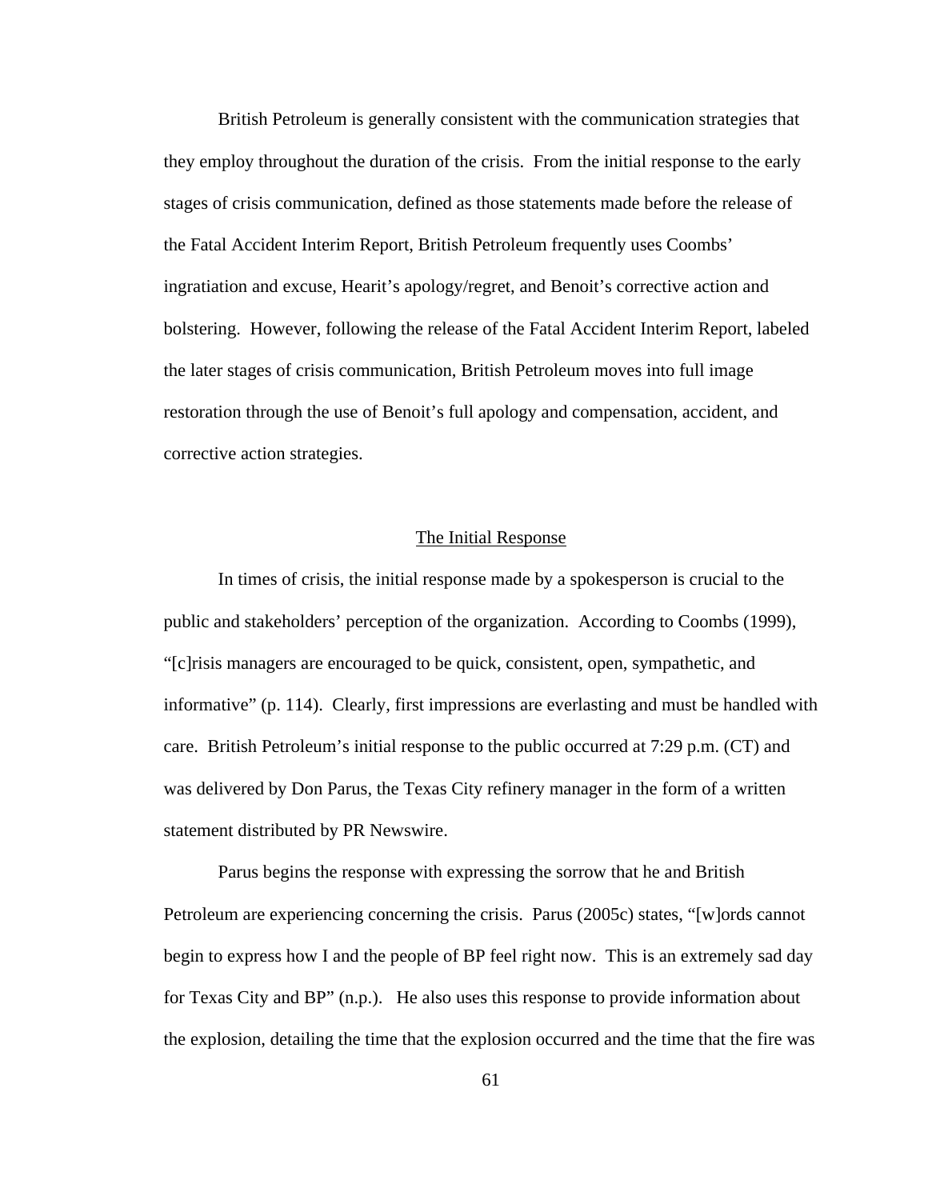British Petroleum is generally consistent with the communication strategies that they employ throughout the duration of the crisis. From the initial response to the early stages of crisis communication, defined as those statements made before the release of the Fatal Accident Interim Report, British Petroleum frequently uses Coombs' ingratiation and excuse, Hearit's apology/regret, and Benoit's corrective action and bolstering. However, following the release of the Fatal Accident Interim Report, labeled the later stages of crisis communication, British Petroleum moves into full image restoration through the use of Benoit's full apology and compensation, accident, and corrective action strategies.

## The Initial Response

In times of crisis, the initial response made by a spokesperson is crucial to the public and stakeholders' perception of the organization. According to Coombs (1999), "[c]risis managers are encouraged to be quick, consistent, open, sympathetic, and informative" (p. 114). Clearly, first impressions are everlasting and must be handled with care. British Petroleum's initial response to the public occurred at 7:29 p.m. (CT) and was delivered by Don Parus, the Texas City refinery manager in the form of a written statement distributed by PR Newswire.

Parus begins the response with expressing the sorrow that he and British Petroleum are experiencing concerning the crisis. Parus (2005c) states, "[w]ords cannot begin to express how I and the people of BP feel right now. This is an extremely sad day for Texas City and BP" (n.p.). He also uses this response to provide information about the explosion, detailing the time that the explosion occurred and the time that the fire was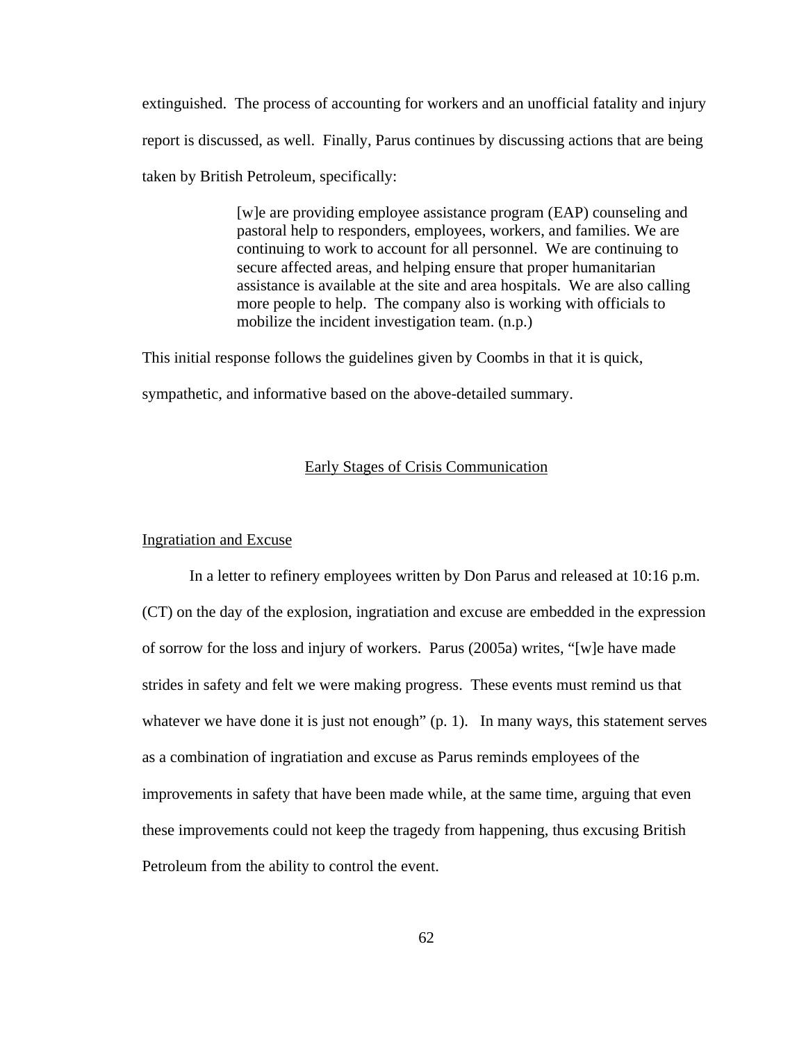extinguished. The process of accounting for workers and an unofficial fatality and injury report is discussed, as well. Finally, Parus continues by discussing actions that are being taken by British Petroleum, specifically:

> [w]e are providing employee assistance program (EAP) counseling and pastoral help to responders, employees, workers, and families. We are continuing to work to account for all personnel. We are continuing to secure affected areas, and helping ensure that proper humanitarian assistance is available at the site and area hospitals. We are also calling more people to help. The company also is working with officials to mobilize the incident investigation team. (n.p.)

This initial response follows the guidelines given by Coombs in that it is quick, sympathetic, and informative based on the above-detailed summary.

## Early Stages of Crisis Communication

### Ingratiation and Excuse

In a letter to refinery employees written by Don Parus and released at 10:16 p.m. (CT) on the day of the explosion, ingratiation and excuse are embedded in the expression of sorrow for the loss and injury of workers. Parus (2005a) writes, "[w]e have made strides in safety and felt we were making progress. These events must remind us that whatever we have done it is just not enough" (p. 1). In many ways, this statement serves as a combination of ingratiation and excuse as Parus reminds employees of the improvements in safety that have been made while, at the same time, arguing that even these improvements could not keep the tragedy from happening, thus excusing British Petroleum from the ability to control the event.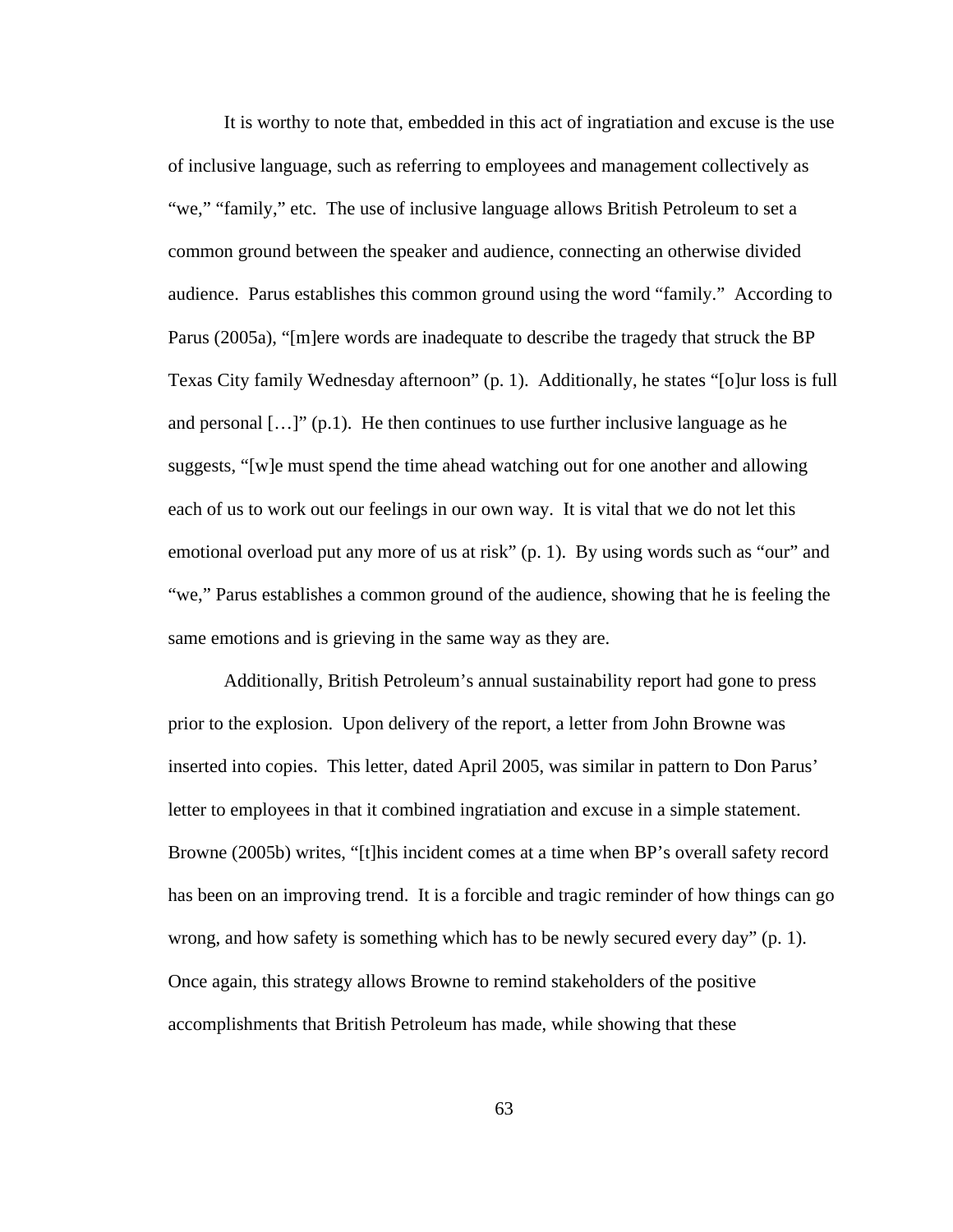It is worthy to note that, embedded in this act of ingratiation and excuse is the use of inclusive language, such as referring to employees and management collectively as "we," "family," etc. The use of inclusive language allows British Petroleum to set a common ground between the speaker and audience, connecting an otherwise divided audience. Parus establishes this common ground using the word "family." According to Parus (2005a), "[m]ere words are inadequate to describe the tragedy that struck the BP Texas City family Wednesday afternoon" (p. 1). Additionally, he states "[o]ur loss is full and personal […]" (p.1). He then continues to use further inclusive language as he suggests, "[w]e must spend the time ahead watching out for one another and allowing each of us to work out our feelings in our own way. It is vital that we do not let this emotional overload put any more of us at risk" (p. 1). By using words such as "our" and "we," Parus establishes a common ground of the audience, showing that he is feeling the same emotions and is grieving in the same way as they are.

Additionally, British Petroleum's annual sustainability report had gone to press prior to the explosion. Upon delivery of the report, a letter from John Browne was inserted into copies. This letter, dated April 2005, was similar in pattern to Don Parus' letter to employees in that it combined ingratiation and excuse in a simple statement. Browne (2005b) writes, "[t]his incident comes at a time when BP's overall safety record has been on an improving trend. It is a forcible and tragic reminder of how things can go wrong, and how safety is something which has to be newly secured every day" (p. 1). Once again, this strategy allows Browne to remind stakeholders of the positive accomplishments that British Petroleum has made, while showing that these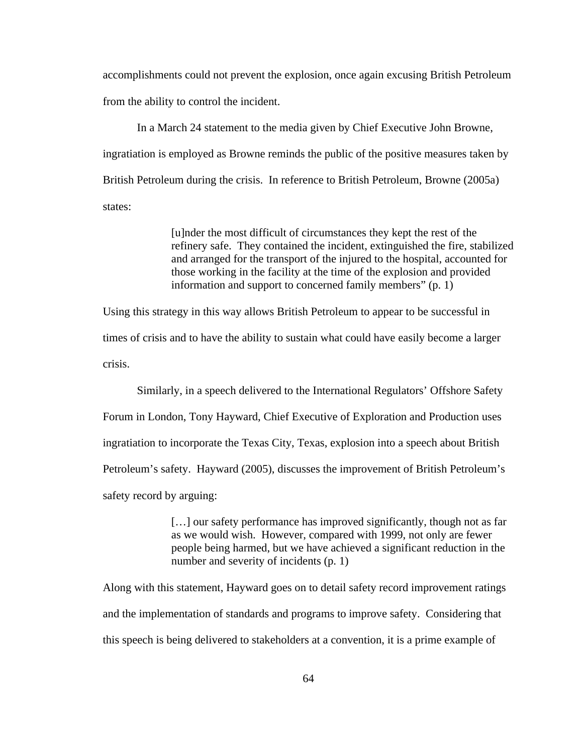accomplishments could not prevent the explosion, once again excusing British Petroleum from the ability to control the incident.

In a March 24 statement to the media given by Chief Executive John Browne, ingratiation is employed as Browne reminds the public of the positive measures taken by British Petroleum during the crisis. In reference to British Petroleum, Browne (2005a) states:

> [u]nder the most difficult of circumstances they kept the rest of the refinery safe. They contained the incident, extinguished the fire, stabilized and arranged for the transport of the injured to the hospital, accounted for those working in the facility at the time of the explosion and provided information and support to concerned family members" (p. 1)

Using this strategy in this way allows British Petroleum to appear to be successful in times of crisis and to have the ability to sustain what could have easily become a larger crisis.

Similarly, in a speech delivered to the International Regulators' Offshore Safety Forum in London, Tony Hayward, Chief Executive of Exploration and Production uses ingratiation to incorporate the Texas City, Texas, explosion into a speech about British Petroleum's safety. Hayward (2005), discusses the improvement of British Petroleum's safety record by arguing:

> […] our safety performance has improved significantly, though not as far as we would wish. However, compared with 1999, not only are fewer people being harmed, but we have achieved a significant reduction in the number and severity of incidents (p. 1)

Along with this statement, Hayward goes on to detail safety record improvement ratings and the implementation of standards and programs to improve safety. Considering that this speech is being delivered to stakeholders at a convention, it is a prime example of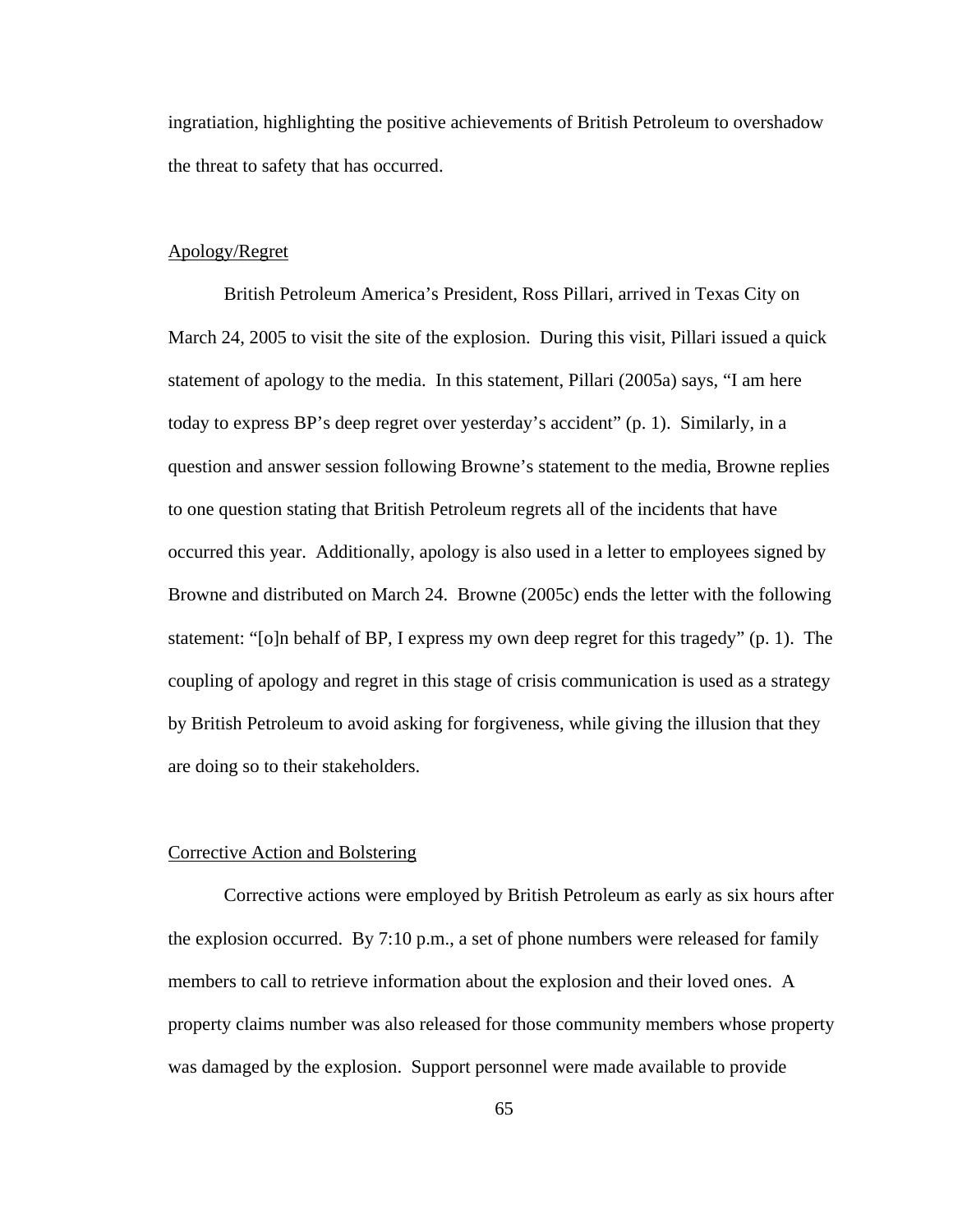ingratiation, highlighting the positive achievements of British Petroleum to overshadow the threat to safety that has occurred.

### Apology/Regret

British Petroleum America's President, Ross Pillari, arrived in Texas City on March 24, 2005 to visit the site of the explosion. During this visit, Pillari issued a quick statement of apology to the media. In this statement, Pillari (2005a) says, "I am here today to express BP's deep regret over yesterday's accident" (p. 1). Similarly, in a question and answer session following Browne's statement to the media, Browne replies to one question stating that British Petroleum regrets all of the incidents that have occurred this year. Additionally, apology is also used in a letter to employees signed by Browne and distributed on March 24. Browne (2005c) ends the letter with the following statement: "[o]n behalf of BP, I express my own deep regret for this tragedy" (p. 1). The coupling of apology and regret in this stage of crisis communication is used as a strategy by British Petroleum to avoid asking for forgiveness, while giving the illusion that they are doing so to their stakeholders.

### Corrective Action and Bolstering

Corrective actions were employed by British Petroleum as early as six hours after the explosion occurred. By 7:10 p.m., a set of phone numbers were released for family members to call to retrieve information about the explosion and their loved ones. A property claims number was also released for those community members whose property was damaged by the explosion. Support personnel were made available to provide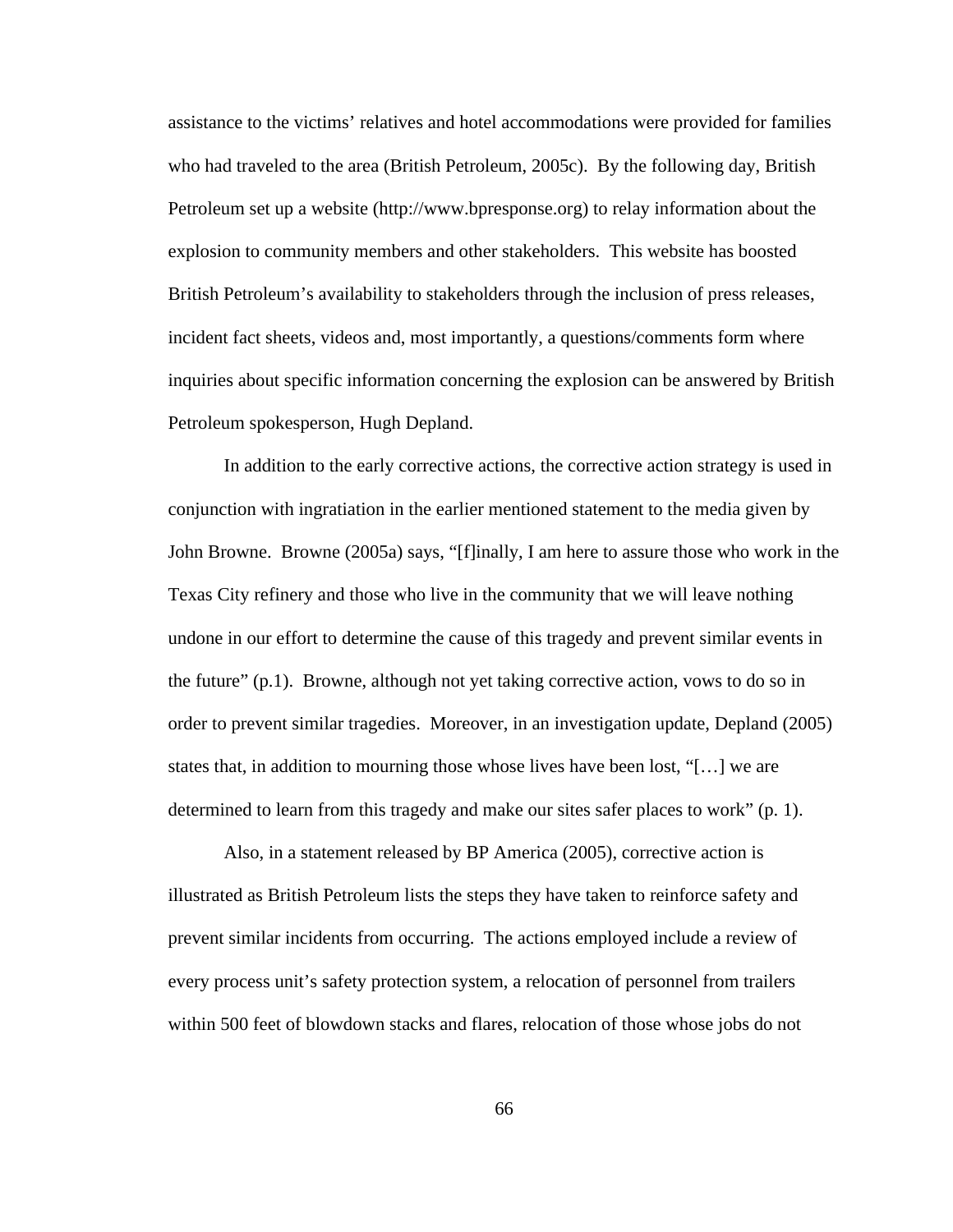assistance to the victims' relatives and hotel accommodations were provided for families who had traveled to the area (British Petroleum, 2005c). By the following day, British Petroleum set up a website (http://www.bpresponse.org) to relay information about the explosion to community members and other stakeholders. This website has boosted British Petroleum's availability to stakeholders through the inclusion of press releases, incident fact sheets, videos and, most importantly, a questions/comments form where inquiries about specific information concerning the explosion can be answered by British Petroleum spokesperson, Hugh Depland.

In addition to the early corrective actions, the corrective action strategy is used in conjunction with ingratiation in the earlier mentioned statement to the media given by John Browne. Browne (2005a) says, "[f]inally, I am here to assure those who work in the Texas City refinery and those who live in the community that we will leave nothing undone in our effort to determine the cause of this tragedy and prevent similar events in the future" (p.1). Browne, although not yet taking corrective action, vows to do so in order to prevent similar tragedies. Moreover, in an investigation update, Depland (2005) states that, in addition to mourning those whose lives have been lost, "[…] we are determined to learn from this tragedy and make our sites safer places to work" (p. 1).

Also, in a statement released by BP America (2005), corrective action is illustrated as British Petroleum lists the steps they have taken to reinforce safety and prevent similar incidents from occurring. The actions employed include a review of every process unit's safety protection system, a relocation of personnel from trailers within 500 feet of blowdown stacks and flares, relocation of those whose jobs do not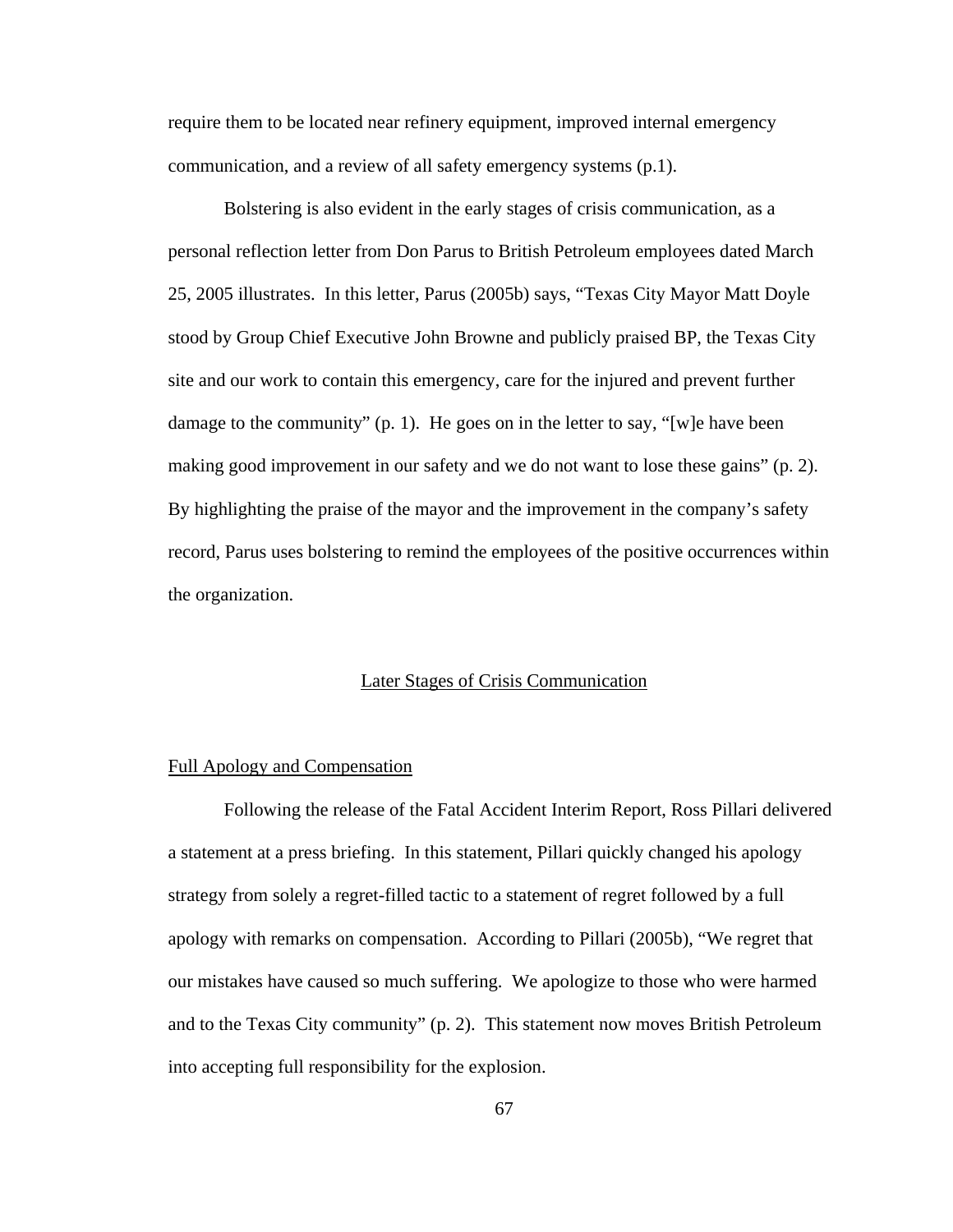require them to be located near refinery equipment, improved internal emergency communication, and a review of all safety emergency systems (p.1).

Bolstering is also evident in the early stages of crisis communication, as a personal reflection letter from Don Parus to British Petroleum employees dated March 25, 2005 illustrates. In this letter, Parus (2005b) says, "Texas City Mayor Matt Doyle stood by Group Chief Executive John Browne and publicly praised BP, the Texas City site and our work to contain this emergency, care for the injured and prevent further damage to the community" (p. 1). He goes on in the letter to say, "[w]e have been making good improvement in our safety and we do not want to lose these gains" (p. 2). By highlighting the praise of the mayor and the improvement in the company's safety record, Parus uses bolstering to remind the employees of the positive occurrences within the organization.

## Later Stages of Crisis Communication

### Full Apology and Compensation

Following the release of the Fatal Accident Interim Report, Ross Pillari delivered a statement at a press briefing. In this statement, Pillari quickly changed his apology strategy from solely a regret-filled tactic to a statement of regret followed by a full apology with remarks on compensation. According to Pillari (2005b), "We regret that our mistakes have caused so much suffering. We apologize to those who were harmed and to the Texas City community" (p. 2). This statement now moves British Petroleum into accepting full responsibility for the explosion.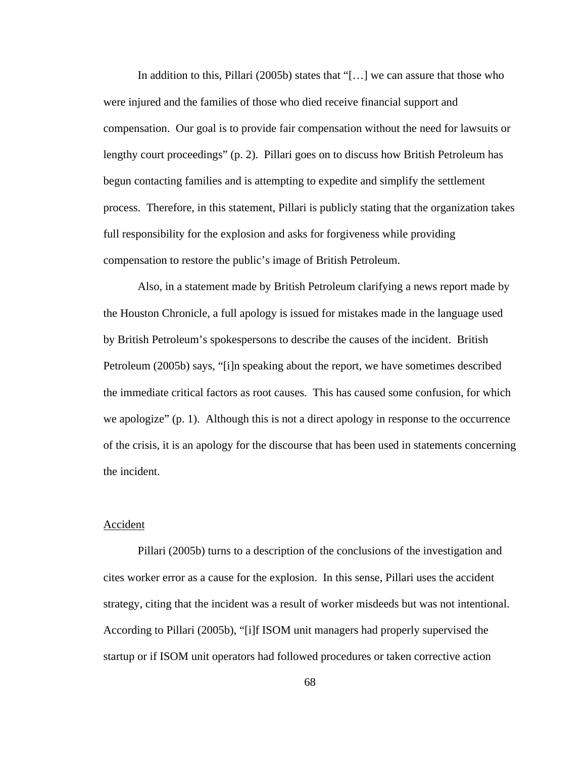In addition to this, Pillari (2005b) states that "[…] we can assure that those who were injured and the families of those who died receive financial support and compensation. Our goal is to provide fair compensation without the need for lawsuits or lengthy court proceedings" (p. 2). Pillari goes on to discuss how British Petroleum has begun contacting families and is attempting to expedite and simplify the settlement process. Therefore, in this statement, Pillari is publicly stating that the organization takes full responsibility for the explosion and asks for forgiveness while providing compensation to restore the public's image of British Petroleum.

Also, in a statement made by British Petroleum clarifying a news report made by the Houston Chronicle, a full apology is issued for mistakes made in the language used by British Petroleum's spokespersons to describe the causes of the incident. British Petroleum (2005b) says, "[i]n speaking about the report, we have sometimes described the immediate critical factors as root causes. This has caused some confusion, for which we apologize" (p. 1). Although this is not a direct apology in response to the occurrence of the crisis, it is an apology for the discourse that has been used in statements concerning the incident.

Accident

Pillari (2005b) turns to a description of the conclusions of the investigation and cites worker error as a cause for the explosion. In this sense, Pillari uses the accident strategy, citing that the incident was a result of worker misdeeds but was not intentional. According to Pillari (2005b), "[i]f ISOM unit managers had properly supervised the startup or if ISOM unit operators had followed procedures or taken corrective action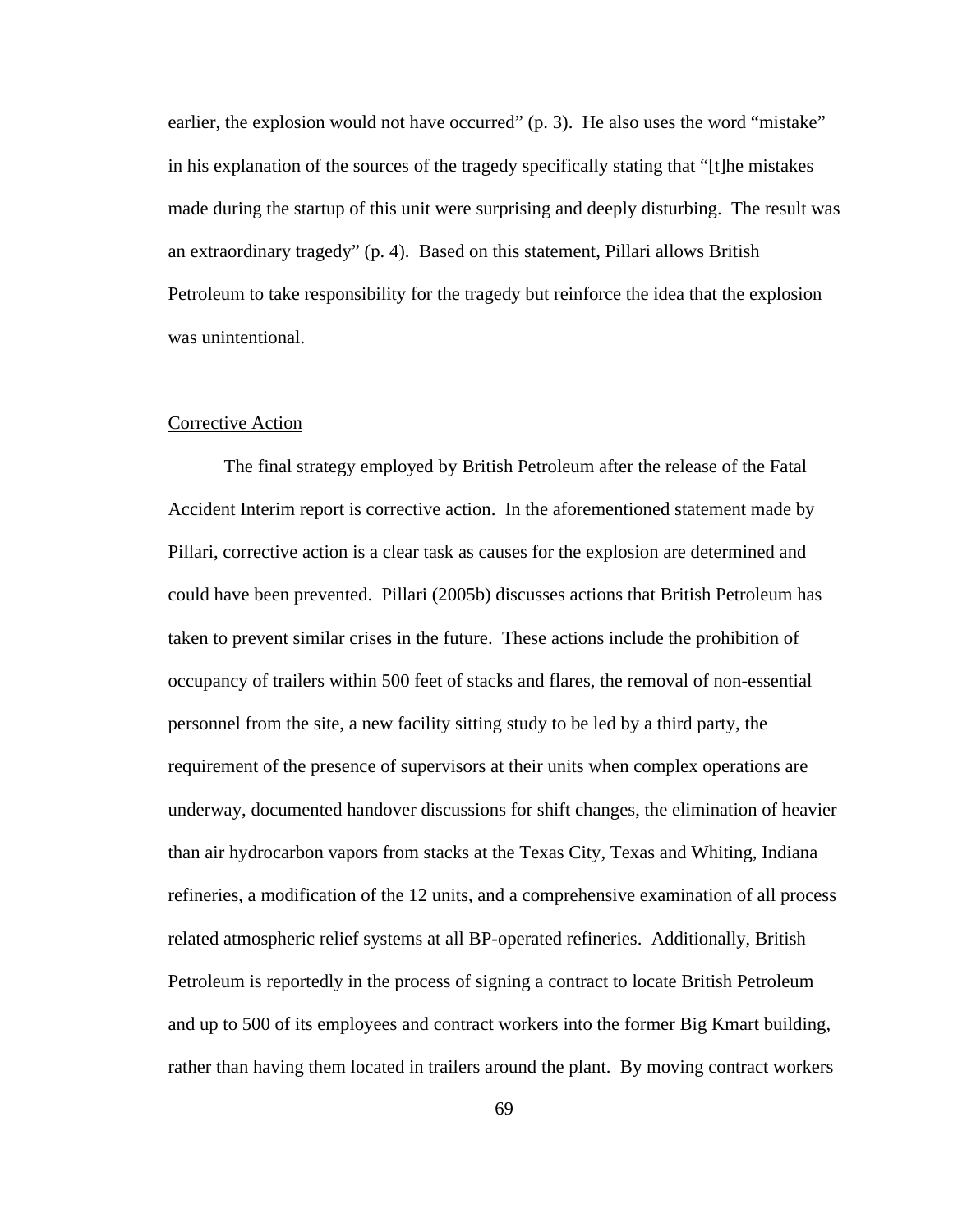earlier, the explosion would not have occurred" (p. 3). He also uses the word "mistake" in his explanation of the sources of the tragedy specifically stating that "[t]he mistakes made during the startup of this unit were surprising and deeply disturbing. The result was an extraordinary tragedy" (p. 4). Based on this statement, Pillari allows British Petroleum to take responsibility for the tragedy but reinforce the idea that the explosion was unintentional.

## Corrective Action

The final strategy employed by British Petroleum after the release of the Fatal Accident Interim report is corrective action. In the aforementioned statement made by Pillari, corrective action is a clear task as causes for the explosion are determined and could have been prevented. Pillari (2005b) discusses actions that British Petroleum has taken to prevent similar crises in the future. These actions include the prohibition of occupancy of trailers within 500 feet of stacks and flares, the removal of non-essential personnel from the site, a new facility sitting study to be led by a third party, the requirement of the presence of supervisors at their units when complex operations are underway, documented handover discussions for shift changes, the elimination of heavier than air hydrocarbon vapors from stacks at the Texas City, Texas and Whiting, Indiana refineries, a modification of the 12 units, and a comprehensive examination of all process related atmospheric relief systems at all BP-operated refineries. Additionally, British Petroleum is reportedly in the process of signing a contract to locate British Petroleum and up to 500 of its employees and contract workers into the former Big Kmart building, rather than having them located in trailers around the plant. By moving contract workers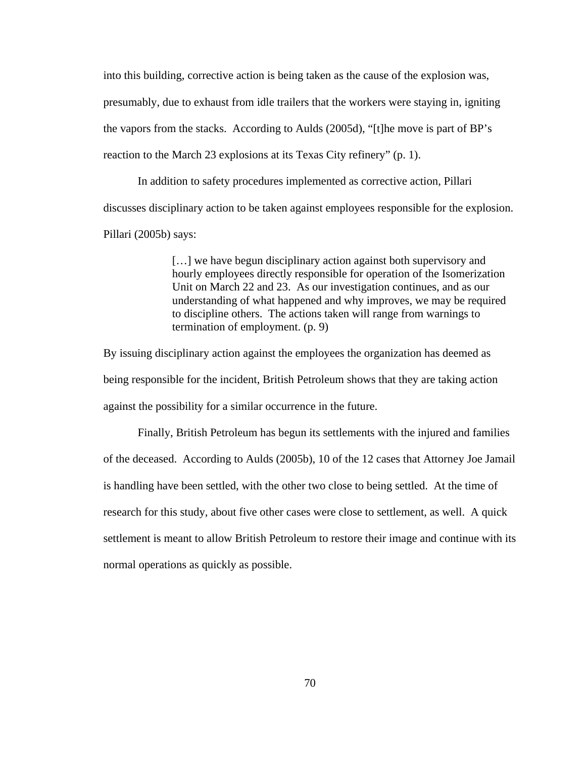into this building, corrective action is being taken as the cause of the explosion was, presumably, due to exhaust from idle trailers that the workers were staying in, igniting the vapors from the stacks. According to Aulds (2005d), "[t]he move is part of BP's reaction to the March 23 explosions at its Texas City refinery" (p. 1).

In addition to safety procedures implemented as corrective action, Pillari discusses disciplinary action to be taken against employees responsible for the explosion. Pillari (2005b) says:

> […] we have begun disciplinary action against both supervisory and hourly employees directly responsible for operation of the Isomerization Unit on March 22 and 23. As our investigation continues, and as our understanding of what happened and why improves, we may be required to discipline others. The actions taken will range from warnings to termination of employment. (p. 9)

By issuing disciplinary action against the employees the organization has deemed as being responsible for the incident, British Petroleum shows that they are taking action against the possibility for a similar occurrence in the future.

Finally, British Petroleum has begun its settlements with the injured and families of the deceased. According to Aulds (2005b), 10 of the 12 cases that Attorney Joe Jamail is handling have been settled, with the other two close to being settled. At the time of research for this study, about five other cases were close to settlement, as well. A quick settlement is meant to allow British Petroleum to restore their image and continue with its normal operations as quickly as possible.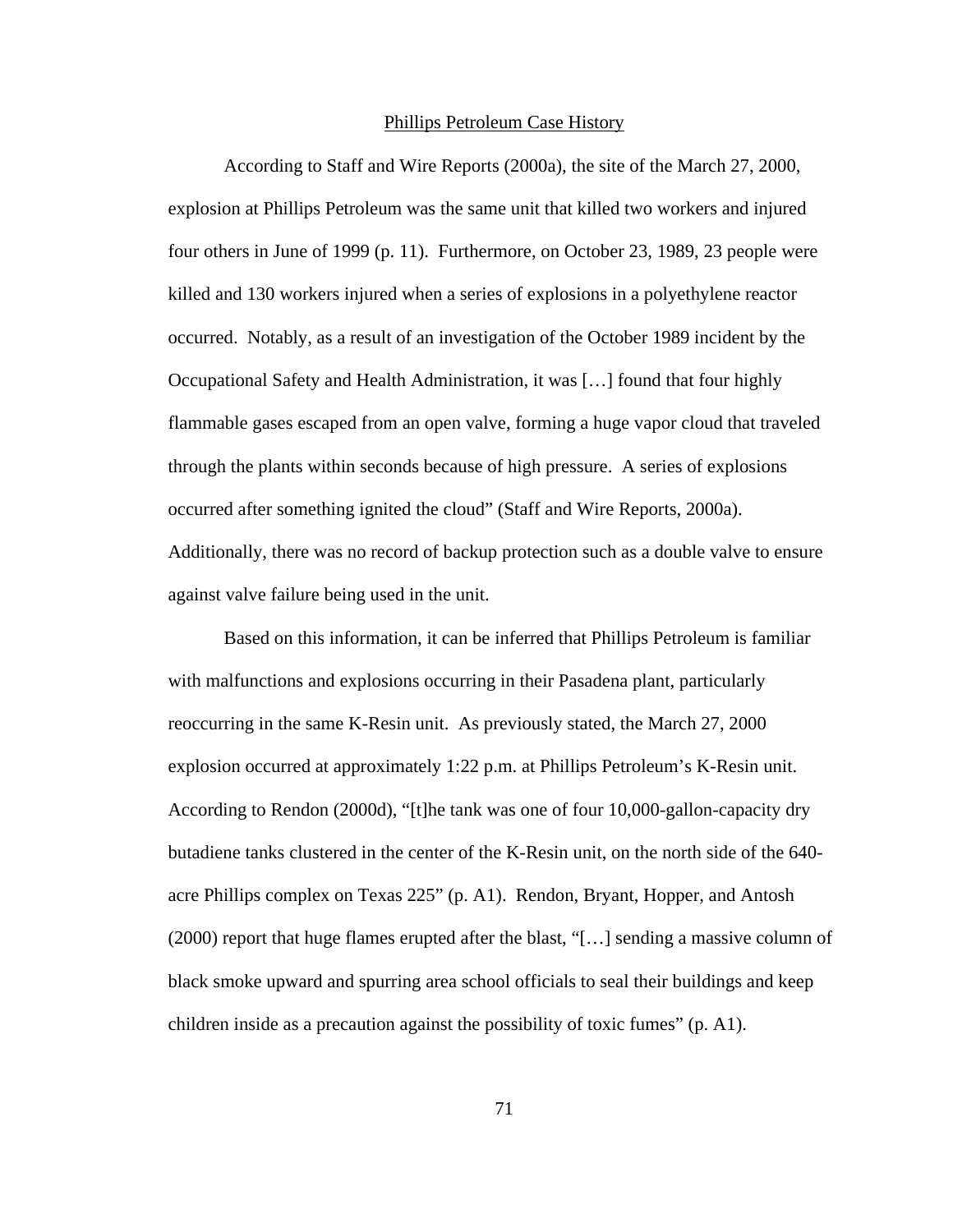## Phillips Petroleum Case History

According to Staff and Wire Reports (2000a), the site of the March 27, 2000, explosion at Phillips Petroleum was the same unit that killed two workers and injured four others in June of 1999 (p. 11). Furthermore, on October 23, 1989, 23 people were killed and 130 workers injured when a series of explosions in a polyethylene reactor occurred. Notably, as a result of an investigation of the October 1989 incident by the Occupational Safety and Health Administration, it was […] found that four highly flammable gases escaped from an open valve, forming a huge vapor cloud that traveled through the plants within seconds because of high pressure. A series of explosions occurred after something ignited the cloud" (Staff and Wire Reports, 2000a). Additionally, there was no record of backup protection such as a double valve to ensure against valve failure being used in the unit.

Based on this information, it can be inferred that Phillips Petroleum is familiar with malfunctions and explosions occurring in their Pasadena plant, particularly reoccurring in the same K-Resin unit. As previously stated, the March 27, 2000 explosion occurred at approximately 1:22 p.m. at Phillips Petroleum's K-Resin unit. According to Rendon (2000d), "[t]he tank was one of four 10,000-gallon-capacity dry butadiene tanks clustered in the center of the K-Resin unit, on the north side of the 640-acre Phillips complex on Texas 225" (p. A1). Rendon, Bryant, Hopper, and Antosh (2000) report that huge flames erupted after the blast, "[…] sending a massive column of black smoke upward and spurring area school officials to seal their buildings and keep children inside as a precaution against the possibility of toxic fumes" (p. A1).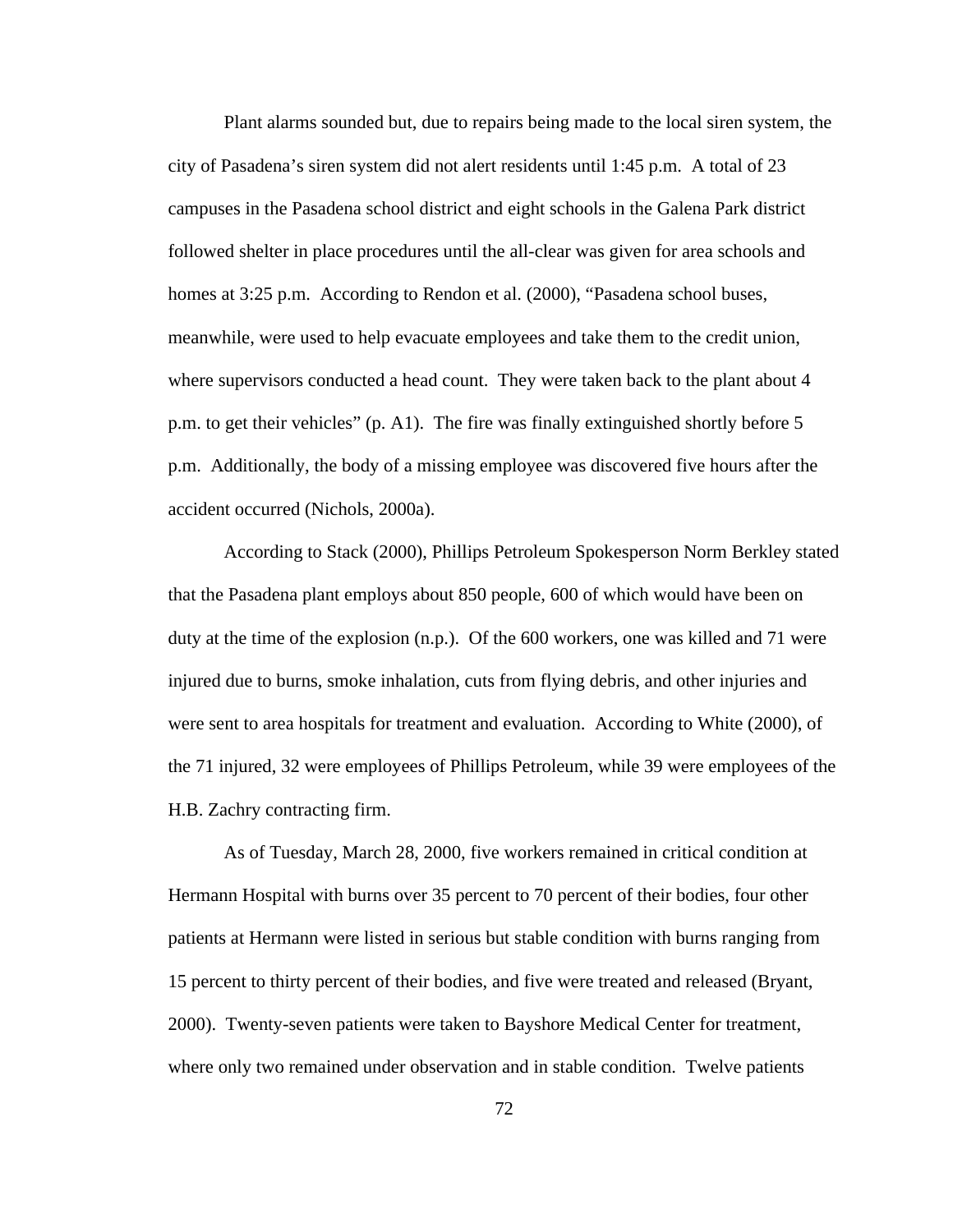Plant alarms sounded but, due to repairs being made to the local siren system, the city of Pasadena's siren system did not alert residents until 1:45 p.m. A total of 23 campuses in the Pasadena school district and eight schools in the Galena Park district followed shelter in place procedures until the all-clear was given for area schools and homes at 3:25 p.m. According to Rendon et al. (2000), "Pasadena school buses, meanwhile, were used to help evacuate employees and take them to the credit union, where supervisors conducted a head count. They were taken back to the plant about 4 p.m. to get their vehicles" (p. A1). The fire was finally extinguished shortly before 5 p.m. Additionally, the body of a missing employee was discovered five hours after the accident occurred (Nichols, 2000a).

According to Stack (2000), Phillips Petroleum Spokesperson Norm Berkley stated that the Pasadena plant employs about 850 people, 600 of which would have been on duty at the time of the explosion (n.p.). Of the 600 workers, one was killed and 71 were injured due to burns, smoke inhalation, cuts from flying debris, and other injuries and were sent to area hospitals for treatment and evaluation. According to White (2000), of the 71 injured, 32 were employees of Phillips Petroleum, while 39 were employees of the H.B. Zachry contracting firm.

As of Tuesday, March 28, 2000, five workers remained in critical condition at Hermann Hospital with burns over 35 percent to 70 percent of their bodies, four other patients at Hermann were listed in serious but stable condition with burns ranging from 15 percent to thirty percent of their bodies, and five were treated and released (Bryant, 2000). Twenty-seven patients were taken to Bayshore Medical Center for treatment, where only two remained under observation and in stable condition. Twelve patients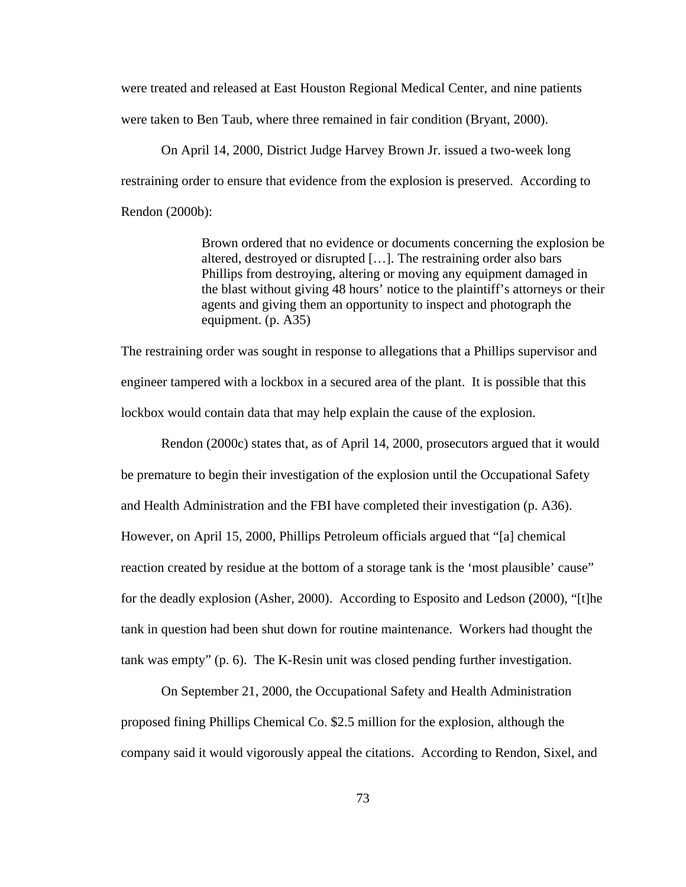were treated and released at East Houston Regional Medical Center, and nine patients were taken to Ben Taub, where three remained in fair condition (Bryant, 2000).

On April 14, 2000, District Judge Harvey Brown Jr. issued a two-week long restraining order to ensure that evidence from the explosion is preserved. According to Rendon (2000b):

> Brown ordered that no evidence or documents concerning the explosion be altered, destroyed or disrupted […]. The restraining order also bars Phillips from destroying, altering or moving any equipment damaged in the blast without giving 48 hours' notice to the plaintiff's attorneys or their agents and giving them an opportunity to inspect and photograph the equipment. (p. A35)

The restraining order was sought in response to allegations that a Phillips supervisor and engineer tampered with a lockbox in a secured area of the plant. It is possible that this lockbox would contain data that may help explain the cause of the explosion.

Rendon (2000c) states that, as of April 14, 2000, prosecutors argued that it would be premature to begin their investigation of the explosion until the Occupational Safety and Health Administration and the FBI have completed their investigation (p. A36). However, on April 15, 2000, Phillips Petroleum officials argued that "[a] chemical reaction created by residue at the bottom of a storage tank is the 'most plausible' cause" for the deadly explosion (Asher, 2000). According to Esposito and Ledson (2000), "[t]he tank in question had been shut down for routine maintenance. Workers had thought the tank was empty" (p. 6). The K-Resin unit was closed pending further investigation.

On September 21, 2000, the Occupational Safety and Health Administration proposed fining Phillips Chemical Co. $2.5 million for the explosion, although the company said it would vigorously appeal the citations. According to Rendon, Sixel, and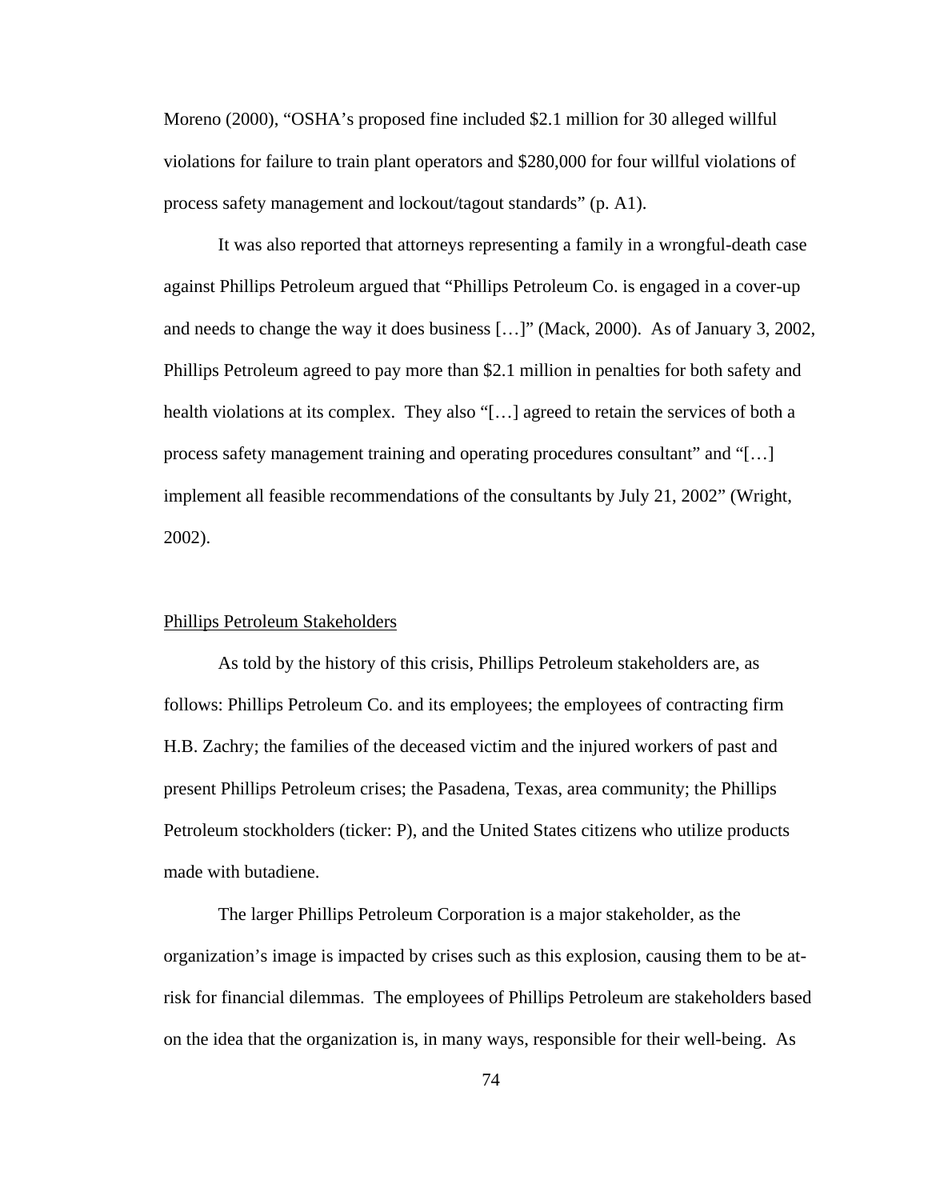Moreno (2000), "OSHA's proposed fine included $2.1 million for 30 alleged willful violations for failure to train plant operators and $280,000 for four willful violations of process safety management and lockout/tagout standards" (p. A1).

It was also reported that attorneys representing a family in a wrongful-death case against Phillips Petroleum argued that "Phillips Petroleum Co. is engaged in a cover-up and needs to change the way it does business […]" (Mack, 2000). As of January 3, 2002, Phillips Petroleum agreed to pay more than $2.1 million in penalties for both safety and health violations at its complex. They also "[…] agreed to retain the services of both a process safety management training and operating procedures consultant" and "[…] implement all feasible recommendations of the consultants by July 21, 2002" (Wright, 2002).

<u>Phillips Petroleum Stakeholders</u>

As told by the history of this crisis, Phillips Petroleum stakeholders are, as follows: Phillips Petroleum Co. and its employees; the employees of contracting firm H.B. Zachry; the families of the deceased victim and the injured workers of past and present Phillips Petroleum crises; the Pasadena, Texas, area community; the Phillips Petroleum stockholders (ticker: P), and the United States citizens who utilize products made with butadiene.

The larger Phillips Petroleum Corporation is a major stakeholder, as the organization's image is impacted by crises such as this explosion, causing them to be at-risk for financial dilemmas. The employees of Phillips Petroleum are stakeholders based on the idea that the organization is, in many ways, responsible for their well-being. As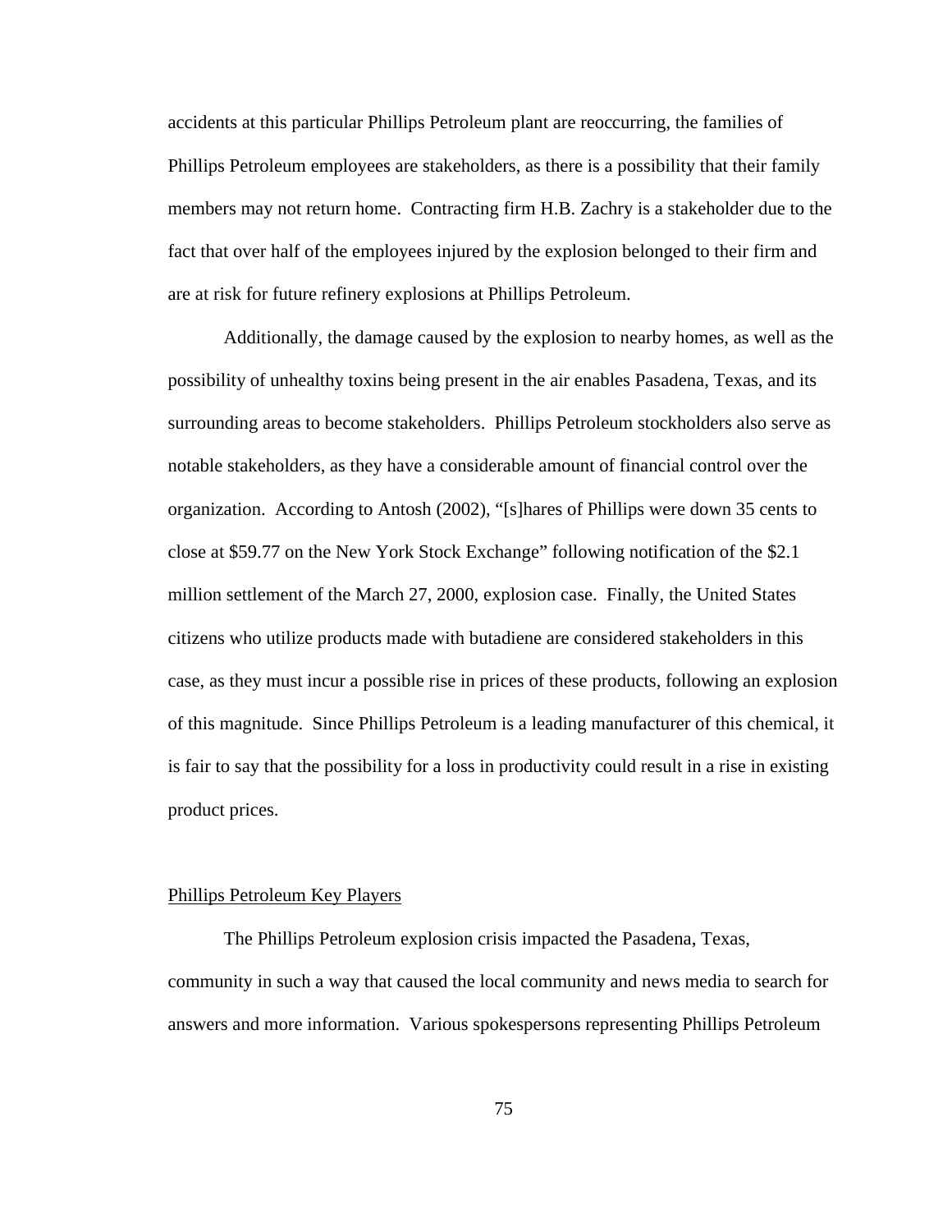accidents at this particular Phillips Petroleum plant are reoccurring, the families of Phillips Petroleum employees are stakeholders, as there is a possibility that their family members may not return home. Contracting firm H.B. Zachry is a stakeholder due to the fact that over half of the employees injured by the explosion belonged to their firm and are at risk for future refinery explosions at Phillips Petroleum.

Additionally, the damage caused by the explosion to nearby homes, as well as the possibility of unhealthy toxins being present in the air enables Pasadena, Texas, and its surrounding areas to become stakeholders. Phillips Petroleum stockholders also serve as notable stakeholders, as they have a considerable amount of financial control over the organization. According to Antosh (2002), "[s]hares of Phillips were down 35 cents to close at $59.77 on the New York Stock Exchange" following notification of the $2.1 million settlement of the March 27, 2000, explosion case. Finally, the United States citizens who utilize products made with butadiene are considered stakeholders in this case, as they must incur a possible rise in prices of these products, following an explosion of this magnitude. Since Phillips Petroleum is a leading manufacturer of this chemical, it is fair to say that the possibility for a loss in productivity could result in a rise in existing product prices.

## Phillips Petroleum Key Players

The Phillips Petroleum explosion crisis impacted the Pasadena, Texas, community in such a way that caused the local community and news media to search for answers and more information. Various spokespersons representing Phillips Petroleum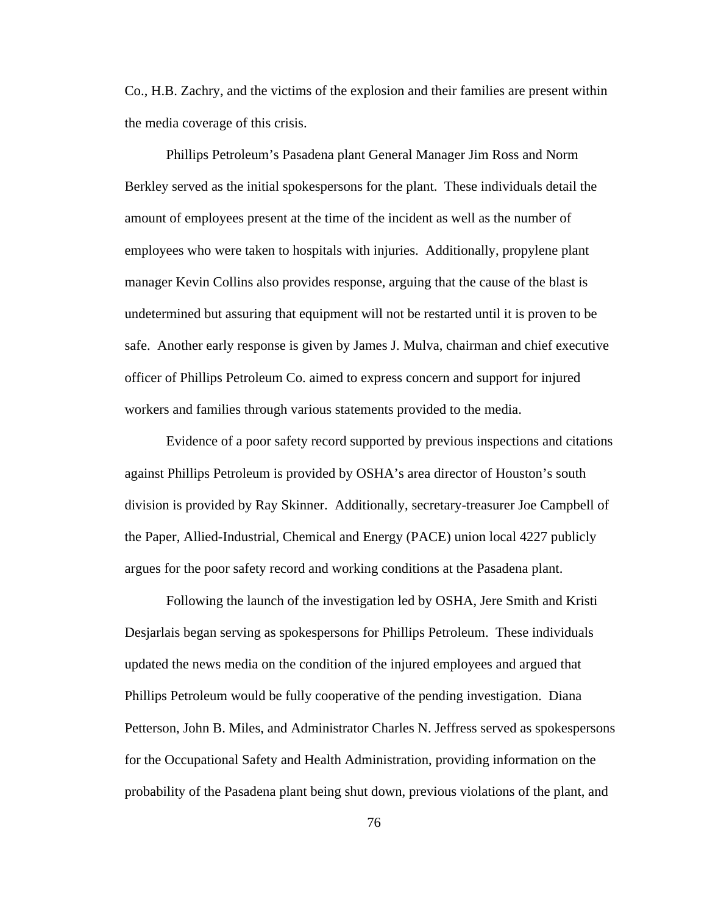Co., H.B. Zachry, and the victims of the explosion and their families are present within the media coverage of this crisis.

Phillips Petroleum's Pasadena plant General Manager Jim Ross and Norm Berkley served as the initial spokespersons for the plant. These individuals detail the amount of employees present at the time of the incident as well as the number of employees who were taken to hospitals with injuries. Additionally, propylene plant manager Kevin Collins also provides response, arguing that the cause of the blast is undetermined but assuring that equipment will not be restarted until it is proven to be safe. Another early response is given by James J. Mulva, chairman and chief executive officer of Phillips Petroleum Co. aimed to express concern and support for injured workers and families through various statements provided to the media.

Evidence of a poor safety record supported by previous inspections and citations against Phillips Petroleum is provided by OSHA's area director of Houston's south division is provided by Ray Skinner. Additionally, secretary-treasurer Joe Campbell of the Paper, Allied-Industrial, Chemical and Energy (PACE) union local 4227 publicly argues for the poor safety record and working conditions at the Pasadena plant.

Following the launch of the investigation led by OSHA, Jere Smith and Kristi Desjarlais began serving as spokespersons for Phillips Petroleum. These individuals updated the news media on the condition of the injured employees and argued that Phillips Petroleum would be fully cooperative of the pending investigation. Diana Petterson, John B. Miles, and Administrator Charles N. Jeffress served as spokespersons for the Occupational Safety and Health Administration, providing information on the probability of the Pasadena plant being shut down, previous violations of the plant, and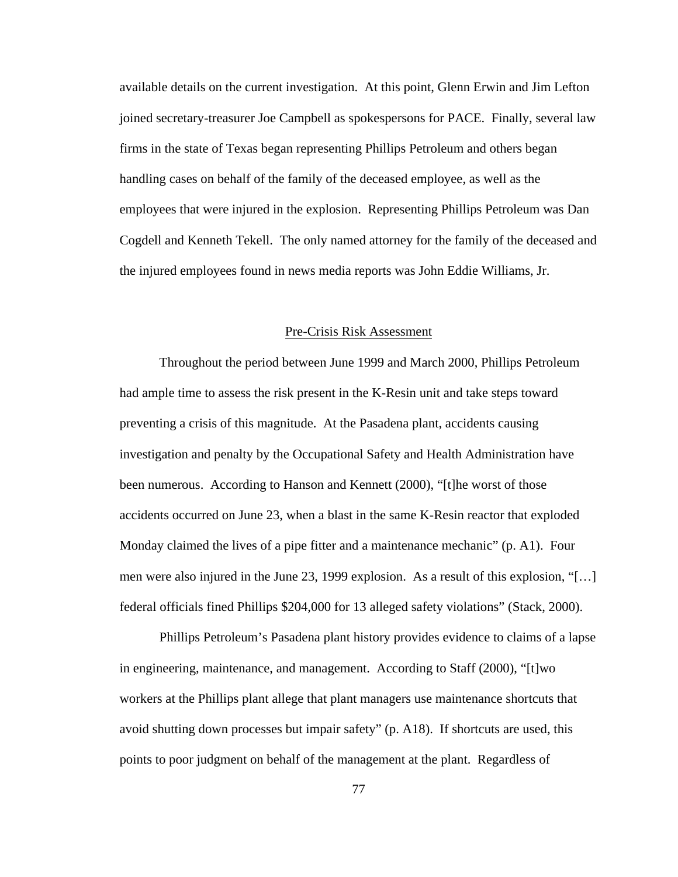available details on the current investigation. At this point, Glenn Erwin and Jim Lefton joined secretary-treasurer Joe Campbell as spokespersons for PACE. Finally, several law firms in the state of Texas began representing Phillips Petroleum and others began handling cases on behalf of the family of the deceased employee, as well as the employees that were injured in the explosion. Representing Phillips Petroleum was Dan Cogdell and Kenneth Tekell. The only named attorney for the family of the deceased and the injured employees found in news media reports was John Eddie Williams, Jr.

## Pre-Crisis Risk Assessment

Throughout the period between June 1999 and March 2000, Phillips Petroleum had ample time to assess the risk present in the K-Resin unit and take steps toward preventing a crisis of this magnitude. At the Pasadena plant, accidents causing investigation and penalty by the Occupational Safety and Health Administration have been numerous. According to Hanson and Kennett (2000), "[t]he worst of those accidents occurred on June 23, when a blast in the same K-Resin reactor that exploded Monday claimed the lives of a pipe fitter and a maintenance mechanic" (p. A1). Four men were also injured in the June 23, 1999 explosion. As a result of this explosion, "[…] federal officials fined Phillips $204,000 for 13 alleged safety violations" (Stack, 2000).

Phillips Petroleum's Pasadena plant history provides evidence to claims of a lapse in engineering, maintenance, and management. According to Staff (2000), "[t]wo workers at the Phillips plant allege that plant managers use maintenance shortcuts that avoid shutting down processes but impair safety" (p. A18). If shortcuts are used, this points to poor judgment on behalf of the management at the plant. Regardless of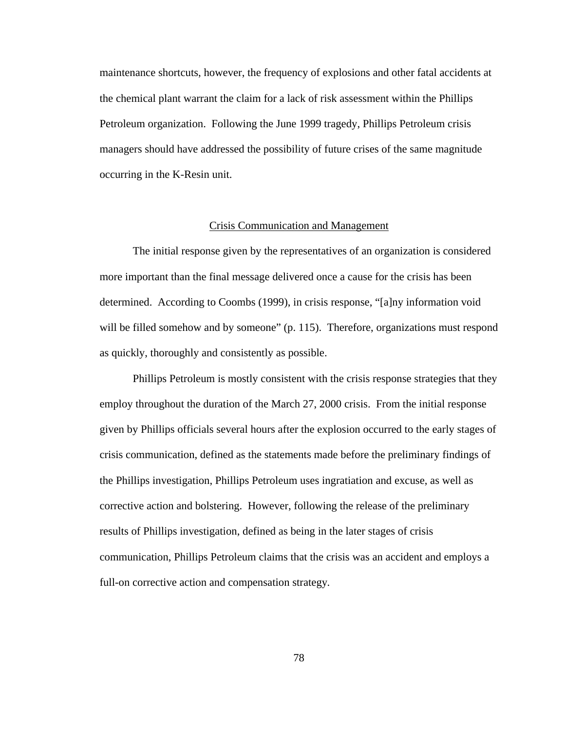maintenance shortcuts, however, the frequency of explosions and other fatal accidents at the chemical plant warrant the claim for a lack of risk assessment within the Phillips Petroleum organization. Following the June 1999 tragedy, Phillips Petroleum crisis managers should have addressed the possibility of future crises of the same magnitude occurring in the K-Resin unit.

## Crisis Communication and Management

The initial response given by the representatives of an organization is considered more important than the final message delivered once a cause for the crisis has been determined. According to Coombs (1999), in crisis response, "[a]ny information void will be filled somehow and by someone" (p. 115). Therefore, organizations must respond as quickly, thoroughly and consistently as possible.

Phillips Petroleum is mostly consistent with the crisis response strategies that they employ throughout the duration of the March 27, 2000 crisis. From the initial response given by Phillips officials several hours after the explosion occurred to the early stages of crisis communication, defined as the statements made before the preliminary findings of the Phillips investigation, Phillips Petroleum uses ingratiation and excuse, as well as corrective action and bolstering. However, following the release of the preliminary results of Phillips investigation, defined as being in the later stages of crisis communication, Phillips Petroleum claims that the crisis was an accident and employs a full-on corrective action and compensation strategy.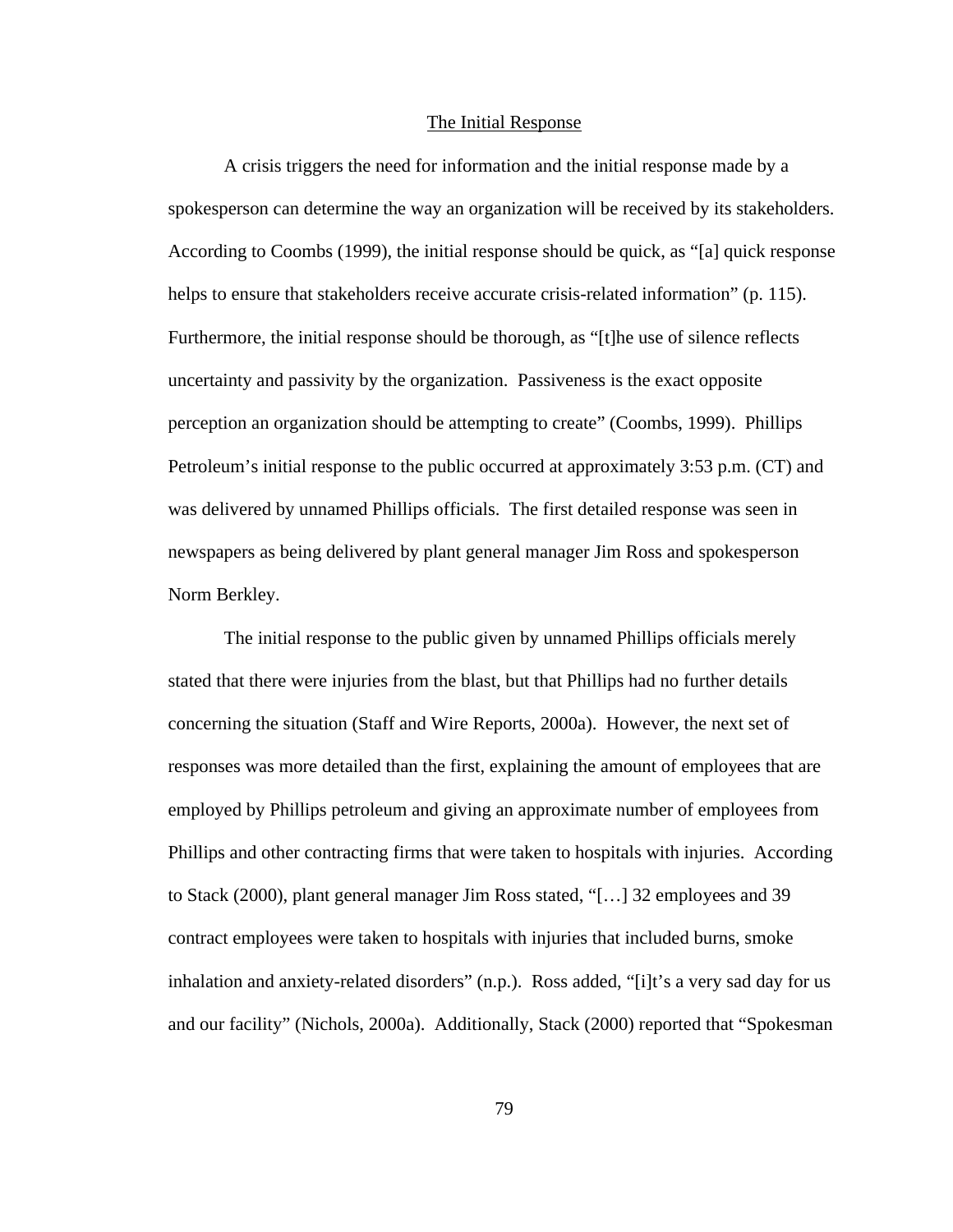## The Initial Response

A crisis triggers the need for information and the initial response made by a spokesperson can determine the way an organization will be received by its stakeholders. According to Coombs (1999), the initial response should be quick, as "[a] quick response helps to ensure that stakeholders receive accurate crisis-related information" (p. 115). Furthermore, the initial response should be thorough, as "[t]he use of silence reflects uncertainty and passivity by the organization. Passiveness is the exact opposite perception an organization should be attempting to create" (Coombs, 1999). Phillips Petroleum's initial response to the public occurred at approximately 3:53 p.m. (CT) and was delivered by unnamed Phillips officials. The first detailed response was seen in newspapers as being delivered by plant general manager Jim Ross and spokesperson Norm Berkley.

The initial response to the public given by unnamed Phillips officials merely stated that there were injuries from the blast, but that Phillips had no further details concerning the situation (Staff and Wire Reports, 2000a). However, the next set of responses was more detailed than the first, explaining the amount of employees that are employed by Phillips petroleum and giving an approximate number of employees from Phillips and other contracting firms that were taken to hospitals with injuries. According to Stack (2000), plant general manager Jim Ross stated, "[…] 32 employees and 39 contract employees were taken to hospitals with injuries that included burns, smoke inhalation and anxiety-related disorders" (n.p.). Ross added, "[i]t's a very sad day for us and our facility" (Nichols, 2000a). Additionally, Stack (2000) reported that "Spokesman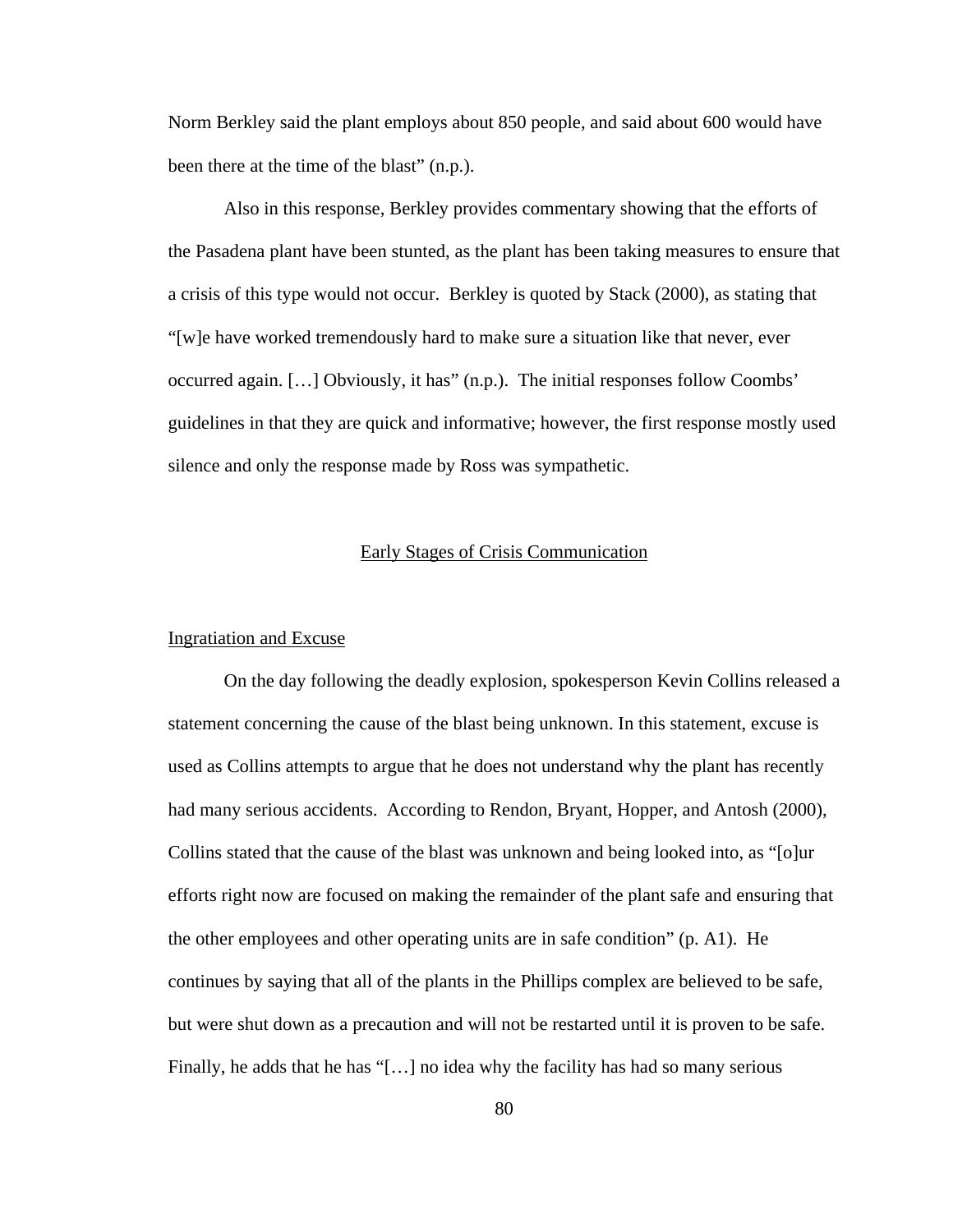Norm Berkley said the plant employs about 850 people, and said about 600 would have been there at the time of the blast" (n.p.).

Also in this response, Berkley provides commentary showing that the efforts of the Pasadena plant have been stunted, as the plant has been taking measures to ensure that a crisis of this type would not occur. Berkley is quoted by Stack (2000), as stating that "[w]e have worked tremendously hard to make sure a situation like that never, ever occurred again. […] Obviously, it has" (n.p.). The initial responses follow Coombs' guidelines in that they are quick and informative; however, the first response mostly used silence and only the response made by Ross was sympathetic.

## Early Stages of Crisis Communication

### Ingratiation and Excuse

On the day following the deadly explosion, spokesperson Kevin Collins released a statement concerning the cause of the blast being unknown. In this statement, excuse is used as Collins attempts to argue that he does not understand why the plant has recently had many serious accidents. According to Rendon, Bryant, Hopper, and Antosh (2000), Collins stated that the cause of the blast was unknown and being looked into, as "[o]ur efforts right now are focused on making the remainder of the plant safe and ensuring that the other employees and other operating units are in safe condition" (p. A1). He continues by saying that all of the plants in the Phillips complex are believed to be safe, but were shut down as a precaution and will not be restarted until it is proven to be safe. Finally, he adds that he has "[…] no idea why the facility has had so many serious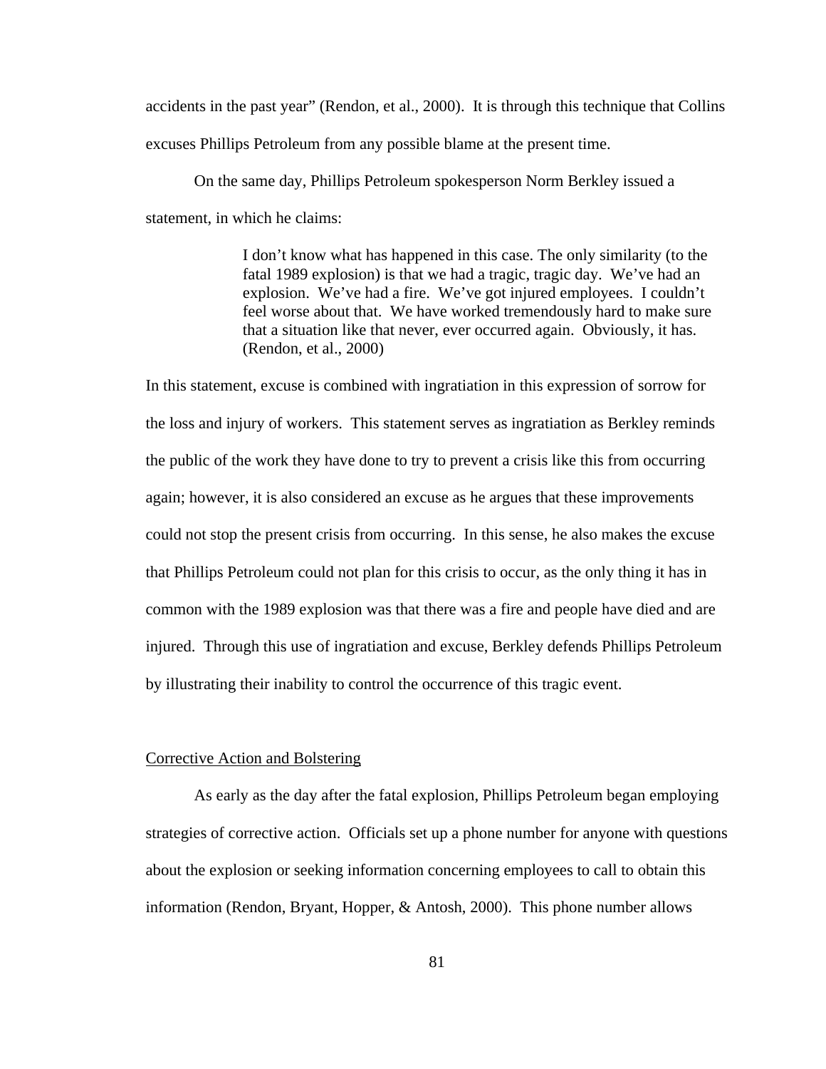accidents in the past year" (Rendon, et al., 2000). It is through this technique that Collins excuses Phillips Petroleum from any possible blame at the present time.

On the same day, Phillips Petroleum spokesperson Norm Berkley issued a statement, in which he claims:

> I don't know what has happened in this case. The only similarity (to the fatal 1989 explosion) is that we had a tragic, tragic day. We've had an explosion. We've had a fire. We've got injured employees. I couldn't feel worse about that. We have worked tremendously hard to make sure that a situation like that never, ever occurred again. Obviously, it has. (Rendon, et al., 2000)

In this statement, excuse is combined with ingratiation in this expression of sorrow for the loss and injury of workers. This statement serves as ingratiation as Berkley reminds the public of the work they have done to try to prevent a crisis like this from occurring again; however, it is also considered an excuse as he argues that these improvements could not stop the present crisis from occurring. In this sense, he also makes the excuse that Phillips Petroleum could not plan for this crisis to occur, as the only thing it has in common with the 1989 explosion was that there was a fire and people have died and are injured. Through this use of ingratiation and excuse, Berkley defends Phillips Petroleum by illustrating their inability to control the occurrence of this tragic event.

<u>Corrective Action and Bolstering</u>

As early as the day after the fatal explosion, Phillips Petroleum began employing strategies of corrective action. Officials set up a phone number for anyone with questions about the explosion or seeking information concerning employees to call to obtain this information (Rendon, Bryant, Hopper, & Antosh, 2000). This phone number allows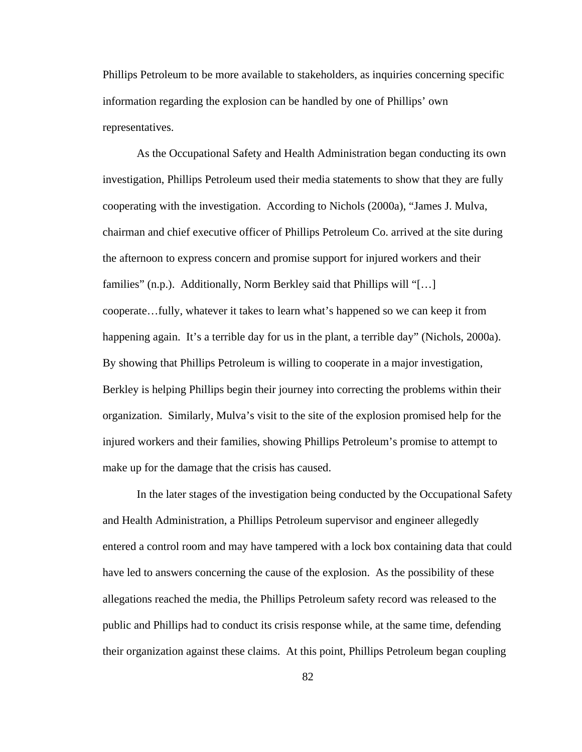Phillips Petroleum to be more available to stakeholders, as inquiries concerning specific information regarding the explosion can be handled by one of Phillips' own representatives.

As the Occupational Safety and Health Administration began conducting its own investigation, Phillips Petroleum used their media statements to show that they are fully cooperating with the investigation. According to Nichols (2000a), "James J. Mulva, chairman and chief executive officer of Phillips Petroleum Co. arrived at the site during the afternoon to express concern and promise support for injured workers and their families" (n.p.). Additionally, Norm Berkley said that Phillips will "[…] cooperate…fully, whatever it takes to learn what's happened so we can keep it from happening again. It's a terrible day for us in the plant, a terrible day" (Nichols, 2000a). By showing that Phillips Petroleum is willing to cooperate in a major investigation, Berkley is helping Phillips begin their journey into correcting the problems within their organization. Similarly, Mulva's visit to the site of the explosion promised help for the injured workers and their families, showing Phillips Petroleum's promise to attempt to make up for the damage that the crisis has caused.

In the later stages of the investigation being conducted by the Occupational Safety and Health Administration, a Phillips Petroleum supervisor and engineer allegedly entered a control room and may have tampered with a lock box containing data that could have led to answers concerning the cause of the explosion. As the possibility of these allegations reached the media, the Phillips Petroleum safety record was released to the public and Phillips had to conduct its crisis response while, at the same time, defending their organization against these claims. At this point, Phillips Petroleum began coupling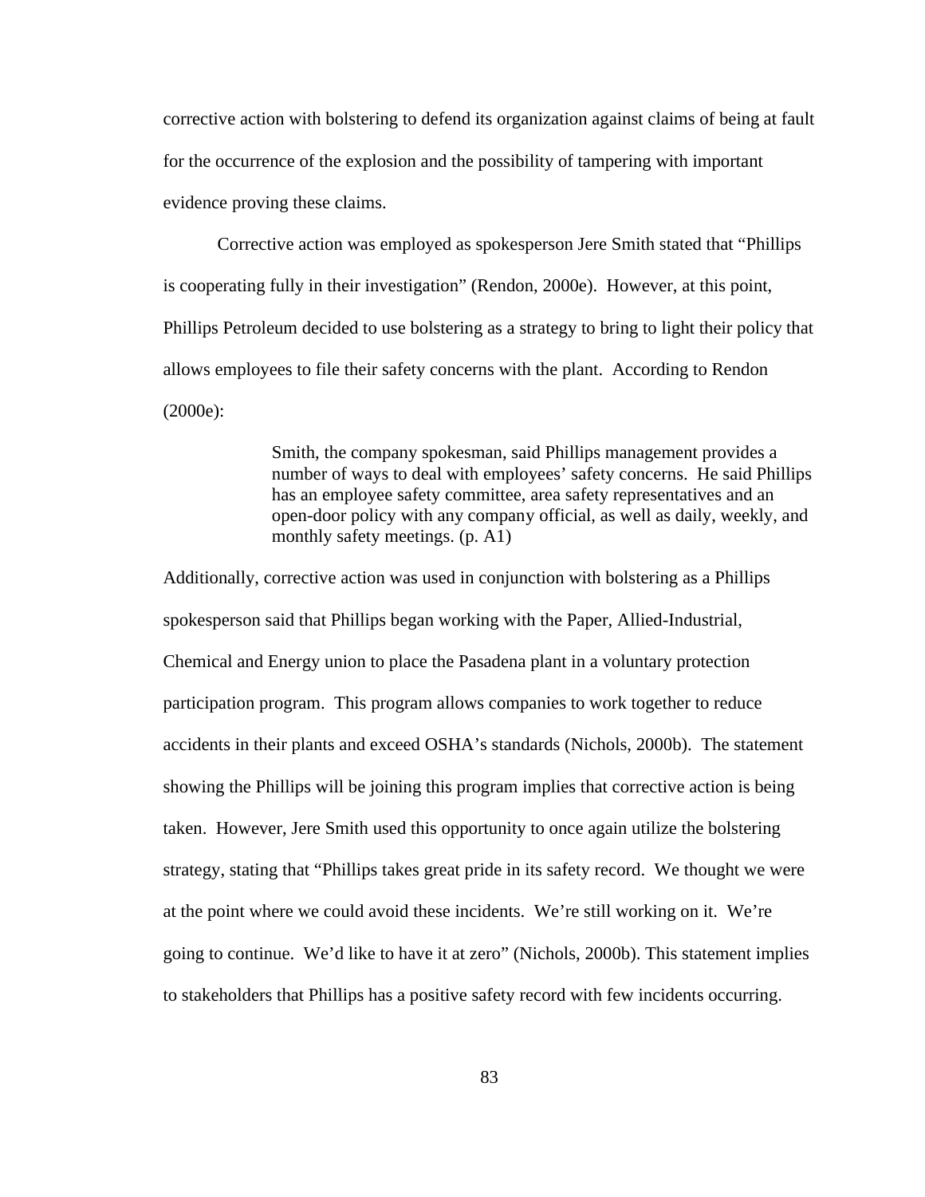corrective action with bolstering to defend its organization against claims of being at fault for the occurrence of the explosion and the possibility of tampering with important evidence proving these claims.

Corrective action was employed as spokesperson Jere Smith stated that "Phillips is cooperating fully in their investigation" (Rendon, 2000e). However, at this point, Phillips Petroleum decided to use bolstering as a strategy to bring to light their policy that allows employees to file their safety concerns with the plant. According to Rendon (2000e):

> Smith, the company spokesman, said Phillips management provides a number of ways to deal with employees' safety concerns. He said Phillips has an employee safety committee, area safety representatives and an open-door policy with any company official, as well as daily, weekly, and monthly safety meetings. (p. A1)

Additionally, corrective action was used in conjunction with bolstering as a Phillips spokesperson said that Phillips began working with the Paper, Allied-Industrial, Chemical and Energy union to place the Pasadena plant in a voluntary protection participation program. This program allows companies to work together to reduce accidents in their plants and exceed OSHA's standards (Nichols, 2000b). The statement showing the Phillips will be joining this program implies that corrective action is being taken. However, Jere Smith used this opportunity to once again utilize the bolstering strategy, stating that "Phillips takes great pride in its safety record. We thought we were at the point where we could avoid these incidents. We're still working on it. We're going to continue. We'd like to have it at zero" (Nichols, 2000b). This statement implies to stakeholders that Phillips has a positive safety record with few incidents occurring.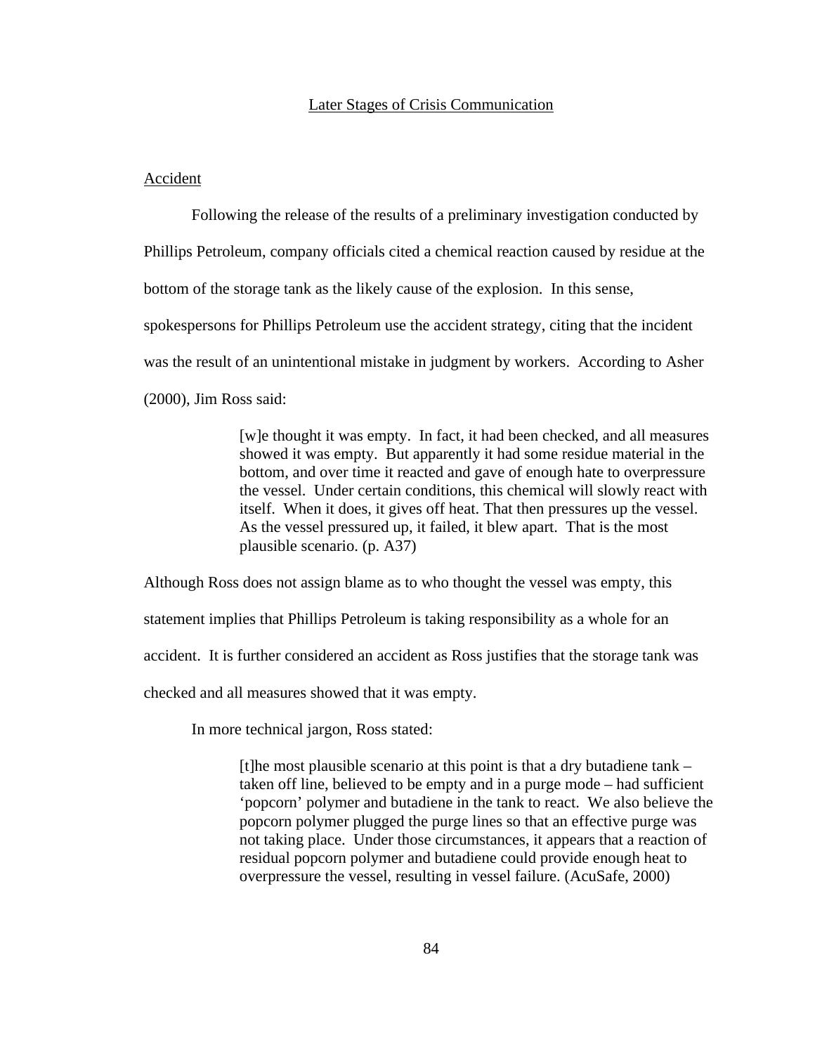## Later Stages of Crisis Communication

### Accident

Following the release of the results of a preliminary investigation conducted by Phillips Petroleum, company officials cited a chemical reaction caused by residue at the bottom of the storage tank as the likely cause of the explosion. In this sense, spokespersons for Phillips Petroleum use the accident strategy, citing that the incident was the result of an unintentional mistake in judgment by workers. According to Asher (2000), Jim Ross said:

> [w]e thought it was empty. In fact, it had been checked, and all measures showed it was empty. But apparently it had some residue material in the bottom, and over time it reacted and gave of enough hate to overpressure the vessel. Under certain conditions, this chemical will slowly react with itself. When it does, it gives off heat. That then pressures up the vessel. As the vessel pressured up, it failed, it blew apart. That is the most plausible scenario. (p. A37)

Although Ross does not assign blame as to who thought the vessel was empty, this statement implies that Phillips Petroleum is taking responsibility as a whole for an accident. It is further considered an accident as Ross justifies that the storage tank was checked and all measures showed that it was empty.

In more technical jargon, Ross stated:

> [t]he most plausible scenario at this point is that a dry butadiene tank – taken off line, believed to be empty and in a purge mode – had sufficient 'popcorn' polymer and butadiene in the tank to react. We also believe the popcorn polymer plugged the purge lines so that an effective purge was not taking place. Under those circumstances, it appears that a reaction of residual popcorn polymer and butadiene could provide enough heat to overpressure the vessel, resulting in vessel failure. (AcuSafe, 2000)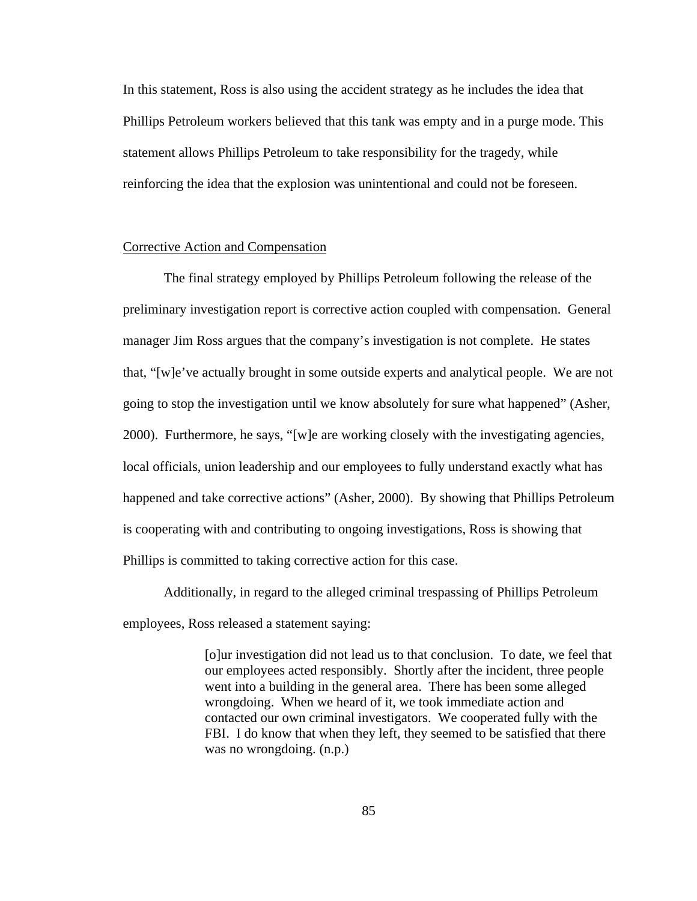In this statement, Ross is also using the accident strategy as he includes the idea that Phillips Petroleum workers believed that this tank was empty and in a purge mode. This statement allows Phillips Petroleum to take responsibility for the tragedy, while reinforcing the idea that the explosion was unintentional and could not be foreseen.

<u>Corrective Action and Compensation</u>

The final strategy employed by Phillips Petroleum following the release of the preliminary investigation report is corrective action coupled with compensation. General manager Jim Ross argues that the company's investigation is not complete. He states that, "[w]e've actually brought in some outside experts and analytical people. We are not going to stop the investigation until we know absolutely for sure what happened" (Asher, 2000). Furthermore, he says, "[w]e are working closely with the investigating agencies, local officials, union leadership and our employees to fully understand exactly what has happened and take corrective actions" (Asher, 2000). By showing that Phillips Petroleum is cooperating with and contributing to ongoing investigations, Ross is showing that Phillips is committed to taking corrective action for this case.

Additionally, in regard to the alleged criminal trespassing of Phillips Petroleum employees, Ross released a statement saying:

> [o]ur investigation did not lead us to that conclusion. To date, we feel that our employees acted responsibly. Shortly after the incident, three people went into a building in the general area. There has been some alleged wrongdoing. When we heard of it, we took immediate action and contacted our own criminal investigators. We cooperated fully with the FBI. I do know that when they left, they seemed to be satisfied that there was no wrongdoing. (n.p.)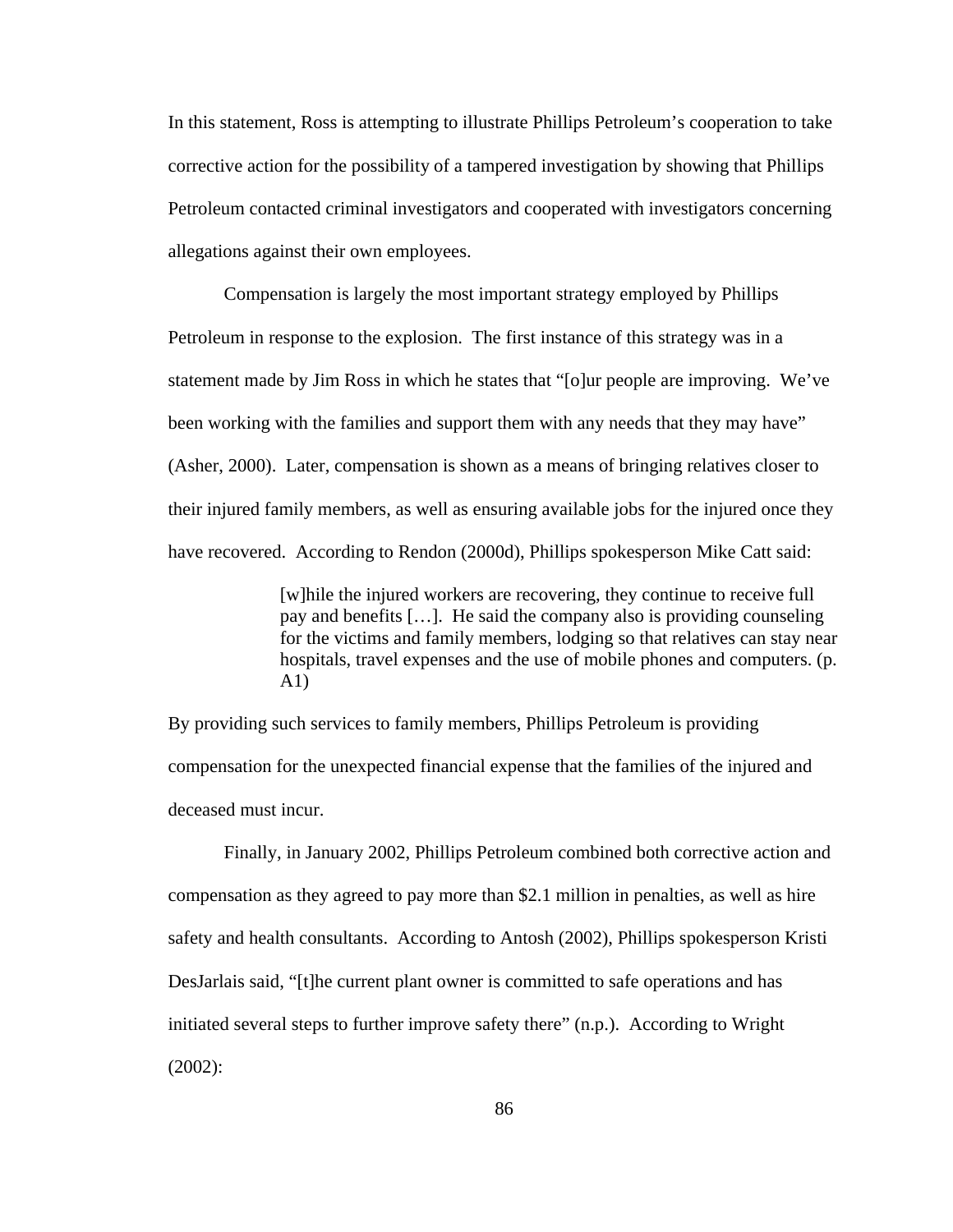In this statement, Ross is attempting to illustrate Phillips Petroleum's cooperation to take corrective action for the possibility of a tampered investigation by showing that Phillips Petroleum contacted criminal investigators and cooperated with investigators concerning allegations against their own employees.

Compensation is largely the most important strategy employed by Phillips Petroleum in response to the explosion. The first instance of this strategy was in a statement made by Jim Ross in which he states that "[o]ur people are improving. We've been working with the families and support them with any needs that they may have" (Asher, 2000). Later, compensation is shown as a means of bringing relatives closer to their injured family members, as well as ensuring available jobs for the injured once they have recovered. According to Rendon (2000d), Phillips spokesperson Mike Catt said:

> [w]hile the injured workers are recovering, they continue to receive full pay and benefits […]. He said the company also is providing counseling for the victims and family members, lodging so that relatives can stay near hospitals, travel expenses and the use of mobile phones and computers. (p. A1)

By providing such services to family members, Phillips Petroleum is providing compensation for the unexpected financial expense that the families of the injured and deceased must incur.

Finally, in January 2002, Phillips Petroleum combined both corrective action and compensation as they agreed to pay more than $2.1 million in penalties, as well as hire safety and health consultants. According to Antosh (2002), Phillips spokesperson Kristi DesJarlais said, "[t]he current plant owner is committed to safe operations and has initiated several steps to further improve safety there" (n.p.). According to Wright (2002):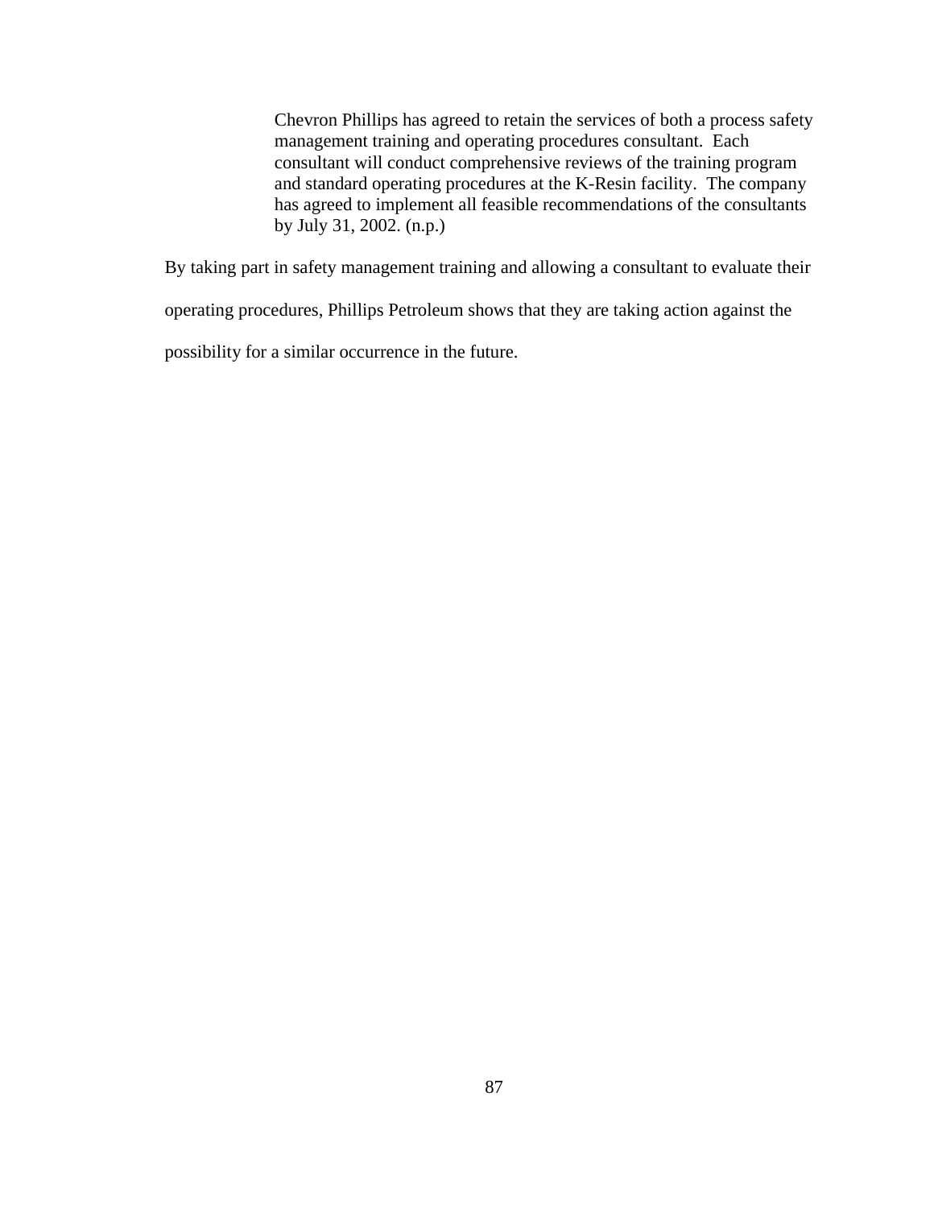> Chevron Phillips has agreed to retain the services of both a process safety management training and operating procedures consultant. Each consultant will conduct comprehensive reviews of the training program and standard operating procedures at the K-Resin facility. The company has agreed to implement all feasible recommendations of the consultants by July 31, 2002. (n.p.)

By taking part in safety management training and allowing a consultant to evaluate their operating procedures, Phillips Petroleum shows that they are taking action against the possibility for a similar occurrence in the future.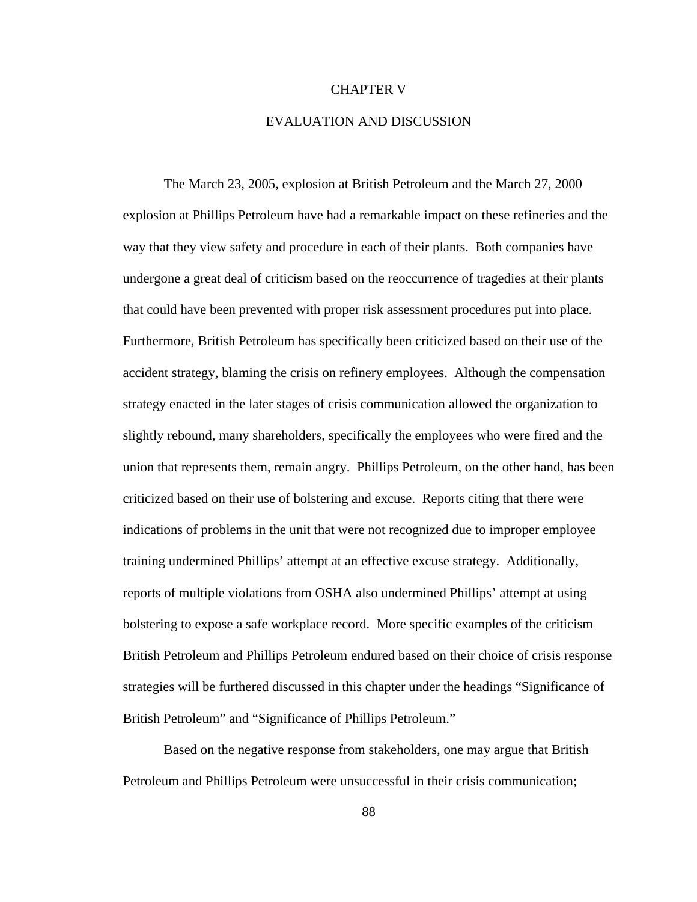# CHAPTER V

# EVALUATION AND DISCUSSION

The March 23, 2005, explosion at British Petroleum and the March 27, 2000 explosion at Phillips Petroleum have had a remarkable impact on these refineries and the way that they view safety and procedure in each of their plants. Both companies have undergone a great deal of criticism based on the reoccurrence of tragedies at their plants that could have been prevented with proper risk assessment procedures put into place. Furthermore, British Petroleum has specifically been criticized based on their use of the accident strategy, blaming the crisis on refinery employees. Although the compensation strategy enacted in the later stages of crisis communication allowed the organization to slightly rebound, many shareholders, specifically the employees who were fired and the union that represents them, remain angry. Phillips Petroleum, on the other hand, has been criticized based on their use of bolstering and excuse. Reports citing that there were indications of problems in the unit that were not recognized due to improper employee training undermined Phillips' attempt at an effective excuse strategy. Additionally, reports of multiple violations from OSHA also undermined Phillips' attempt at using bolstering to expose a safe workplace record. More specific examples of the criticism British Petroleum and Phillips Petroleum endured based on their choice of crisis response strategies will be furthered discussed in this chapter under the headings "Significance of British Petroleum" and "Significance of Phillips Petroleum."

Based on the negative response from stakeholders, one may argue that British Petroleum and Phillips Petroleum were unsuccessful in their crisis communication;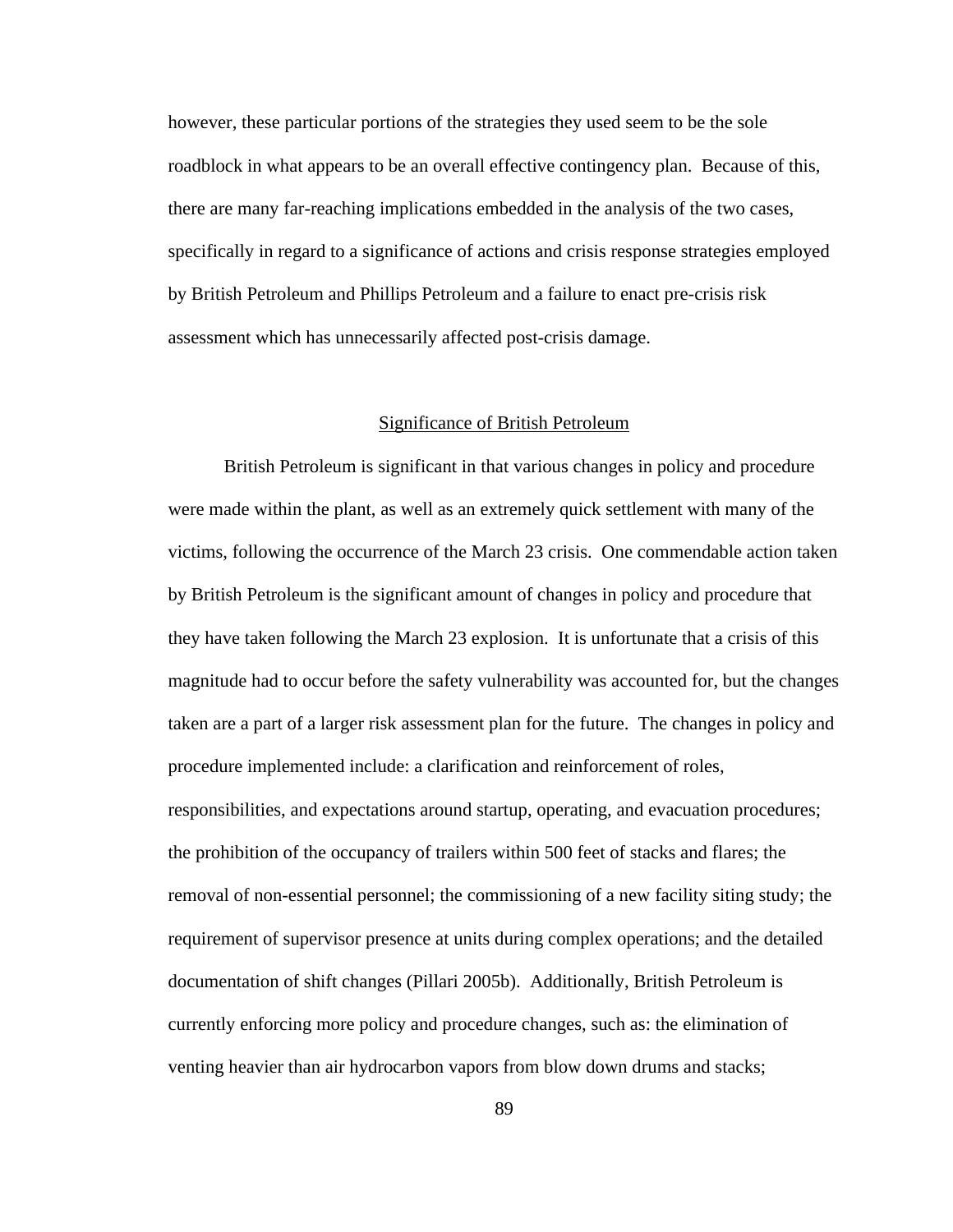however, these particular portions of the strategies they used seem to be the sole roadblock in what appears to be an overall effective contingency plan. Because of this, there are many far-reaching implications embedded in the analysis of the two cases, specifically in regard to a significance of actions and crisis response strategies employed by British Petroleum and Phillips Petroleum and a failure to enact pre-crisis risk assessment which has unnecessarily affected post-crisis damage.

## Significance of British Petroleum

British Petroleum is significant in that various changes in policy and procedure were made within the plant, as well as an extremely quick settlement with many of the victims, following the occurrence of the March 23 crisis. One commendable action taken by British Petroleum is the significant amount of changes in policy and procedure that they have taken following the March 23 explosion. It is unfortunate that a crisis of this magnitude had to occur before the safety vulnerability was accounted for, but the changes taken are a part of a larger risk assessment plan for the future. The changes in policy and procedure implemented include: a clarification and reinforcement of roles, responsibilities, and expectations around startup, operating, and evacuation procedures; the prohibition of the occupancy of trailers within 500 feet of stacks and flares; the removal of non-essential personnel; the commissioning of a new facility siting study; the requirement of supervisor presence at units during complex operations; and the detailed documentation of shift changes (Pillari 2005b). Additionally, British Petroleum is currently enforcing more policy and procedure changes, such as: the elimination of venting heavier than air hydrocarbon vapors from blow down drums and stacks;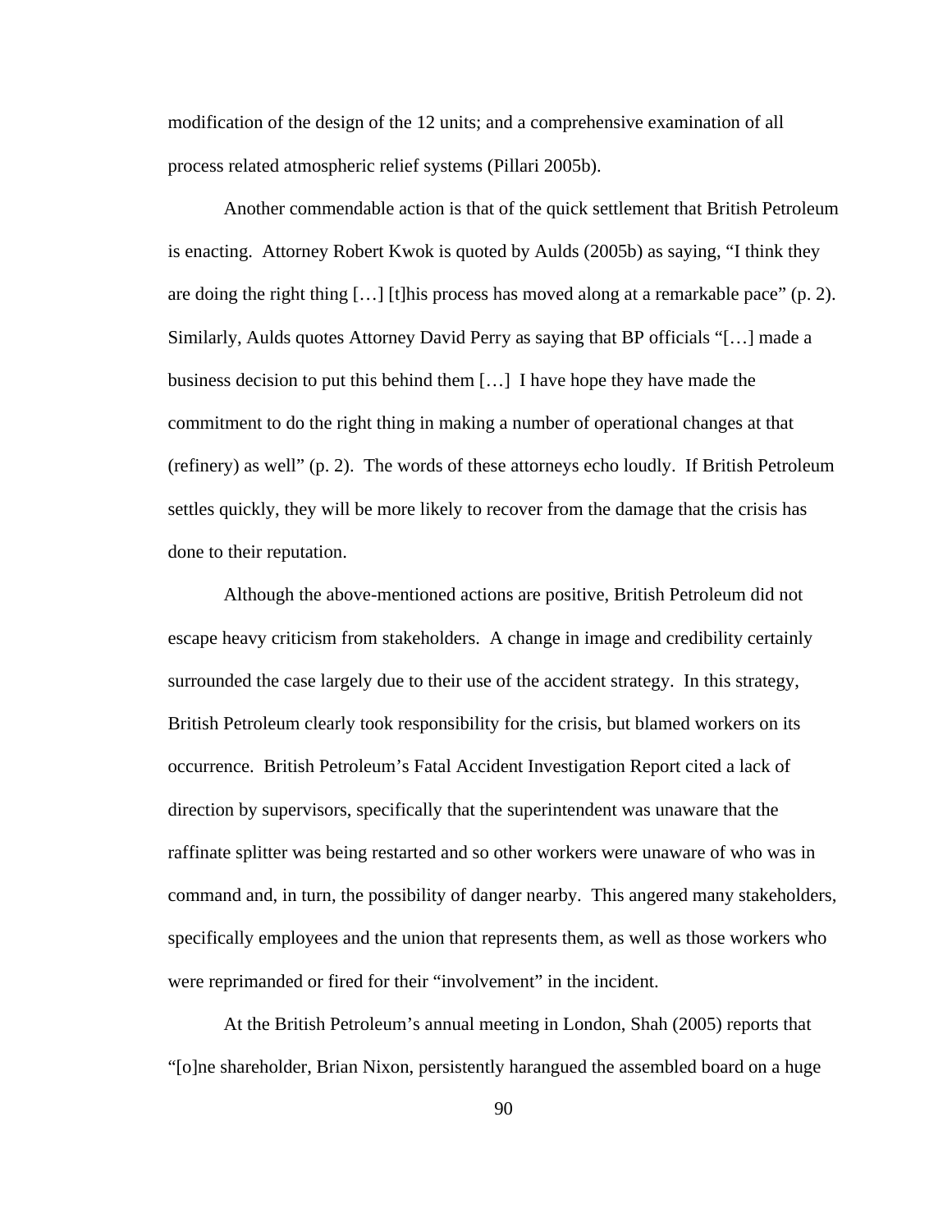modification of the design of the 12 units; and a comprehensive examination of all process related atmospheric relief systems (Pillari 2005b).

Another commendable action is that of the quick settlement that British Petroleum is enacting. Attorney Robert Kwok is quoted by Aulds (2005b) as saying, "I think they are doing the right thing […] [t]his process has moved along at a remarkable pace" (p. 2). Similarly, Aulds quotes Attorney David Perry as saying that BP officials "[…] made a business decision to put this behind them […] I have hope they have made the commitment to do the right thing in making a number of operational changes at that (refinery) as well" (p. 2). The words of these attorneys echo loudly. If British Petroleum settles quickly, they will be more likely to recover from the damage that the crisis has done to their reputation.

Although the above-mentioned actions are positive, British Petroleum did not escape heavy criticism from stakeholders. A change in image and credibility certainly surrounded the case largely due to their use of the accident strategy. In this strategy, British Petroleum clearly took responsibility for the crisis, but blamed workers on its occurrence. British Petroleum's Fatal Accident Investigation Report cited a lack of direction by supervisors, specifically that the superintendent was unaware that the raffinate splitter was being restarted and so other workers were unaware of who was in command and, in turn, the possibility of danger nearby. This angered many stakeholders, specifically employees and the union that represents them, as well as those workers who were reprimanded or fired for their "involvement" in the incident.

At the British Petroleum's annual meeting in London, Shah (2005) reports that "[o]ne shareholder, Brian Nixon, persistently harangued the assembled board on a huge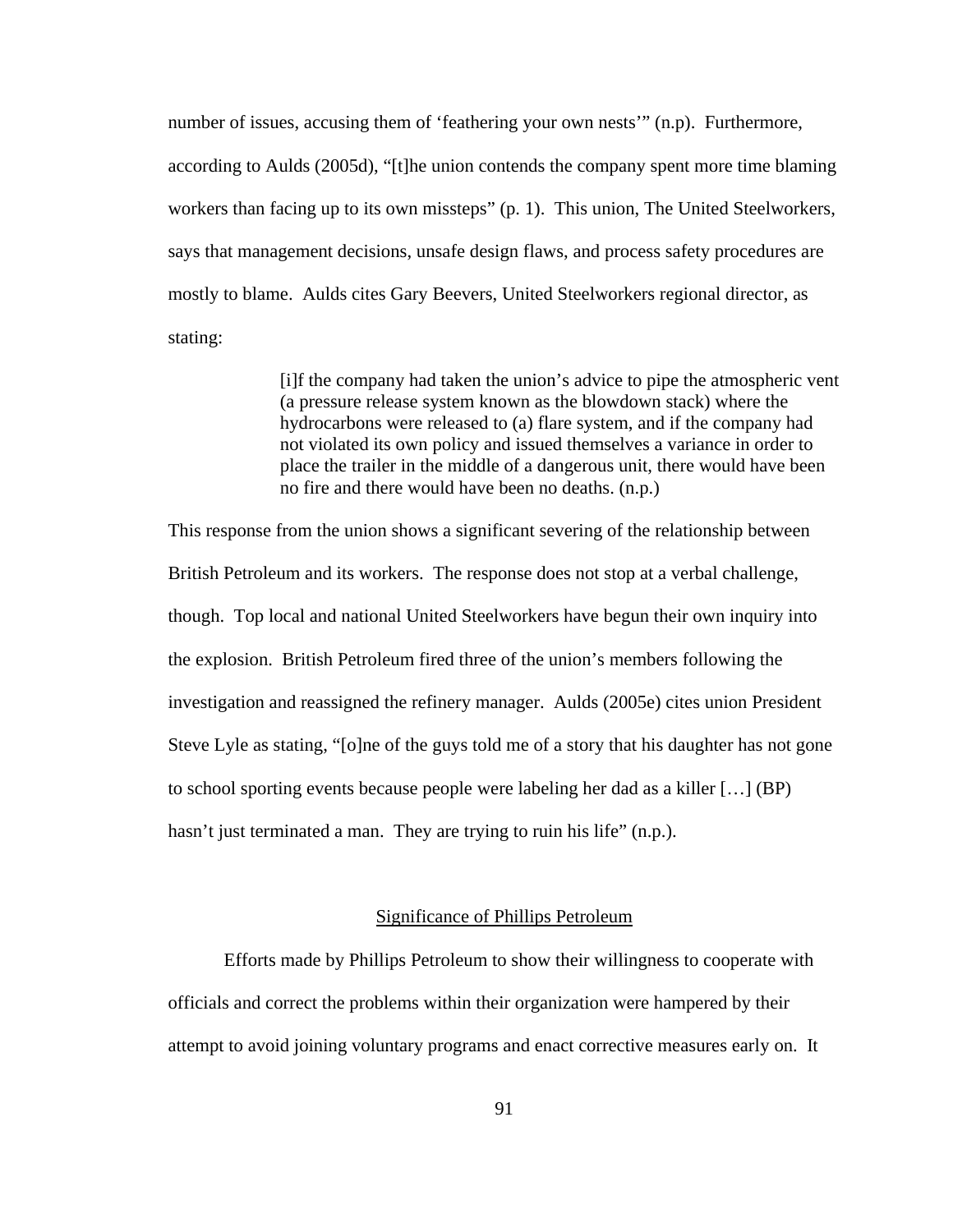number of issues, accusing them of 'feathering your own nests'" (n.p). Furthermore, according to Aulds (2005d), "[t]he union contends the company spent more time blaming workers than facing up to its own missteps" (p. 1). This union, The United Steelworkers, says that management decisions, unsafe design flaws, and process safety procedures are mostly to blame. Aulds cites Gary Beevers, United Steelworkers regional director, as stating:

> [i]f the company had taken the union's advice to pipe the atmospheric vent (a pressure release system known as the blowdown stack) where the hydrocarbons were released to (a) flare system, and if the company had not violated its own policy and issued themselves a variance in order to place the trailer in the middle of a dangerous unit, there would have been no fire and there would have been no deaths. (n.p.)

This response from the union shows a significant severing of the relationship between British Petroleum and its workers. The response does not stop at a verbal challenge, though. Top local and national United Steelworkers have begun their own inquiry into the explosion. British Petroleum fired three of the union's members following the investigation and reassigned the refinery manager. Aulds (2005e) cites union President Steve Lyle as stating, "[o]ne of the guys told me of a story that his daughter has not gone to school sporting events because people were labeling her dad as a killer […] (BP) hasn't just terminated a man. They are trying to ruin his life" (n.p.).

## Significance of Phillips Petroleum

Efforts made by Phillips Petroleum to show their willingness to cooperate with officials and correct the problems within their organization were hampered by their attempt to avoid joining voluntary programs and enact corrective measures early on. It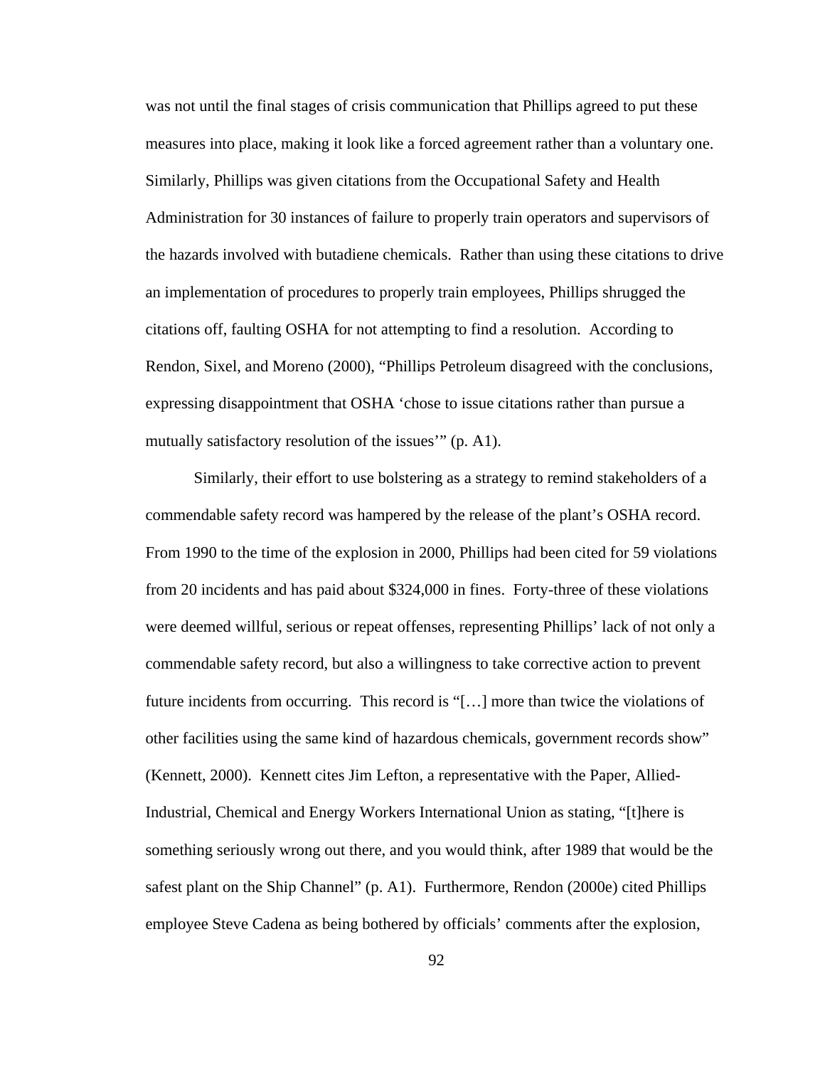was not until the final stages of crisis communication that Phillips agreed to put these measures into place, making it look like a forced agreement rather than a voluntary one. Similarly, Phillips was given citations from the Occupational Safety and Health Administration for 30 instances of failure to properly train operators and supervisors of the hazards involved with butadiene chemicals. Rather than using these citations to drive an implementation of procedures to properly train employees, Phillips shrugged the citations off, faulting OSHA for not attempting to find a resolution. According to Rendon, Sixel, and Moreno (2000), "Phillips Petroleum disagreed with the conclusions, expressing disappointment that OSHA 'chose to issue citations rather than pursue a mutually satisfactory resolution of the issues'" (p. A1).

Similarly, their effort to use bolstering as a strategy to remind stakeholders of a commendable safety record was hampered by the release of the plant's OSHA record. From 1990 to the time of the explosion in 2000, Phillips had been cited for 59 violations from 20 incidents and has paid about $324,000 in fines. Forty-three of these violations were deemed willful, serious or repeat offenses, representing Phillips' lack of not only a commendable safety record, but also a willingness to take corrective action to prevent future incidents from occurring. This record is "[…] more than twice the violations of other facilities using the same kind of hazardous chemicals, government records show" (Kennett, 2000). Kennett cites Jim Lefton, a representative with the Paper, Allied-Industrial, Chemical and Energy Workers International Union as stating, "[t]here is something seriously wrong out there, and you would think, after 1989 that would be the safest plant on the Ship Channel" (p. A1). Furthermore, Rendon (2000e) cited Phillips employee Steve Cadena as being bothered by officials' comments after the explosion,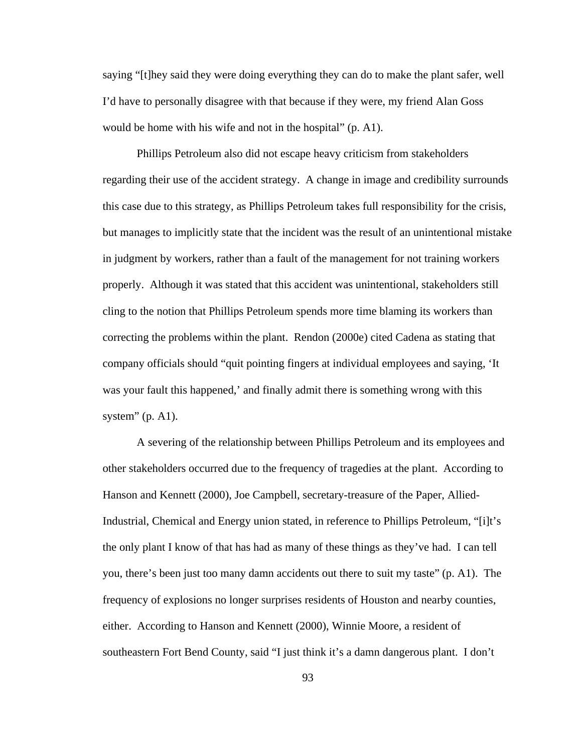saying "[t]hey said they were doing everything they can do to make the plant safer, well I'd have to personally disagree with that because if they were, my friend Alan Goss would be home with his wife and not in the hospital" (p. A1).

Phillips Petroleum also did not escape heavy criticism from stakeholders regarding their use of the accident strategy. A change in image and credibility surrounds this case due to this strategy, as Phillips Petroleum takes full responsibility for the crisis, but manages to implicitly state that the incident was the result of an unintentional mistake in judgment by workers, rather than a fault of the management for not training workers properly. Although it was stated that this accident was unintentional, stakeholders still cling to the notion that Phillips Petroleum spends more time blaming its workers than correcting the problems within the plant. Rendon (2000e) cited Cadena as stating that company officials should "quit pointing fingers at individual employees and saying, 'It was your fault this happened,' and finally admit there is something wrong with this system" (p. A1).

A severing of the relationship between Phillips Petroleum and its employees and other stakeholders occurred due to the frequency of tragedies at the plant. According to Hanson and Kennett (2000), Joe Campbell, secretary-treasure of the Paper, Allied-Industrial, Chemical and Energy union stated, in reference to Phillips Petroleum, "[i]t's the only plant I know of that has had as many of these things as they've had. I can tell you, there's been just too many damn accidents out there to suit my taste" (p. A1). The frequency of explosions no longer surprises residents of Houston and nearby counties, either. According to Hanson and Kennett (2000), Winnie Moore, a resident of southeastern Fort Bend County, said "I just think it's a damn dangerous plant. I don't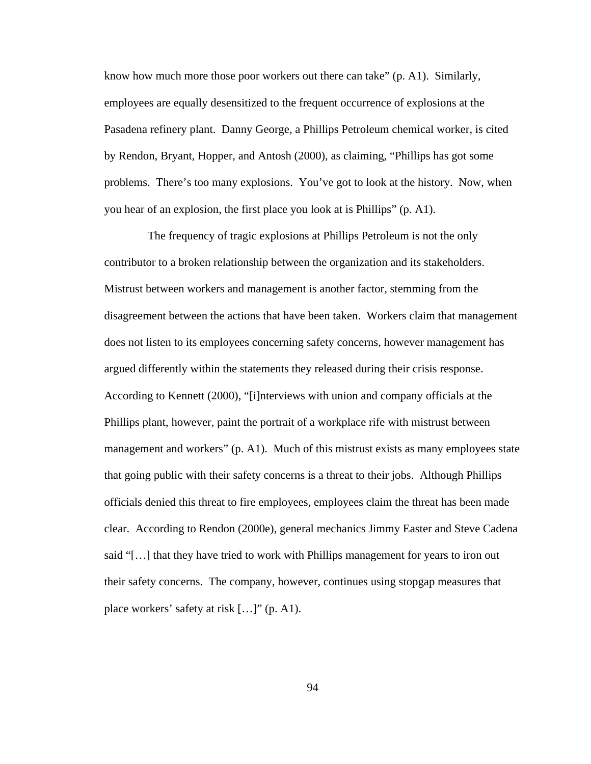know how much more those poor workers out there can take" (p. A1). Similarly, employees are equally desensitized to the frequent occurrence of explosions at the Pasadena refinery plant. Danny George, a Phillips Petroleum chemical worker, is cited by Rendon, Bryant, Hopper, and Antosh (2000), as claiming, "Phillips has got some problems. There's too many explosions. You've got to look at the history. Now, when you hear of an explosion, the first place you look at is Phillips" (p. A1).

The frequency of tragic explosions at Phillips Petroleum is not the only contributor to a broken relationship between the organization and its stakeholders. Mistrust between workers and management is another factor, stemming from the disagreement between the actions that have been taken. Workers claim that management does not listen to its employees concerning safety concerns, however management has argued differently within the statements they released during their crisis response. According to Kennett (2000), "[i]nterviews with union and company officials at the Phillips plant, however, paint the portrait of a workplace rife with mistrust between management and workers" (p. A1). Much of this mistrust exists as many employees state that going public with their safety concerns is a threat to their jobs. Although Phillips officials denied this threat to fire employees, employees claim the threat has been made clear. According to Rendon (2000e), general mechanics Jimmy Easter and Steve Cadena said "[…] that they have tried to work with Phillips management for years to iron out their safety concerns. The company, however, continues using stopgap measures that place workers' safety at risk […]" (p. A1).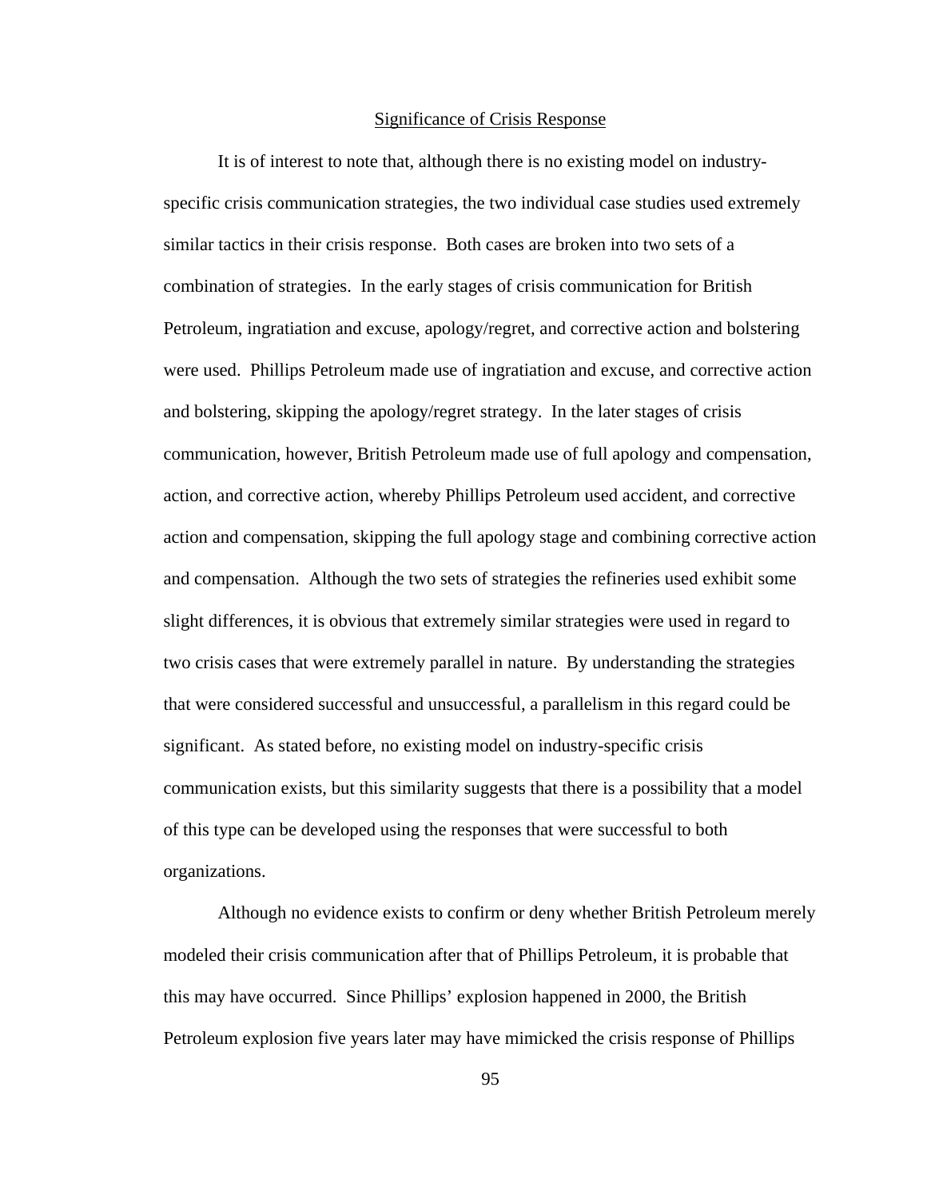## Significance of Crisis Response

It is of interest to note that, although there is no existing model on industry-specific crisis communication strategies, the two individual case studies used extremely similar tactics in their crisis response. Both cases are broken into two sets of a combination of strategies. In the early stages of crisis communication for British Petroleum, ingratiation and excuse, apology/regret, and corrective action and bolstering were used. Phillips Petroleum made use of ingratiation and excuse, and corrective action and bolstering, skipping the apology/regret strategy. In the later stages of crisis communication, however, British Petroleum made use of full apology and compensation, action, and corrective action, whereby Phillips Petroleum used accident, and corrective action and compensation, skipping the full apology stage and combining corrective action and compensation. Although the two sets of strategies the refineries used exhibit some slight differences, it is obvious that extremely similar strategies were used in regard to two crisis cases that were extremely parallel in nature. By understanding the strategies that were considered successful and unsuccessful, a parallelism in this regard could be significant. As stated before, no existing model on industry-specific crisis communication exists, but this similarity suggests that there is a possibility that a model of this type can be developed using the responses that were successful to both organizations.

Although no evidence exists to confirm or deny whether British Petroleum merely modeled their crisis communication after that of Phillips Petroleum, it is probable that this may have occurred. Since Phillips' explosion happened in 2000, the British Petroleum explosion five years later may have mimicked the crisis response of Phillips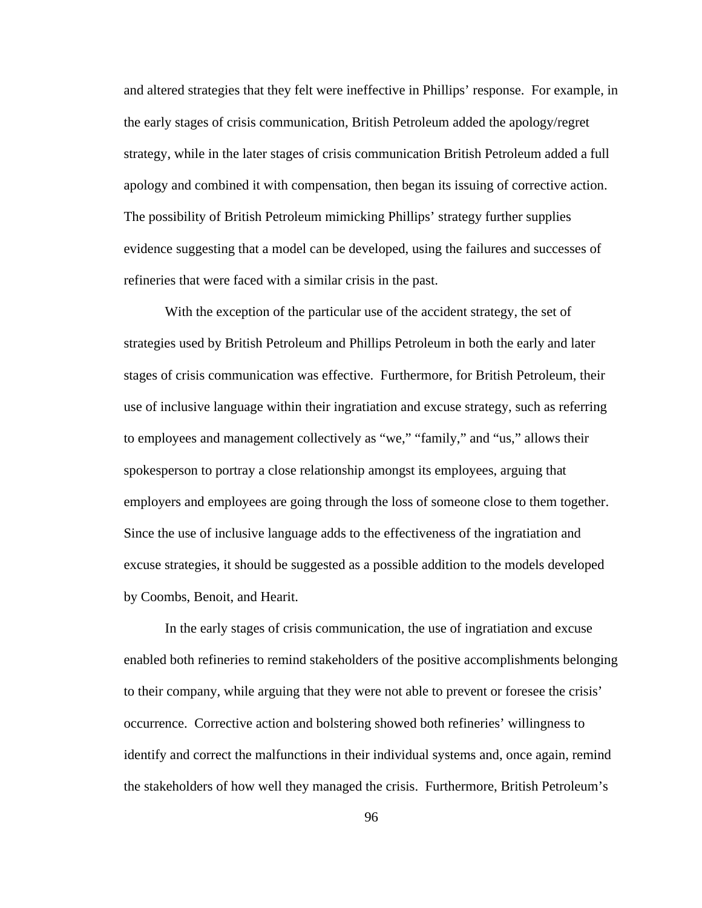and altered strategies that they felt were ineffective in Phillips' response. For example, in the early stages of crisis communication, British Petroleum added the apology/regret strategy, while in the later stages of crisis communication British Petroleum added a full apology and combined it with compensation, then began its issuing of corrective action. The possibility of British Petroleum mimicking Phillips' strategy further supplies evidence suggesting that a model can be developed, using the failures and successes of refineries that were faced with a similar crisis in the past.

With the exception of the particular use of the accident strategy, the set of strategies used by British Petroleum and Phillips Petroleum in both the early and later stages of crisis communication was effective. Furthermore, for British Petroleum, their use of inclusive language within their ingratiation and excuse strategy, such as referring to employees and management collectively as "we," "family," and "us," allows their spokesperson to portray a close relationship amongst its employees, arguing that employers and employees are going through the loss of someone close to them together. Since the use of inclusive language adds to the effectiveness of the ingratiation and excuse strategies, it should be suggested as a possible addition to the models developed by Coombs, Benoit, and Hearit.

In the early stages of crisis communication, the use of ingratiation and excuse enabled both refineries to remind stakeholders of the positive accomplishments belonging to their company, while arguing that they were not able to prevent or foresee the crisis' occurrence. Corrective action and bolstering showed both refineries' willingness to identify and correct the malfunctions in their individual systems and, once again, remind the stakeholders of how well they managed the crisis. Furthermore, British Petroleum's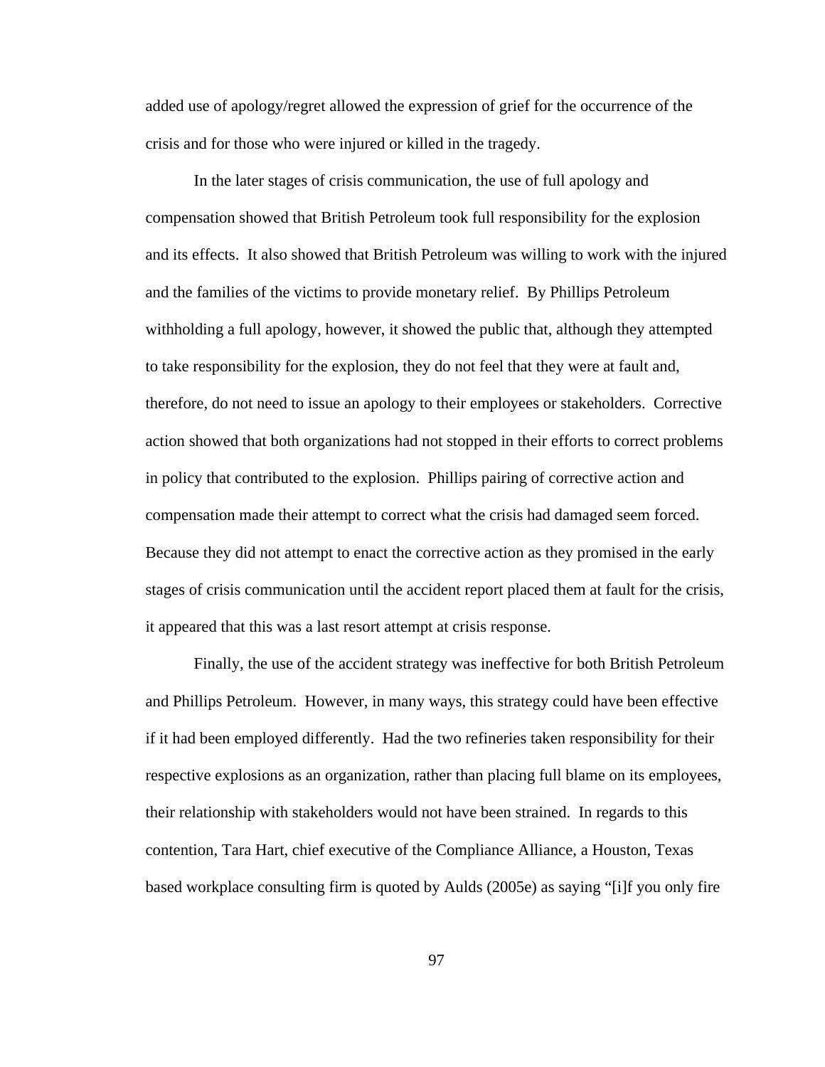added use of apology/regret allowed the expression of grief for the occurrence of the crisis and for those who were injured or killed in the tragedy.

In the later stages of crisis communication, the use of full apology and compensation showed that British Petroleum took full responsibility for the explosion and its effects. It also showed that British Petroleum was willing to work with the injured and the families of the victims to provide monetary relief. By Phillips Petroleum withholding a full apology, however, it showed the public that, although they attempted to take responsibility for the explosion, they do not feel that they were at fault and, therefore, do not need to issue an apology to their employees or stakeholders. Corrective action showed that both organizations had not stopped in their efforts to correct problems in policy that contributed to the explosion. Phillips pairing of corrective action and compensation made their attempt to correct what the crisis had damaged seem forced. Because they did not attempt to enact the corrective action as they promised in the early stages of crisis communication until the accident report placed them at fault for the crisis, it appeared that this was a last resort attempt at crisis response.

Finally, the use of the accident strategy was ineffective for both British Petroleum and Phillips Petroleum. However, in many ways, this strategy could have been effective if it had been employed differently. Had the two refineries taken responsibility for their respective explosions as an organization, rather than placing full blame on its employees, their relationship with stakeholders would not have been strained. In regards to this contention, Tara Hart, chief executive of the Compliance Alliance, a Houston, Texas based workplace consulting firm is quoted by Aulds (2005e) as saying "[i]f you only fire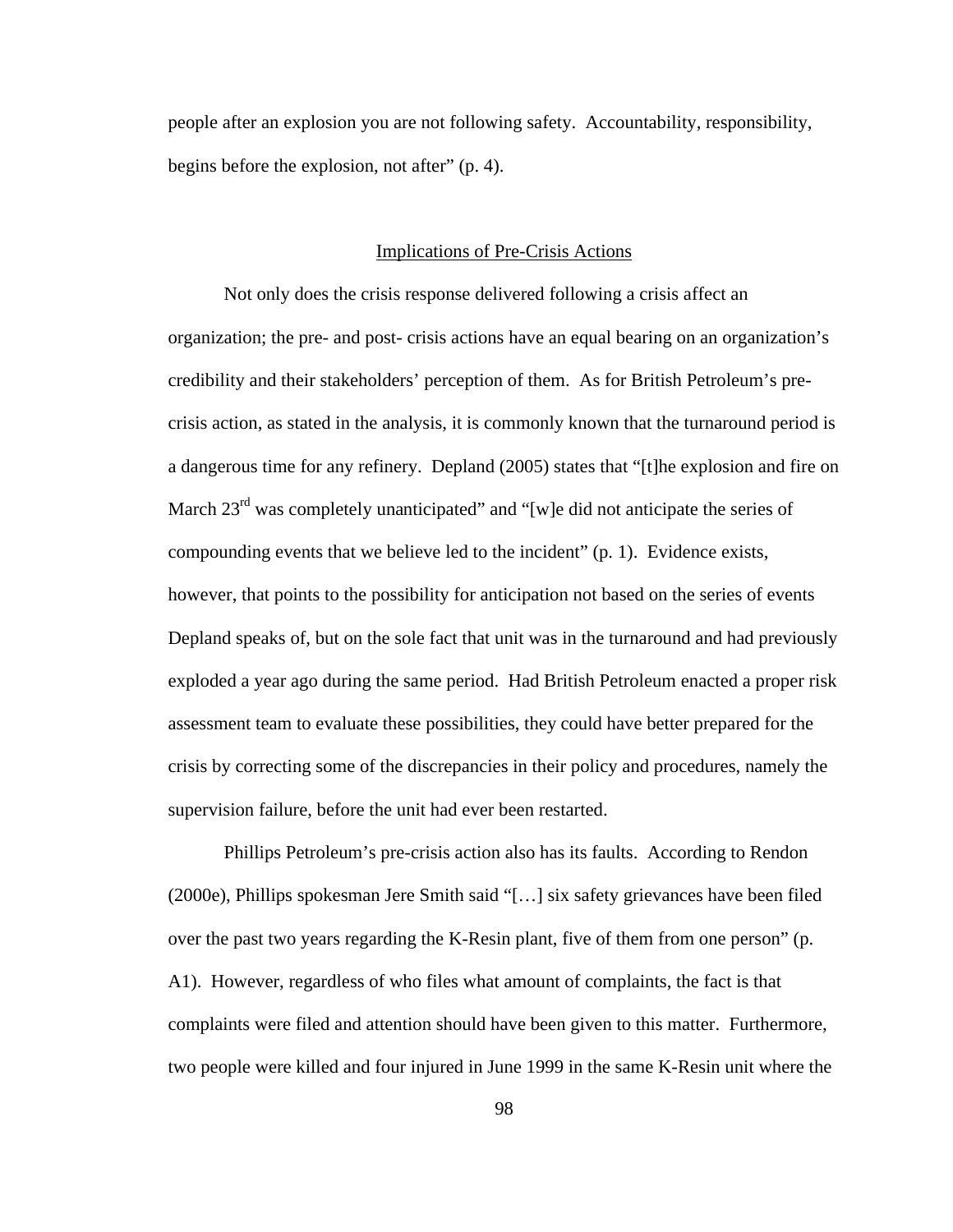people after an explosion you are not following safety. Accountability, responsibility, begins before the explosion, not after" (p. 4).

## Implications of Pre-Crisis Actions

Not only does the crisis response delivered following a crisis affect an organization; the pre- and post- crisis actions have an equal bearing on an organization's credibility and their stakeholders' perception of them. As for British Petroleum's pre-crisis action, as stated in the analysis, it is commonly known that the turnaround period is a dangerous time for any refinery. Depland (2005) states that "[t]he explosion and fire on March 23rd was completely unanticipated" and "[w]e did not anticipate the series of compounding events that we believe led to the incident" (p. 1). Evidence exists, however, that points to the possibility for anticipation not based on the series of events Depland speaks of, but on the sole fact that unit was in the turnaround and had previously exploded a year ago during the same period. Had British Petroleum enacted a proper risk assessment team to evaluate these possibilities, they could have better prepared for the crisis by correcting some of the discrepancies in their policy and procedures, namely the supervision failure, before the unit had ever been restarted.

Phillips Petroleum's pre-crisis action also has its faults. According to Rendon (2000e), Phillips spokesman Jere Smith said "[…] six safety grievances have been filed over the past two years regarding the K-Resin plant, five of them from one person" (p. A1). However, regardless of who files what amount of complaints, the fact is that complaints were filed and attention should have been given to this matter. Furthermore, two people were killed and four injured in June 1999 in the same K-Resin unit where the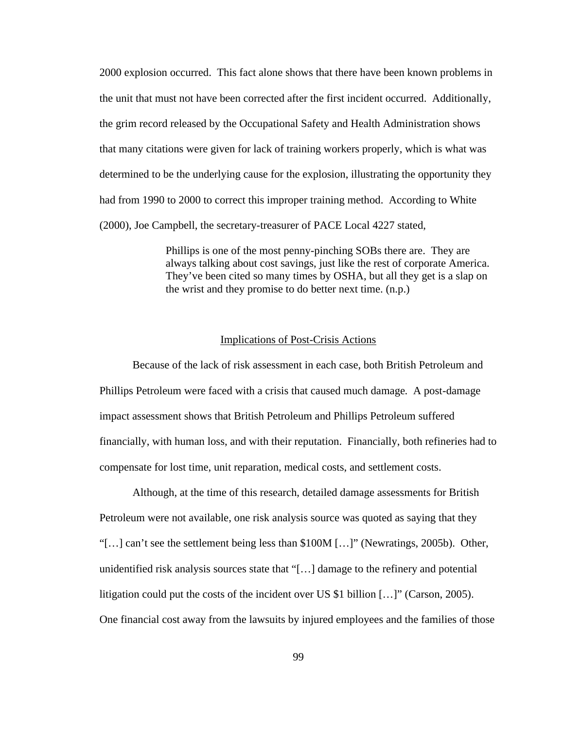2000 explosion occurred. This fact alone shows that there have been known problems in the unit that must not have been corrected after the first incident occurred. Additionally, the grim record released by the Occupational Safety and Health Administration shows that many citations were given for lack of training workers properly, which is what was determined to be the underlying cause for the explosion, illustrating the opportunity they had from 1990 to 2000 to correct this improper training method. According to White (2000), Joe Campbell, the secretary-treasurer of PACE Local 4227 stated,

> Phillips is one of the most penny-pinching SOBs there are. They are always talking about cost savings, just like the rest of corporate America. They've been cited so many times by OSHA, but all they get is a slap on the wrist and they promise to do better next time. (n.p.)

## Implications of Post-Crisis Actions

Because of the lack of risk assessment in each case, both British Petroleum and Phillips Petroleum were faced with a crisis that caused much damage. A post-damage impact assessment shows that British Petroleum and Phillips Petroleum suffered financially, with human loss, and with their reputation. Financially, both refineries had to compensate for lost time, unit reparation, medical costs, and settlement costs.

Although, at the time of this research, detailed damage assessments for British Petroleum were not available, one risk analysis source was quoted as saying that they "[…] can't see the settlement being less than $100M […]" (Newratings, 2005b). Other, unidentified risk analysis sources state that "[…] damage to the refinery and potential litigation could put the costs of the incident over US $1 billion […]" (Carson, 2005). One financial cost away from the lawsuits by injured employees and the families of those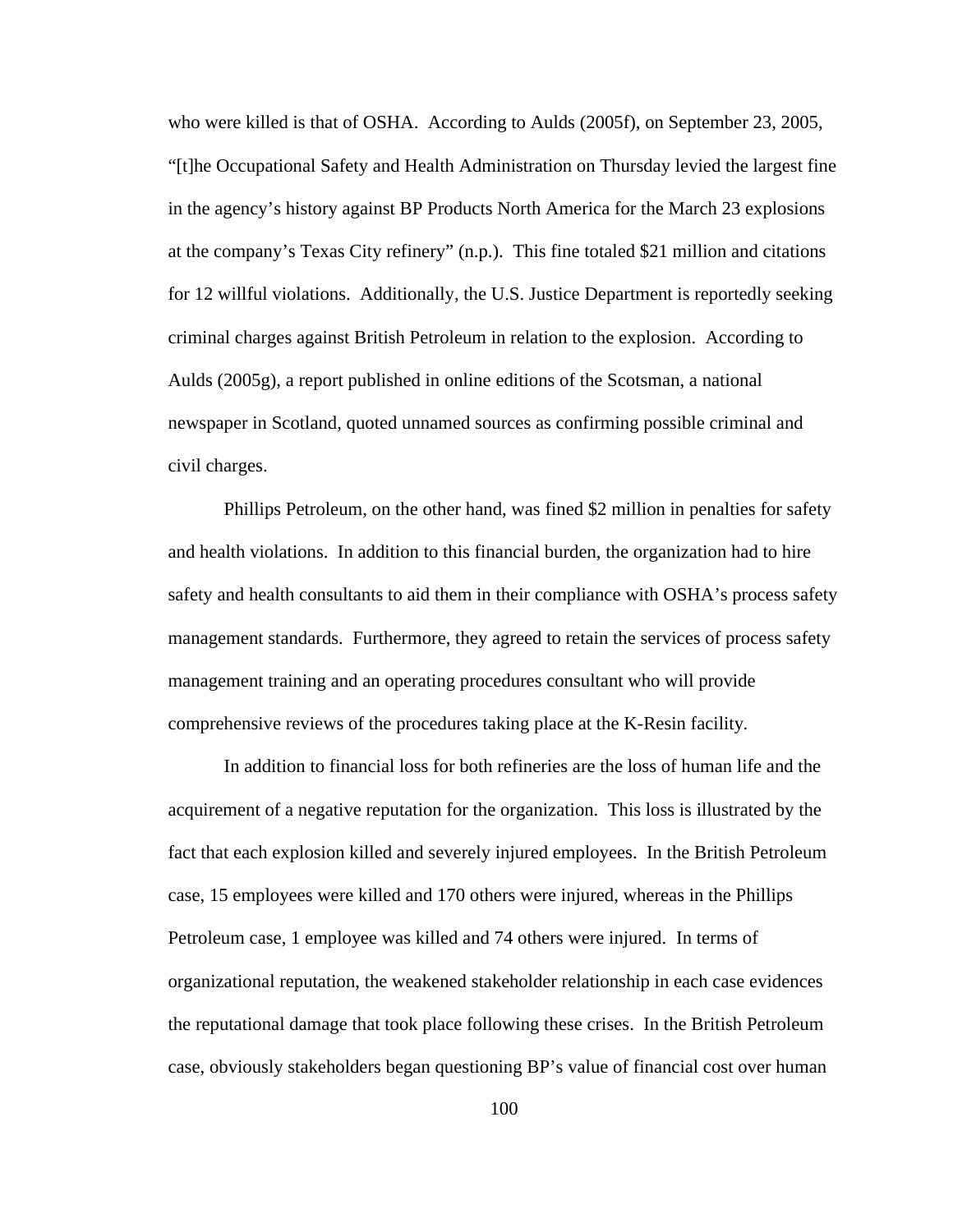who were killed is that of OSHA. According to Aulds (2005f), on September 23, 2005, "[t]he Occupational Safety and Health Administration on Thursday levied the largest fine in the agency's history against BP Products North America for the March 23 explosions at the company's Texas City refinery" (n.p.). This fine totaled $21 million and citations for 12 willful violations. Additionally, the U.S. Justice Department is reportedly seeking criminal charges against British Petroleum in relation to the explosion. According to Aulds (2005g), a report published in online editions of the Scotsman, a national newspaper in Scotland, quoted unnamed sources as confirming possible criminal and civil charges.

Phillips Petroleum, on the other hand, was fined $2 million in penalties for safety and health violations. In addition to this financial burden, the organization had to hire safety and health consultants to aid them in their compliance with OSHA's process safety management standards. Furthermore, they agreed to retain the services of process safety management training and an operating procedures consultant who will provide comprehensive reviews of the procedures taking place at the K-Resin facility.

In addition to financial loss for both refineries are the loss of human life and the acquirement of a negative reputation for the organization. This loss is illustrated by the fact that each explosion killed and severely injured employees. In the British Petroleum case, 15 employees were killed and 170 others were injured, whereas in the Phillips Petroleum case, 1 employee was killed and 74 others were injured. In terms of organizational reputation, the weakened stakeholder relationship in each case evidences the reputational damage that took place following these crises. In the British Petroleum case, obviously stakeholders began questioning BP's value of financial cost over human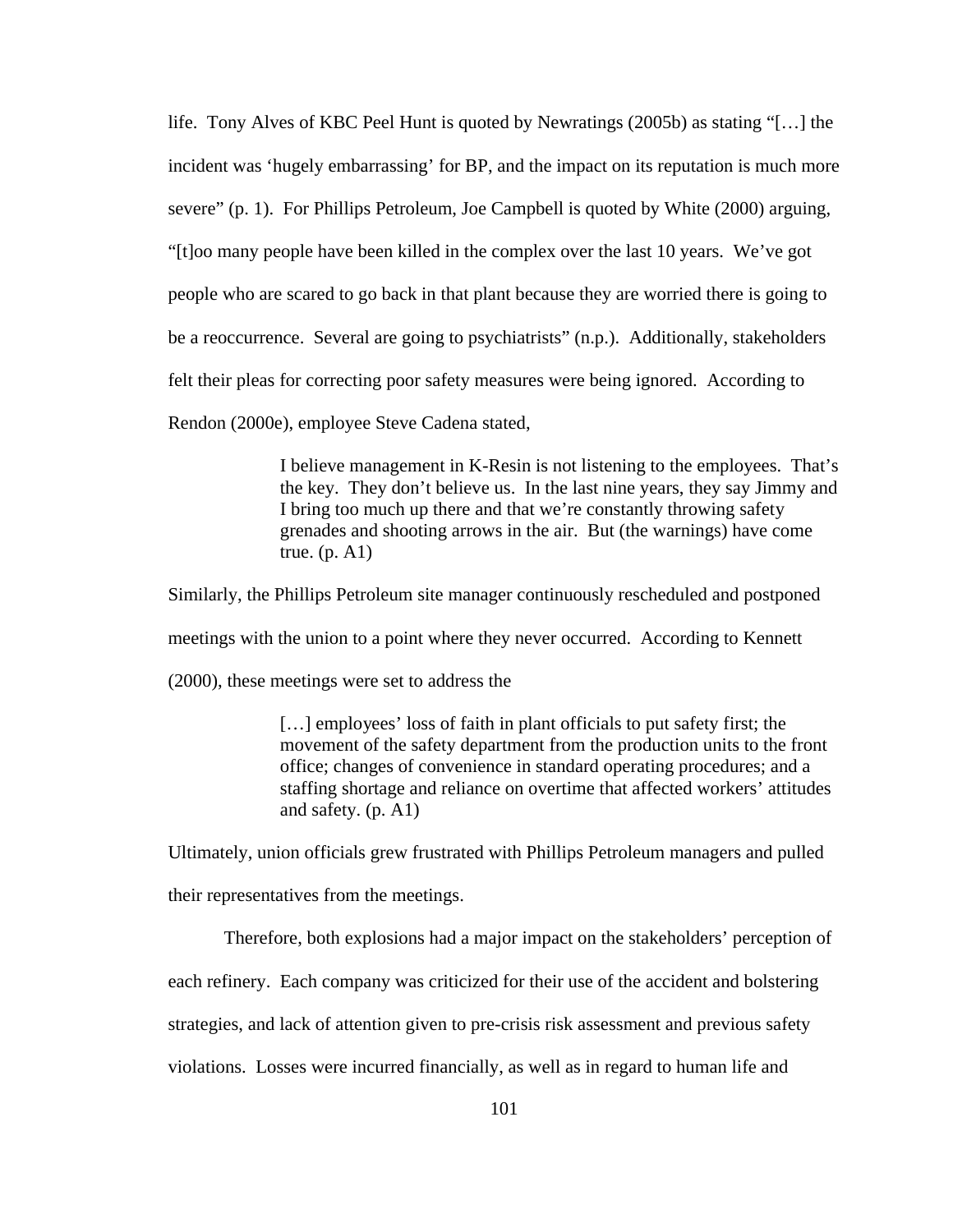life. Tony Alves of KBC Peel Hunt is quoted by Newratings (2005b) as stating "[…] the incident was 'hugely embarrassing' for BP, and the impact on its reputation is much more severe" (p. 1). For Phillips Petroleum, Joe Campbell is quoted by White (2000) arguing, "[t]oo many people have been killed in the complex over the last 10 years. We've got people who are scared to go back in that plant because they are worried there is going to be a reoccurrence. Several are going to psychiatrists" (n.p.). Additionally, stakeholders felt their pleas for correcting poor safety measures were being ignored. According to Rendon (2000e), employee Steve Cadena stated,

> I believe management in K-Resin is not listening to the employees. That's the key. They don't believe us. In the last nine years, they say Jimmy and I bring too much up there and that we're constantly throwing safety grenades and shooting arrows in the air. But (the warnings) have come true. (p. A1)

Similarly, the Phillips Petroleum site manager continuously rescheduled and postponed meetings with the union to a point where they never occurred. According to Kennett (2000), these meetings were set to address the

> […] employees' loss of faith in plant officials to put safety first; the movement of the safety department from the production units to the front office; changes of convenience in standard operating procedures; and a staffing shortage and reliance on overtime that affected workers' attitudes and safety. (p. A1)

Ultimately, union officials grew frustrated with Phillips Petroleum managers and pulled their representatives from the meetings.

Therefore, both explosions had a major impact on the stakeholders' perception of each refinery. Each company was criticized for their use of the accident and bolstering strategies, and lack of attention given to pre-crisis risk assessment and previous safety violations. Losses were incurred financially, as well as in regard to human life and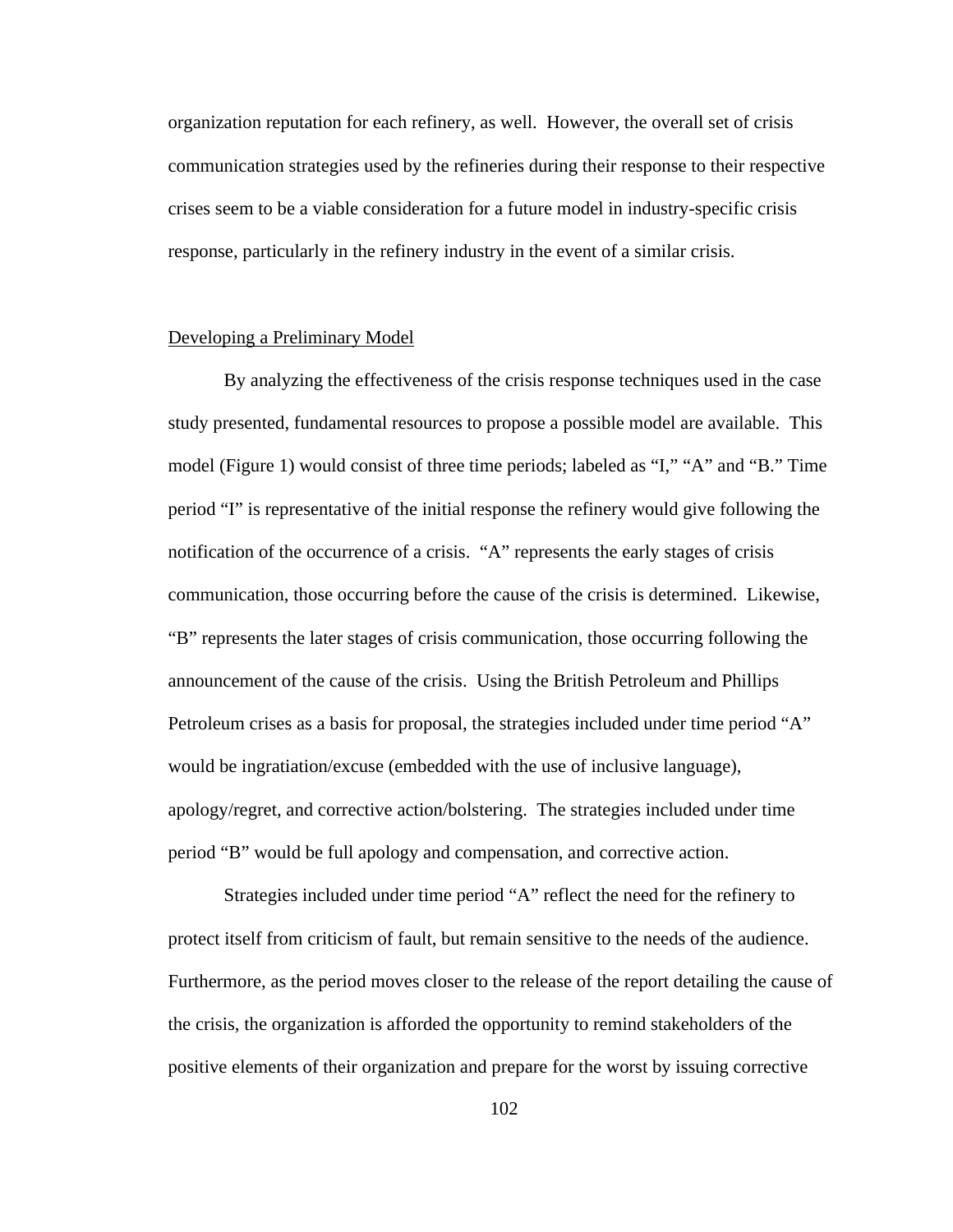organization reputation for each refinery, as well. However, the overall set of crisis communication strategies used by the refineries during their response to their respective crises seem to be a viable consideration for a future model in industry-specific crisis response, particularly in the refinery industry in the event of a similar crisis.

<u>Developing a Preliminary Model</u>

By analyzing the effectiveness of the crisis response techniques used in the case study presented, fundamental resources to propose a possible model are available. This model (Figure 1) would consist of three time periods; labeled as "I," "A" and "B." Time period "I" is representative of the initial response the refinery would give following the notification of the occurrence of a crisis. "A" represents the early stages of crisis communication, those occurring before the cause of the crisis is determined. Likewise, "B" represents the later stages of crisis communication, those occurring following the announcement of the cause of the crisis. Using the British Petroleum and Phillips Petroleum crises as a basis for proposal, the strategies included under time period "A" would be ingratiation/excuse (embedded with the use of inclusive language), apology/regret, and corrective action/bolstering. The strategies included under time period "B" would be full apology and compensation, and corrective action.

Strategies included under time period "A" reflect the need for the refinery to protect itself from criticism of fault, but remain sensitive to the needs of the audience. Furthermore, as the period moves closer to the release of the report detailing the cause of the crisis, the organization is afforded the opportunity to remind stakeholders of the positive elements of their organization and prepare for the worst by issuing corrective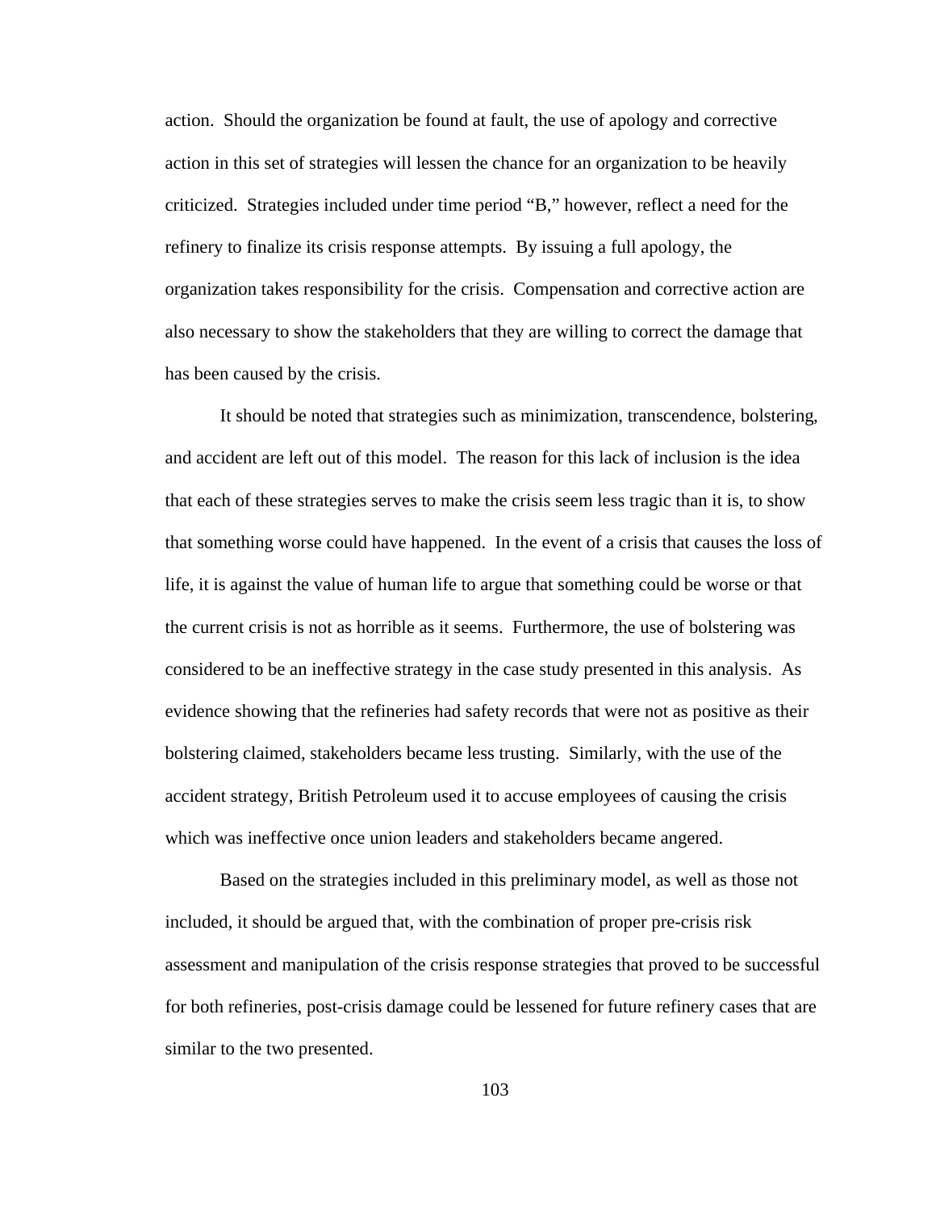action. Should the organization be found at fault, the use of apology and corrective action in this set of strategies will lessen the chance for an organization to be heavily criticized. Strategies included under time period "B," however, reflect a need for the refinery to finalize its crisis response attempts. By issuing a full apology, the organization takes responsibility for the crisis. Compensation and corrective action are also necessary to show the stakeholders that they are willing to correct the damage that has been caused by the crisis.

It should be noted that strategies such as minimization, transcendence, bolstering, and accident are left out of this model. The reason for this lack of inclusion is the idea that each of these strategies serves to make the crisis seem less tragic than it is, to show that something worse could have happened. In the event of a crisis that causes the loss of life, it is against the value of human life to argue that something could be worse or that the current crisis is not as horrible as it seems. Furthermore, the use of bolstering was considered to be an ineffective strategy in the case study presented in this analysis. As evidence showing that the refineries had safety records that were not as positive as their bolstering claimed, stakeholders became less trusting. Similarly, with the use of the accident strategy, British Petroleum used it to accuse employees of causing the crisis which was ineffective once union leaders and stakeholders became angered.

Based on the strategies included in this preliminary model, as well as those not included, it should be argued that, with the combination of proper pre-crisis risk assessment and manipulation of the crisis response strategies that proved to be successful for both refineries, post-crisis damage could be lessened for future refinery cases that are similar to the two presented.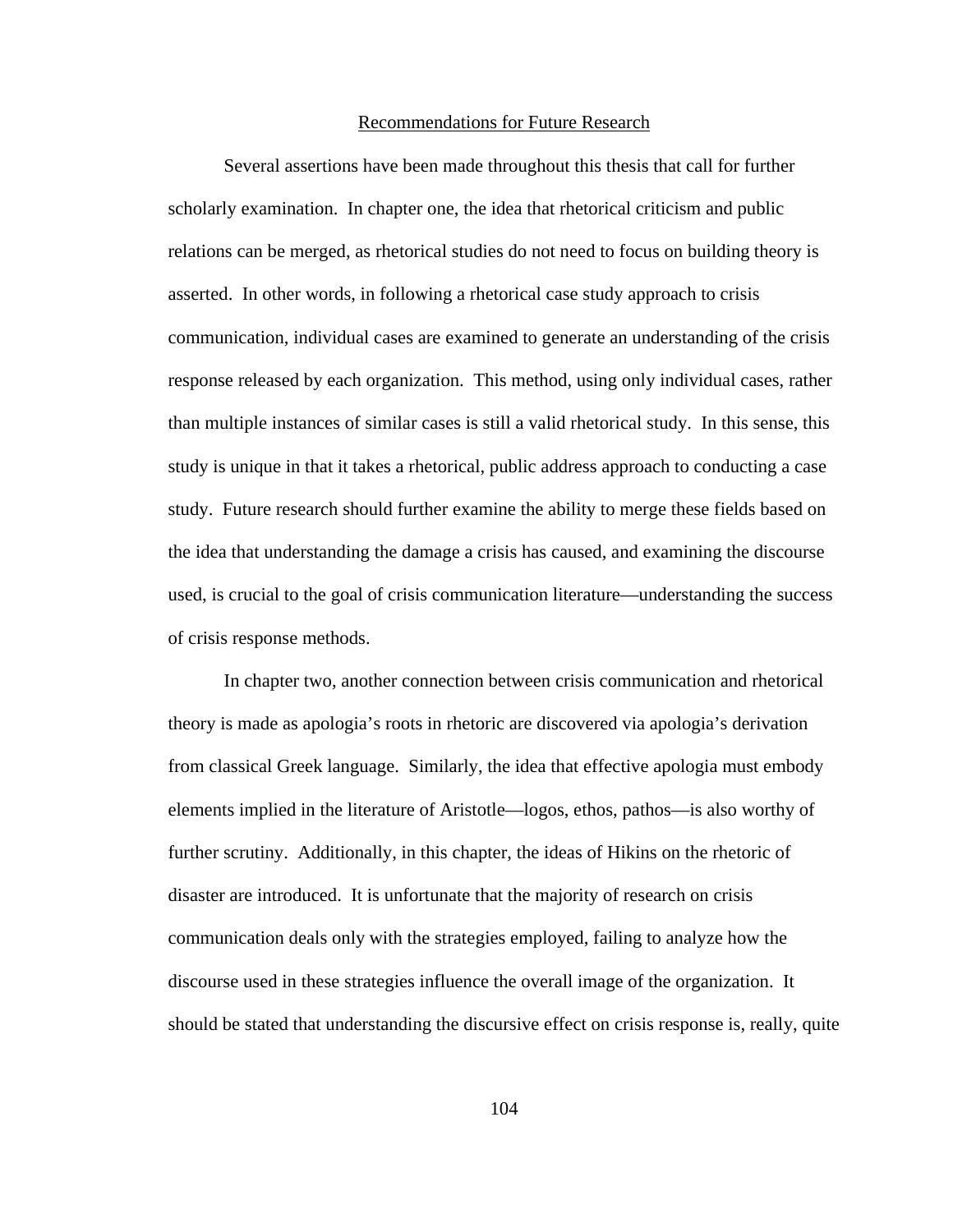## Recommendations for Future Research

Several assertions have been made throughout this thesis that call for further scholarly examination. In chapter one, the idea that rhetorical criticism and public relations can be merged, as rhetorical studies do not need to focus on building theory is asserted. In other words, in following a rhetorical case study approach to crisis communication, individual cases are examined to generate an understanding of the crisis response released by each organization. This method, using only individual cases, rather than multiple instances of similar cases is still a valid rhetorical study. In this sense, this study is unique in that it takes a rhetorical, public address approach to conducting a case study. Future research should further examine the ability to merge these fields based on the idea that understanding the damage a crisis has caused, and examining the discourse used, is crucial to the goal of crisis communication literature—understanding the success of crisis response methods.

In chapter two, another connection between crisis communication and rhetorical theory is made as apologia's roots in rhetoric are discovered via apologia's derivation from classical Greek language. Similarly, the idea that effective apologia must embody elements implied in the literature of Aristotle—logos, ethos, pathos—is also worthy of further scrutiny. Additionally, in this chapter, the ideas of Hikins on the rhetoric of disaster are introduced. It is unfortunate that the majority of research on crisis communication deals only with the strategies employed, failing to analyze how the discourse used in these strategies influence the overall image of the organization. It should be stated that understanding the discursive effect on crisis response is, really, quite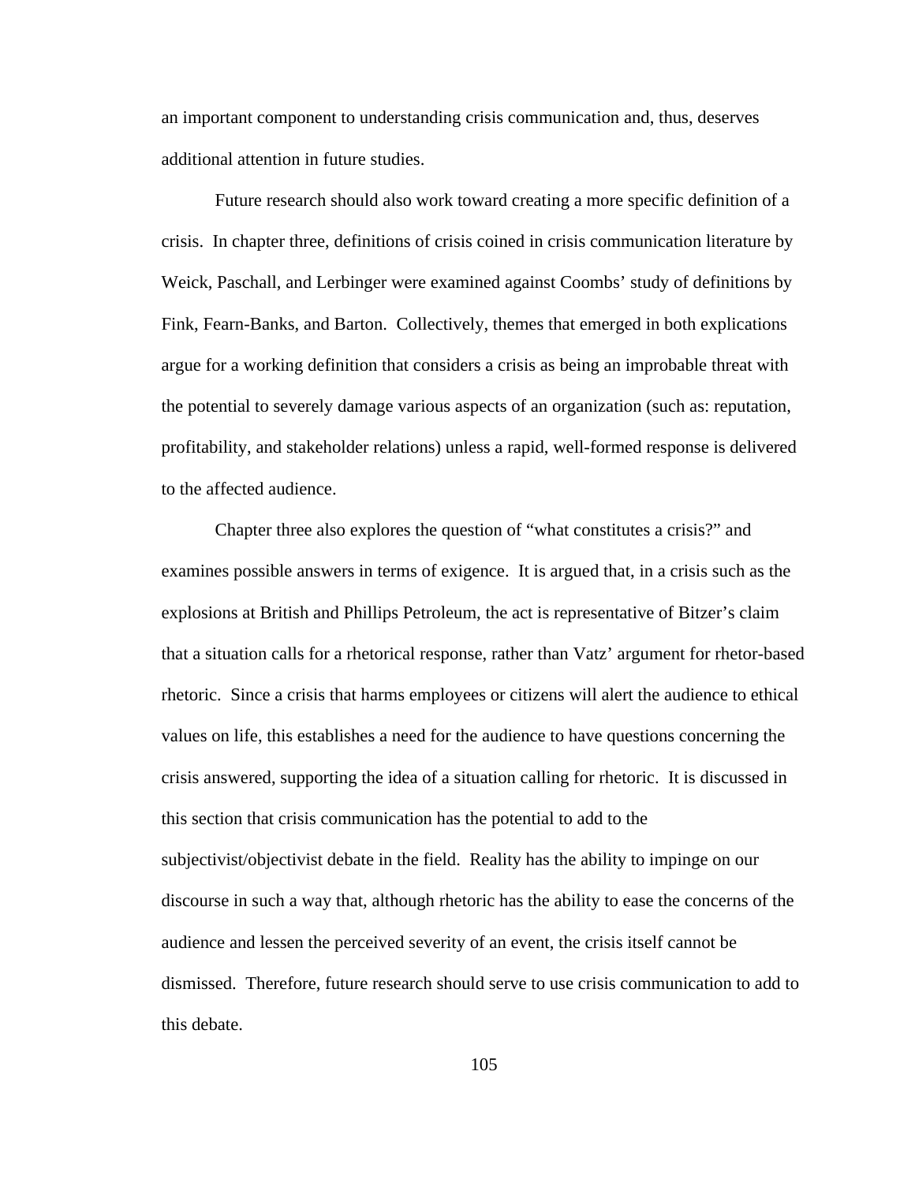an important component to understanding crisis communication and, thus, deserves additional attention in future studies.

Future research should also work toward creating a more specific definition of a crisis. In chapter three, definitions of crisis coined in crisis communication literature by Weick, Paschall, and Lerbinger were examined against Coombs' study of definitions by Fink, Fearn-Banks, and Barton. Collectively, themes that emerged in both explications argue for a working definition that considers a crisis as being an improbable threat with the potential to severely damage various aspects of an organization (such as: reputation, profitability, and stakeholder relations) unless a rapid, well-formed response is delivered to the affected audience.

Chapter three also explores the question of "what constitutes a crisis?" and examines possible answers in terms of exigence. It is argued that, in a crisis such as the explosions at British and Phillips Petroleum, the act is representative of Bitzer's claim that a situation calls for a rhetorical response, rather than Vatz' argument for rhetor-based rhetoric. Since a crisis that harms employees or citizens will alert the audience to ethical values on life, this establishes a need for the audience to have questions concerning the crisis answered, supporting the idea of a situation calling for rhetoric. It is discussed in this section that crisis communication has the potential to add to the subjectivist/objectivist debate in the field. Reality has the ability to impinge on our discourse in such a way that, although rhetoric has the ability to ease the concerns of the audience and lessen the perceived severity of an event, the crisis itself cannot be dismissed. Therefore, future research should serve to use crisis communication to add to this debate.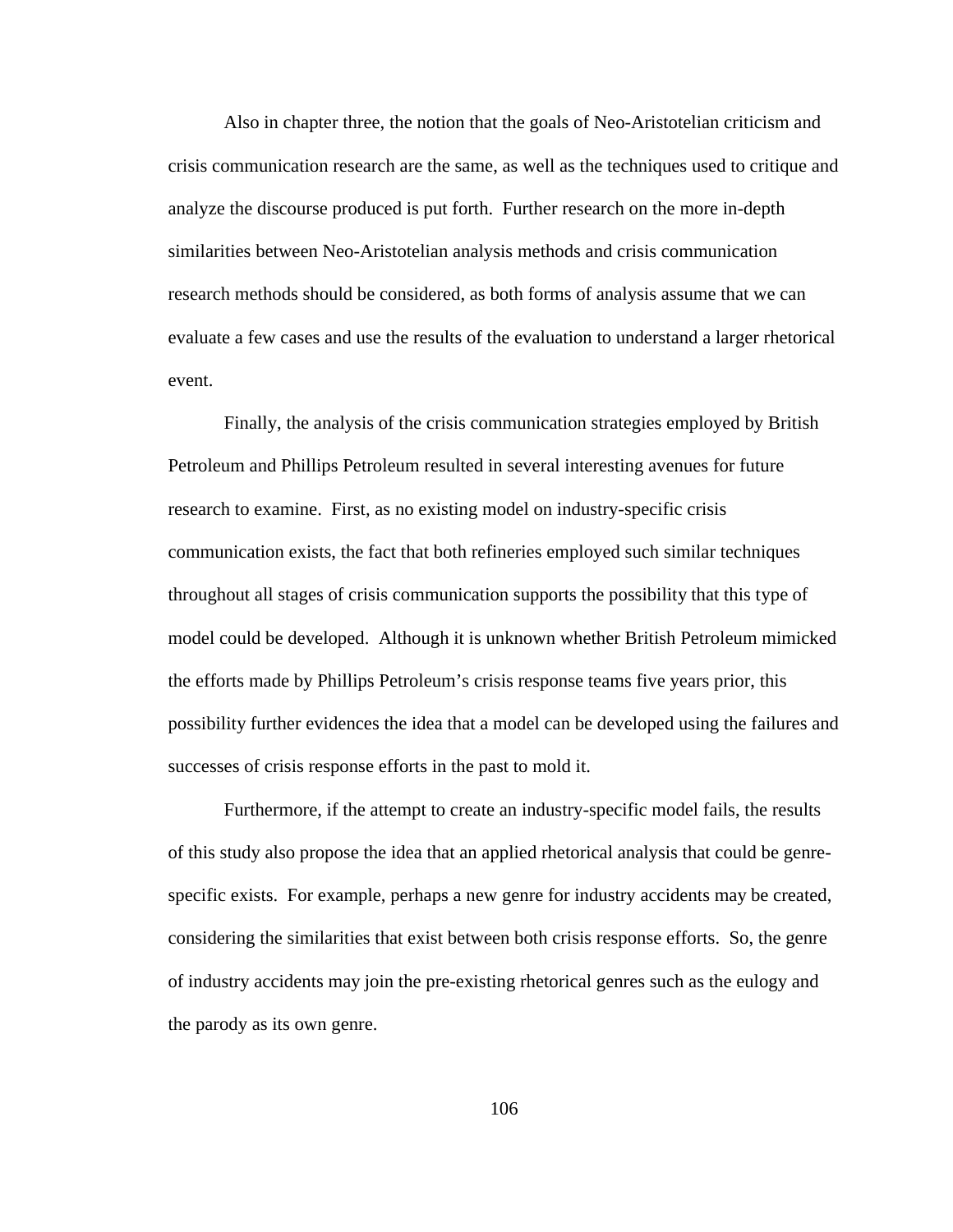Also in chapter three, the notion that the goals of Neo-Aristotelian criticism and crisis communication research are the same, as well as the techniques used to critique and analyze the discourse produced is put forth. Further research on the more in-depth similarities between Neo-Aristotelian analysis methods and crisis communication research methods should be considered, as both forms of analysis assume that we can evaluate a few cases and use the results of the evaluation to understand a larger rhetorical event.

Finally, the analysis of the crisis communication strategies employed by British Petroleum and Phillips Petroleum resulted in several interesting avenues for future research to examine. First, as no existing model on industry-specific crisis communication exists, the fact that both refineries employed such similar techniques throughout all stages of crisis communication supports the possibility that this type of model could be developed. Although it is unknown whether British Petroleum mimicked the efforts made by Phillips Petroleum's crisis response teams five years prior, this possibility further evidences the idea that a model can be developed using the failures and successes of crisis response efforts in the past to mold it.

Furthermore, if the attempt to create an industry-specific model fails, the results of this study also propose the idea that an applied rhetorical analysis that could be genre-specific exists. For example, perhaps a new genre for industry accidents may be created, considering the similarities that exist between both crisis response efforts. So, the genre of industry accidents may join the pre-existing rhetorical genres such as the eulogy and the parody as its own genre.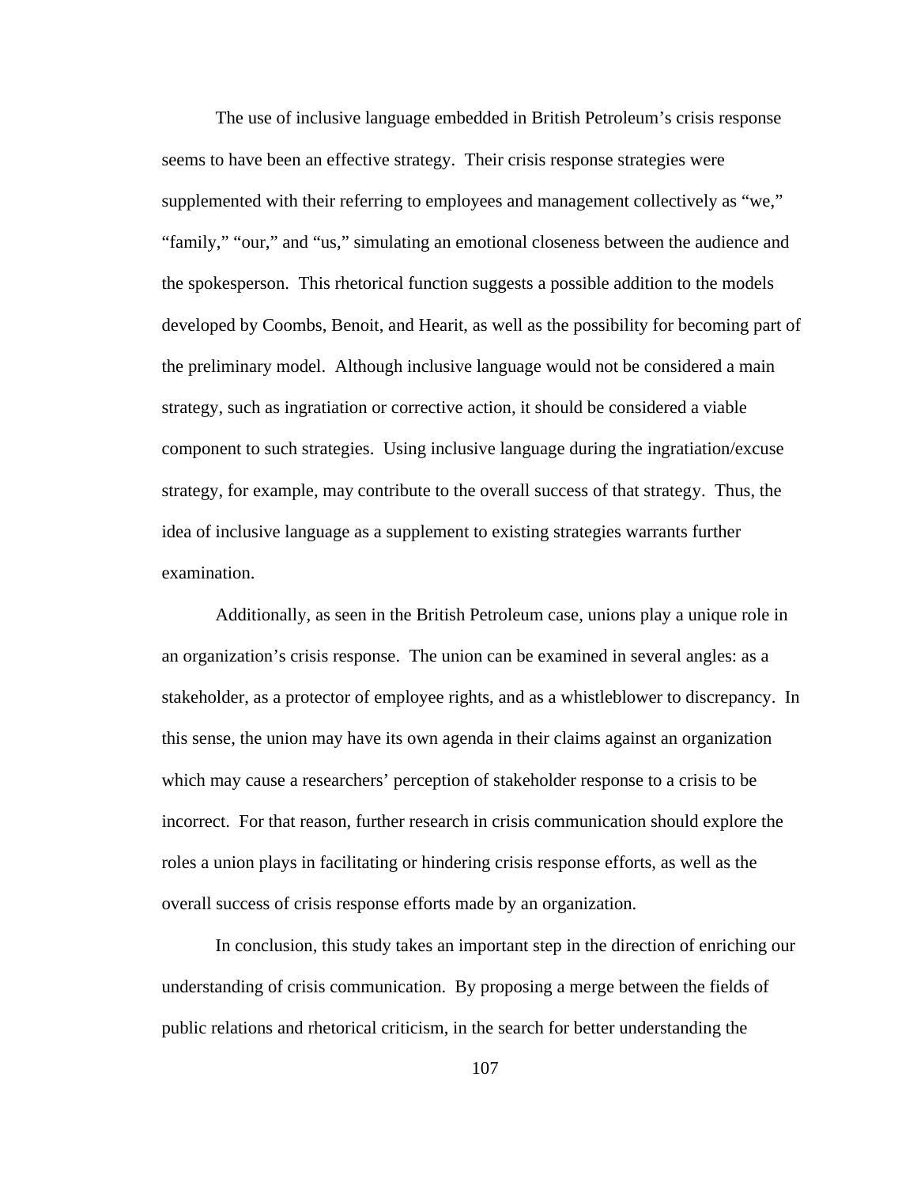The use of inclusive language embedded in British Petroleum's crisis response seems to have been an effective strategy. Their crisis response strategies were supplemented with their referring to employees and management collectively as "we," "family," "our," and "us," simulating an emotional closeness between the audience and the spokesperson. This rhetorical function suggests a possible addition to the models developed by Coombs, Benoit, and Hearit, as well as the possibility for becoming part of the preliminary model. Although inclusive language would not be considered a main strategy, such as ingratiation or corrective action, it should be considered a viable component to such strategies. Using inclusive language during the ingratiation/excuse strategy, for example, may contribute to the overall success of that strategy. Thus, the idea of inclusive language as a supplement to existing strategies warrants further examination.

Additionally, as seen in the British Petroleum case, unions play a unique role in an organization's crisis response. The union can be examined in several angles: as a stakeholder, as a protector of employee rights, and as a whistleblower to discrepancy. In this sense, the union may have its own agenda in their claims against an organization which may cause a researchers' perception of stakeholder response to a crisis to be incorrect. For that reason, further research in crisis communication should explore the roles a union plays in facilitating or hindering crisis response efforts, as well as the overall success of crisis response efforts made by an organization.

In conclusion, this study takes an important step in the direction of enriching our understanding of crisis communication. By proposing a merge between the fields of public relations and rhetorical criticism, in the search for better understanding the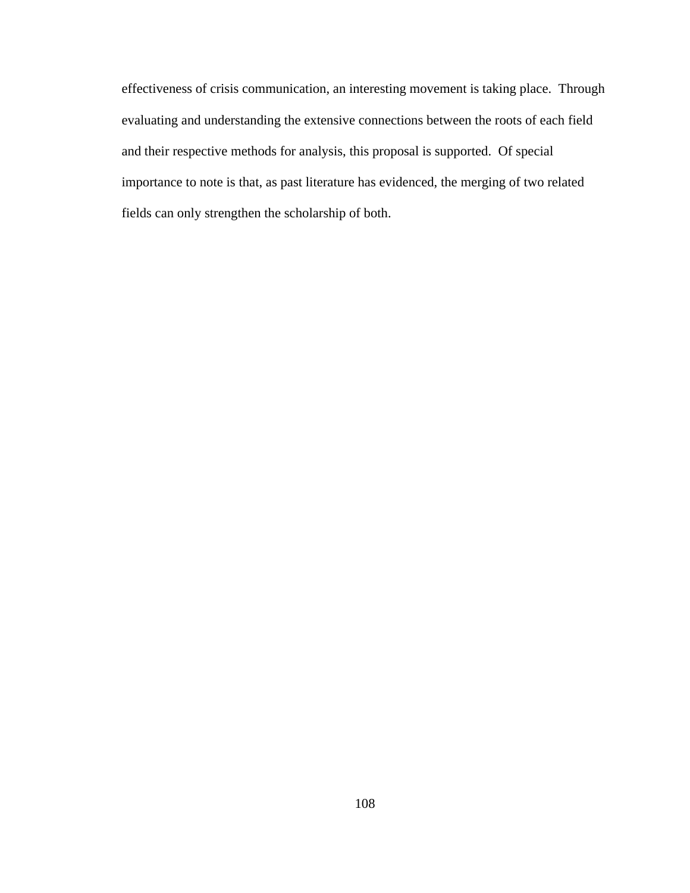effectiveness of crisis communication, an interesting movement is taking place. Through evaluating and understanding the extensive connections between the roots of each field and their respective methods for analysis, this proposal is supported. Of special importance to note is that, as past literature has evidenced, the merging of two related fields can only strengthen the scholarship of both.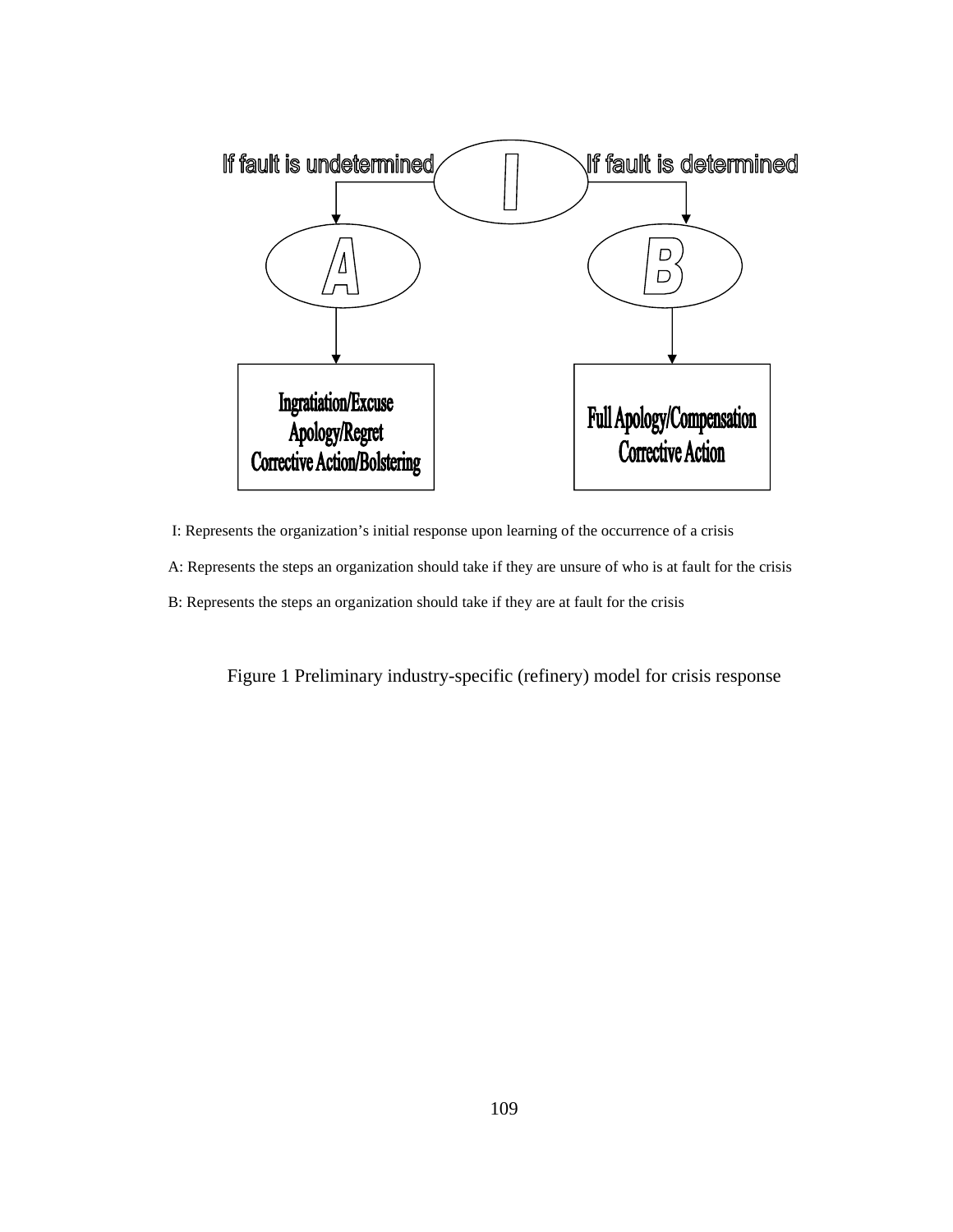If fault is undetermined — I — If fault is determined

A → Ingratiation/Excuse, Apology/Regret, Corrective Action/Bolstering

B → Full Apology/Compensation, Corrective Action

I: Represents the organization's initial response upon learning of the occurrence of a crisis

A: Represents the steps an organization should take if they are unsure of who is at fault for the crisis

B: Represents the steps an organization should take if they are at fault for the crisis

Figure 1 Preliminary industry-specific (refinery) model for crisis response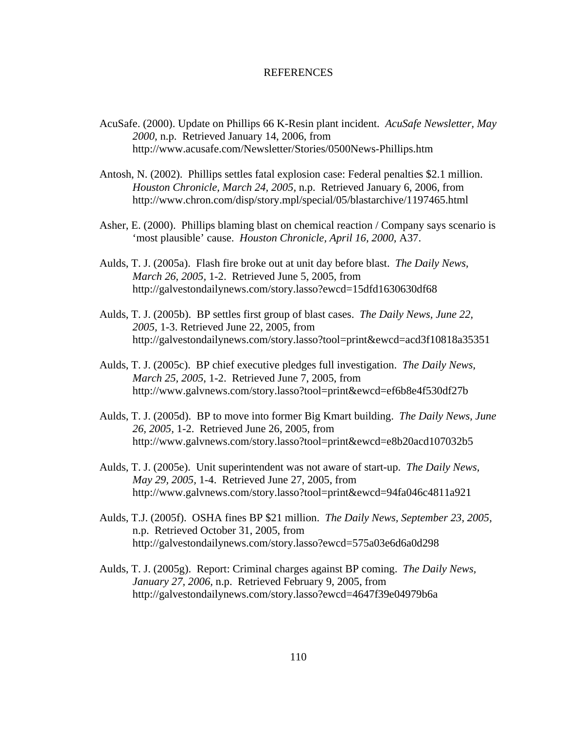# REFERENCES

AcuSafe. (2000). Update on Phillips 66 K-Resin plant incident. *AcuSafe Newsletter, May 2000,* n.p. Retrieved January 14, 2006, from http://www.acusafe.com/Newsletter/Stories/0500News-Phillips.htm

Antosh, N. (2002). Phillips settles fatal explosion case: Federal penalties $2.1 million. *Houston Chronicle, March 24, 2005,* n.p. Retrieved January 6, 2006, from http://www.chron.com/disp/story.mpl/special/05/blastarchive/1197465.html

Asher, E. (2000). Phillips blaming blast on chemical reaction / Company says scenario is 'most plausible' cause. *Houston Chronicle, April 16, 2000,* A37.

Aulds, T. J. (2005a). Flash fire broke out at unit day before blast. *The Daily News, March 26, 2005,* 1-2. Retrieved June 5, 2005, from http://galvestondailynews.com/story.lasso?ewcd=15dfd1630630df68

Aulds, T. J. (2005b). BP settles first group of blast cases. *The Daily News, June 22, 2005,* 1-3. Retrieved June 22, 2005, from http://galvestondailynews.com/story.lasso?tool=print&ewcd=acd3f10818a35351

Aulds, T. J. (2005c). BP chief executive pledges full investigation. *The Daily News, March 25, 2005,* 1-2. Retrieved June 7, 2005, from http://www.galvnews.com/story.lasso?tool=print&ewcd=ef6b8e4f530df27b

Aulds, T. J. (2005d). BP to move into former Big Kmart building. *The Daily News, June 26, 2005,* 1-2. Retrieved June 26, 2005, from http://www.galvnews.com/story.lasso?tool=print&ewcd=e8b20acd107032b5

Aulds, T. J. (2005e). Unit superintendent was not aware of start-up. *The Daily News, May 29, 2005,* 1-4. Retrieved June 27, 2005, from http://www.galvnews.com/story.lasso?tool=print&ewcd=94fa046c4811a921

Aulds, T.J. (2005f). OSHA fines BP $21 million. *The Daily News, September 23, 2005,* n.p. Retrieved October 31, 2005, from http://galvestondailynews.com/story.lasso?ewcd=575a03e6d6a0d298

Aulds, T. J. (2005g). Report: Criminal charges against BP coming. *The Daily News, January 27, 2006,* n.p. Retrieved February 9, 2005, from http://galvestondailynews.com/story.lasso?ewcd=4647f39e04979b6a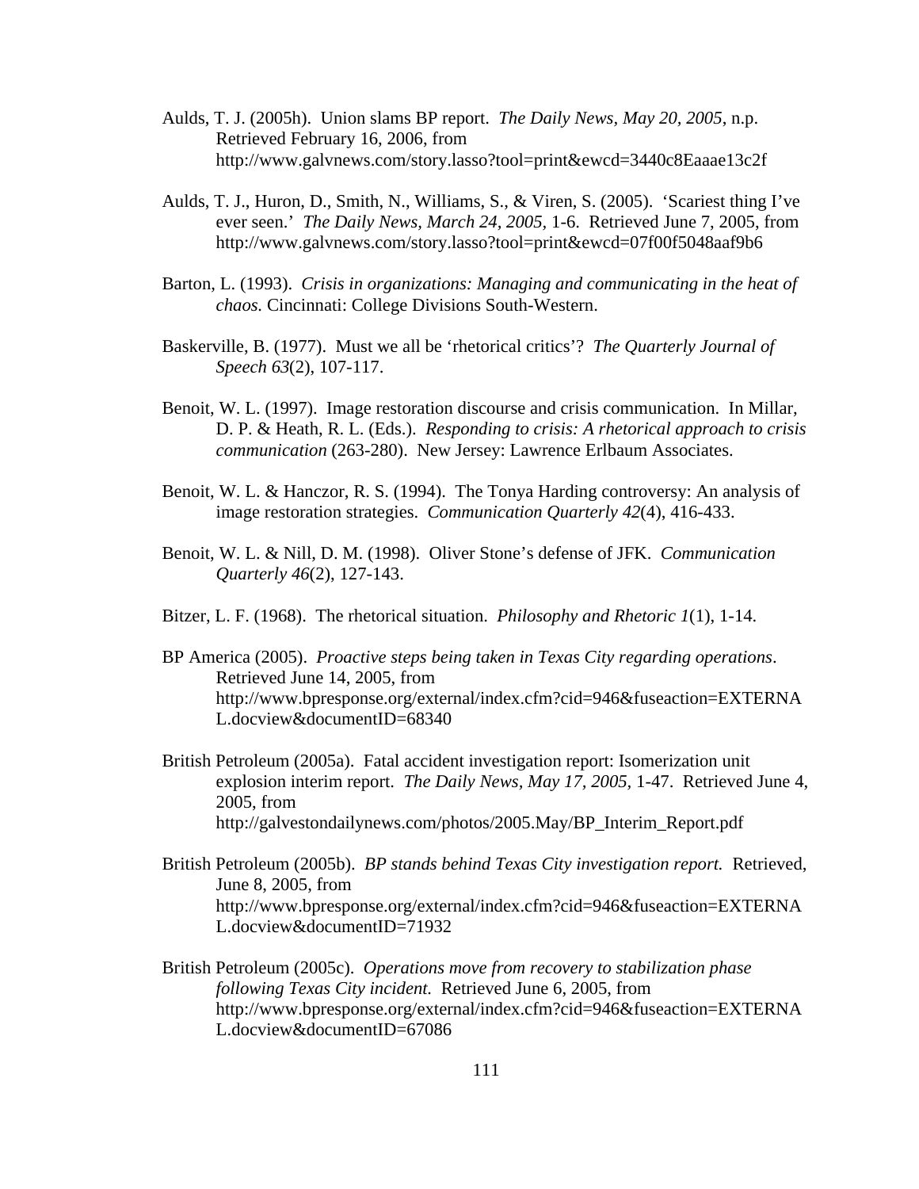Aulds, T. J. (2005h). Union slams BP report. *The Daily News, May 20, 2005*, n.p. Retrieved February 16, 2006, from http://www.galvnews.com/story.lasso?tool=print&ewcd=3440c8Eaaae13c2f

Aulds, T. J., Huron, D., Smith, N., Williams, S., & Viren, S. (2005). 'Scariest thing I've ever seen.' *The Daily News, March 24, 2005*, 1-6. Retrieved June 7, 2005, from http://www.galvnews.com/story.lasso?tool=print&ewcd=07f00f5048aaf9b6

Barton, L. (1993). *Crisis in organizations: Managing and communicating in the heat of chaos.* Cincinnati: College Divisions South-Western.

Baskerville, B. (1977). Must we all be 'rhetorical critics'? *The Quarterly Journal of Speech 63*(2), 107-117.

Benoit, W. L. (1997). Image restoration discourse and crisis communication. In Millar, D. P. & Heath, R. L. (Eds.). *Responding to crisis: A rhetorical approach to crisis communication* (263-280). New Jersey: Lawrence Erlbaum Associates.

Benoit, W. L. & Hanczor, R. S. (1994). The Tonya Harding controversy: An analysis of image restoration strategies. *Communication Quarterly 42*(4), 416-433.

Benoit, W. L. & Nill, D. M. (1998). Oliver Stone's defense of JFK. *Communication Quarterly 46*(2), 127-143.

Bitzer, L. F. (1968). The rhetorical situation. *Philosophy and Rhetoric 1*(1), 1-14.

BP America (2005). *Proactive steps being taken in Texas City regarding operations*. Retrieved June 14, 2005, from http://www.bpresponse.org/external/index.cfm?cid=946&fuseaction=EXTERNAL.docview&documentID=68340

British Petroleum (2005a). Fatal accident investigation report: Isomerization unit explosion interim report. *The Daily News, May 17, 2005*, 1-47. Retrieved June 4, 2005, from http://galvestondailynews.com/photos/2005.May/BP_Interim_Report.pdf

British Petroleum (2005b). *BP stands behind Texas City investigation report.* Retrieved, June 8, 2005, from http://www.bpresponse.org/external/index.cfm?cid=946&fuseaction=EXTERNAL.docview&documentID=71932

British Petroleum (2005c). *Operations move from recovery to stabilization phase following Texas City incident.* Retrieved June 6, 2005, from http://www.bpresponse.org/external/index.cfm?cid=946&fuseaction=EXTERNAL.docview&documentID=67086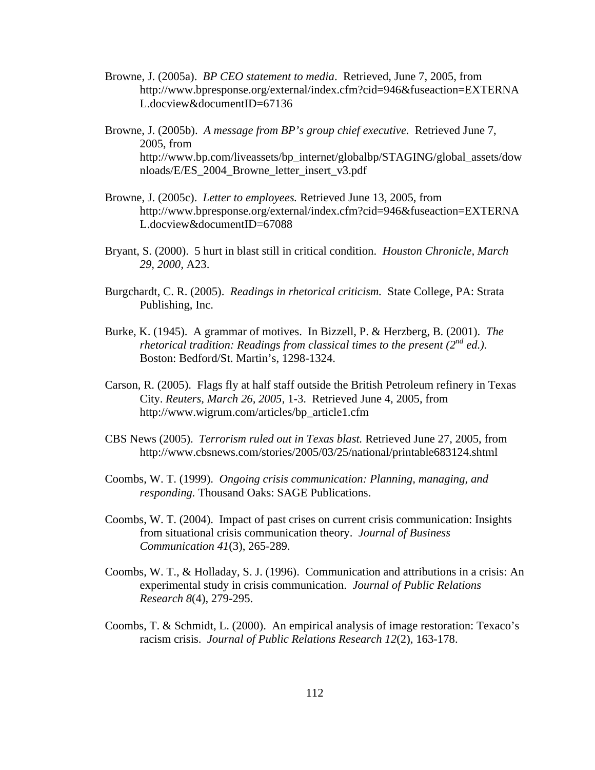Browne, J. (2005a). *BP CEO statement to media*. Retrieved, June 7, 2005, from http://www.bpresponse.org/external/index.cfm?cid=946&fuseaction=EXTERNAL.docview&documentID=67136

Browne, J. (2005b). *A message from BP's group chief executive.* Retrieved June 7, 2005, from http://www.bp.com/liveassets/bp_internet/globalbp/STAGING/global_assets/downloads/E/ES_2004_Browne_letter_insert_v3.pdf

Browne, J. (2005c). *Letter to employees.* Retrieved June 13, 2005, from http://www.bpresponse.org/external/index.cfm?cid=946&fuseaction=EXTERNAL.docview&documentID=67088

Bryant, S. (2000). 5 hurt in blast still in critical condition. *Houston Chronicle, March 29, 2000,* A23.

Burgchardt, C. R. (2005). *Readings in rhetorical criticism.* State College, PA: Strata Publishing, Inc.

Burke, K. (1945). A grammar of motives. In Bizzell, P. & Herzberg, B. (2001). *The rhetorical tradition: Readings from classical times to the present (2nd ed.).* Boston: Bedford/St. Martin's, 1298-1324.

Carson, R. (2005). Flags fly at half staff outside the British Petroleum refinery in Texas City. *Reuters, March 26, 2005*, 1-3. Retrieved June 4, 2005, from http://www.wigrum.com/articles/bp_article1.cfm

CBS News (2005). *Terrorism ruled out in Texas blast.* Retrieved June 27, 2005, from http://www.cbsnews.com/stories/2005/03/25/national/printable683124.shtml

Coombs, W. T. (1999). *Ongoing crisis communication: Planning, managing, and responding.* Thousand Oaks: SAGE Publications.

Coombs, W. T. (2004). Impact of past crises on current crisis communication: Insights from situational crisis communication theory. *Journal of Business Communication 41*(3), 265-289.

Coombs, W. T., & Holladay, S. J. (1996). Communication and attributions in a crisis: An experimental study in crisis communication. *Journal of Public Relations Research 8*(4), 279-295.

Coombs, T. & Schmidt, L. (2000). An empirical analysis of image restoration: Texaco's racism crisis. *Journal of Public Relations Research 12*(2), 163-178.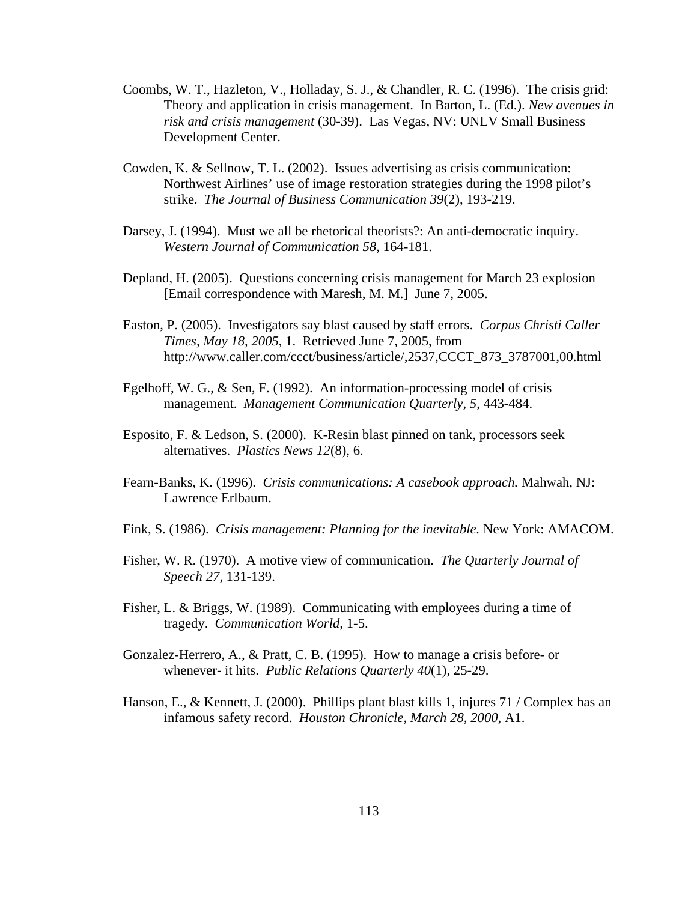Coombs, W. T., Hazleton, V., Holladay, S. J., & Chandler, R. C. (1996). The crisis grid: Theory and application in crisis management. In Barton, L. (Ed.). *New avenues in risk and crisis management* (30-39). Las Vegas, NV: UNLV Small Business Development Center.

Cowden, K. & Sellnow, T. L. (2002). Issues advertising as crisis communication: Northwest Airlines' use of image restoration strategies during the 1998 pilot's strike. *The Journal of Business Communication 39*(2), 193-219.

Darsey, J. (1994). Must we all be rhetorical theorists?: An anti-democratic inquiry. *Western Journal of Communication 58*, 164-181.

Depland, H. (2005). Questions concerning crisis management for March 23 explosion [Email correspondence with Maresh, M. M.] June 7, 2005.

Easton, P. (2005). Investigators say blast caused by staff errors. *Corpus Christi Caller Times, May 18, 2005*, 1. Retrieved June 7, 2005, from http://www.caller.com/ccct/business/article/,2537,CCCT_873_3787001,00.html

Egelhoff, W. G., & Sen, F. (1992). An information-processing model of crisis management. *Management Communication Quarterly, 5*, 443-484.

Esposito, F. & Ledson, S. (2000). K-Resin blast pinned on tank, processors seek alternatives. *Plastics News 12*(8), 6.

Fearn-Banks, K. (1996). *Crisis communications: A casebook approach.* Mahwah, NJ: Lawrence Erlbaum.

Fink, S. (1986). *Crisis management: Planning for the inevitable.* New York: AMACOM.

Fisher, W. R. (1970). A motive view of communication. *The Quarterly Journal of Speech 27*, 131-139.

Fisher, L. & Briggs, W. (1989). Communicating with employees during a time of tragedy. *Communication World*, 1-5.

Gonzalez-Herrero, A., & Pratt, C. B. (1995). How to manage a crisis before- or whenever- it hits. *Public Relations Quarterly 40*(1), 25-29.

Hanson, E., & Kennett, J. (2000). Phillips plant blast kills 1, injures 71 / Complex has an infamous safety record. *Houston Chronicle, March 28, 2000*, A1.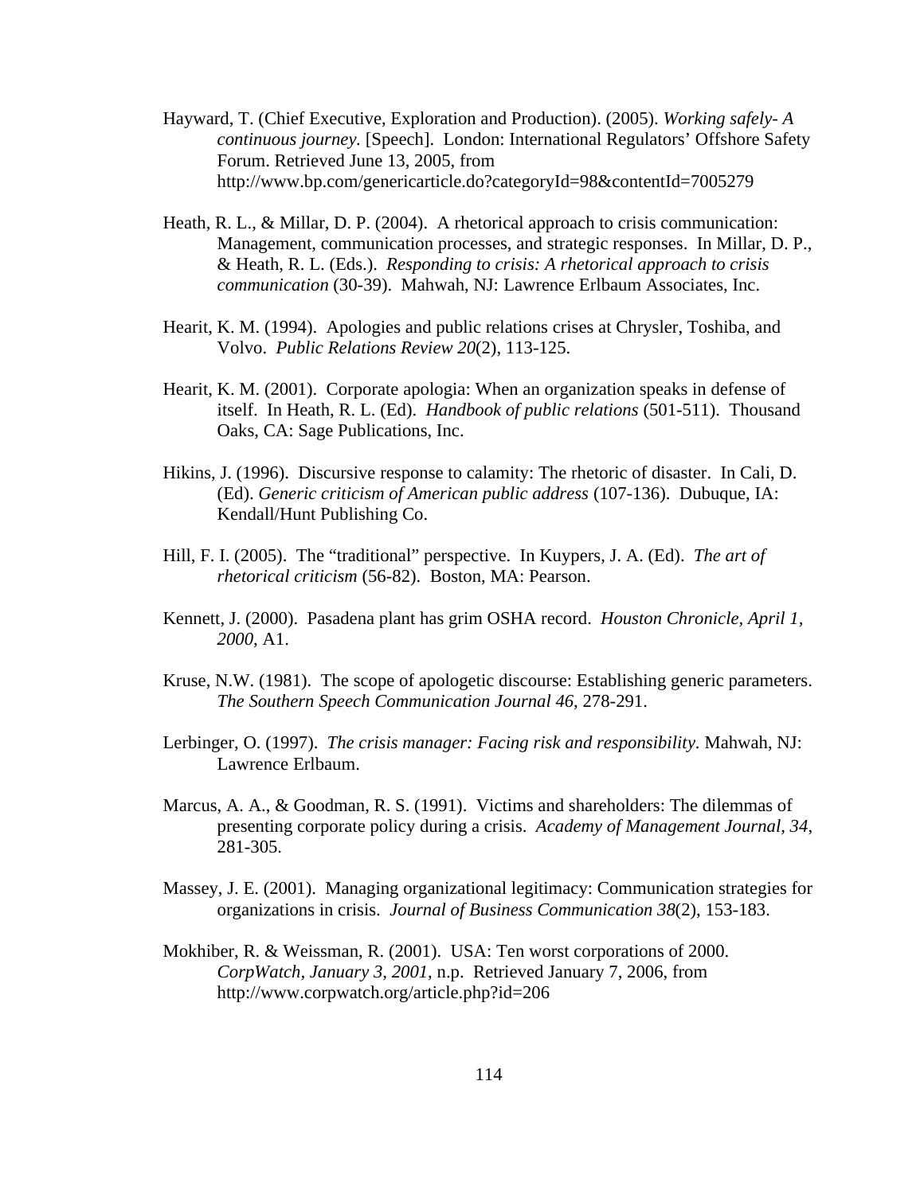Hayward, T. (Chief Executive, Exploration and Production). (2005). *Working safely- A continuous journey*. [Speech]. London: International Regulators' Offshore Safety Forum. Retrieved June 13, 2005, from http://www.bp.com/genericarticle.do?categoryId=98&contentId=7005279

Heath, R. L., & Millar, D. P. (2004). A rhetorical approach to crisis communication: Management, communication processes, and strategic responses. In Millar, D. P., & Heath, R. L. (Eds.). *Responding to crisis: A rhetorical approach to crisis communication* (30-39). Mahwah, NJ: Lawrence Erlbaum Associates, Inc.

Hearit, K. M. (1994). Apologies and public relations crises at Chrysler, Toshiba, and Volvo. *Public Relations Review 20*(2), 113-125.

Hearit, K. M. (2001). Corporate apologia: When an organization speaks in defense of itself. In Heath, R. L. (Ed). *Handbook of public relations* (501-511). Thousand Oaks, CA: Sage Publications, Inc.

Hikins, J. (1996). Discursive response to calamity: The rhetoric of disaster. In Cali, D. (Ed). *Generic criticism of American public address* (107-136). Dubuque, IA: Kendall/Hunt Publishing Co.

Hill, F. I. (2005). The "traditional" perspective. In Kuypers, J. A. (Ed). *The art of rhetorical criticism* (56-82). Boston, MA: Pearson.

Kennett, J. (2000). Pasadena plant has grim OSHA record. *Houston Chronicle, April 1, 2000*, A1.

Kruse, N.W. (1981). The scope of apologetic discourse: Establishing generic parameters. *The Southern Speech Communication Journal 46*, 278-291.

Lerbinger, O. (1997). *The crisis manager: Facing risk and responsibility*. Mahwah, NJ: Lawrence Erlbaum.

Marcus, A. A., & Goodman, R. S. (1991). Victims and shareholders: The dilemmas of presenting corporate policy during a crisis. *Academy of Management Journal, 34*, 281-305.

Massey, J. E. (2001). Managing organizational legitimacy: Communication strategies for organizations in crisis. *Journal of Business Communication 38*(2), 153-183.

Mokhiber, R. & Weissman, R. (2001). USA: Ten worst corporations of 2000. *CorpWatch, January 3, 2001*, n.p. Retrieved January 7, 2006, from http://www.corpwatch.org/article.php?id=206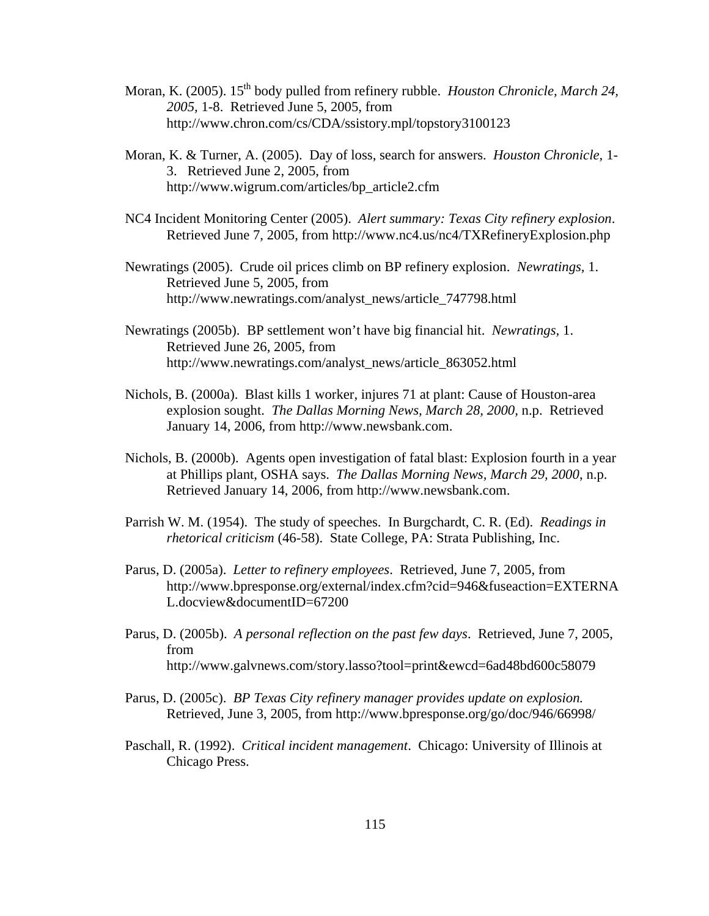Moran, K. (2005). 15th body pulled from refinery rubble. *Houston Chronicle, March 24, 2005*, 1-8. Retrieved June 5, 2005, from http://www.chron.com/cs/CDA/ssistory.mpl/topstory3100123

Moran, K. & Turner, A. (2005). Day of loss, search for answers. *Houston Chronicle*, 1-3. Retrieved June 2, 2005, from http://www.wigrum.com/articles/bp_article2.cfm

NC4 Incident Monitoring Center (2005). *Alert summary: Texas City refinery explosion*. Retrieved June 7, 2005, from http://www.nc4.us/nc4/TXRefineryExplosion.php

Newratings (2005). Crude oil prices climb on BP refinery explosion. *Newratings*, 1. Retrieved June 5, 2005, from http://www.newratings.com/analyst_news/article_747798.html

Newratings (2005b). BP settlement won't have big financial hit. *Newratings*, 1. Retrieved June 26, 2005, from http://www.newratings.com/analyst_news/article_863052.html

Nichols, B. (2000a). Blast kills 1 worker, injures 71 at plant: Cause of Houston-area explosion sought. *The Dallas Morning News, March 28, 2000*, n.p. Retrieved January 14, 2006, from http://www.newsbank.com.

Nichols, B. (2000b). Agents open investigation of fatal blast: Explosion fourth in a year at Phillips plant, OSHA says. *The Dallas Morning News, March 29, 2000*, n.p. Retrieved January 14, 2006, from http://www.newsbank.com.

Parrish W. M. (1954). The study of speeches. In Burgchardt, C. R. (Ed). *Readings in rhetorical criticism* (46-58). State College, PA: Strata Publishing, Inc.

Parus, D. (2005a). *Letter to refinery employees*. Retrieved, June 7, 2005, from http://www.bpresponse.org/external/index.cfm?cid=946&fuseaction=EXTERNAL.docview&documentID=67200

Parus, D. (2005b). *A personal reflection on the past few days*. Retrieved, June 7, 2005, from http://www.galvnews.com/story.lasso?tool=print&ewcd=6ad48bd600c58079

Parus, D. (2005c). *BP Texas City refinery manager provides update on explosion.* Retrieved, June 3, 2005, from http://www.bpresponse.org/go/doc/946/66998/

Paschall, R. (1992). *Critical incident management*. Chicago: University of Illinois at Chicago Press.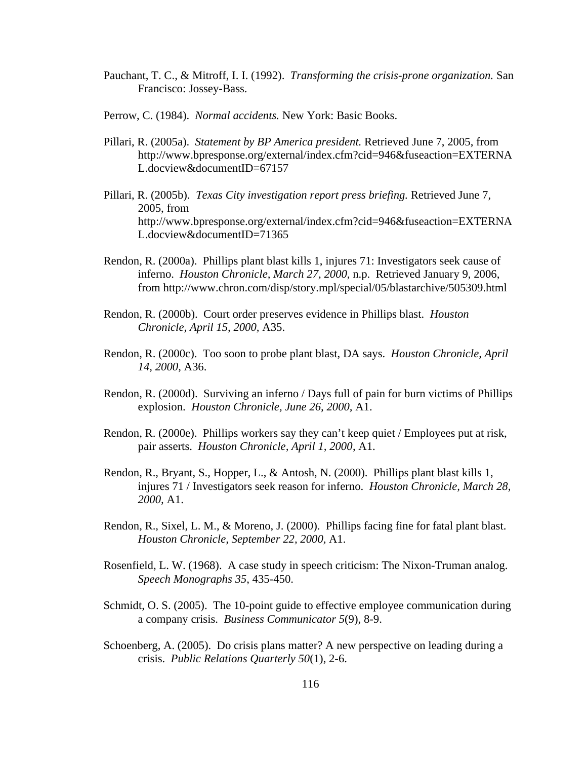Pauchant, T. C., & Mitroff, I. I. (1992). *Transforming the crisis-prone organization.* San Francisco: Jossey-Bass.

Perrow, C. (1984). *Normal accidents.* New York: Basic Books.

Pillari, R. (2005a). *Statement by BP America president.* Retrieved June 7, 2005, from http://www.bpresponse.org/external/index.cfm?cid=946&fuseaction=EXTERNAL.docview&documentID=67157

Pillari, R. (2005b). *Texas City investigation report press briefing.* Retrieved June 7, 2005, from http://www.bpresponse.org/external/index.cfm?cid=946&fuseaction=EXTERNAL.docview&documentID=71365

Rendon, R. (2000a). Phillips plant blast kills 1, injures 71: Investigators seek cause of inferno. *Houston Chronicle, March 27, 2000*, n.p. Retrieved January 9, 2006, from http://www.chron.com/disp/story.mpl/special/05/blastarchive/505309.html

Rendon, R. (2000b). Court order preserves evidence in Phillips blast. *Houston Chronicle, April 15, 2000,* A35.

Rendon, R. (2000c). Too soon to probe plant blast, DA says. *Houston Chronicle, April 14, 2000,* A36.

Rendon, R. (2000d). Surviving an inferno / Days full of pain for burn victims of Phillips explosion. *Houston Chronicle, June 26, 2000*, A1.

Rendon, R. (2000e). Phillips workers say they can't keep quiet / Employees put at risk, pair asserts. *Houston Chronicle, April 1, 2000*, A1.

Rendon, R., Bryant, S., Hopper, L., & Antosh, N. (2000). Phillips plant blast kills 1, injures 71 / Investigators seek reason for inferno. *Houston Chronicle, March 28, 2000*, A1.

Rendon, R., Sixel, L. M., & Moreno, J. (2000). Phillips facing fine for fatal plant blast. *Houston Chronicle, September 22, 2000,* A1.

Rosenfield, L. W. (1968). A case study in speech criticism: The Nixon-Truman analog. *Speech Monographs 35*, 435-450.

Schmidt, O. S. (2005). The 10-point guide to effective employee communication during a company crisis. *Business Communicator 5*(9), 8-9.

Schoenberg, A. (2005). Do crisis plans matter? A new perspective on leading during a crisis. *Public Relations Quarterly 50*(1), 2-6.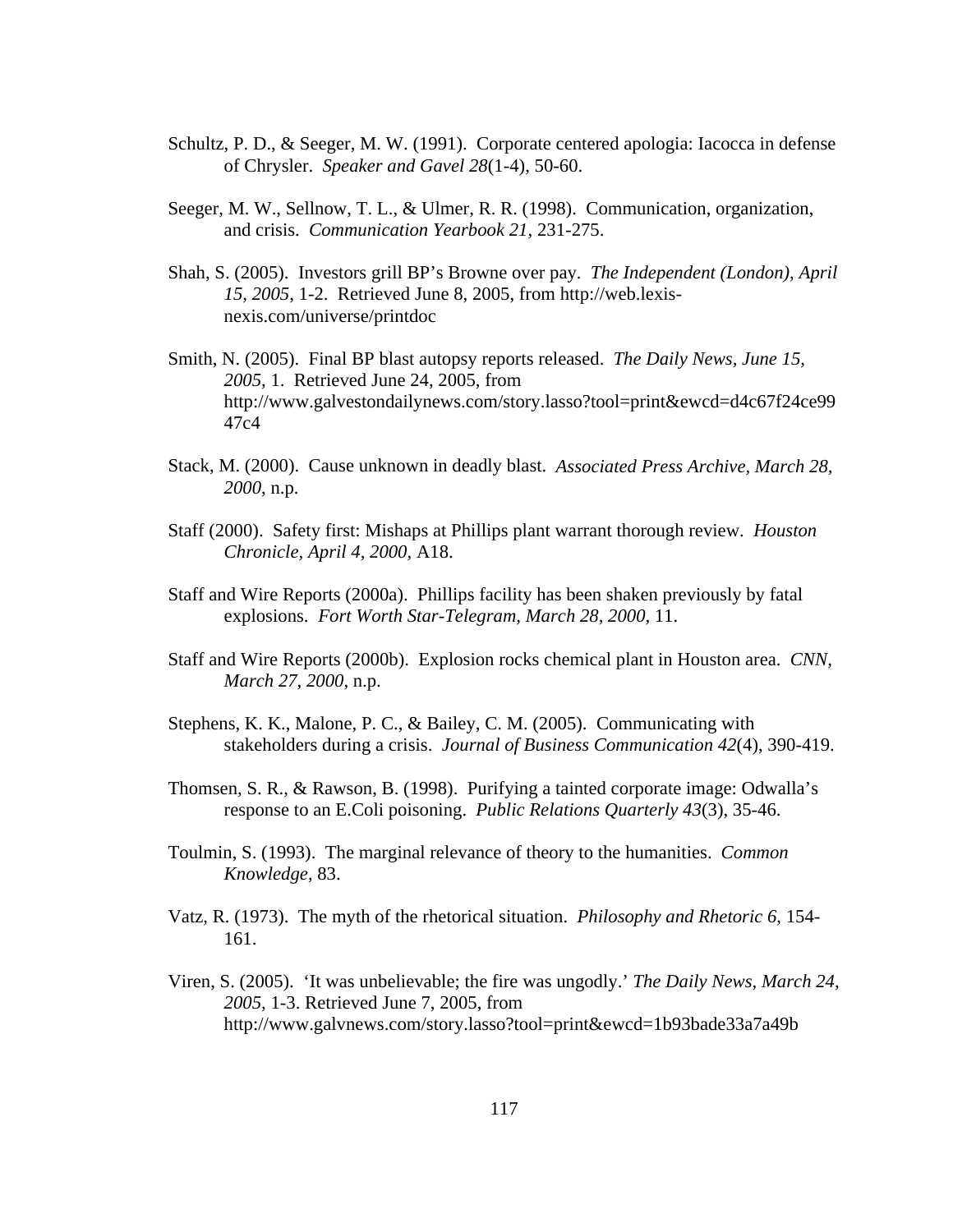Schultz, P. D., & Seeger, M. W. (1991). Corporate centered apologia: Iacocca in defense of Chrysler. *Speaker and Gavel 28*(1-4), 50-60.

Seeger, M. W., Sellnow, T. L., & Ulmer, R. R. (1998). Communication, organization, and crisis. *Communication Yearbook 21*, 231-275.

Shah, S. (2005). Investors grill BP's Browne over pay. *The Independent (London), April 15, 2005,* 1-2. Retrieved June 8, 2005, from http://web.lexis-nexis.com/universe/printdoc

Smith, N. (2005). Final BP blast autopsy reports released. *The Daily News, June 15, 2005*, 1. Retrieved June 24, 2005, from http://www.galvestondailynews.com/story.lasso?tool=print&ewcd=d4c67f24ce9947c4

Stack, M. (2000). Cause unknown in deadly blast. *Associated Press Archive, March 28, 2000*, n.p.

Staff (2000). Safety first: Mishaps at Phillips plant warrant thorough review. *Houston Chronicle, April 4, 2000*, A18.

Staff and Wire Reports (2000a). Phillips facility has been shaken previously by fatal explosions. *Fort Worth Star-Telegram, March 28, 2000,* 11.

Staff and Wire Reports (2000b). Explosion rocks chemical plant in Houston area. *CNN, March 27, 2000,* n.p.

Stephens, K. K., Malone, P. C., & Bailey, C. M. (2005). Communicating with stakeholders during a crisis. *Journal of Business Communication 42*(4), 390-419.

Thomsen, S. R., & Rawson, B. (1998). Purifying a tainted corporate image: Odwalla's response to an E.Coli poisoning. *Public Relations Quarterly 43*(3), 35-46.

Toulmin, S. (1993). The marginal relevance of theory to the humanities. *Common Knowledge,* 83.

Vatz, R. (1973). The myth of the rhetorical situation. *Philosophy and Rhetoric 6*, 154-161.

Viren, S. (2005). 'It was unbelievable; the fire was ungodly.' *The Daily News, March 24, 2005*, 1-3. Retrieved June 7, 2005, from http://www.galvnews.com/story.lasso?tool=print&ewcd=1b93bade33a7a49b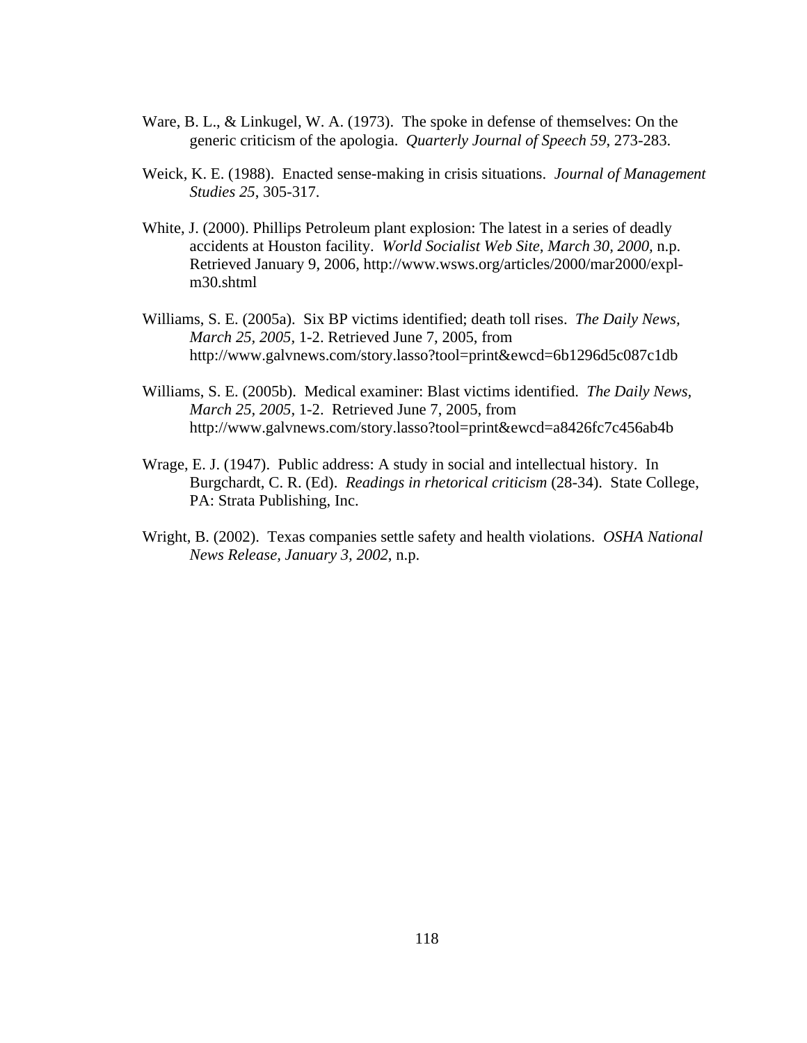Ware, B. L., & Linkugel, W. A. (1973). The spoke in defense of themselves: On the generic criticism of the apologia. *Quarterly Journal of Speech 59*, 273-283.

Weick, K. E. (1988). Enacted sense-making in crisis situations. *Journal of Management Studies 25*, 305-317.

White, J. (2000). Phillips Petroleum plant explosion: The latest in a series of deadly accidents at Houston facility. *World Socialist Web Site, March 30, 2000*, n.p. Retrieved January 9, 2006, http://www.wsws.org/articles/2000/mar2000/expl-m30.shtml

Williams, S. E. (2005a). Six BP victims identified; death toll rises. *The Daily News, March 25, 2005*, 1-2. Retrieved June 7, 2005, from http://www.galvnews.com/story.lasso?tool=print&ewcd=6b1296d5c087c1db

Williams, S. E. (2005b). Medical examiner: Blast victims identified. *The Daily News, March 25, 2005*, 1-2. Retrieved June 7, 2005, from http://www.galvnews.com/story.lasso?tool=print&ewcd=a8426fc7c456ab4b

Wrage, E. J. (1947). Public address: A study in social and intellectual history. In Burgchardt, C. R. (Ed). *Readings in rhetorical criticism* (28-34). State College, PA: Strata Publishing, Inc.

Wright, B. (2002). Texas companies settle safety and health violations. *OSHA National News Release, January 3, 2002*, n.p.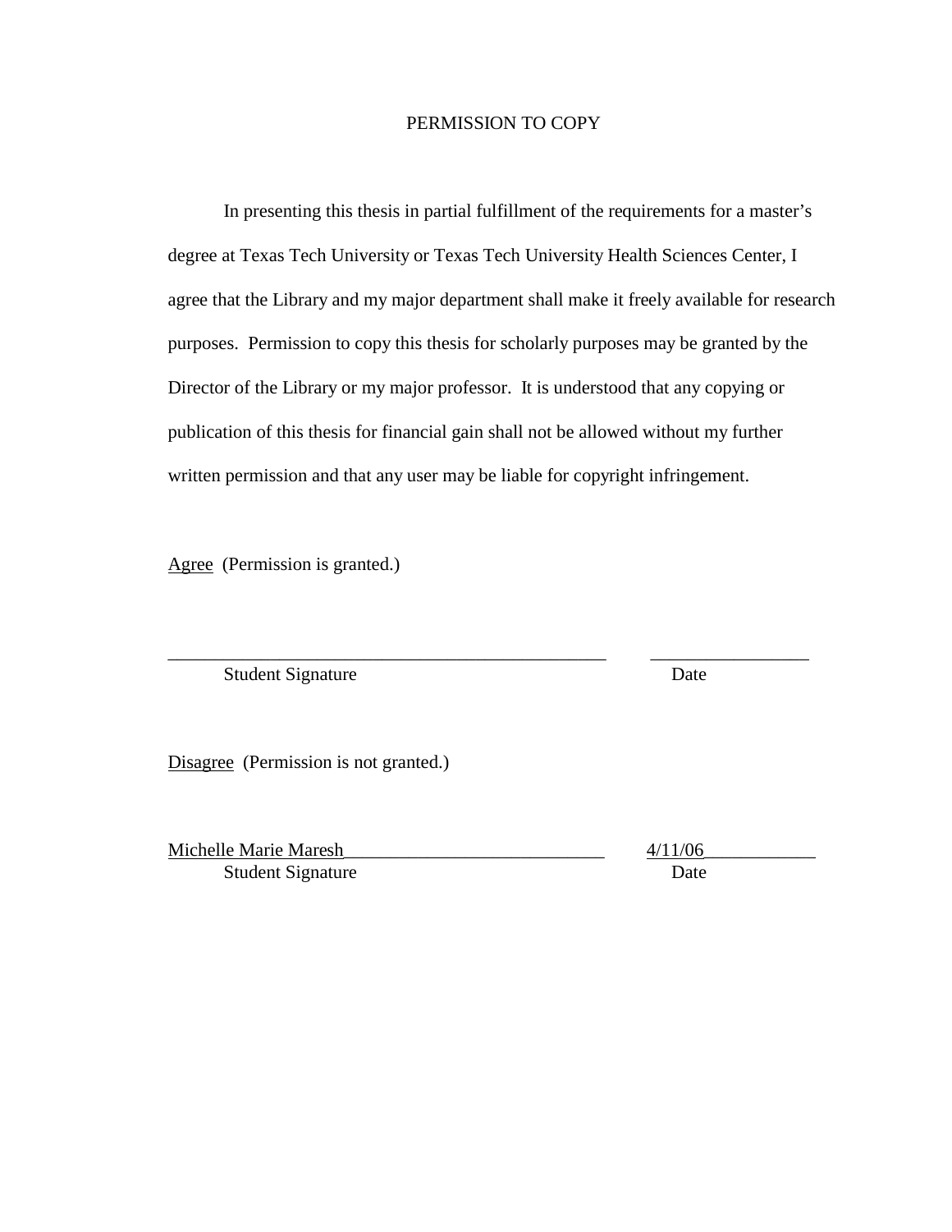# PERMISSION TO COPY

In presenting this thesis in partial fulfillment of the requirements for a master's degree at Texas Tech University or Texas Tech University Health Sciences Center, I agree that the Library and my major department shall make it freely available for research purposes. Permission to copy this thesis for scholarly purposes may be granted by the Director of the Library or my major professor. It is understood that any copying or publication of this thesis for financial gain shall not be allowed without my further written permission and that any user may be liable for copyright infringement.

Agree (Permission is granted.)

_______________________________________________ _________________
Student Signature Date

Disagree (Permission is not granted.)

Michelle Marie Maresh____________________________ 4/11/06____________
Student Signature Date